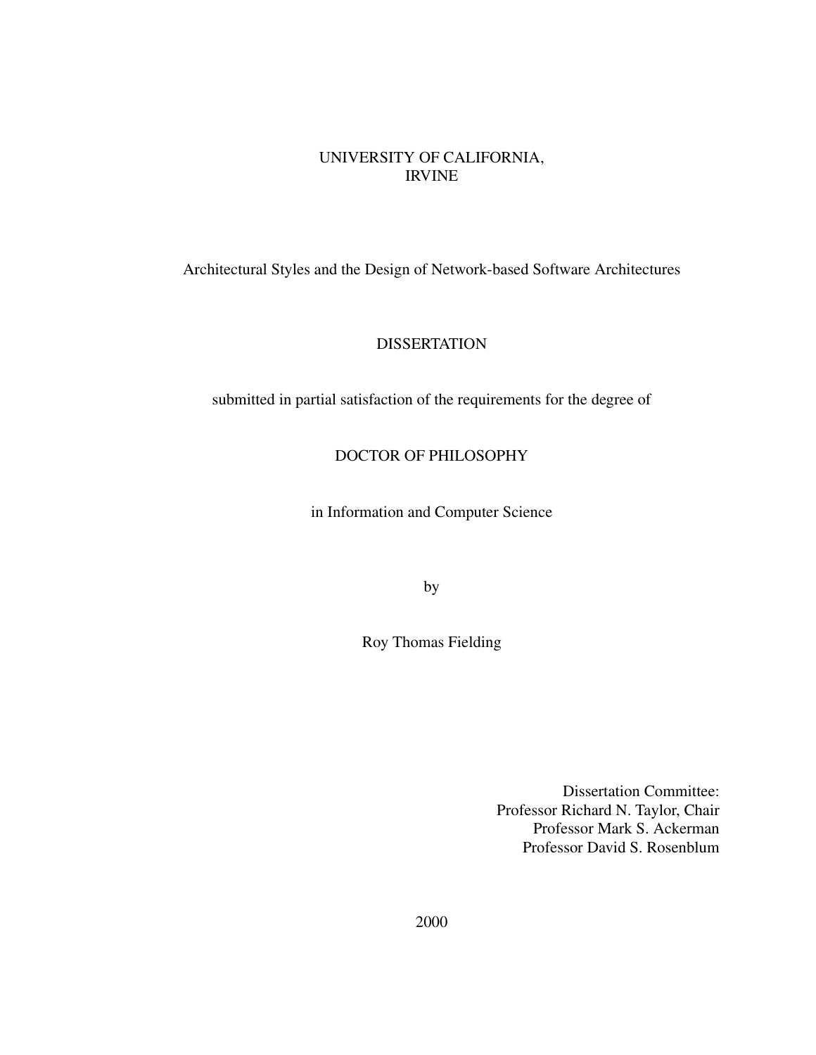UNIVERSITY OF CALIFORNIA,
IRVINE

# Architectural Styles and the Design of Network-based Software Architectures

DISSERTATION

submitted in partial satisfaction of the requirements for the degree of

DOCTOR OF PHILOSOPHY

in Information and Computer Science

by

Roy Thomas Fielding

Dissertation Committee:
Professor Richard N. Taylor, Chair
Professor Mark S. Ackerman
Professor David S. Rosenblum

2000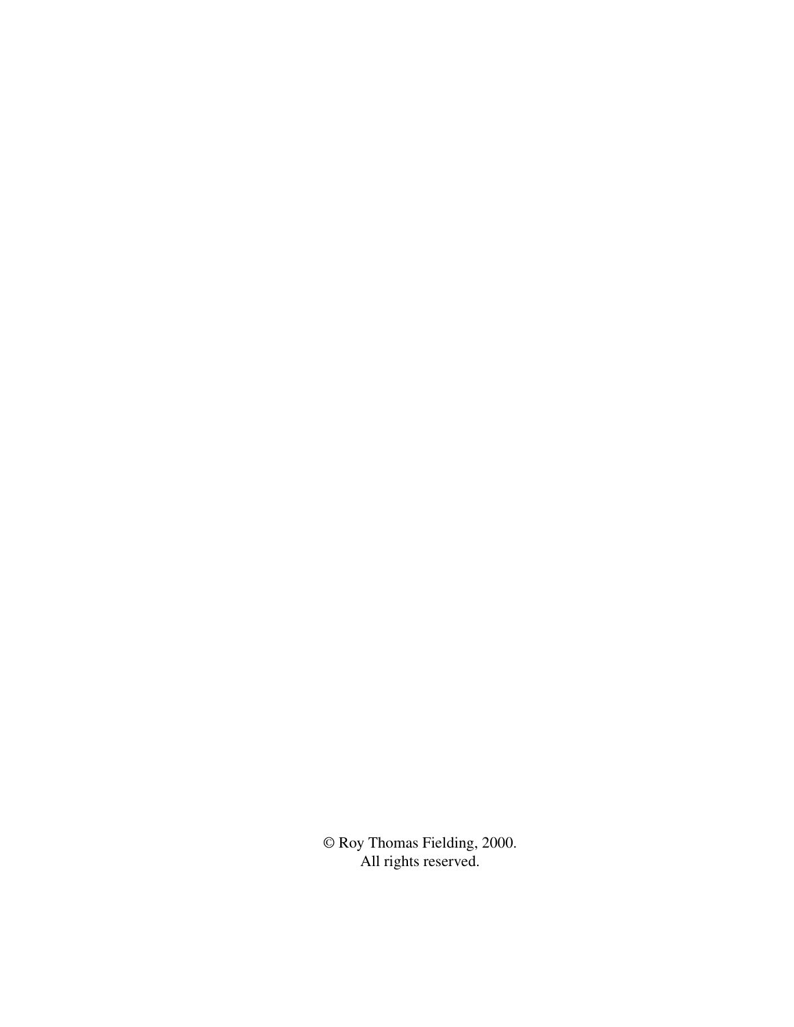© Roy Thomas Fielding, 2000.
All rights reserved.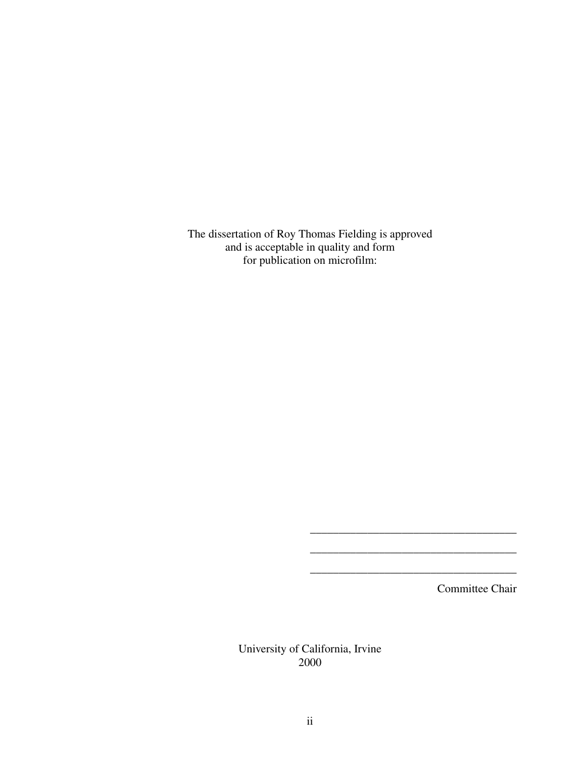The dissertation of Roy Thomas Fielding is approved
and is acceptable in quality and form
for publication on microfilm:

____________________________________

____________________________________

____________________________________

Committee Chair

University of California, Irvine
2000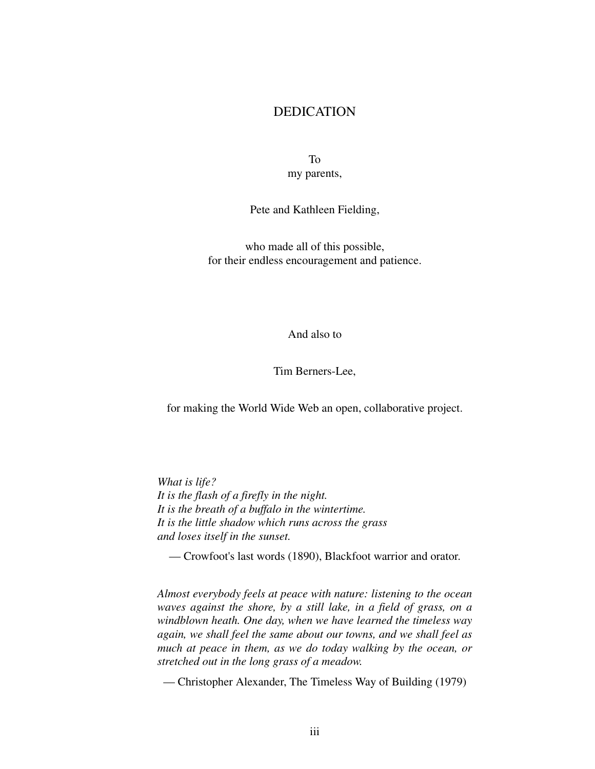# DEDICATION

To
my parents,

Pete and Kathleen Fielding,

who made all of this possible,
for their endless encouragement and patience.

And also to

Tim Berners-Lee,

for making the World Wide Web an open, collaborative project.

*What is life?*
*It is the flash of a firefly in the night.*
*It is the breath of a buffalo in the wintertime.*
*It is the little shadow which runs across the grass*
*and loses itself in the sunset.*

— Crowfoot's last words (1890), Blackfoot warrior and orator.

*Almost everybody feels at peace with nature: listening to the ocean waves against the shore, by a still lake, in a field of grass, on a windblown heath. One day, when we have learned the timeless way again, we shall feel the same about our towns, and we shall feel as much at peace in them, as we do today walking by the ocean, or stretched out in the long grass of a meadow.*

— Christopher Alexander, The Timeless Way of Building (1979)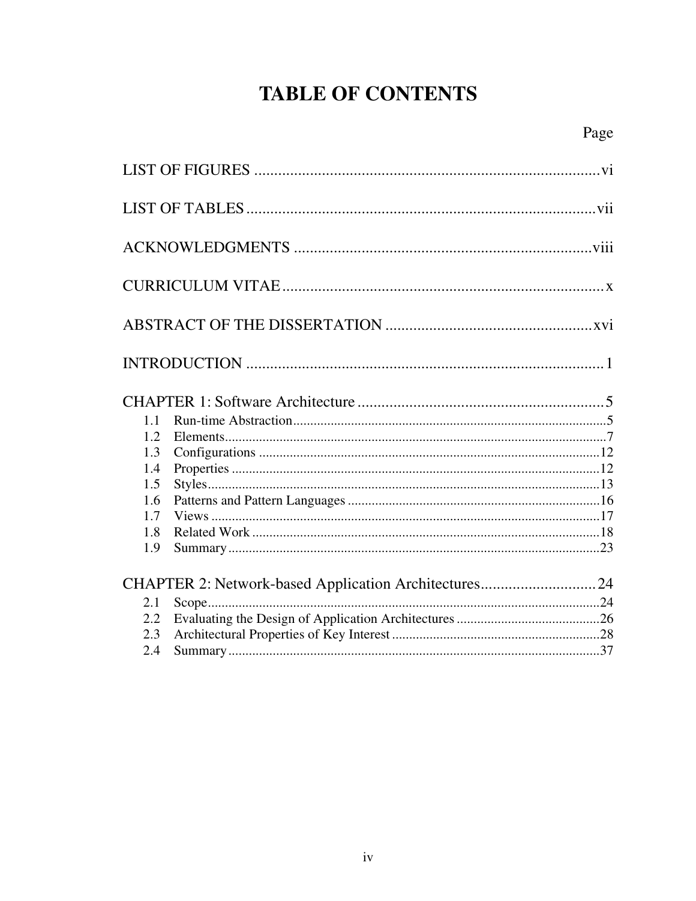# TABLE OF CONTENTS

Page

LIST OF FIGURES .......................................................................................vi

LIST OF TABLES.......................................................................................vii

ACKNOWLEDGMENTS ..........................................................................viii

CURRICULUM VITAE................................................................................x

ABSTRACT OF THE DISSERTATION ....................................................xvi

INTRODUCTION ..........................................................................................1

CHAPTER 1: Software Architecture ..............................................................5

- 1.1 Run-time Abstraction..............................................................................5
- 1.2 Elements..................................................................................................7
- 1.3 Configurations ......................................................................................12
- 1.4 Properties ..............................................................................................12
- 1.5 Styles.....................................................................................................13
- 1.6 Patterns and Pattern Languages ............................................................16
- 1.7 Views ....................................................................................................17
- 1.8 Related Work ........................................................................................18
- 1.9 Summary...............................................................................................23

CHAPTER 2: Network-based Application Architectures.............................24

- 2.1 Scope.....................................................................................................24
- 2.2 Evaluating the Design of Application Architectures ............................26
- 2.3 Architectural Properties of Key Interest ...............................................28
- 2.4 Summary...............................................................................................37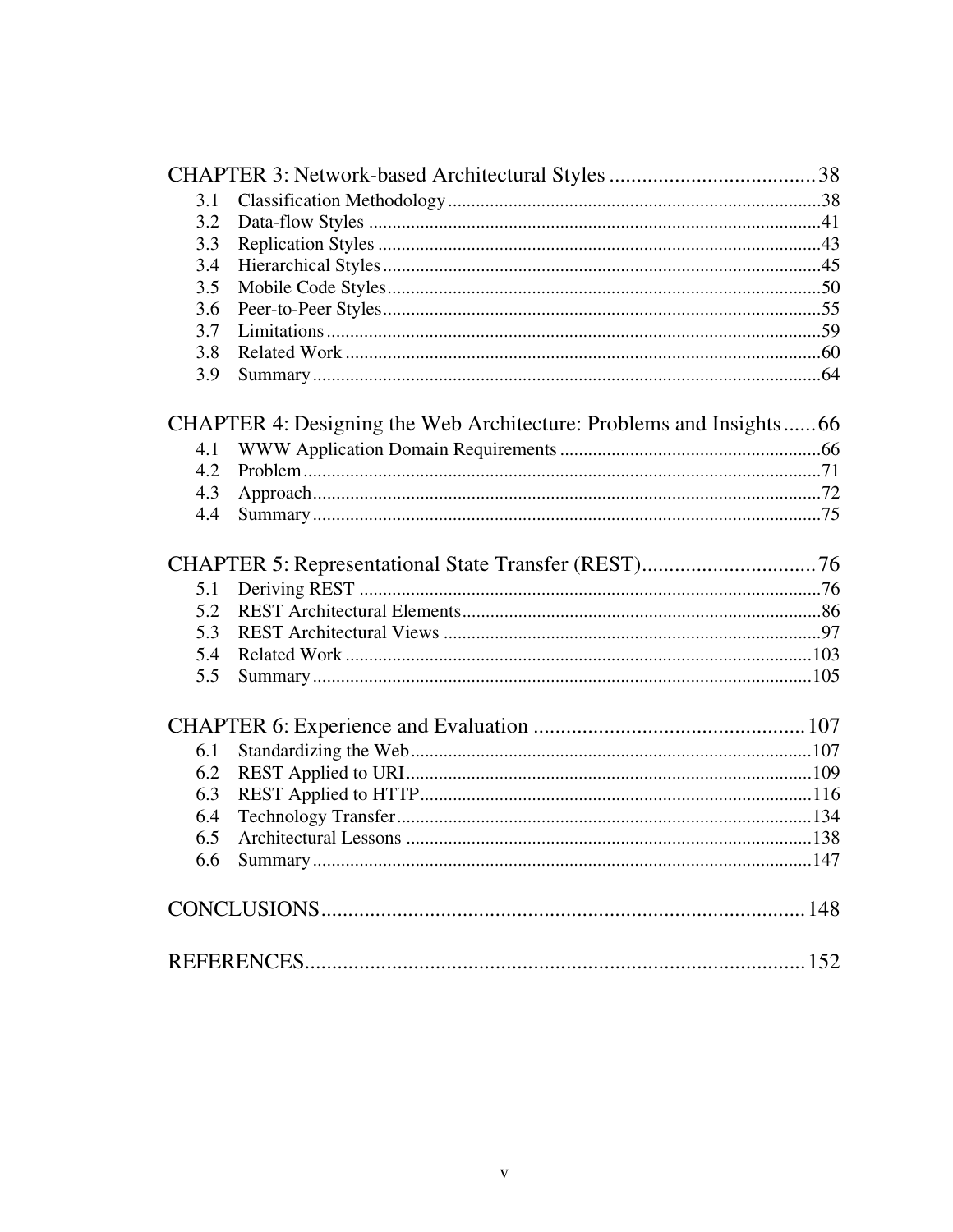CHAPTER 3: Network-based Architectural Styles ...................................... 38

- 3.1 Classification Methodology ................................................................ 38
- 3.2 Data-flow Styles ................................................................ 41
- 3.3 Replication Styles ................................................................ 43
- 3.4 Hierarchical Styles ................................................................ 45
- 3.5 Mobile Code Styles ................................................................ 50
- 3.6 Peer-to-Peer Styles ................................................................ 55
- 3.7 Limitations ................................................................ 59
- 3.8 Related Work ................................................................ 60
- 3.9 Summary ................................................................ 64

CHAPTER 4: Designing the Web Architecture: Problems and Insights ...... 66

- 4.1 WWW Application Domain Requirements ........................................ 66
- 4.2 Problem ................................................................ 71
- 4.3 Approach ................................................................ 72
- 4.4 Summary ................................................................ 75

CHAPTER 5: Representational State Transfer (REST) ................................ 76

- 5.1 Deriving REST ................................................................ 76
- 5.2 REST Architectural Elements ................................................................ 86
- 5.3 REST Architectural Views ................................................................ 97
- 5.4 Related Work ................................................................ 103
- 5.5 Summary ................................................................ 105

CHAPTER 6: Experience and Evaluation .................................................. 107

- 6.1 Standardizing the Web ................................................................ 107
- 6.2 REST Applied to URI ................................................................ 109
- 6.3 REST Applied to HTTP ................................................................ 116
- 6.4 Technology Transfer ................................................................ 134
- 6.5 Architectural Lessons ................................................................ 138
- 6.6 Summary ................................................................ 147

CONCLUSIONS ........................................................................................ 148

REFERENCES ........................................................................................ 152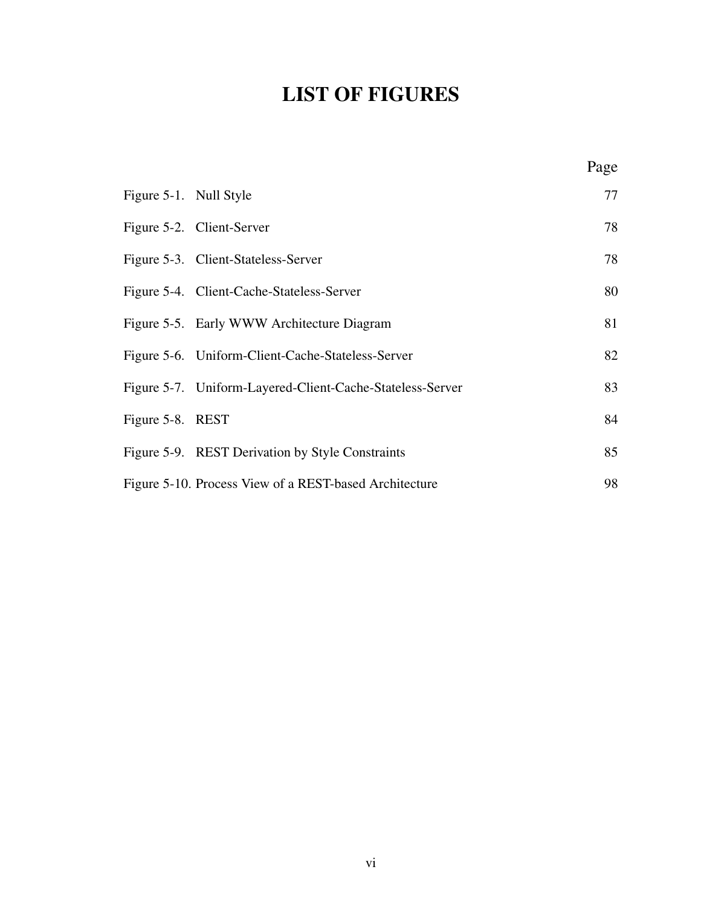# LIST OF FIGURES

| | Page |
|---|---|
| Figure 5-1. Null Style | 77 |
| Figure 5-2. Client-Server | 78 |
| Figure 5-3. Client-Stateless-Server | 78 |
| Figure 5-4. Client-Cache-Stateless-Server | 80 |
| Figure 5-5. Early WWW Architecture Diagram | 81 |
| Figure 5-6. Uniform-Client-Cache-Stateless-Server | 82 |
| Figure 5-7. Uniform-Layered-Client-Cache-Stateless-Server | 83 |
| Figure 5-8. REST | 84 |
| Figure 5-9. REST Derivation by Style Constraints | 85 |
| Figure 5-10. Process View of a REST-based Architecture | 98 |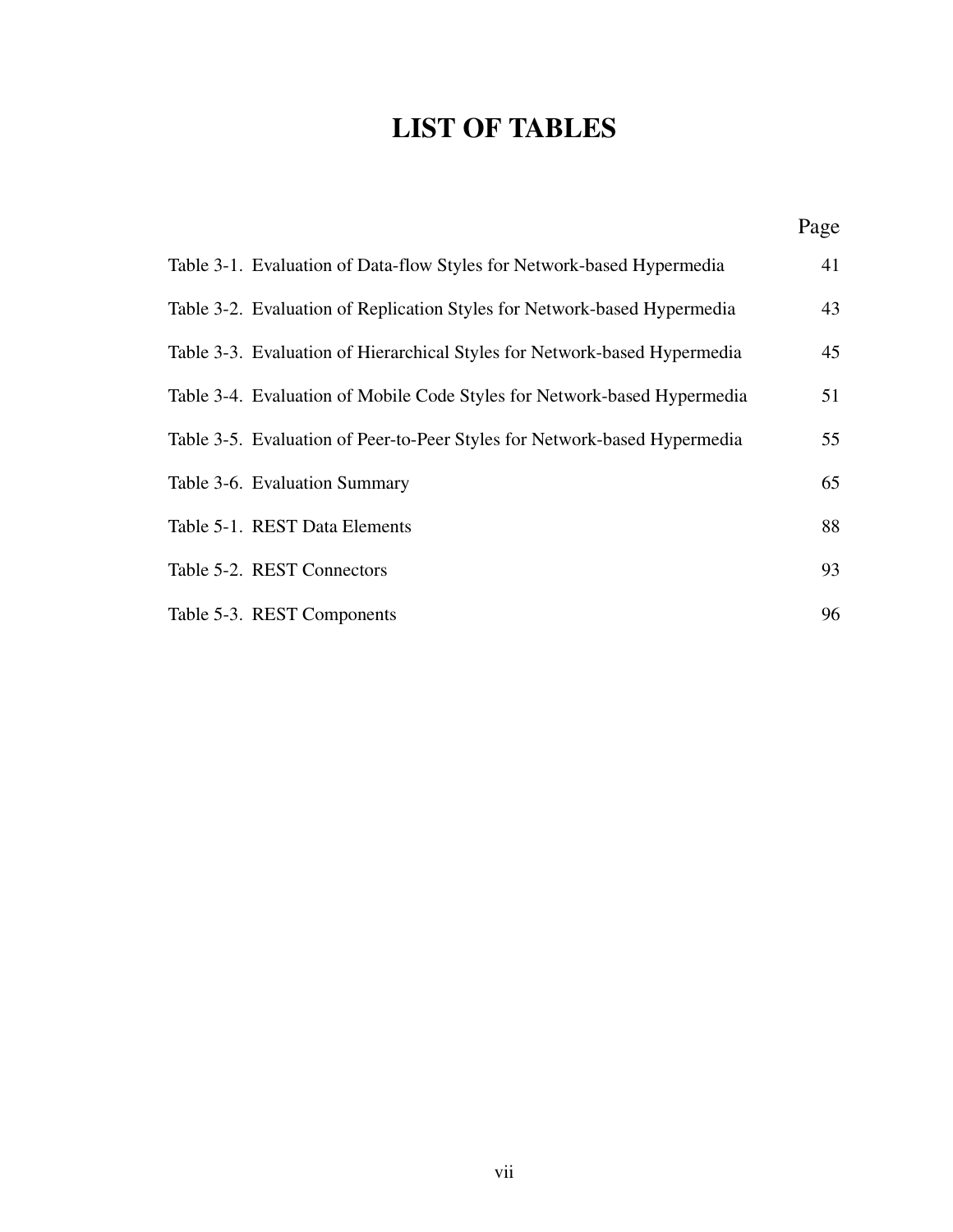# LIST OF TABLES

| | Page |
|---|---|
| Table 3-1. Evaluation of Data-flow Styles for Network-based Hypermedia | 41 |
| Table 3-2. Evaluation of Replication Styles for Network-based Hypermedia | 43 |
| Table 3-3. Evaluation of Hierarchical Styles for Network-based Hypermedia | 45 |
| Table 3-4. Evaluation of Mobile Code Styles for Network-based Hypermedia | 51 |
| Table 3-5. Evaluation of Peer-to-Peer Styles for Network-based Hypermedia | 55 |
| Table 3-6. Evaluation Summary | 65 |
| Table 5-1. REST Data Elements | 88 |
| Table 5-2. REST Connectors | 93 |
| Table 5-3. REST Components | 96 |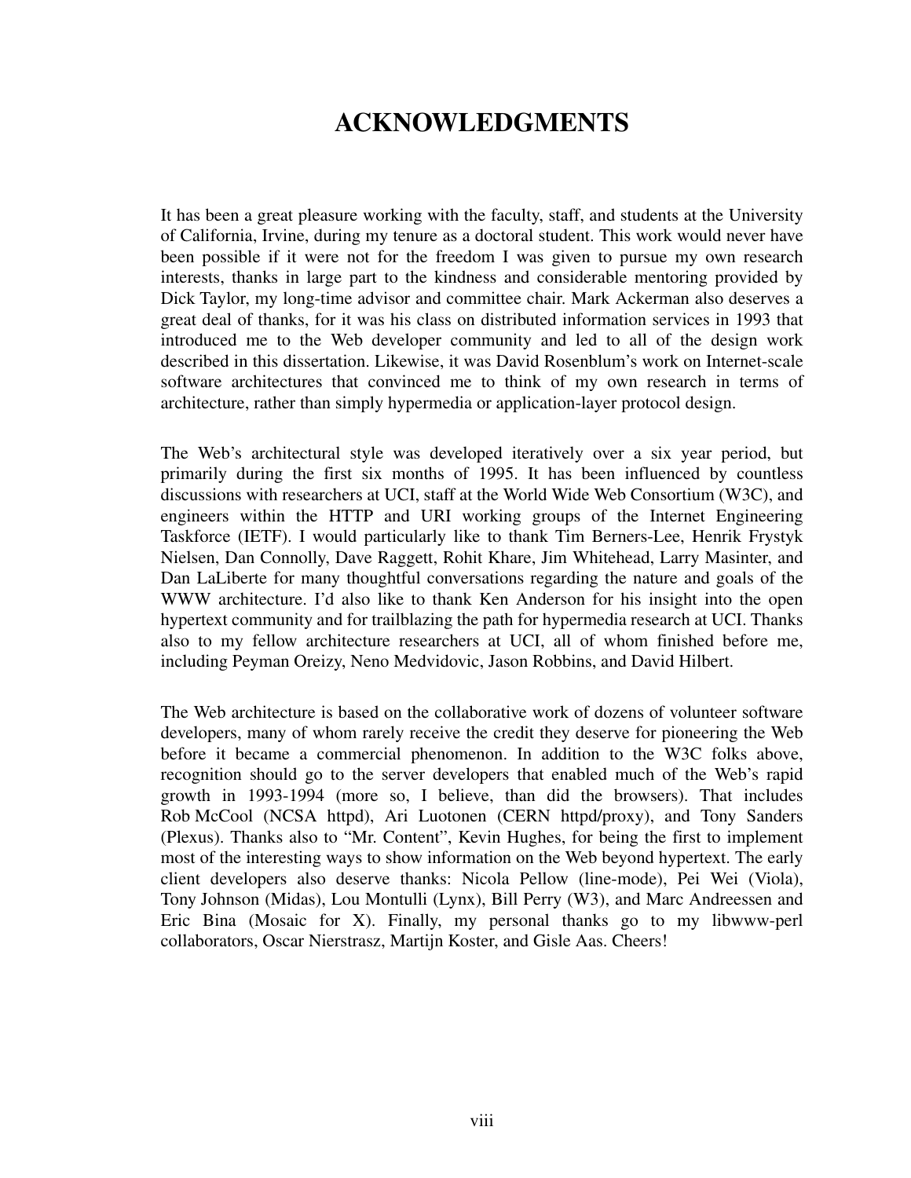# ACKNOWLEDGMENTS

It has been a great pleasure working with the faculty, staff, and students at the University of California, Irvine, during my tenure as a doctoral student. This work would never have been possible if it were not for the freedom I was given to pursue my own research interests, thanks in large part to the kindness and considerable mentoring provided by Dick Taylor, my long-time advisor and committee chair. Mark Ackerman also deserves a great deal of thanks, for it was his class on distributed information services in 1993 that introduced me to the Web developer community and led to all of the design work described in this dissertation. Likewise, it was David Rosenblum's work on Internet-scale software architectures that convinced me to think of my own research in terms of architecture, rather than simply hypermedia or application-layer protocol design.

The Web's architectural style was developed iteratively over a six year period, but primarily during the first six months of 1995. It has been influenced by countless discussions with researchers at UCI, staff at the World Wide Web Consortium (W3C), and engineers within the HTTP and URI working groups of the Internet Engineering Taskforce (IETF). I would particularly like to thank Tim Berners-Lee, Henrik Frystyk Nielsen, Dan Connolly, Dave Raggett, Rohit Khare, Jim Whitehead, Larry Masinter, and Dan LaLiberte for many thoughtful conversations regarding the nature and goals of the WWW architecture. I'd also like to thank Ken Anderson for his insight into the open hypertext community and for trailblazing the path for hypermedia research at UCI. Thanks also to my fellow architecture researchers at UCI, all of whom finished before me, including Peyman Oreizy, Neno Medvidovic, Jason Robbins, and David Hilbert.

The Web architecture is based on the collaborative work of dozens of volunteer software developers, many of whom rarely receive the credit they deserve for pioneering the Web before it became a commercial phenomenon. In addition to the W3C folks above, recognition should go to the server developers that enabled much of the Web's rapid growth in 1993-1994 (more so, I believe, than did the browsers). That includes Rob McCool (NCSA httpd), Ari Luotonen (CERN httpd/proxy), and Tony Sanders (Plexus). Thanks also to "Mr. Content", Kevin Hughes, for being the first to implement most of the interesting ways to show information on the Web beyond hypertext. The early client developers also deserve thanks: Nicola Pellow (line-mode), Pei Wei (Viola), Tony Johnson (Midas), Lou Montulli (Lynx), Bill Perry (W3), and Marc Andreessen and Eric Bina (Mosaic for X). Finally, my personal thanks go to my libwww-perl collaborators, Oscar Nierstrasz, Martijn Koster, and Gisle Aas. Cheers!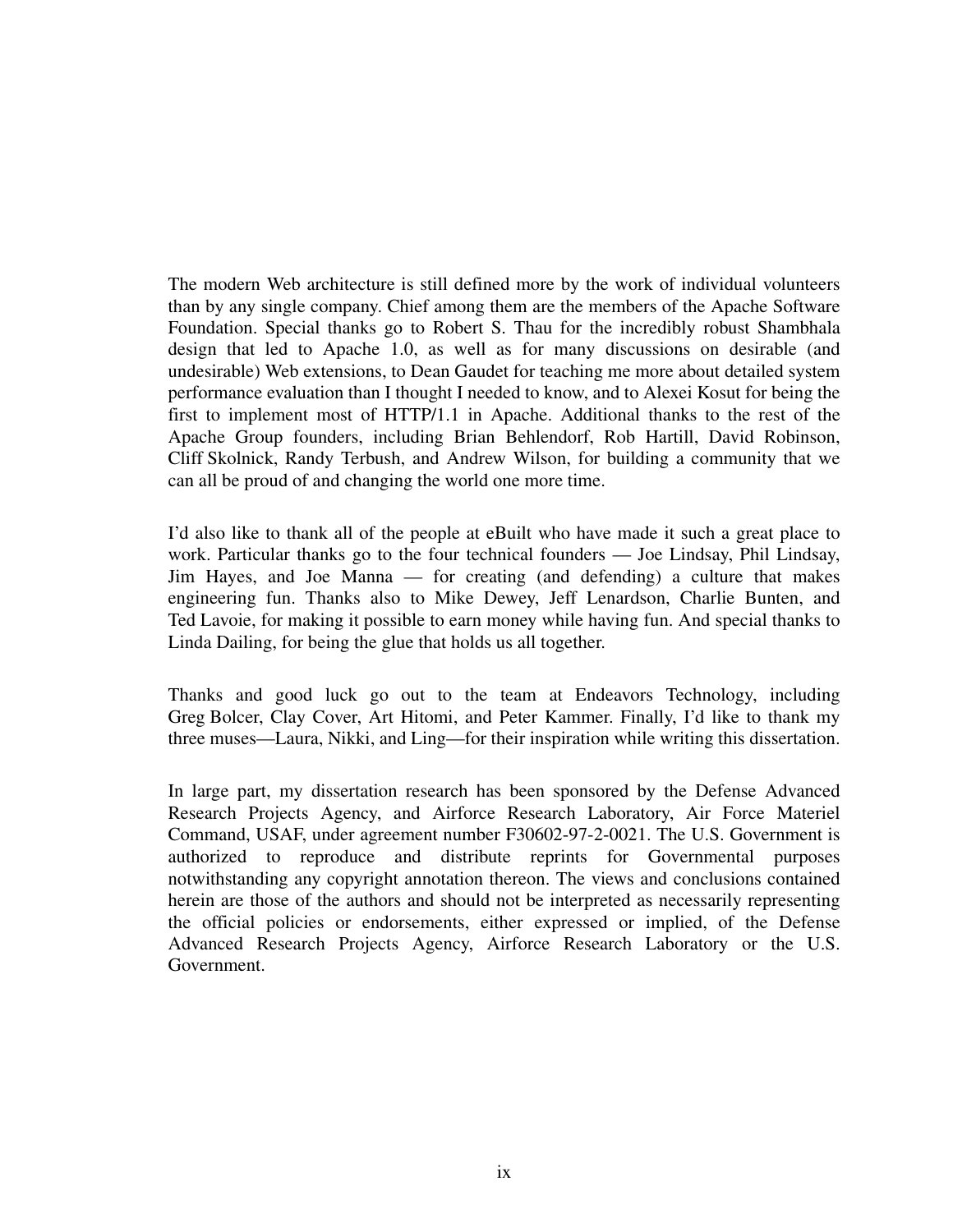The modern Web architecture is still defined more by the work of individual volunteers than by any single company. Chief among them are the members of the Apache Software Foundation. Special thanks go to Robert S. Thau for the incredibly robust Shambhala design that led to Apache 1.0, as well as for many discussions on desirable (and undesirable) Web extensions, to Dean Gaudet for teaching me more about detailed system performance evaluation than I thought I needed to know, and to Alexei Kosut for being the first to implement most of HTTP/1.1 in Apache. Additional thanks to the rest of the Apache Group founders, including Brian Behlendorf, Rob Hartill, David Robinson, Cliff Skolnick, Randy Terbush, and Andrew Wilson, for building a community that we can all be proud of and changing the world one more time.

I'd also like to thank all of the people at eBuilt who have made it such a great place to work. Particular thanks go to the four technical founders — Joe Lindsay, Phil Lindsay, Jim Hayes, and Joe Manna — for creating (and defending) a culture that makes engineering fun. Thanks also to Mike Dewey, Jeff Lenardson, Charlie Bunten, and Ted Lavoie, for making it possible to earn money while having fun. And special thanks to Linda Dailing, for being the glue that holds us all together.

Thanks and good luck go out to the team at Endeavors Technology, including Greg Bolcer, Clay Cover, Art Hitomi, and Peter Kammer. Finally, I'd like to thank my three muses—Laura, Nikki, and Ling—for their inspiration while writing this dissertation.

In large part, my dissertation research has been sponsored by the Defense Advanced Research Projects Agency, and Airforce Research Laboratory, Air Force Materiel Command, USAF, under agreement number F30602-97-2-0021. The U.S. Government is authorized to reproduce and distribute reprints for Governmental purposes notwithstanding any copyright annotation thereon. The views and conclusions contained herein are those of the authors and should not be interpreted as necessarily representing the official policies or endorsements, either expressed or implied, of the Defense Advanced Research Projects Agency, Airforce Research Laboratory or the U.S. Government.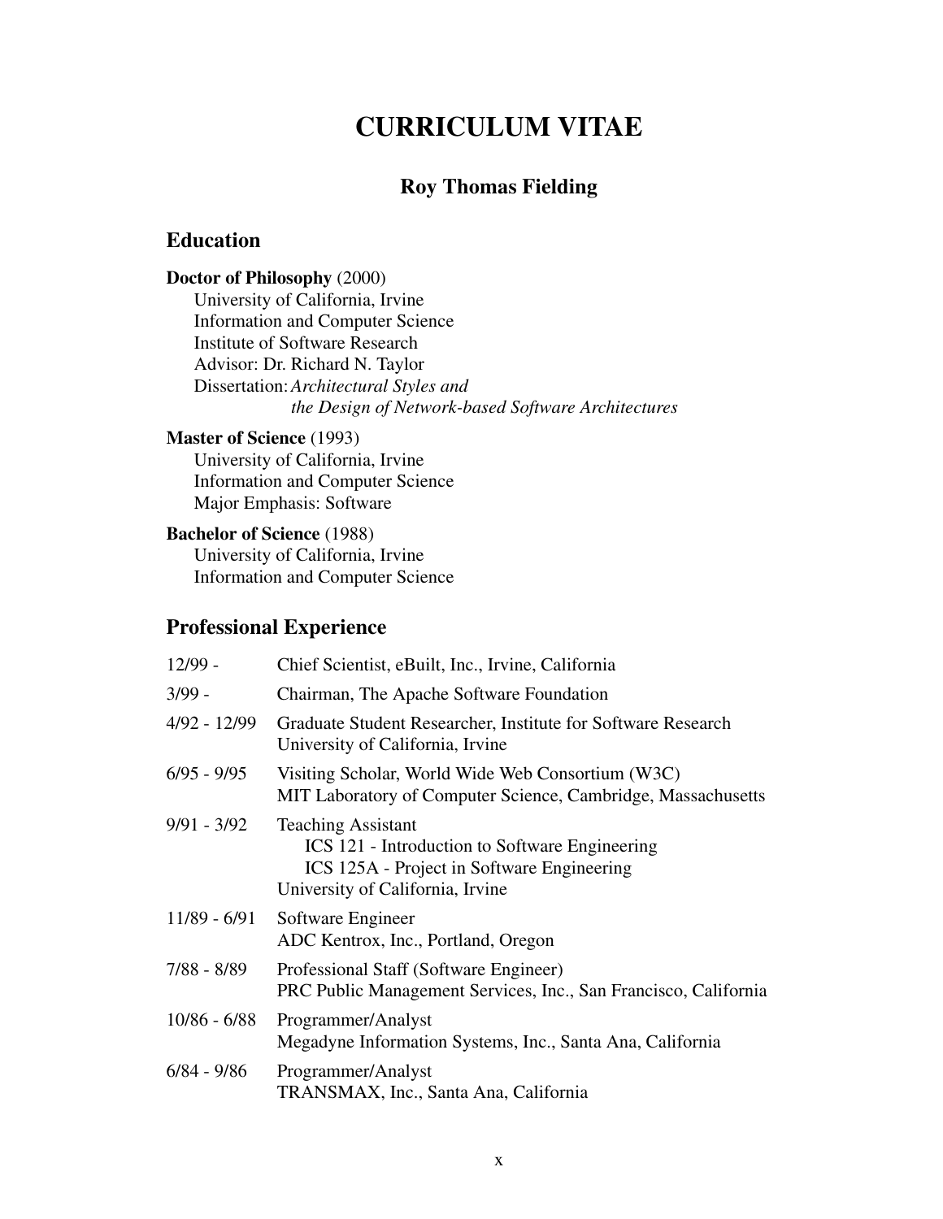# CURRICULUM VITAE

## Roy Thomas Fielding

## Education

**Doctor of Philosophy** (2000)
University of California, Irvine
Information and Computer Science
Institute of Software Research
Advisor: Dr. Richard N. Taylor
Dissertation: *Architectural Styles and the Design of Network-based Software Architectures*

**Master of Science** (1993)
University of California, Irvine
Information and Computer Science
Major Emphasis: Software

**Bachelor of Science** (1988)
University of California, Irvine
Information and Computer Science

## Professional Experience

| | |
|---|---|
| 12/99 - | Chief Scientist, eBuilt, Inc., Irvine, California |
| 3/99 - | Chairman, The Apache Software Foundation |
| 4/92 - 12/99 | Graduate Student Researcher, Institute for Software Research<br>University of California, Irvine |
| 6/95 - 9/95 | Visiting Scholar, World Wide Web Consortium (W3C)<br>MIT Laboratory of Computer Science, Cambridge, Massachusetts |
| 9/91 - 3/92 | Teaching Assistant<br>ICS 121 - Introduction to Software Engineering<br>ICS 125A - Project in Software Engineering<br>University of California, Irvine |
| 11/89 - 6/91 | Software Engineer<br>ADC Kentrox, Inc., Portland, Oregon |
| 7/88 - 8/89 | Professional Staff (Software Engineer)<br>PRC Public Management Services, Inc., San Francisco, California |
| 10/86 - 6/88 | Programmer/Analyst<br>Megadyne Information Systems, Inc., Santa Ana, California |
| 6/84 - 9/86 | Programmer/Analyst<br>TRANSMAX, Inc., Santa Ana, California |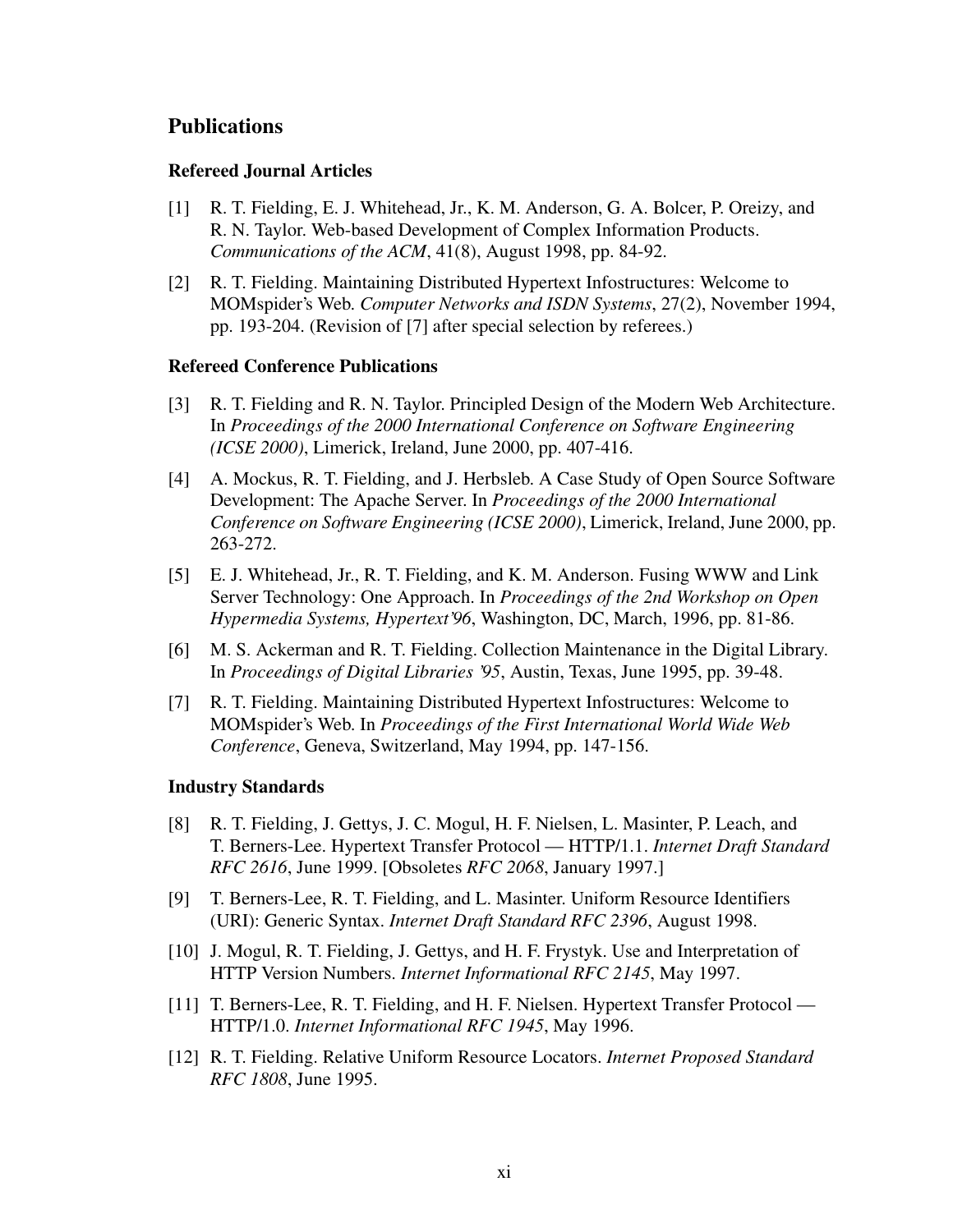## Publications

### Refereed Journal Articles

[1] R. T. Fielding, E. J. Whitehead, Jr., K. M. Anderson, G. A. Bolcer, P. Oreizy, and R. N. Taylor. Web-based Development of Complex Information Products. *Communications of the ACM*, 41(8), August 1998, pp. 84-92.

[2] R. T. Fielding. Maintaining Distributed Hypertext Infostructures: Welcome to MOMspider's Web. *Computer Networks and ISDN Systems*, 27(2), November 1994, pp. 193-204. (Revision of [7] after special selection by referees.)

### Refereed Conference Publications

[3] R. T. Fielding and R. N. Taylor. Principled Design of the Modern Web Architecture. In *Proceedings of the 2000 International Conference on Software Engineering (ICSE 2000)*, Limerick, Ireland, June 2000, pp. 407-416.

[4] A. Mockus, R. T. Fielding, and J. Herbsleb. A Case Study of Open Source Software Development: The Apache Server. In *Proceedings of the 2000 International Conference on Software Engineering (ICSE 2000)*, Limerick, Ireland, June 2000, pp. 263-272.

[5] E. J. Whitehead, Jr., R. T. Fielding, and K. M. Anderson. Fusing WWW and Link Server Technology: One Approach. In *Proceedings of the 2nd Workshop on Open Hypermedia Systems, Hypertext'96*, Washington, DC, March, 1996, pp. 81-86.

[6] M. S. Ackerman and R. T. Fielding. Collection Maintenance in the Digital Library. In *Proceedings of Digital Libraries '95*, Austin, Texas, June 1995, pp. 39-48.

[7] R. T. Fielding. Maintaining Distributed Hypertext Infostructures: Welcome to MOMspider's Web. In *Proceedings of the First International World Wide Web Conference*, Geneva, Switzerland, May 1994, pp. 147-156.

### Industry Standards

[8] R. T. Fielding, J. Gettys, J. C. Mogul, H. F. Nielsen, L. Masinter, P. Leach, and T. Berners-Lee. Hypertext Transfer Protocol — HTTP/1.1. *Internet Draft Standard RFC 2616*, June 1999. [Obsoletes *RFC 2068*, January 1997.]

[9] T. Berners-Lee, R. T. Fielding, and L. Masinter. Uniform Resource Identifiers (URI): Generic Syntax. *Internet Draft Standard RFC 2396*, August 1998.

[10] J. Mogul, R. T. Fielding, J. Gettys, and H. F. Frystyk. Use and Interpretation of HTTP Version Numbers. *Internet Informational RFC 2145*, May 1997.

[11] T. Berners-Lee, R. T. Fielding, and H. F. Nielsen. Hypertext Transfer Protocol — HTTP/1.0. *Internet Informational RFC 1945*, May 1996.

[12] R. T. Fielding. Relative Uniform Resource Locators. *Internet Proposed Standard RFC 1808*, June 1995.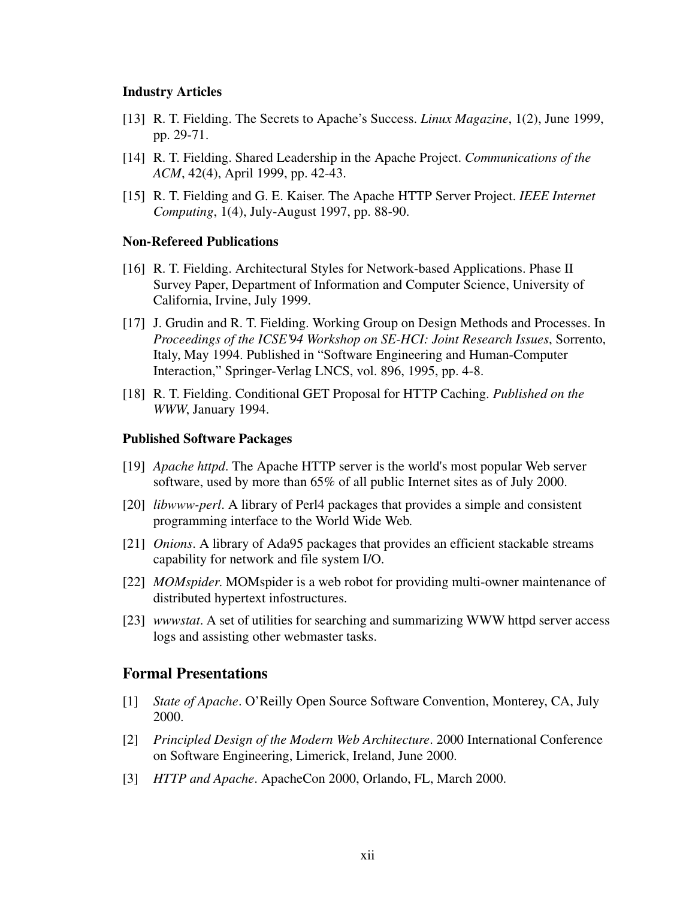### Industry Articles

[13] R. T. Fielding. The Secrets to Apache's Success. *Linux Magazine*, 1(2), June 1999, pp. 29-71.

[14] R. T. Fielding. Shared Leadership in the Apache Project. *Communications of the ACM*, 42(4), April 1999, pp. 42-43.

[15] R. T. Fielding and G. E. Kaiser. The Apache HTTP Server Project. *IEEE Internet Computing*, 1(4), July-August 1997, pp. 88-90.

### Non-Refereed Publications

[16] R. T. Fielding. Architectural Styles for Network-based Applications. Phase II Survey Paper, Department of Information and Computer Science, University of California, Irvine, July 1999.

[17] J. Grudin and R. T. Fielding. Working Group on Design Methods and Processes. In *Proceedings of the ICSE'94 Workshop on SE-HCI: Joint Research Issues*, Sorrento, Italy, May 1994. Published in "Software Engineering and Human-Computer Interaction," Springer-Verlag LNCS, vol. 896, 1995, pp. 4-8.

[18] R. T. Fielding. Conditional GET Proposal for HTTP Caching. *Published on the WWW*, January 1994.

### Published Software Packages

[19] *Apache httpd*. The Apache HTTP server is the world's most popular Web server software, used by more than 65% of all public Internet sites as of July 2000.

[20] *libwww-perl*. A library of Perl4 packages that provides a simple and consistent programming interface to the World Wide Web.

[21] *Onions*. A library of Ada95 packages that provides an efficient stackable streams capability for network and file system I/O.

[22] *MOMspider*. MOMspider is a web robot for providing multi-owner maintenance of distributed hypertext infostructures.

[23] *wwwstat*. A set of utilities for searching and summarizing WWW httpd server access logs and assisting other webmaster tasks.

## Formal Presentations

[1] *State of Apache*. O'Reilly Open Source Software Convention, Monterey, CA, July 2000.

[2] *Principled Design of the Modern Web Architecture*. 2000 International Conference on Software Engineering, Limerick, Ireland, June 2000.

[3] *HTTP and Apache*. ApacheCon 2000, Orlando, FL, March 2000.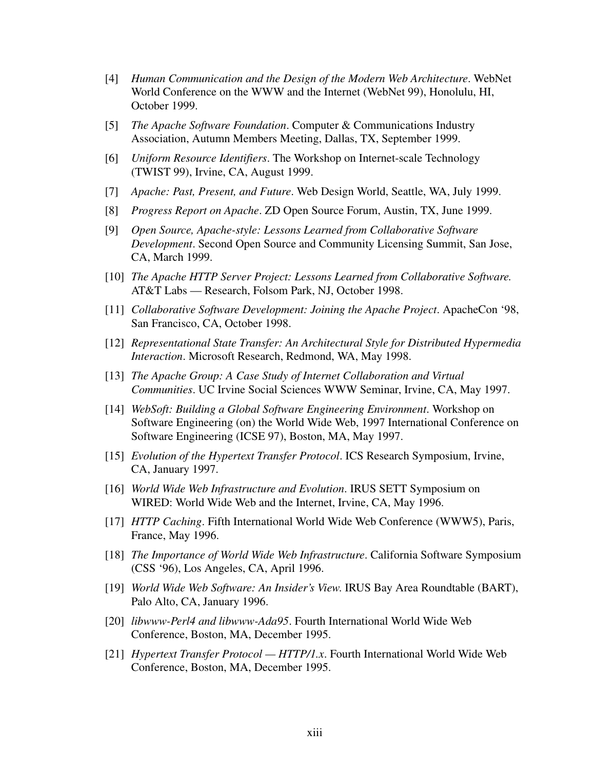[4] *Human Communication and the Design of the Modern Web Architecture*. WebNet World Conference on the WWW and the Internet (WebNet 99), Honolulu, HI, October 1999.

[5] *The Apache Software Foundation*. Computer & Communications Industry Association, Autumn Members Meeting, Dallas, TX, September 1999.

[6] *Uniform Resource Identifiers*. The Workshop on Internet-scale Technology (TWIST 99), Irvine, CA, August 1999.

[7] *Apache: Past, Present, and Future*. Web Design World, Seattle, WA, July 1999.

[8] *Progress Report on Apache*. ZD Open Source Forum, Austin, TX, June 1999.

[9] *Open Source, Apache-style: Lessons Learned from Collaborative Software Development*. Second Open Source and Community Licensing Summit, San Jose, CA, March 1999.

[10] *The Apache HTTP Server Project: Lessons Learned from Collaborative Software.* AT&T Labs — Research, Folsom Park, NJ, October 1998.

[11] *Collaborative Software Development: Joining the Apache Project*. ApacheCon '98, San Francisco, CA, October 1998.

[12] *Representational State Transfer: An Architectural Style for Distributed Hypermedia Interaction*. Microsoft Research, Redmond, WA, May 1998.

[13] *The Apache Group: A Case Study of Internet Collaboration and Virtual Communities*. UC Irvine Social Sciences WWW Seminar, Irvine, CA, May 1997.

[14] *WebSoft: Building a Global Software Engineering Environment*. Workshop on Software Engineering (on) the World Wide Web, 1997 International Conference on Software Engineering (ICSE 97), Boston, MA, May 1997.

[15] *Evolution of the Hypertext Transfer Protocol*. ICS Research Symposium, Irvine, CA, January 1997.

[16] *World Wide Web Infrastructure and Evolution*. IRUS SETT Symposium on WIRED: World Wide Web and the Internet, Irvine, CA, May 1996.

[17] *HTTP Caching*. Fifth International World Wide Web Conference (WWW5), Paris, France, May 1996.

[18] *The Importance of World Wide Web Infrastructure*. California Software Symposium (CSS '96), Los Angeles, CA, April 1996.

[19] *World Wide Web Software: An Insider's View.* IRUS Bay Area Roundtable (BART), Palo Alto, CA, January 1996.

[20] *libwww-Perl4 and libwww-Ada95*. Fourth International World Wide Web Conference, Boston, MA, December 1995.

[21] *Hypertext Transfer Protocol — HTTP/1.x*. Fourth International World Wide Web Conference, Boston, MA, December 1995.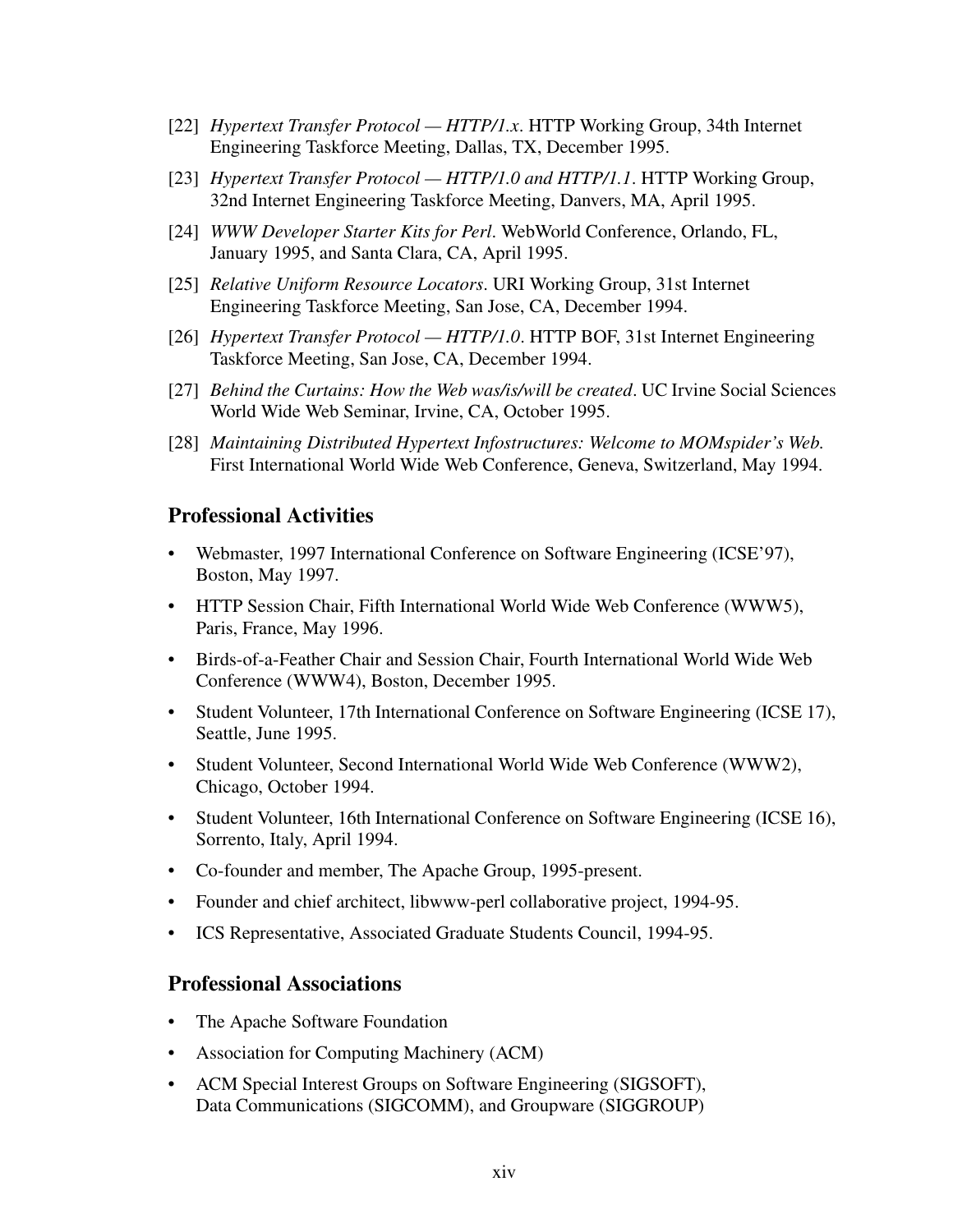[22] *Hypertext Transfer Protocol — HTTP/1.x*. HTTP Working Group, 34th Internet Engineering Taskforce Meeting, Dallas, TX, December 1995.

[23] *Hypertext Transfer Protocol — HTTP/1.0 and HTTP/1.1*. HTTP Working Group, 32nd Internet Engineering Taskforce Meeting, Danvers, MA, April 1995.

[24] *WWW Developer Starter Kits for Perl*. WebWorld Conference, Orlando, FL, January 1995, and Santa Clara, CA, April 1995.

[25] *Relative Uniform Resource Locators*. URI Working Group, 31st Internet Engineering Taskforce Meeting, San Jose, CA, December 1994.

[26] *Hypertext Transfer Protocol — HTTP/1.0*. HTTP BOF, 31st Internet Engineering Taskforce Meeting, San Jose, CA, December 1994.

[27] *Behind the Curtains: How the Web was/is/will be created*. UC Irvine Social Sciences World Wide Web Seminar, Irvine, CA, October 1995.

[28] *Maintaining Distributed Hypertext Infostructures: Welcome to MOMspider's Web.* First International World Wide Web Conference, Geneva, Switzerland, May 1994.

## Professional Activities

- Webmaster, 1997 International Conference on Software Engineering (ICSE'97), Boston, May 1997.
- HTTP Session Chair, Fifth International World Wide Web Conference (WWW5), Paris, France, May 1996.
- Birds-of-a-Feather Chair and Session Chair, Fourth International World Wide Web Conference (WWW4), Boston, December 1995.
- Student Volunteer, 17th International Conference on Software Engineering (ICSE 17), Seattle, June 1995.
- Student Volunteer, Second International World Wide Web Conference (WWW2), Chicago, October 1994.
- Student Volunteer, 16th International Conference on Software Engineering (ICSE 16), Sorrento, Italy, April 1994.
- Co-founder and member, The Apache Group, 1995-present.
- Founder and chief architect, libwww-perl collaborative project, 1994-95.
- ICS Representative, Associated Graduate Students Council, 1994-95.

## Professional Associations

- The Apache Software Foundation
- Association for Computing Machinery (ACM)
- ACM Special Interest Groups on Software Engineering (SIGSOFT), Data Communications (SIGCOMM), and Groupware (SIGGROUP)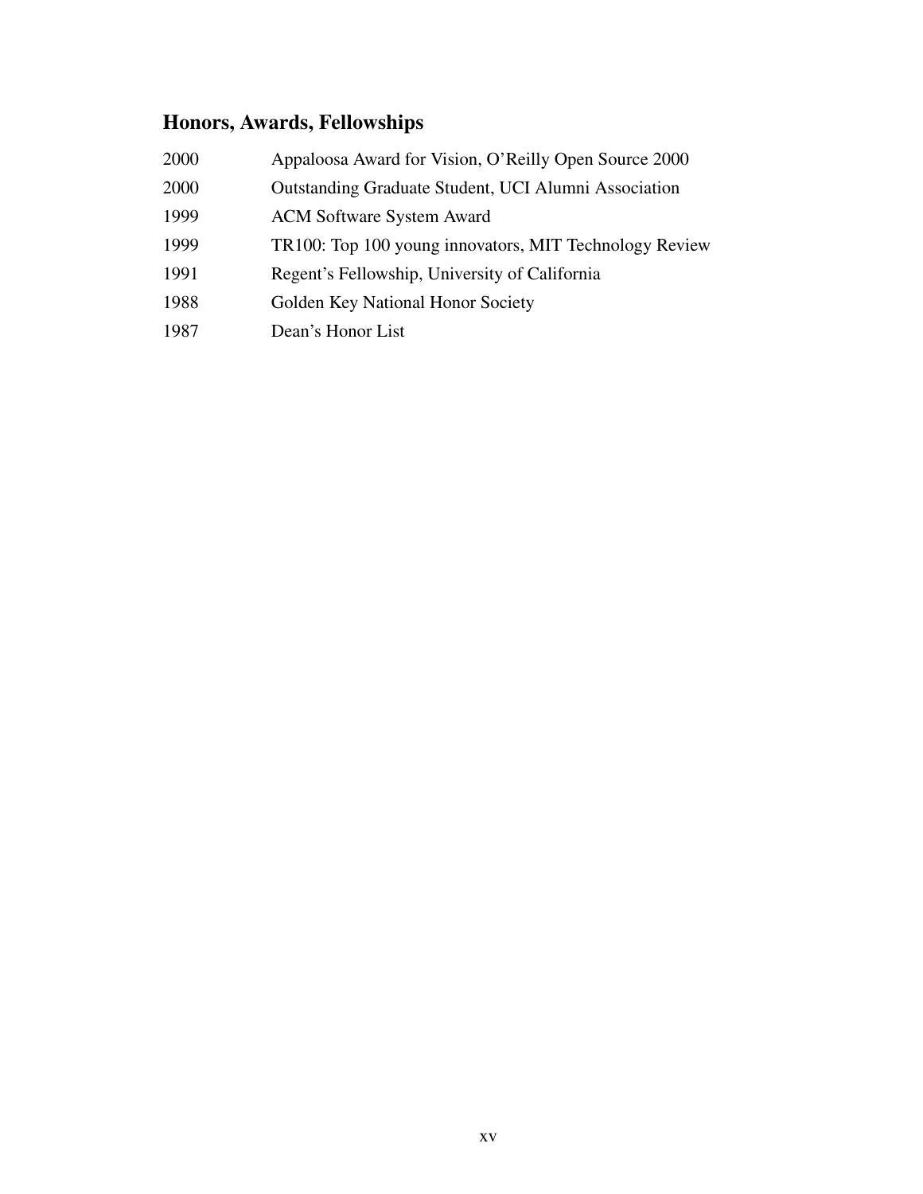## Honors, Awards, Fellowships

| | |
|---|---|
| 2000 | Appaloosa Award for Vision, O'Reilly Open Source 2000 |
| 2000 | Outstanding Graduate Student, UCI Alumni Association |
| 1999 | ACM Software System Award |
| 1999 | TR100: Top 100 young innovators, MIT Technology Review |
| 1991 | Regent's Fellowship, University of California |
| 1988 | Golden Key National Honor Society |
| 1987 | Dean's Honor List |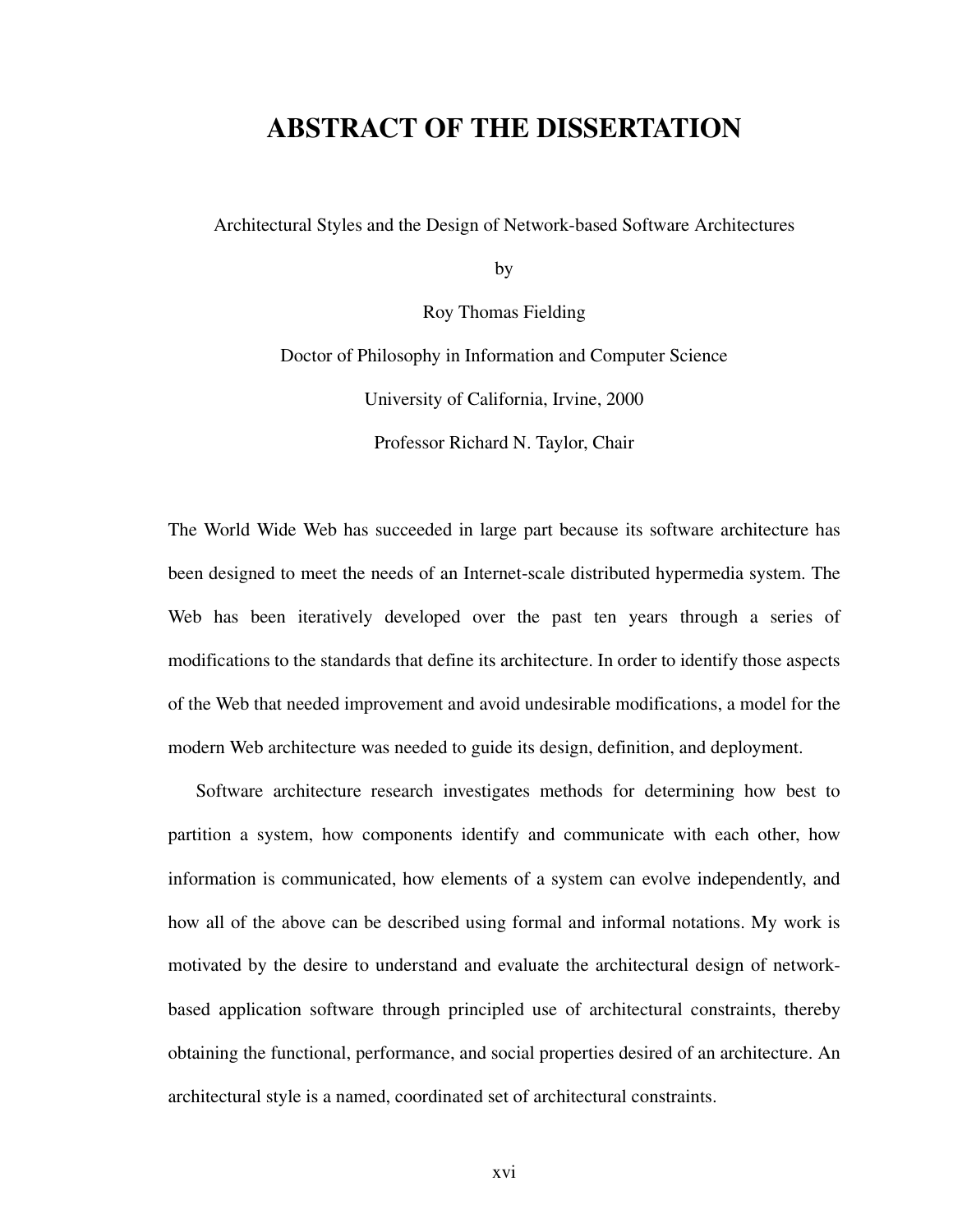# ABSTRACT OF THE DISSERTATION

Architectural Styles and the Design of Network-based Software Architectures

by

Roy Thomas Fielding

Doctor of Philosophy in Information and Computer Science

University of California, Irvine, 2000

Professor Richard N. Taylor, Chair

The World Wide Web has succeeded in large part because its software architecture has been designed to meet the needs of an Internet-scale distributed hypermedia system. The Web has been iteratively developed over the past ten years through a series of modifications to the standards that define its architecture. In order to identify those aspects of the Web that needed improvement and avoid undesirable modifications, a model for the modern Web architecture was needed to guide its design, definition, and deployment.

Software architecture research investigates methods for determining how best to partition a system, how components identify and communicate with each other, how information is communicated, how elements of a system can evolve independently, and how all of the above can be described using formal and informal notations. My work is motivated by the desire to understand and evaluate the architectural design of network-based application software through principled use of architectural constraints, thereby obtaining the functional, performance, and social properties desired of an architecture. An architectural style is a named, coordinated set of architectural constraints.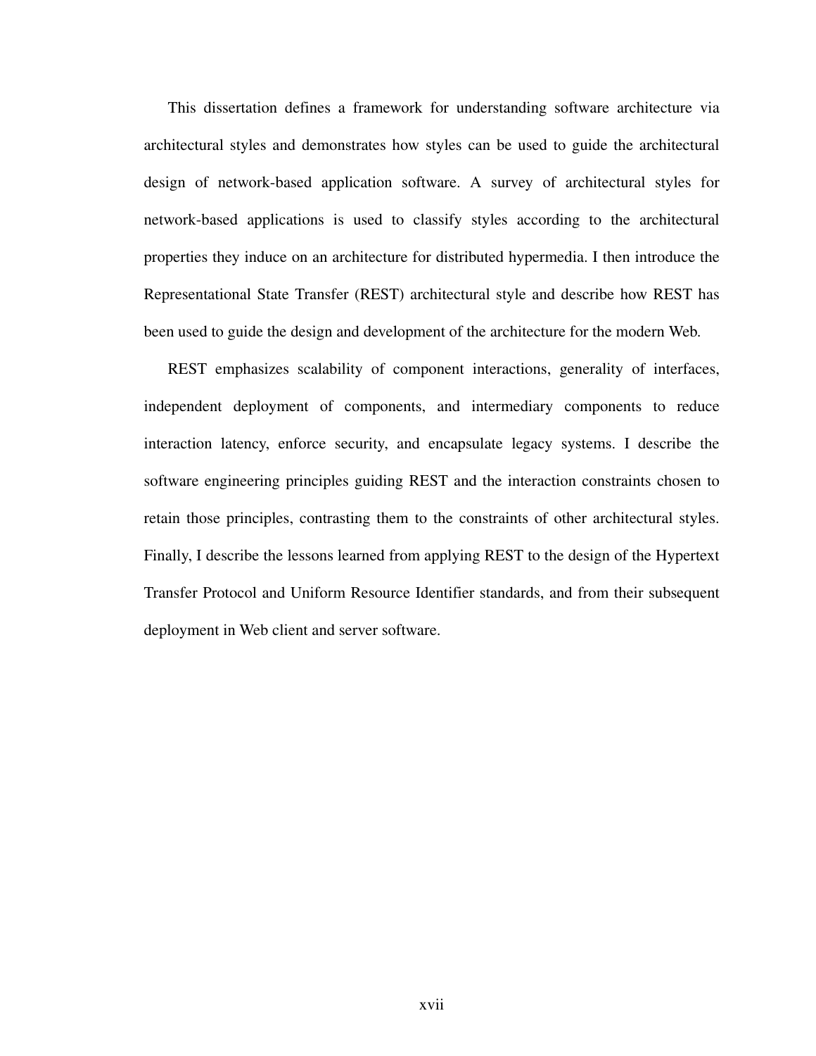This dissertation defines a framework for understanding software architecture via architectural styles and demonstrates how styles can be used to guide the architectural design of network-based application software. A survey of architectural styles for network-based applications is used to classify styles according to the architectural properties they induce on an architecture for distributed hypermedia. I then introduce the Representational State Transfer (REST) architectural style and describe how REST has been used to guide the design and development of the architecture for the modern Web.

REST emphasizes scalability of component interactions, generality of interfaces, independent deployment of components, and intermediary components to reduce interaction latency, enforce security, and encapsulate legacy systems. I describe the software engineering principles guiding REST and the interaction constraints chosen to retain those principles, contrasting them to the constraints of other architectural styles. Finally, I describe the lessons learned from applying REST to the design of the Hypertext Transfer Protocol and Uniform Resource Identifier standards, and from their subsequent deployment in Web client and server software.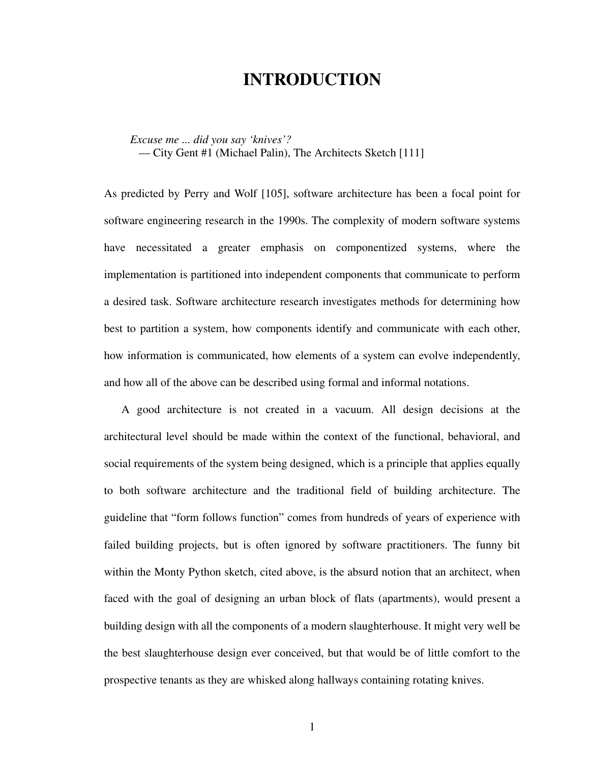# INTRODUCTION

> *Excuse me ... did you say 'knives'?*
> — City Gent #1 (Michael Palin), The Architects Sketch [111]

As predicted by Perry and Wolf [105], software architecture has been a focal point for software engineering research in the 1990s. The complexity of modern software systems have necessitated a greater emphasis on componentized systems, where the implementation is partitioned into independent components that communicate to perform a desired task. Software architecture research investigates methods for determining how best to partition a system, how components identify and communicate with each other, how information is communicated, how elements of a system can evolve independently, and how all of the above can be described using formal and informal notations.

A good architecture is not created in a vacuum. All design decisions at the architectural level should be made within the context of the functional, behavioral, and social requirements of the system being designed, which is a principle that applies equally to both software architecture and the traditional field of building architecture. The guideline that "form follows function" comes from hundreds of years of experience with failed building projects, but is often ignored by software practitioners. The funny bit within the Monty Python sketch, cited above, is the absurd notion that an architect, when faced with the goal of designing an urban block of flats (apartments), would present a building design with all the components of a modern slaughterhouse. It might very well be the best slaughterhouse design ever conceived, but that would be of little comfort to the prospective tenants as they are whisked along hallways containing rotating knives.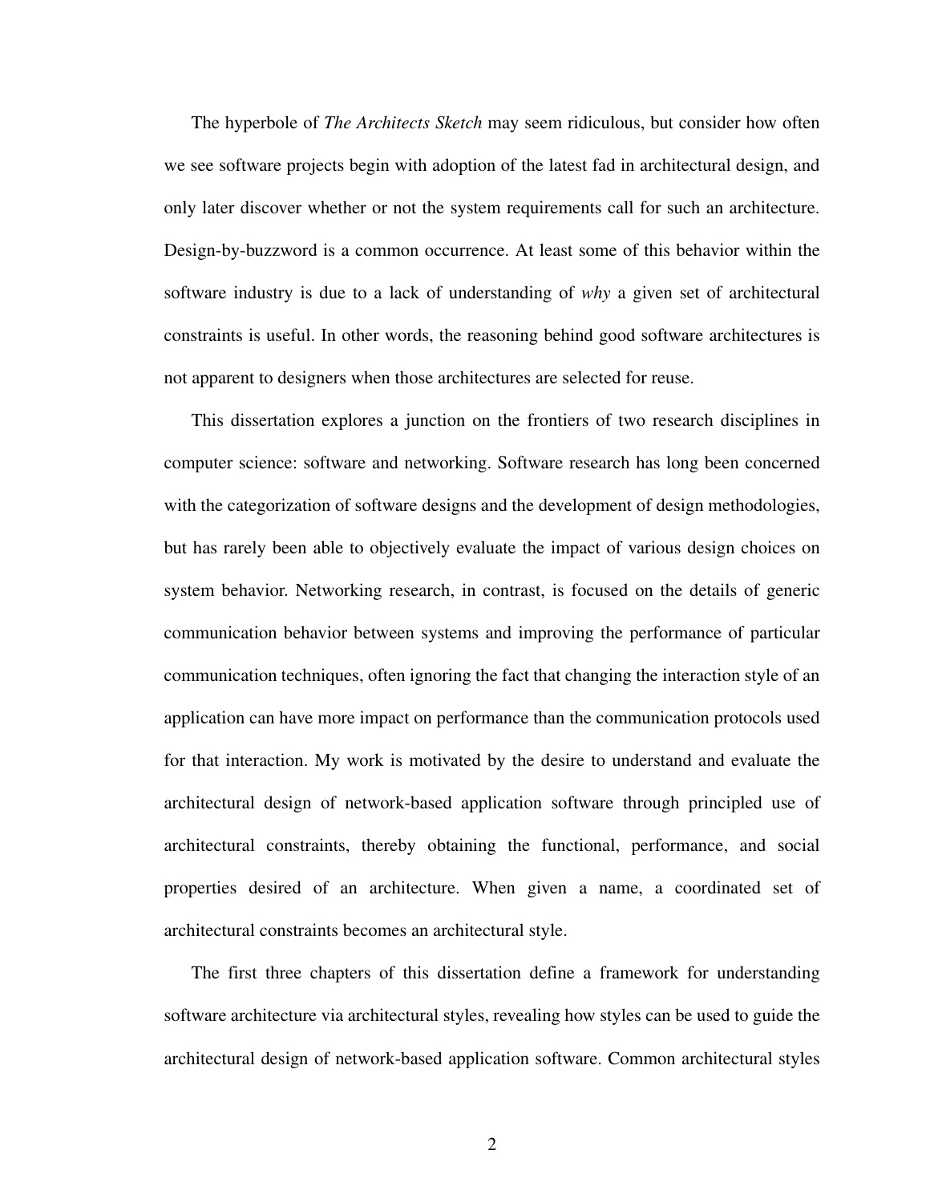The hyperbole of *The Architects Sketch* may seem ridiculous, but consider how often we see software projects begin with adoption of the latest fad in architectural design, and only later discover whether or not the system requirements call for such an architecture. Design-by-buzzword is a common occurrence. At least some of this behavior within the software industry is due to a lack of understanding of *why* a given set of architectural constraints is useful. In other words, the reasoning behind good software architectures is not apparent to designers when those architectures are selected for reuse.

This dissertation explores a junction on the frontiers of two research disciplines in computer science: software and networking. Software research has long been concerned with the categorization of software designs and the development of design methodologies, but has rarely been able to objectively evaluate the impact of various design choices on system behavior. Networking research, in contrast, is focused on the details of generic communication behavior between systems and improving the performance of particular communication techniques, often ignoring the fact that changing the interaction style of an application can have more impact on performance than the communication protocols used for that interaction. My work is motivated by the desire to understand and evaluate the architectural design of network-based application software through principled use of architectural constraints, thereby obtaining the functional, performance, and social properties desired of an architecture. When given a name, a coordinated set of architectural constraints becomes an architectural style.

The first three chapters of this dissertation define a framework for understanding software architecture via architectural styles, revealing how styles can be used to guide the architectural design of network-based application software. Common architectural styles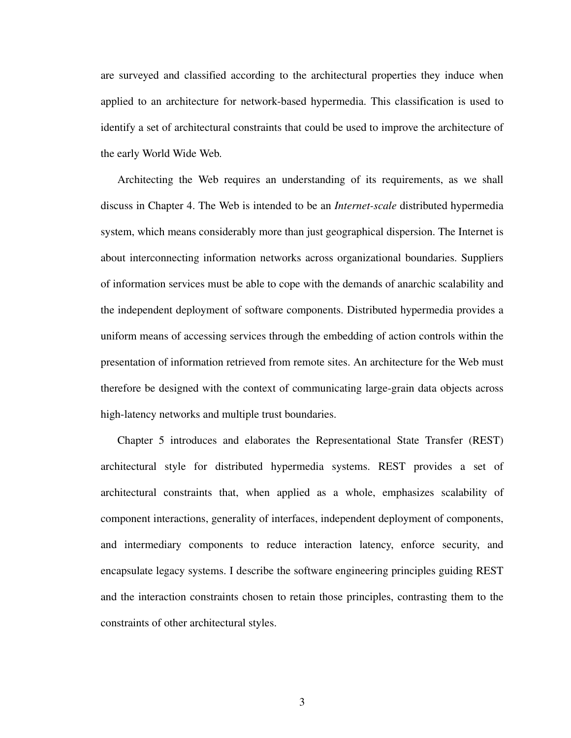are surveyed and classified according to the architectural properties they induce when applied to an architecture for network-based hypermedia. This classification is used to identify a set of architectural constraints that could be used to improve the architecture of the early World Wide Web.

Architecting the Web requires an understanding of its requirements, as we shall discuss in Chapter 4. The Web is intended to be an *Internet-scale* distributed hypermedia system, which means considerably more than just geographical dispersion. The Internet is about interconnecting information networks across organizational boundaries. Suppliers of information services must be able to cope with the demands of anarchic scalability and the independent deployment of software components. Distributed hypermedia provides a uniform means of accessing services through the embedding of action controls within the presentation of information retrieved from remote sites. An architecture for the Web must therefore be designed with the context of communicating large-grain data objects across high-latency networks and multiple trust boundaries.

Chapter 5 introduces and elaborates the Representational State Transfer (REST) architectural style for distributed hypermedia systems. REST provides a set of architectural constraints that, when applied as a whole, emphasizes scalability of component interactions, generality of interfaces, independent deployment of components, and intermediary components to reduce interaction latency, enforce security, and encapsulate legacy systems. I describe the software engineering principles guiding REST and the interaction constraints chosen to retain those principles, contrasting them to the constraints of other architectural styles.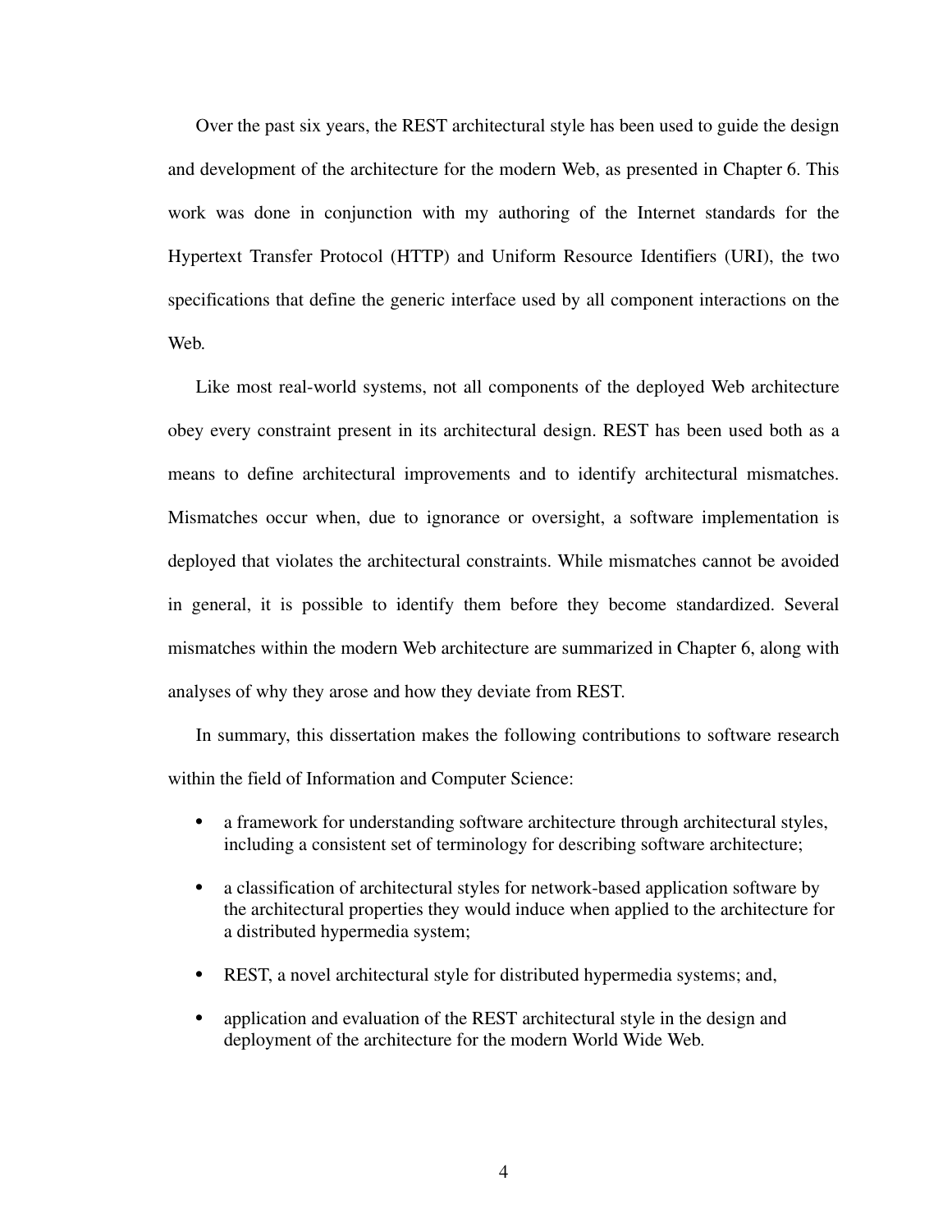Over the past six years, the REST architectural style has been used to guide the design and development of the architecture for the modern Web, as presented in Chapter 6. This work was done in conjunction with my authoring of the Internet standards for the Hypertext Transfer Protocol (HTTP) and Uniform Resource Identifiers (URI), the two specifications that define the generic interface used by all component interactions on the Web.

Like most real-world systems, not all components of the deployed Web architecture obey every constraint present in its architectural design. REST has been used both as a means to define architectural improvements and to identify architectural mismatches. Mismatches occur when, due to ignorance or oversight, a software implementation is deployed that violates the architectural constraints. While mismatches cannot be avoided in general, it is possible to identify them before they become standardized. Several mismatches within the modern Web architecture are summarized in Chapter 6, along with analyses of why they arose and how they deviate from REST.

In summary, this dissertation makes the following contributions to software research within the field of Information and Computer Science:

- a framework for understanding software architecture through architectural styles, including a consistent set of terminology for describing software architecture;
- a classification of architectural styles for network-based application software by the architectural properties they would induce when applied to the architecture for a distributed hypermedia system;
- REST, a novel architectural style for distributed hypermedia systems; and,
- application and evaluation of the REST architectural style in the design and deployment of the architecture for the modern World Wide Web.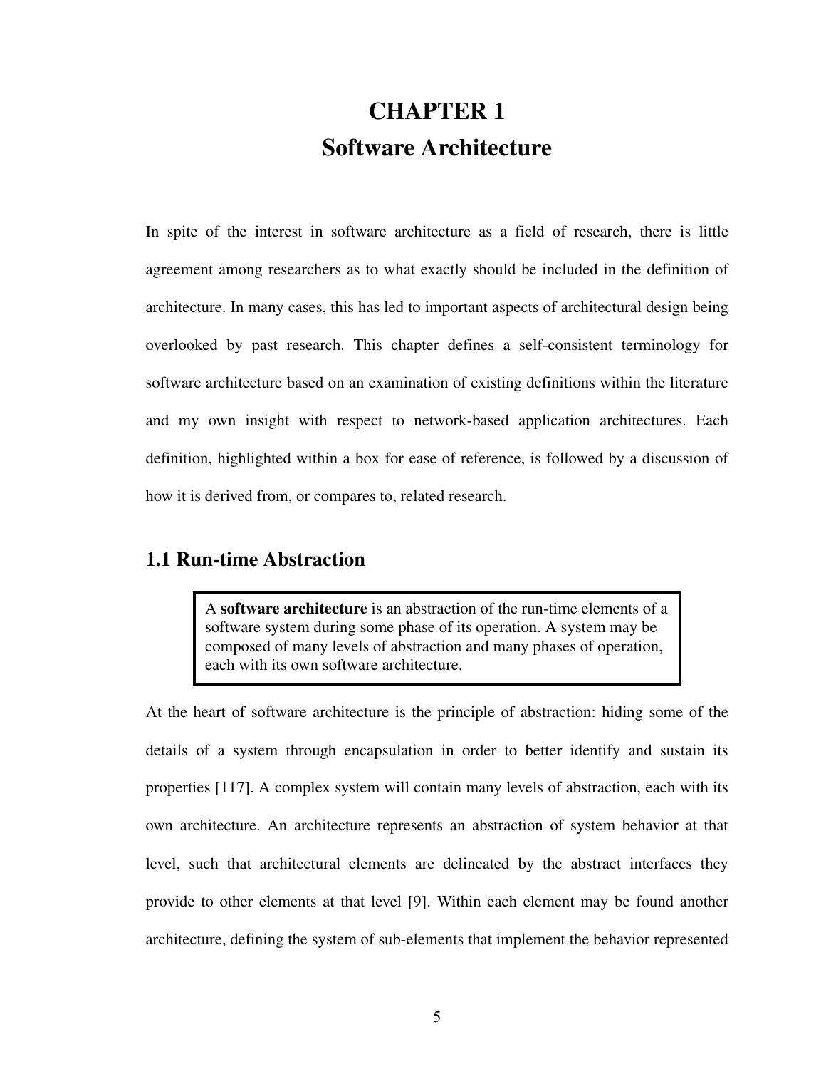# CHAPTER 1
# Software Architecture

In spite of the interest in software architecture as a field of research, there is little agreement among researchers as to what exactly should be included in the definition of architecture. In many cases, this has led to important aspects of architectural design being overlooked by past research. This chapter defines a self-consistent terminology for software architecture based on an examination of existing definitions within the literature and my own insight with respect to network-based application architectures. Each definition, highlighted within a box for ease of reference, is followed by a discussion of how it is derived from, or compares to, related research.

## 1.1 Run-time Abstraction

> A **software architecture** is an abstraction of the run-time elements of a software system during some phase of its operation. A system may be composed of many levels of abstraction and many phases of operation, each with its own software architecture.

At the heart of software architecture is the principle of abstraction: hiding some of the details of a system through encapsulation in order to better identify and sustain its properties [117]. A complex system will contain many levels of abstraction, each with its own architecture. An architecture represents an abstraction of system behavior at that level, such that architectural elements are delineated by the abstract interfaces they provide to other elements at that level [9]. Within each element may be found another architecture, defining the system of sub-elements that implement the behavior represented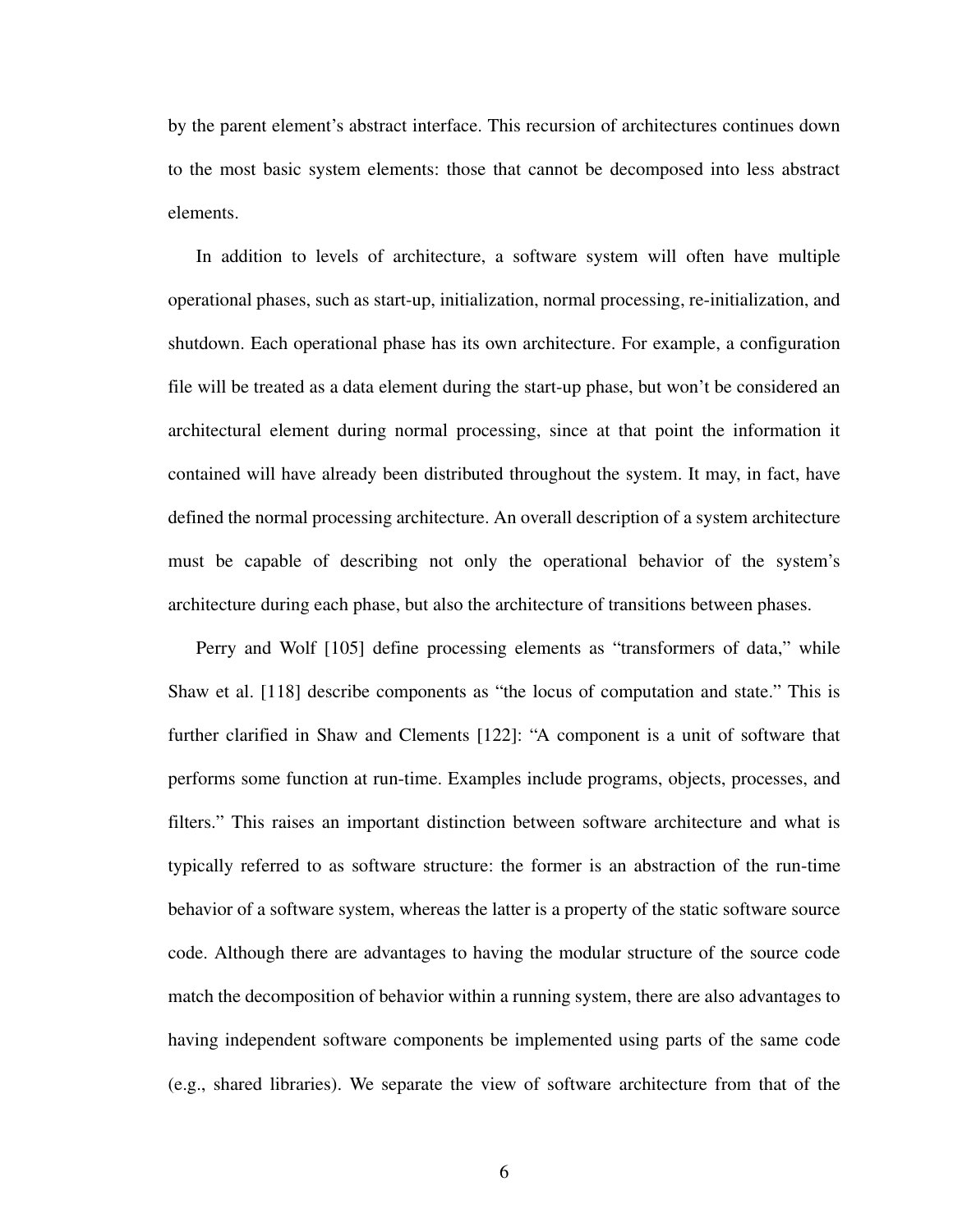by the parent element's abstract interface. This recursion of architectures continues down to the most basic system elements: those that cannot be decomposed into less abstract elements.

In addition to levels of architecture, a software system will often have multiple operational phases, such as start-up, initialization, normal processing, re-initialization, and shutdown. Each operational phase has its own architecture. For example, a configuration file will be treated as a data element during the start-up phase, but won't be considered an architectural element during normal processing, since at that point the information it contained will have already been distributed throughout the system. It may, in fact, have defined the normal processing architecture. An overall description of a system architecture must be capable of describing not only the operational behavior of the system's architecture during each phase, but also the architecture of transitions between phases.

Perry and Wolf [105] define processing elements as "transformers of data," while Shaw et al. [118] describe components as "the locus of computation and state." This is further clarified in Shaw and Clements [122]: "A component is a unit of software that performs some function at run-time. Examples include programs, objects, processes, and filters." This raises an important distinction between software architecture and what is typically referred to as software structure: the former is an abstraction of the run-time behavior of a software system, whereas the latter is a property of the static software source code. Although there are advantages to having the modular structure of the source code match the decomposition of behavior within a running system, there are also advantages to having independent software components be implemented using parts of the same code (e.g., shared libraries). We separate the view of software architecture from that of the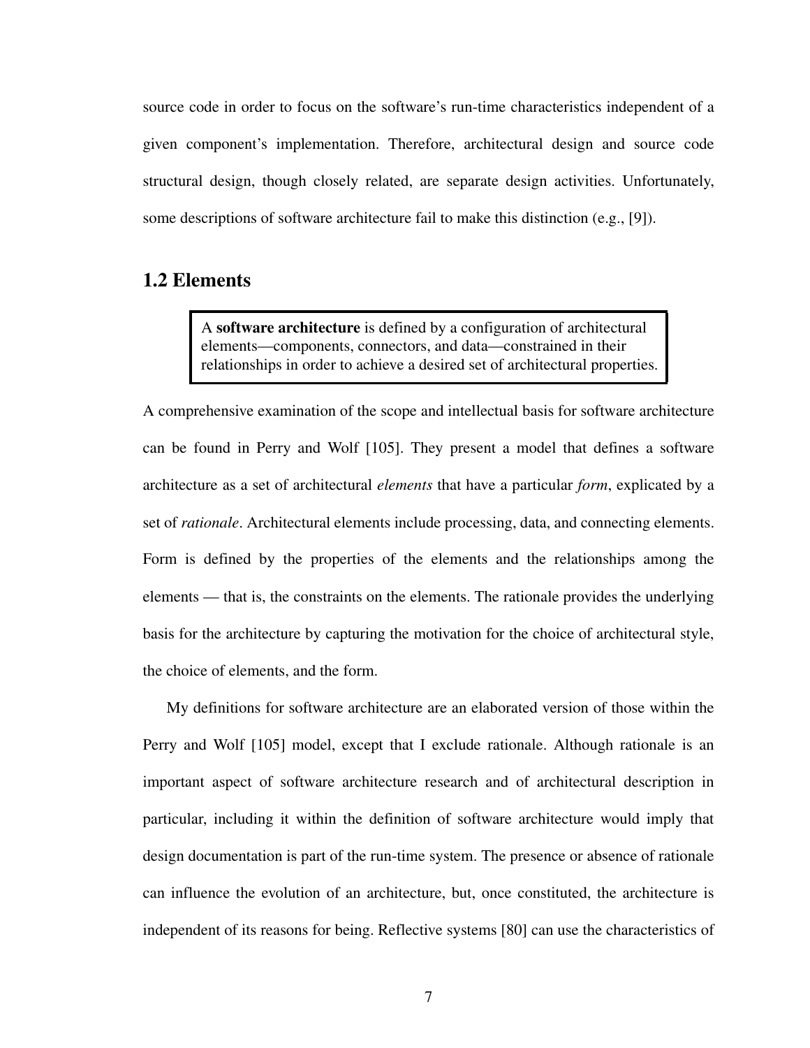source code in order to focus on the software's run-time characteristics independent of a given component's implementation. Therefore, architectural design and source code structural design, though closely related, are separate design activities. Unfortunately, some descriptions of software architecture fail to make this distinction (e.g., [9]).

## 1.2 Elements

> A **software architecture** is defined by a configuration of architectural elements—components, connectors, and data—constrained in their relationships in order to achieve a desired set of architectural properties.

A comprehensive examination of the scope and intellectual basis for software architecture can be found in Perry and Wolf [105]. They present a model that defines a software architecture as a set of architectural *elements* that have a particular *form*, explicated by a set of *rationale*. Architectural elements include processing, data, and connecting elements. Form is defined by the properties of the elements and the relationships among the elements — that is, the constraints on the elements. The rationale provides the underlying basis for the architecture by capturing the motivation for the choice of architectural style, the choice of elements, and the form.

My definitions for software architecture are an elaborated version of those within the Perry and Wolf [105] model, except that I exclude rationale. Although rationale is an important aspect of software architecture research and of architectural description in particular, including it within the definition of software architecture would imply that design documentation is part of the run-time system. The presence or absence of rationale can influence the evolution of an architecture, but, once constituted, the architecture is independent of its reasons for being. Reflective systems [80] can use the characteristics of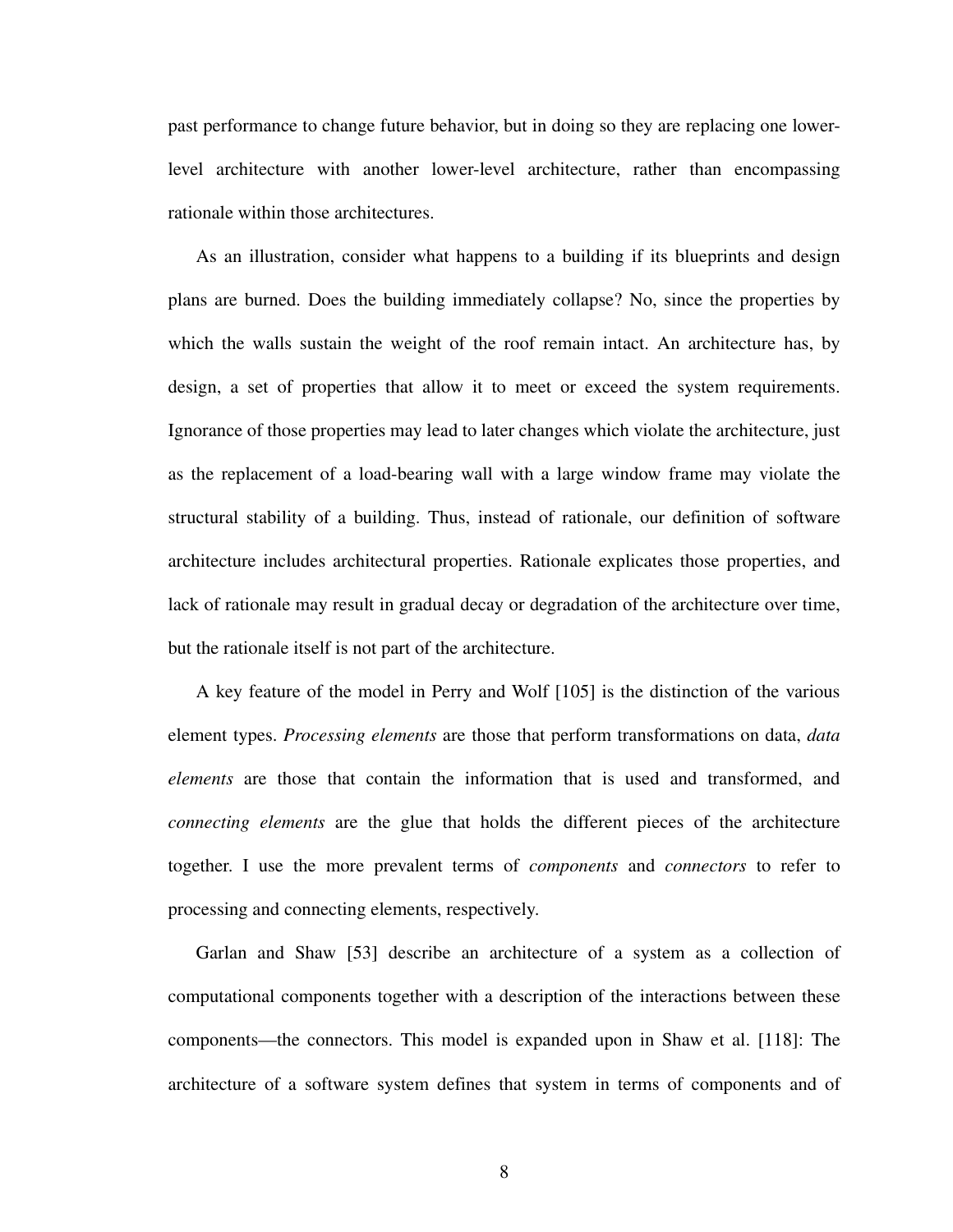past performance to change future behavior, but in doing so they are replacing one lower-level architecture with another lower-level architecture, rather than encompassing rationale within those architectures.

As an illustration, consider what happens to a building if its blueprints and design plans are burned. Does the building immediately collapse? No, since the properties by which the walls sustain the weight of the roof remain intact. An architecture has, by design, a set of properties that allow it to meet or exceed the system requirements. Ignorance of those properties may lead to later changes which violate the architecture, just as the replacement of a load-bearing wall with a large window frame may violate the structural stability of a building. Thus, instead of rationale, our definition of software architecture includes architectural properties. Rationale explicates those properties, and lack of rationale may result in gradual decay or degradation of the architecture over time, but the rationale itself is not part of the architecture.

A key feature of the model in Perry and Wolf [105] is the distinction of the various element types. *Processing elements* are those that perform transformations on data, *data elements* are those that contain the information that is used and transformed, and *connecting elements* are the glue that holds the different pieces of the architecture together. I use the more prevalent terms of *components* and *connectors* to refer to processing and connecting elements, respectively.

Garlan and Shaw [53] describe an architecture of a system as a collection of computational components together with a description of the interactions between these components—the connectors. This model is expanded upon in Shaw et al. [118]: The architecture of a software system defines that system in terms of components and of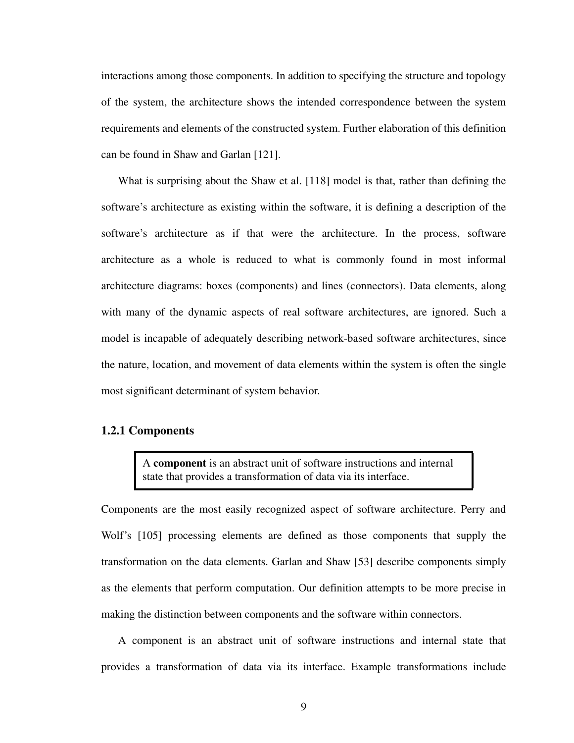interactions among those components. In addition to specifying the structure and topology of the system, the architecture shows the intended correspondence between the system requirements and elements of the constructed system. Further elaboration of this definition can be found in Shaw and Garlan [121].

What is surprising about the Shaw et al. [118] model is that, rather than defining the software's architecture as existing within the software, it is defining a description of the software's architecture as if that were the architecture. In the process, software architecture as a whole is reduced to what is commonly found in most informal architecture diagrams: boxes (components) and lines (connectors). Data elements, along with many of the dynamic aspects of real software architectures, are ignored. Such a model is incapable of adequately describing network-based software architectures, since the nature, location, and movement of data elements within the system is often the single most significant determinant of system behavior.

### 1.2.1 Components

> A **component** is an abstract unit of software instructions and internal state that provides a transformation of data via its interface.

Components are the most easily recognized aspect of software architecture. Perry and Wolf's [105] processing elements are defined as those components that supply the transformation on the data elements. Garlan and Shaw [53] describe components simply as the elements that perform computation. Our definition attempts to be more precise in making the distinction between components and the software within connectors.

A component is an abstract unit of software instructions and internal state that provides a transformation of data via its interface. Example transformations include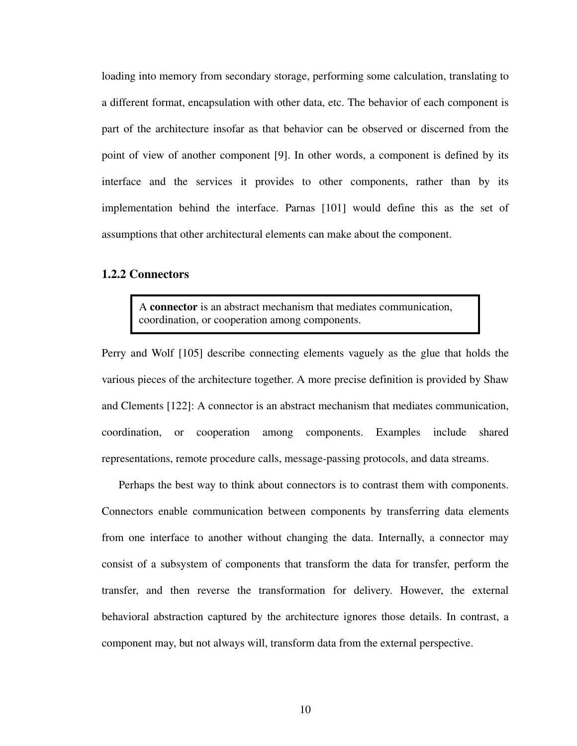loading into memory from secondary storage, performing some calculation, translating to a different format, encapsulation with other data, etc. The behavior of each component is part of the architecture insofar as that behavior can be observed or discerned from the point of view of another component [9]. In other words, a component is defined by its interface and the services it provides to other components, rather than by its implementation behind the interface. Parnas [101] would define this as the set of assumptions that other architectural elements can make about the component.

### 1.2.2 Connectors

> A **connector** is an abstract mechanism that mediates communication, coordination, or cooperation among components.

Perry and Wolf [105] describe connecting elements vaguely as the glue that holds the various pieces of the architecture together. A more precise definition is provided by Shaw and Clements [122]: A connector is an abstract mechanism that mediates communication, coordination, or cooperation among components. Examples include shared representations, remote procedure calls, message-passing protocols, and data streams.

Perhaps the best way to think about connectors is to contrast them with components. Connectors enable communication between components by transferring data elements from one interface to another without changing the data. Internally, a connector may consist of a subsystem of components that transform the data for transfer, perform the transfer, and then reverse the transformation for delivery. However, the external behavioral abstraction captured by the architecture ignores those details. In contrast, a component may, but not always will, transform data from the external perspective.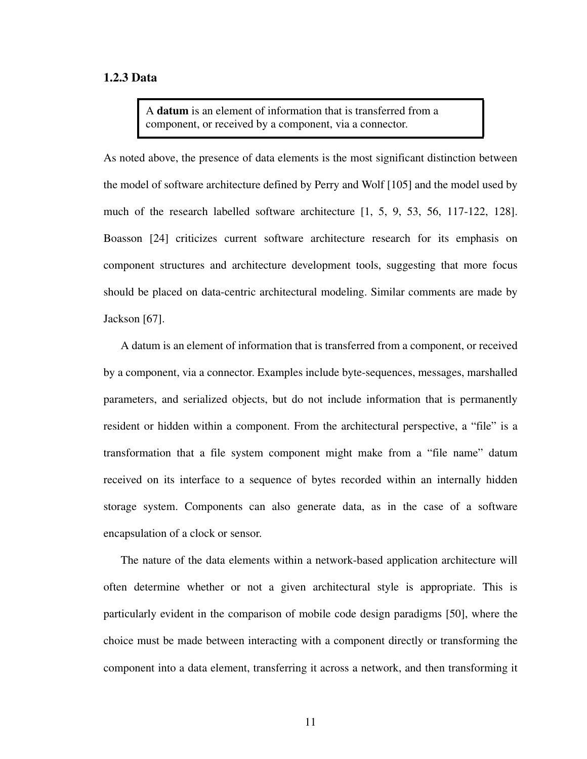### 1.2.3 Data

> A **datum** is an element of information that is transferred from a component, or received by a component, via a connector.

As noted above, the presence of data elements is the most significant distinction between the model of software architecture defined by Perry and Wolf [105] and the model used by much of the research labelled software architecture [1, 5, 9, 53, 56, 117-122, 128]. Boasson [24] criticizes current software architecture research for its emphasis on component structures and architecture development tools, suggesting that more focus should be placed on data-centric architectural modeling. Similar comments are made by Jackson [67].

A datum is an element of information that is transferred from a component, or received by a component, via a connector. Examples include byte-sequences, messages, marshalled parameters, and serialized objects, but do not include information that is permanently resident or hidden within a component. From the architectural perspective, a “file” is a transformation that a file system component might make from a “file name” datum received on its interface to a sequence of bytes recorded within an internally hidden storage system. Components can also generate data, as in the case of a software encapsulation of a clock or sensor.

The nature of the data elements within a network-based application architecture will often determine whether or not a given architectural style is appropriate. This is particularly evident in the comparison of mobile code design paradigms [50], where the choice must be made between interacting with a component directly or transforming the component into a data element, transferring it across a network, and then transforming it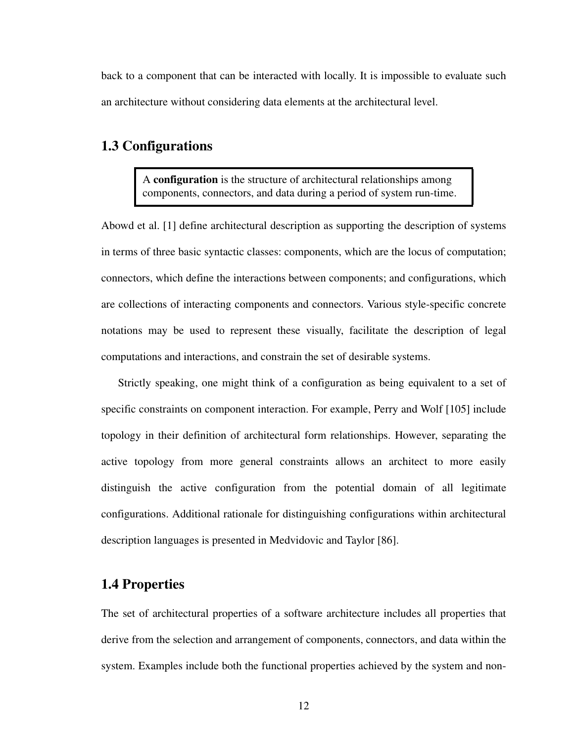back to a component that can be interacted with locally. It is impossible to evaluate such an architecture without considering data elements at the architectural level.

## 1.3 Configurations

> A **configuration** is the structure of architectural relationships among components, connectors, and data during a period of system run-time.

Abowd et al. [1] define architectural description as supporting the description of systems in terms of three basic syntactic classes: components, which are the locus of computation; connectors, which define the interactions between components; and configurations, which are collections of interacting components and connectors. Various style-specific concrete notations may be used to represent these visually, facilitate the description of legal computations and interactions, and constrain the set of desirable systems.

Strictly speaking, one might think of a configuration as being equivalent to a set of specific constraints on component interaction. For example, Perry and Wolf [105] include topology in their definition of architectural form relationships. However, separating the active topology from more general constraints allows an architect to more easily distinguish the active configuration from the potential domain of all legitimate configurations. Additional rationale for distinguishing configurations within architectural description languages is presented in Medvidovic and Taylor [86].

## 1.4 Properties

The set of architectural properties of a software architecture includes all properties that derive from the selection and arrangement of components, connectors, and data within the system. Examples include both the functional properties achieved by the system and non-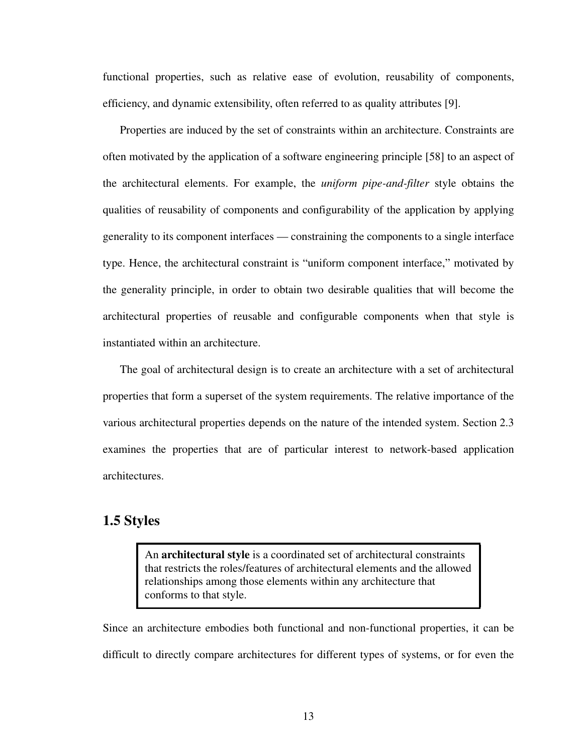functional properties, such as relative ease of evolution, reusability of components, efficiency, and dynamic extensibility, often referred to as quality attributes [9].

Properties are induced by the set of constraints within an architecture. Constraints are often motivated by the application of a software engineering principle [58] to an aspect of the architectural elements. For example, the *uniform pipe-and-filter* style obtains the qualities of reusability of components and configurability of the application by applying generality to its component interfaces — constraining the components to a single interface type. Hence, the architectural constraint is "uniform component interface," motivated by the generality principle, in order to obtain two desirable qualities that will become the architectural properties of reusable and configurable components when that style is instantiated within an architecture.

The goal of architectural design is to create an architecture with a set of architectural properties that form a superset of the system requirements. The relative importance of the various architectural properties depends on the nature of the intended system. Section 2.3 examines the properties that are of particular interest to network-based application architectures.

## 1.5 Styles

> An **architectural style** is a coordinated set of architectural constraints that restricts the roles/features of architectural elements and the allowed relationships among those elements within any architecture that conforms to that style.

Since an architecture embodies both functional and non-functional properties, it can be difficult to directly compare architectures for different types of systems, or for even the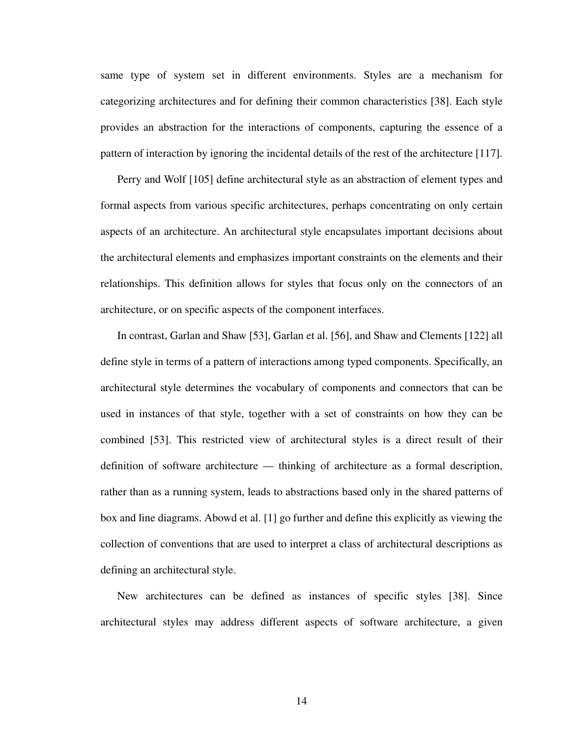same type of system set in different environments. Styles are a mechanism for categorizing architectures and for defining their common characteristics [38]. Each style provides an abstraction for the interactions of components, capturing the essence of a pattern of interaction by ignoring the incidental details of the rest of the architecture [117].

Perry and Wolf [105] define architectural style as an abstraction of element types and formal aspects from various specific architectures, perhaps concentrating on only certain aspects of an architecture. An architectural style encapsulates important decisions about the architectural elements and emphasizes important constraints on the elements and their relationships. This definition allows for styles that focus only on the connectors of an architecture, or on specific aspects of the component interfaces.

In contrast, Garlan and Shaw [53], Garlan et al. [56], and Shaw and Clements [122] all define style in terms of a pattern of interactions among typed components. Specifically, an architectural style determines the vocabulary of components and connectors that can be used in instances of that style, together with a set of constraints on how they can be combined [53]. This restricted view of architectural styles is a direct result of their definition of software architecture — thinking of architecture as a formal description, rather than as a running system, leads to abstractions based only in the shared patterns of box and line diagrams. Abowd et al. [1] go further and define this explicitly as viewing the collection of conventions that are used to interpret a class of architectural descriptions as defining an architectural style.

New architectures can be defined as instances of specific styles [38]. Since architectural styles may address different aspects of software architecture, a given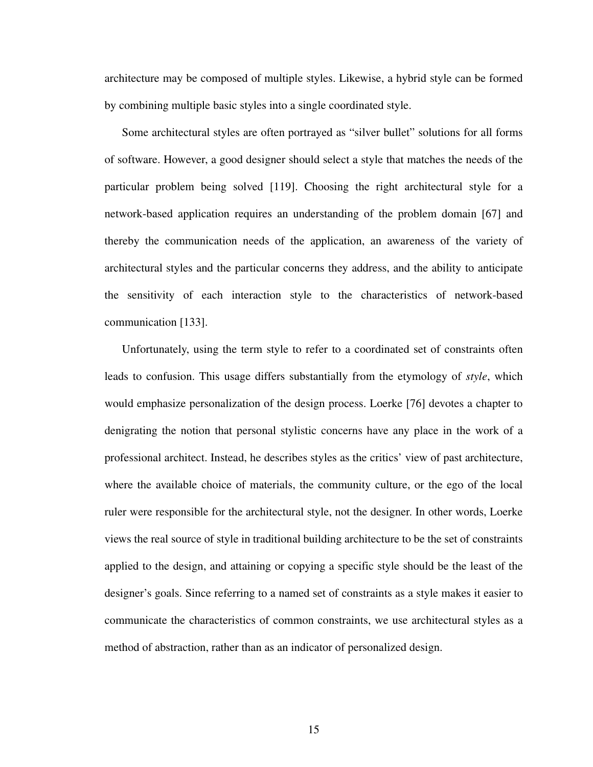architecture may be composed of multiple styles. Likewise, a hybrid style can be formed by combining multiple basic styles into a single coordinated style.

Some architectural styles are often portrayed as “silver bullet” solutions for all forms of software. However, a good designer should select a style that matches the needs of the particular problem being solved [119]. Choosing the right architectural style for a network-based application requires an understanding of the problem domain [67] and thereby the communication needs of the application, an awareness of the variety of architectural styles and the particular concerns they address, and the ability to anticipate the sensitivity of each interaction style to the characteristics of network-based communication [133].

Unfortunately, using the term style to refer to a coordinated set of constraints often leads to confusion. This usage differs substantially from the etymology of *style*, which would emphasize personalization of the design process. Loerke [76] devotes a chapter to denigrating the notion that personal stylistic concerns have any place in the work of a professional architect. Instead, he describes styles as the critics’ view of past architecture, where the available choice of materials, the community culture, or the ego of the local ruler were responsible for the architectural style, not the designer. In other words, Loerke views the real source of style in traditional building architecture to be the set of constraints applied to the design, and attaining or copying a specific style should be the least of the designer’s goals. Since referring to a named set of constraints as a style makes it easier to communicate the characteristics of common constraints, we use architectural styles as a method of abstraction, rather than as an indicator of personalized design.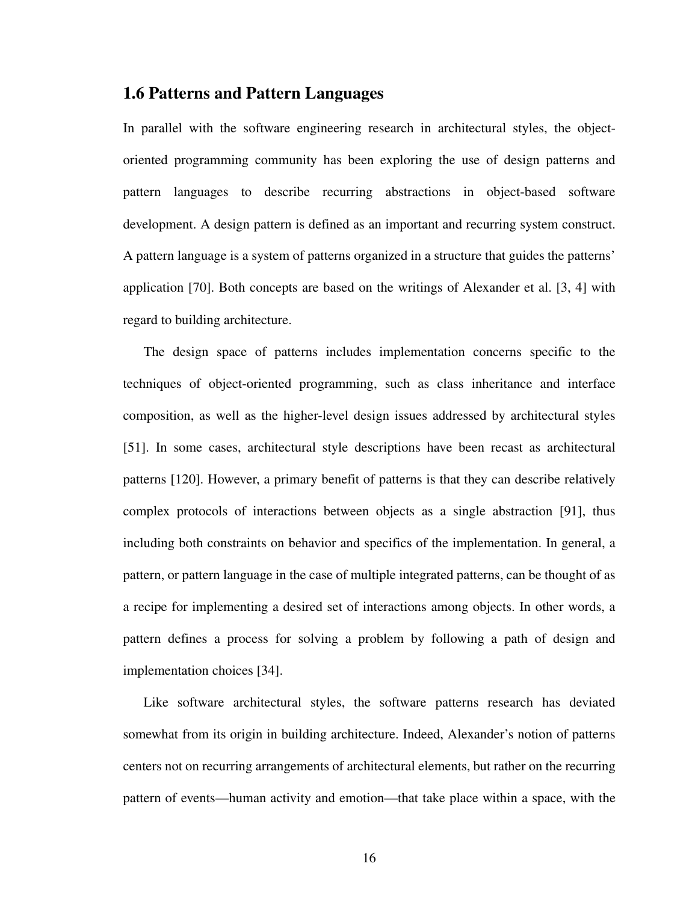## 1.6 Patterns and Pattern Languages

In parallel with the software engineering research in architectural styles, the object-oriented programming community has been exploring the use of design patterns and pattern languages to describe recurring abstractions in object-based software development. A design pattern is defined as an important and recurring system construct. A pattern language is a system of patterns organized in a structure that guides the patterns' application [70]. Both concepts are based on the writings of Alexander et al. [3, 4] with regard to building architecture.

The design space of patterns includes implementation concerns specific to the techniques of object-oriented programming, such as class inheritance and interface composition, as well as the higher-level design issues addressed by architectural styles [51]. In some cases, architectural style descriptions have been recast as architectural patterns [120]. However, a primary benefit of patterns is that they can describe relatively complex protocols of interactions between objects as a single abstraction [91], thus including both constraints on behavior and specifics of the implementation. In general, a pattern, or pattern language in the case of multiple integrated patterns, can be thought of as a recipe for implementing a desired set of interactions among objects. In other words, a pattern defines a process for solving a problem by following a path of design and implementation choices [34].

Like software architectural styles, the software patterns research has deviated somewhat from its origin in building architecture. Indeed, Alexander's notion of patterns centers not on recurring arrangements of architectural elements, but rather on the recurring pattern of events—human activity and emotion—that take place within a space, with the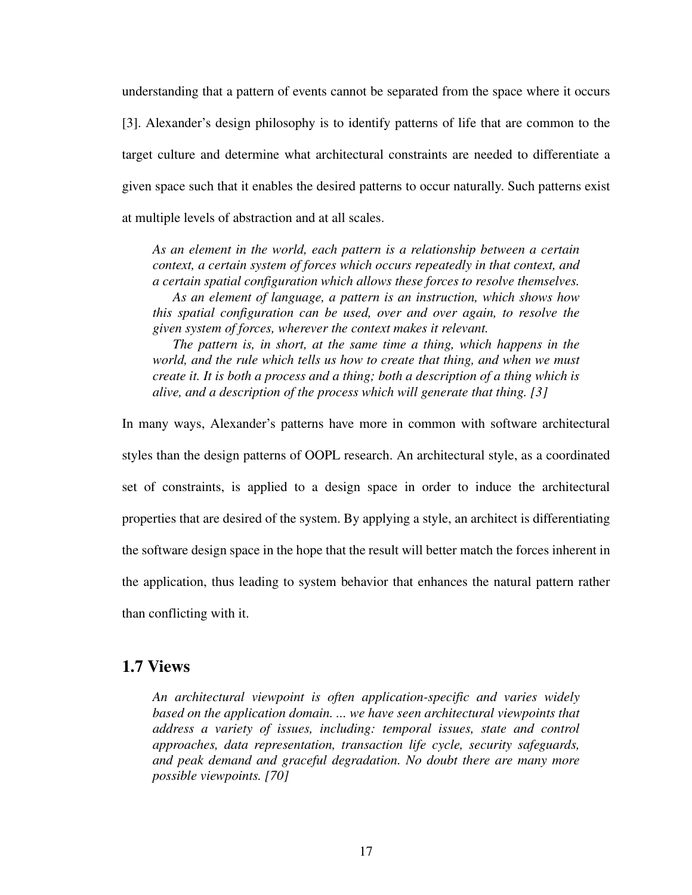understanding that a pattern of events cannot be separated from the space where it occurs [3]. Alexander's design philosophy is to identify patterns of life that are common to the target culture and determine what architectural constraints are needed to differentiate a given space such that it enables the desired patterns to occur naturally. Such patterns exist at multiple levels of abstraction and at all scales.

> *As an element in the world, each pattern is a relationship between a certain context, a certain system of forces which occurs repeatedly in that context, and a certain spatial configuration which allows these forces to resolve themselves.*
>
> *As an element of language, a pattern is an instruction, which shows how this spatial configuration can be used, over and over again, to resolve the given system of forces, wherever the context makes it relevant.*
>
> *The pattern is, in short, at the same time a thing, which happens in the world, and the rule which tells us how to create that thing, and when we must create it. It is both a process and a thing; both a description of a thing which is alive, and a description of the process which will generate that thing. [3]*

In many ways, Alexander's patterns have more in common with software architectural styles than the design patterns of OOPL research. An architectural style, as a coordinated set of constraints, is applied to a design space in order to induce the architectural properties that are desired of the system. By applying a style, an architect is differentiating the software design space in the hope that the result will better match the forces inherent in the application, thus leading to system behavior that enhances the natural pattern rather than conflicting with it.

## 1.7 Views

> *An architectural viewpoint is often application-specific and varies widely based on the application domain. ... we have seen architectural viewpoints that address a variety of issues, including: temporal issues, state and control approaches, data representation, transaction life cycle, security safeguards, and peak demand and graceful degradation. No doubt there are many more possible viewpoints. [70]*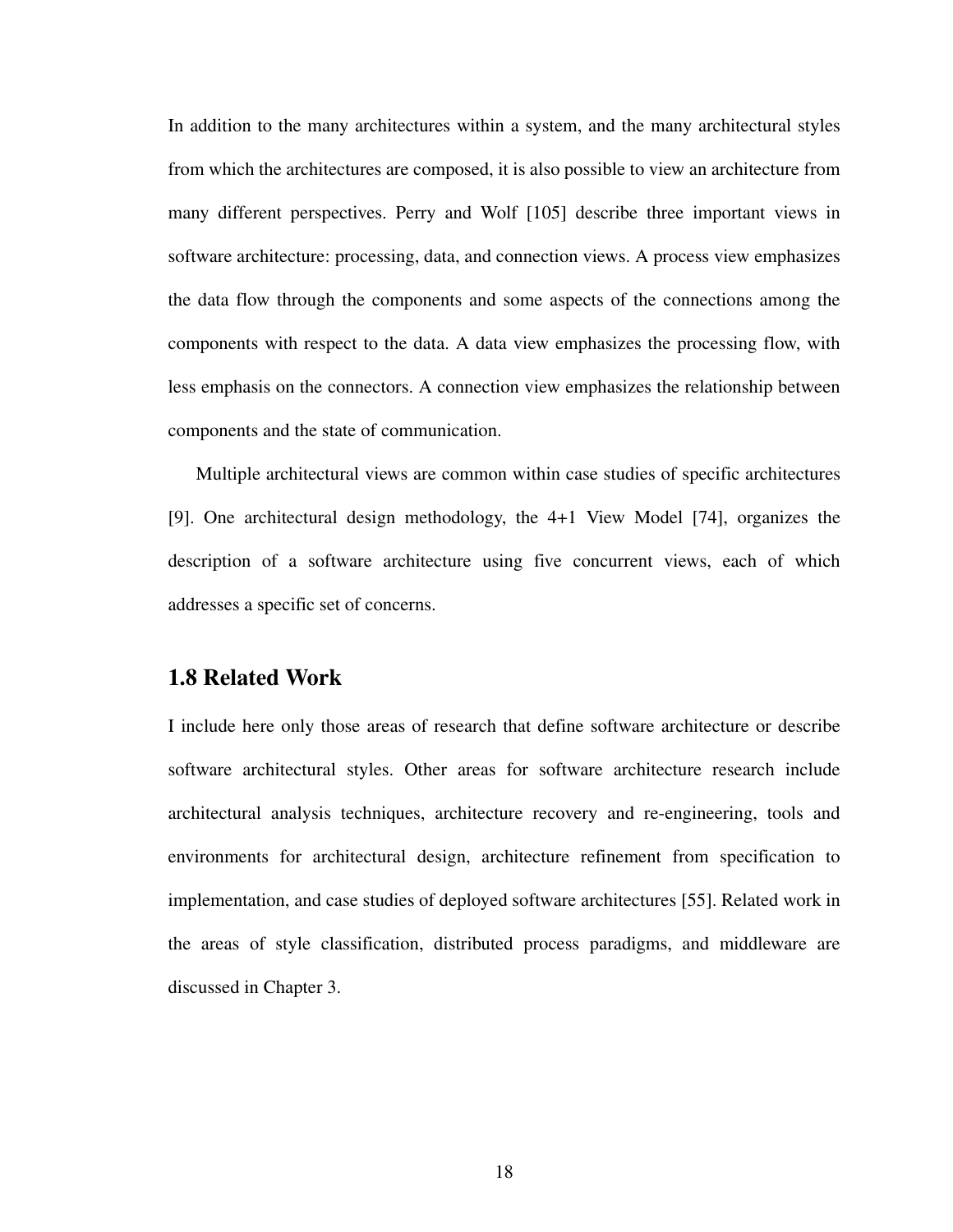In addition to the many architectures within a system, and the many architectural styles from which the architectures are composed, it is also possible to view an architecture from many different perspectives. Perry and Wolf [105] describe three important views in software architecture: processing, data, and connection views. A process view emphasizes the data flow through the components and some aspects of the connections among the components with respect to the data. A data view emphasizes the processing flow, with less emphasis on the connectors. A connection view emphasizes the relationship between components and the state of communication.

Multiple architectural views are common within case studies of specific architectures [9]. One architectural design methodology, the 4+1 View Model [74], organizes the description of a software architecture using five concurrent views, each of which addresses a specific set of concerns.

## 1.8 Related Work

I include here only those areas of research that define software architecture or describe software architectural styles. Other areas for software architecture research include architectural analysis techniques, architecture recovery and re-engineering, tools and environments for architectural design, architecture refinement from specification to implementation, and case studies of deployed software architectures [55]. Related work in the areas of style classification, distributed process paradigms, and middleware are discussed in Chapter 3.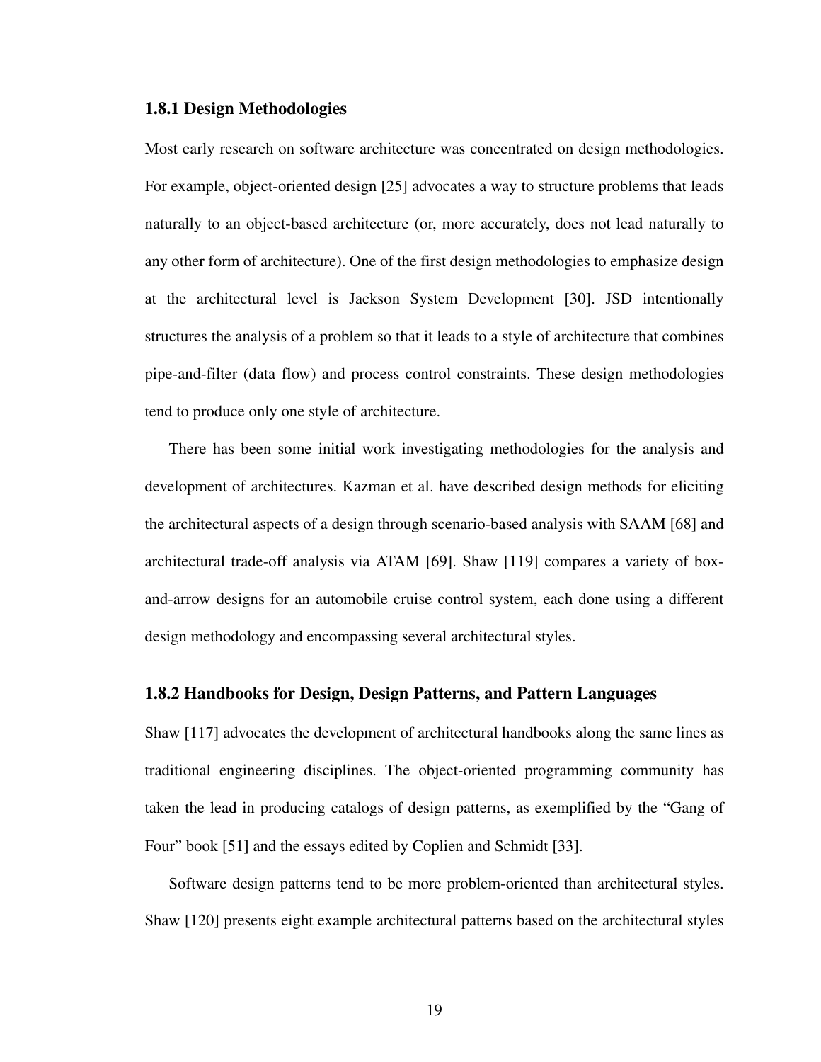### 1.8.1 Design Methodologies

Most early research on software architecture was concentrated on design methodologies. For example, object-oriented design [25] advocates a way to structure problems that leads naturally to an object-based architecture (or, more accurately, does not lead naturally to any other form of architecture). One of the first design methodologies to emphasize design at the architectural level is Jackson System Development [30]. JSD intentionally structures the analysis of a problem so that it leads to a style of architecture that combines pipe-and-filter (data flow) and process control constraints. These design methodologies tend to produce only one style of architecture.

There has been some initial work investigating methodologies for the analysis and development of architectures. Kazman et al. have described design methods for eliciting the architectural aspects of a design through scenario-based analysis with SAAM [68] and architectural trade-off analysis via ATAM [69]. Shaw [119] compares a variety of box-and-arrow designs for an automobile cruise control system, each done using a different design methodology and encompassing several architectural styles.

### 1.8.2 Handbooks for Design, Design Patterns, and Pattern Languages

Shaw [117] advocates the development of architectural handbooks along the same lines as traditional engineering disciplines. The object-oriented programming community has taken the lead in producing catalogs of design patterns, as exemplified by the "Gang of Four" book [51] and the essays edited by Coplien and Schmidt [33].

Software design patterns tend to be more problem-oriented than architectural styles. Shaw [120] presents eight example architectural patterns based on the architectural styles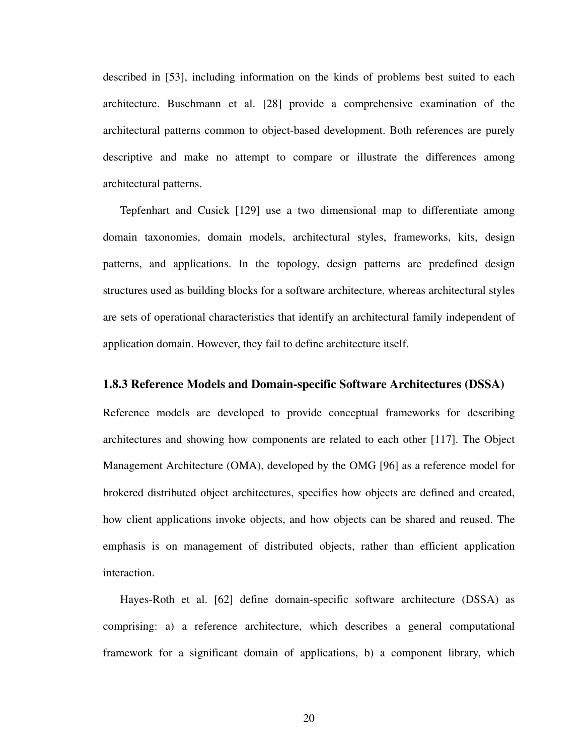described in [53], including information on the kinds of problems best suited to each architecture. Buschmann et al. [28] provide a comprehensive examination of the architectural patterns common to object-based development. Both references are purely descriptive and make no attempt to compare or illustrate the differences among architectural patterns.

Tepfenhart and Cusick [129] use a two dimensional map to differentiate among domain taxonomies, domain models, architectural styles, frameworks, kits, design patterns, and applications. In the topology, design patterns are predefined design structures used as building blocks for a software architecture, whereas architectural styles are sets of operational characteristics that identify an architectural family independent of application domain. However, they fail to define architecture itself.

### 1.8.3 Reference Models and Domain-specific Software Architectures (DSSA)

Reference models are developed to provide conceptual frameworks for describing architectures and showing how components are related to each other [117]. The Object Management Architecture (OMA), developed by the OMG [96] as a reference model for brokered distributed object architectures, specifies how objects are defined and created, how client applications invoke objects, and how objects can be shared and reused. The emphasis is on management of distributed objects, rather than efficient application interaction.

Hayes-Roth et al. [62] define domain-specific software architecture (DSSA) as comprising: a) a reference architecture, which describes a general computational framework for a significant domain of applications, b) a component library, which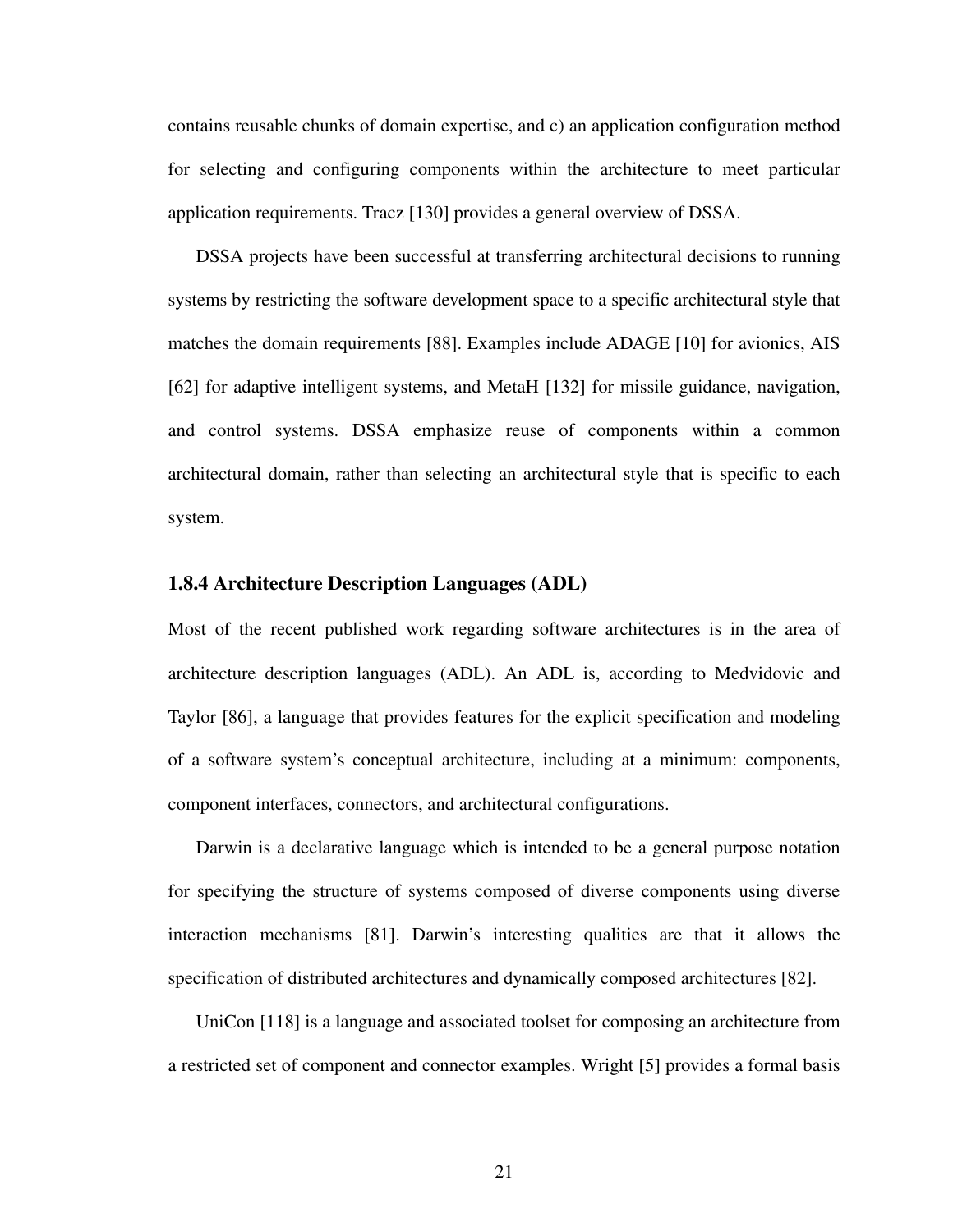contains reusable chunks of domain expertise, and c) an application configuration method for selecting and configuring components within the architecture to meet particular application requirements. Tracz [130] provides a general overview of DSSA.

DSSA projects have been successful at transferring architectural decisions to running systems by restricting the software development space to a specific architectural style that matches the domain requirements [88]. Examples include ADAGE [10] for avionics, AIS [62] for adaptive intelligent systems, and MetaH [132] for missile guidance, navigation, and control systems. DSSA emphasize reuse of components within a common architectural domain, rather than selecting an architectural style that is specific to each system.

### 1.8.4 Architecture Description Languages (ADL)

Most of the recent published work regarding software architectures is in the area of architecture description languages (ADL). An ADL is, according to Medvidovic and Taylor [86], a language that provides features for the explicit specification and modeling of a software system's conceptual architecture, including at a minimum: components, component interfaces, connectors, and architectural configurations.

Darwin is a declarative language which is intended to be a general purpose notation for specifying the structure of systems composed of diverse components using diverse interaction mechanisms [81]. Darwin's interesting qualities are that it allows the specification of distributed architectures and dynamically composed architectures [82].

UniCon [118] is a language and associated toolset for composing an architecture from a restricted set of component and connector examples. Wright [5] provides a formal basis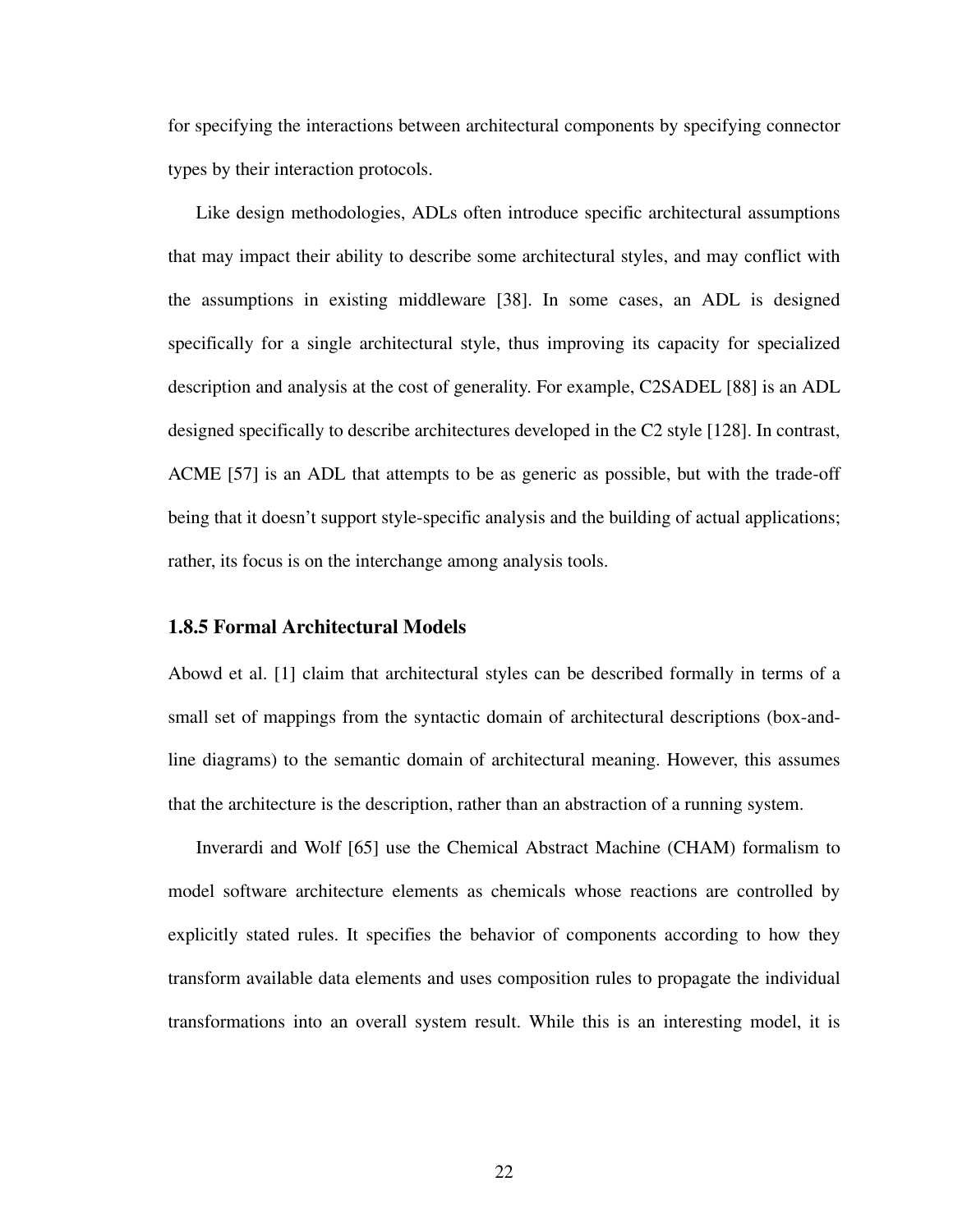for specifying the interactions between architectural components by specifying connector types by their interaction protocols.

Like design methodologies, ADLs often introduce specific architectural assumptions that may impact their ability to describe some architectural styles, and may conflict with the assumptions in existing middleware [38]. In some cases, an ADL is designed specifically for a single architectural style, thus improving its capacity for specialized description and analysis at the cost of generality. For example, C2SADEL [88] is an ADL designed specifically to describe architectures developed in the C2 style [128]. In contrast, ACME [57] is an ADL that attempts to be as generic as possible, but with the trade-off being that it doesn't support style-specific analysis and the building of actual applications; rather, its focus is on the interchange among analysis tools.

### 1.8.5 Formal Architectural Models

Abowd et al. [1] claim that architectural styles can be described formally in terms of a small set of mappings from the syntactic domain of architectural descriptions (box-and-line diagrams) to the semantic domain of architectural meaning. However, this assumes that the architecture is the description, rather than an abstraction of a running system.

Inverardi and Wolf [65] use the Chemical Abstract Machine (CHAM) formalism to model software architecture elements as chemicals whose reactions are controlled by explicitly stated rules. It specifies the behavior of components according to how they transform available data elements and uses composition rules to propagate the individual transformations into an overall system result. While this is an interesting model, it is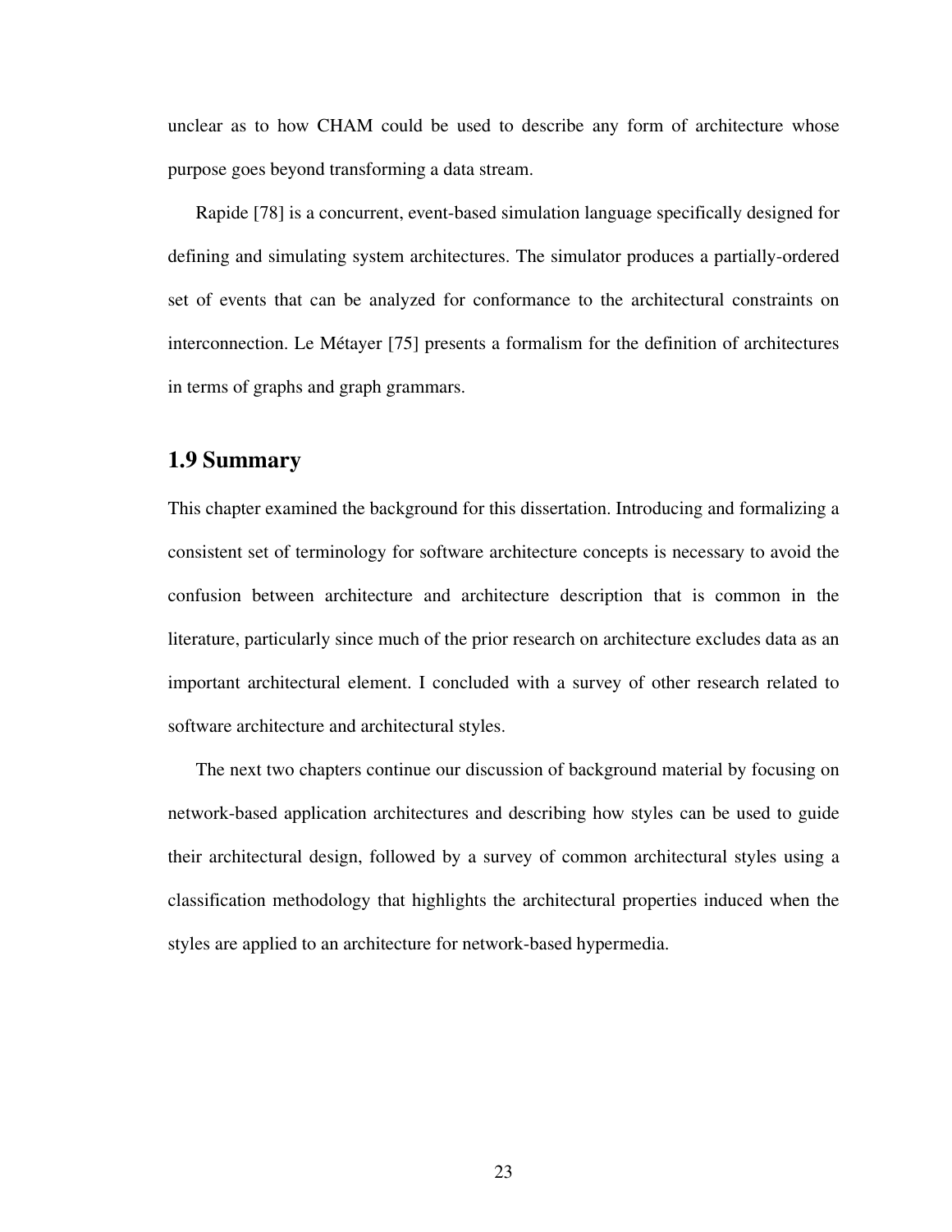unclear as to how CHAM could be used to describe any form of architecture whose purpose goes beyond transforming a data stream.

Rapide [78] is a concurrent, event-based simulation language specifically designed for defining and simulating system architectures. The simulator produces a partially-ordered set of events that can be analyzed for conformance to the architectural constraints on interconnection. Le Métayer [75] presents a formalism for the definition of architectures in terms of graphs and graph grammars.

## 1.9 Summary

This chapter examined the background for this dissertation. Introducing and formalizing a consistent set of terminology for software architecture concepts is necessary to avoid the confusion between architecture and architecture description that is common in the literature, particularly since much of the prior research on architecture excludes data as an important architectural element. I concluded with a survey of other research related to software architecture and architectural styles.

The next two chapters continue our discussion of background material by focusing on network-based application architectures and describing how styles can be used to guide their architectural design, followed by a survey of common architectural styles using a classification methodology that highlights the architectural properties induced when the styles are applied to an architecture for network-based hypermedia.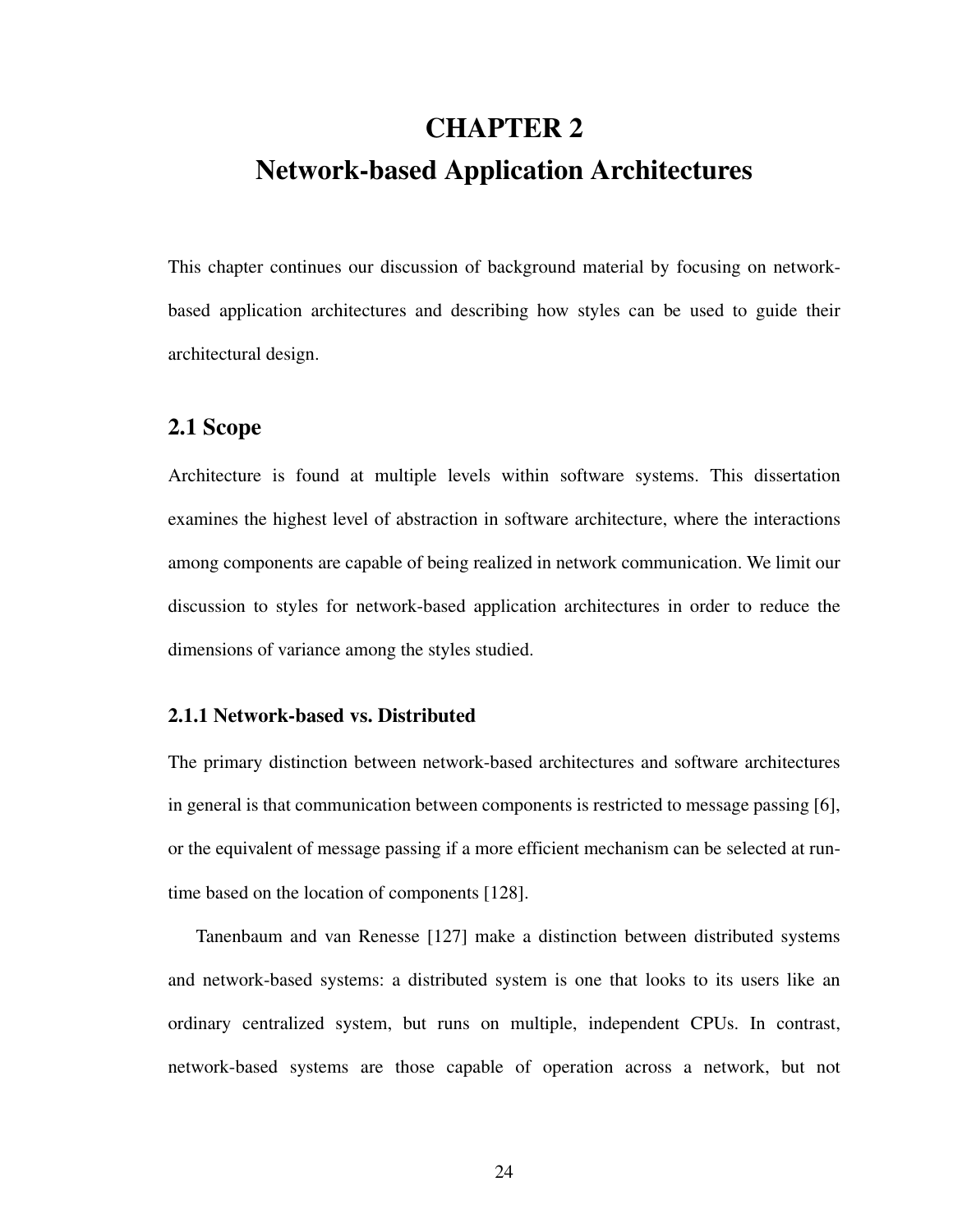# CHAPTER 2
# Network-based Application Architectures

This chapter continues our discussion of background material by focusing on network-based application architectures and describing how styles can be used to guide their architectural design.

## 2.1 Scope

Architecture is found at multiple levels within software systems. This dissertation examines the highest level of abstraction in software architecture, where the interactions among components are capable of being realized in network communication. We limit our discussion to styles for network-based application architectures in order to reduce the dimensions of variance among the styles studied.

### 2.1.1 Network-based vs. Distributed

The primary distinction between network-based architectures and software architectures in general is that communication between components is restricted to message passing [6], or the equivalent of message passing if a more efficient mechanism can be selected at run-time based on the location of components [128].

Tanenbaum and van Renesse [127] make a distinction between distributed systems and network-based systems: a distributed system is one that looks to its users like an ordinary centralized system, but runs on multiple, independent CPUs. In contrast, network-based systems are those capable of operation across a network, but not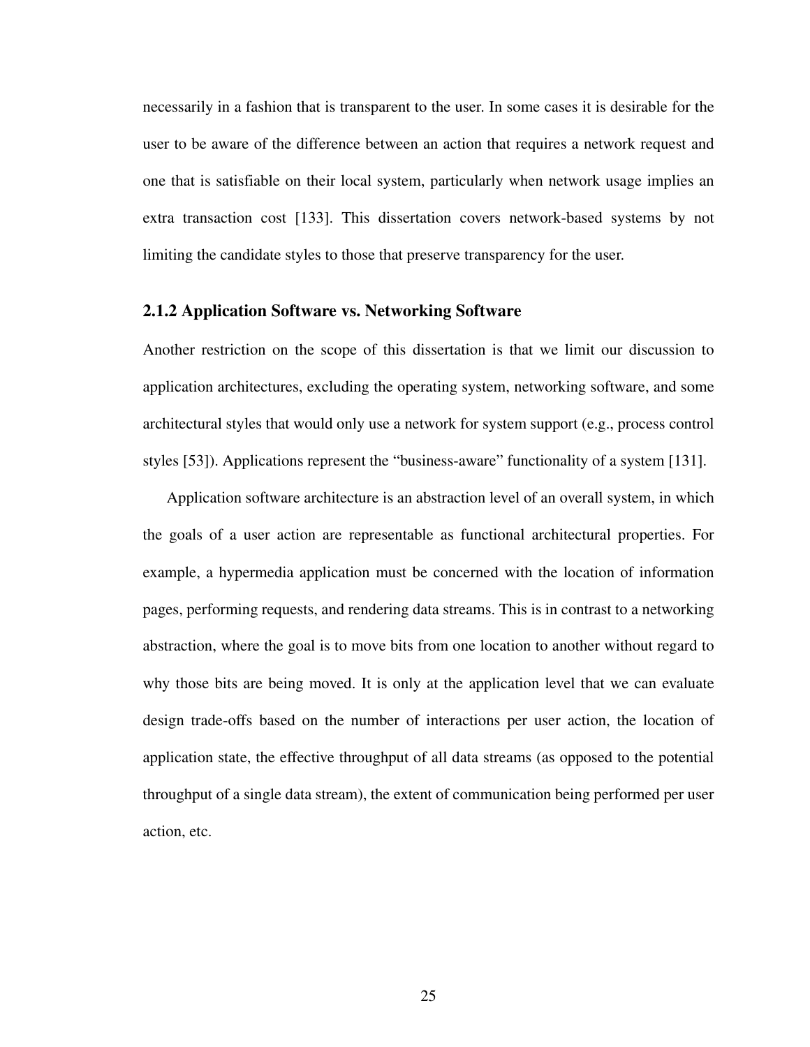necessarily in a fashion that is transparent to the user. In some cases it is desirable for the user to be aware of the difference between an action that requires a network request and one that is satisfiable on their local system, particularly when network usage implies an extra transaction cost [133]. This dissertation covers network-based systems by not limiting the candidate styles to those that preserve transparency for the user.

### 2.1.2 Application Software vs. Networking Software

Another restriction on the scope of this dissertation is that we limit our discussion to application architectures, excluding the operating system, networking software, and some architectural styles that would only use a network for system support (e.g., process control styles [53]). Applications represent the "business-aware" functionality of a system [131].

Application software architecture is an abstraction level of an overall system, in which the goals of a user action are representable as functional architectural properties. For example, a hypermedia application must be concerned with the location of information pages, performing requests, and rendering data streams. This is in contrast to a networking abstraction, where the goal is to move bits from one location to another without regard to why those bits are being moved. It is only at the application level that we can evaluate design trade-offs based on the number of interactions per user action, the location of application state, the effective throughput of all data streams (as opposed to the potential throughput of a single data stream), the extent of communication being performed per user action, etc.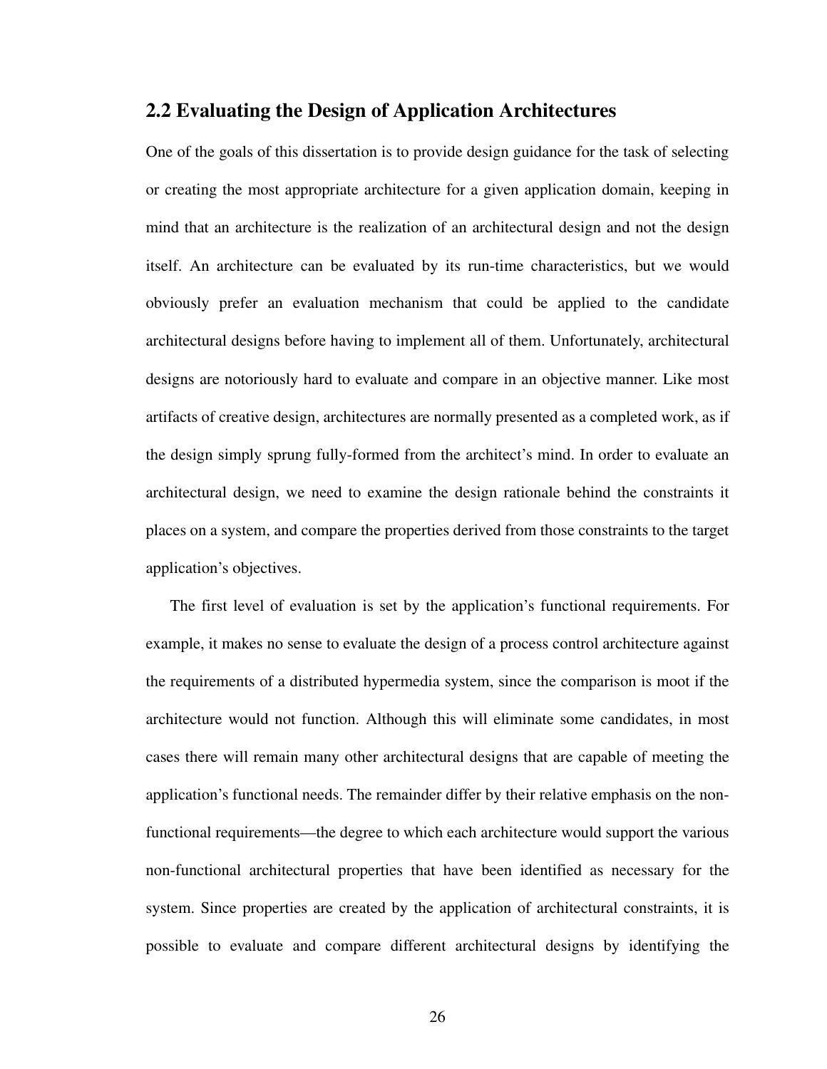## 2.2 Evaluating the Design of Application Architectures

One of the goals of this dissertation is to provide design guidance for the task of selecting or creating the most appropriate architecture for a given application domain, keeping in mind that an architecture is the realization of an architectural design and not the design itself. An architecture can be evaluated by its run-time characteristics, but we would obviously prefer an evaluation mechanism that could be applied to the candidate architectural designs before having to implement all of them. Unfortunately, architectural designs are notoriously hard to evaluate and compare in an objective manner. Like most artifacts of creative design, architectures are normally presented as a completed work, as if the design simply sprung fully-formed from the architect's mind. In order to evaluate an architectural design, we need to examine the design rationale behind the constraints it places on a system, and compare the properties derived from those constraints to the target application's objectives.

The first level of evaluation is set by the application's functional requirements. For example, it makes no sense to evaluate the design of a process control architecture against the requirements of a distributed hypermedia system, since the comparison is moot if the architecture would not function. Although this will eliminate some candidates, in most cases there will remain many other architectural designs that are capable of meeting the application's functional needs. The remainder differ by their relative emphasis on the non-functional requirements—the degree to which each architecture would support the various non-functional architectural properties that have been identified as necessary for the system. Since properties are created by the application of architectural constraints, it is possible to evaluate and compare different architectural designs by identifying the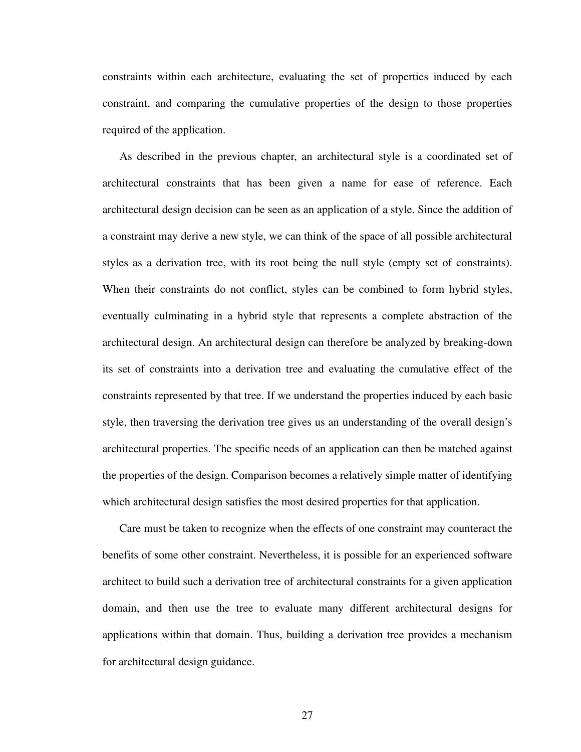constraints within each architecture, evaluating the set of properties induced by each constraint, and comparing the cumulative properties of the design to those properties required of the application.

As described in the previous chapter, an architectural style is a coordinated set of architectural constraints that has been given a name for ease of reference. Each architectural design decision can be seen as an application of a style. Since the addition of a constraint may derive a new style, we can think of the space of all possible architectural styles as a derivation tree, with its root being the null style (empty set of constraints). When their constraints do not conflict, styles can be combined to form hybrid styles, eventually culminating in a hybrid style that represents a complete abstraction of the architectural design. An architectural design can therefore be analyzed by breaking-down its set of constraints into a derivation tree and evaluating the cumulative effect of the constraints represented by that tree. If we understand the properties induced by each basic style, then traversing the derivation tree gives us an understanding of the overall design's architectural properties. The specific needs of an application can then be matched against the properties of the design. Comparison becomes a relatively simple matter of identifying which architectural design satisfies the most desired properties for that application.

Care must be taken to recognize when the effects of one constraint may counteract the benefits of some other constraint. Nevertheless, it is possible for an experienced software architect to build such a derivation tree of architectural constraints for a given application domain, and then use the tree to evaluate many different architectural designs for applications within that domain. Thus, building a derivation tree provides a mechanism for architectural design guidance.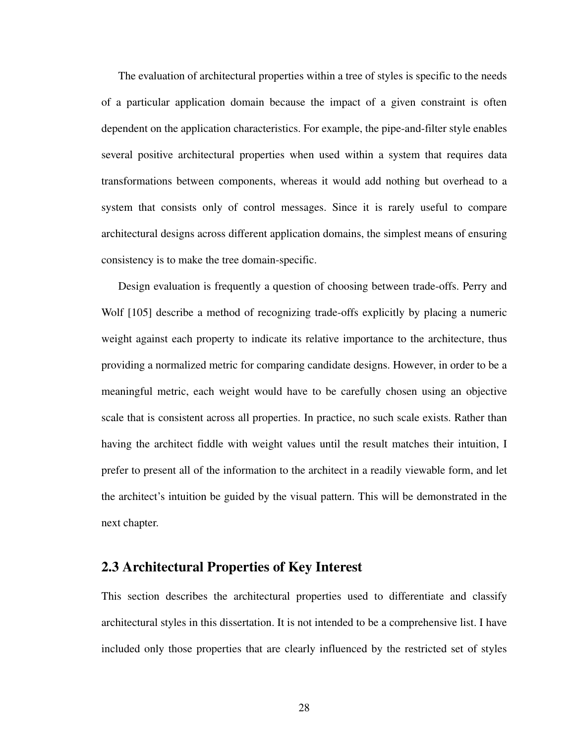The evaluation of architectural properties within a tree of styles is specific to the needs of a particular application domain because the impact of a given constraint is often dependent on the application characteristics. For example, the pipe-and-filter style enables several positive architectural properties when used within a system that requires data transformations between components, whereas it would add nothing but overhead to a system that consists only of control messages. Since it is rarely useful to compare architectural designs across different application domains, the simplest means of ensuring consistency is to make the tree domain-specific.

Design evaluation is frequently a question of choosing between trade-offs. Perry and Wolf [105] describe a method of recognizing trade-offs explicitly by placing a numeric weight against each property to indicate its relative importance to the architecture, thus providing a normalized metric for comparing candidate designs. However, in order to be a meaningful metric, each weight would have to be carefully chosen using an objective scale that is consistent across all properties. In practice, no such scale exists. Rather than having the architect fiddle with weight values until the result matches their intuition, I prefer to present all of the information to the architect in a readily viewable form, and let the architect's intuition be guided by the visual pattern. This will be demonstrated in the next chapter.

## 2.3 Architectural Properties of Key Interest

This section describes the architectural properties used to differentiate and classify architectural styles in this dissertation. It is not intended to be a comprehensive list. I have included only those properties that are clearly influenced by the restricted set of styles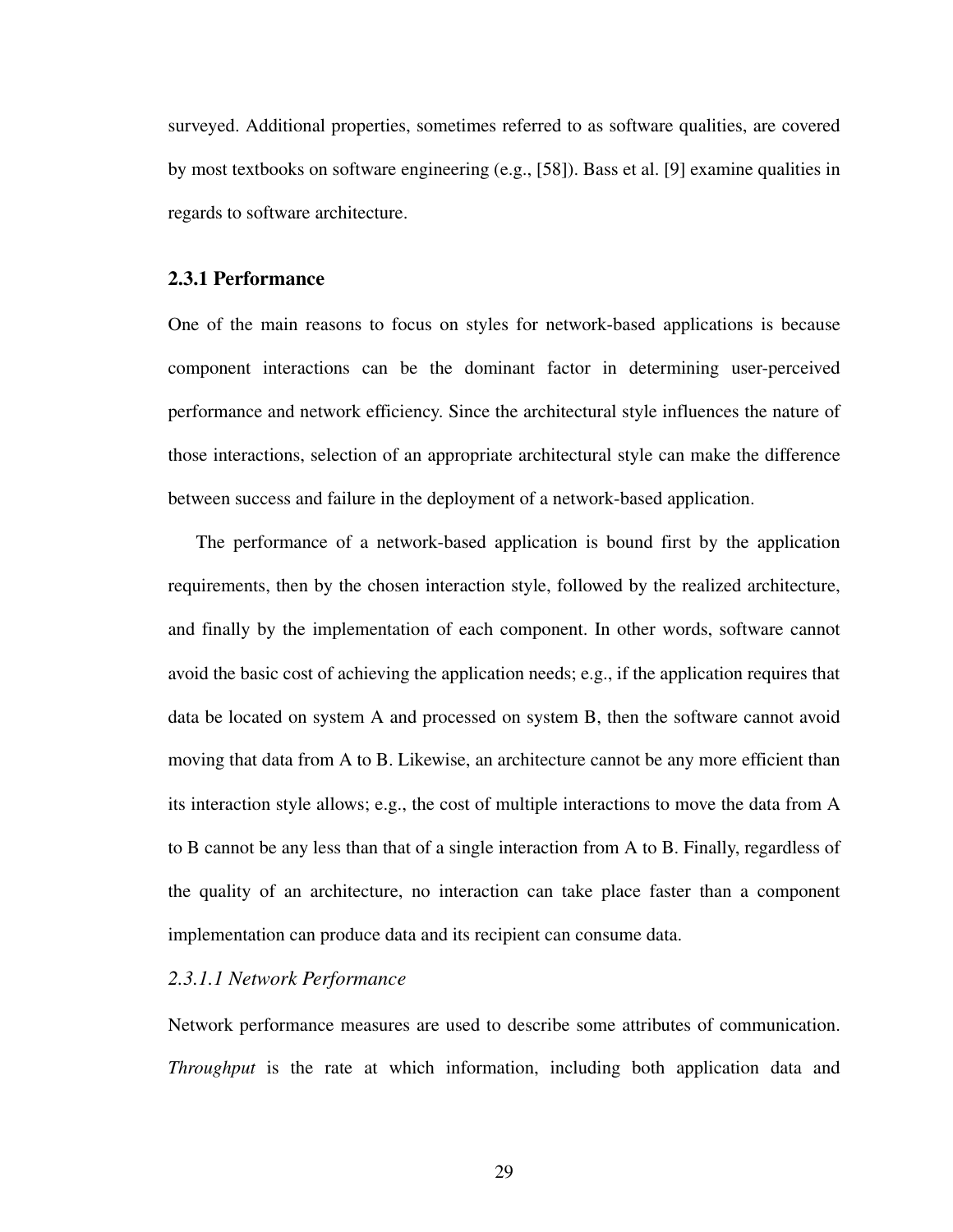surveyed. Additional properties, sometimes referred to as software qualities, are covered by most textbooks on software engineering (e.g., [58]). Bass et al. [9] examine qualities in regards to software architecture.

### 2.3.1 Performance

One of the main reasons to focus on styles for network-based applications is because component interactions can be the dominant factor in determining user-perceived performance and network efficiency. Since the architectural style influences the nature of those interactions, selection of an appropriate architectural style can make the difference between success and failure in the deployment of a network-based application.

The performance of a network-based application is bound first by the application requirements, then by the chosen interaction style, followed by the realized architecture, and finally by the implementation of each component. In other words, software cannot avoid the basic cost of achieving the application needs; e.g., if the application requires that data be located on system A and processed on system B, then the software cannot avoid moving that data from A to B. Likewise, an architecture cannot be any more efficient than its interaction style allows; e.g., the cost of multiple interactions to move the data from A to B cannot be any less than that of a single interaction from A to B. Finally, regardless of the quality of an architecture, no interaction can take place faster than a component implementation can produce data and its recipient can consume data.

#### *2.3.1.1 Network Performance*

Network performance measures are used to describe some attributes of communication. *Throughput* is the rate at which information, including both application data and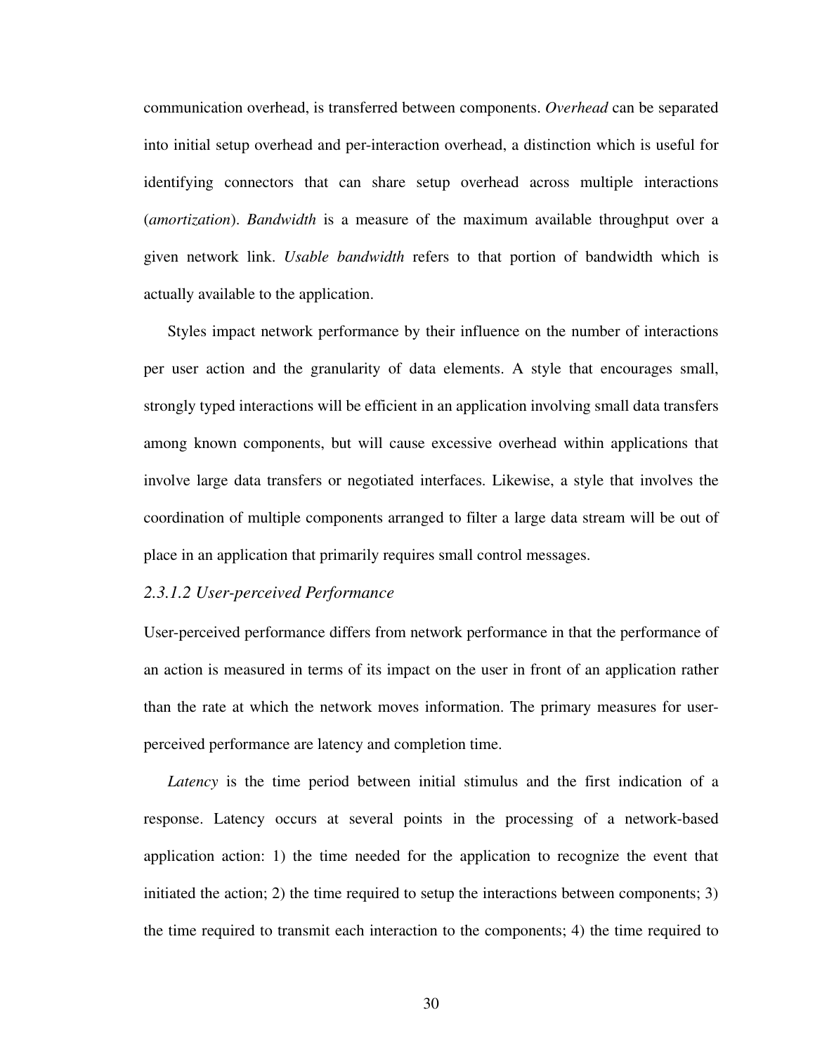communication overhead, is transferred between components. *Overhead* can be separated into initial setup overhead and per-interaction overhead, a distinction which is useful for identifying connectors that can share setup overhead across multiple interactions (*amortization*). *Bandwidth* is a measure of the maximum available throughput over a given network link. *Usable bandwidth* refers to that portion of bandwidth which is actually available to the application.

Styles impact network performance by their influence on the number of interactions per user action and the granularity of data elements. A style that encourages small, strongly typed interactions will be efficient in an application involving small data transfers among known components, but will cause excessive overhead within applications that involve large data transfers or negotiated interfaces. Likewise, a style that involves the coordination of multiple components arranged to filter a large data stream will be out of place in an application that primarily requires small control messages.

#### *2.3.1.2 User-perceived Performance*

User-perceived performance differs from network performance in that the performance of an action is measured in terms of its impact on the user in front of an application rather than the rate at which the network moves information. The primary measures for user-perceived performance are latency and completion time.

*Latency* is the time period between initial stimulus and the first indication of a response. Latency occurs at several points in the processing of a network-based application action: 1) the time needed for the application to recognize the event that initiated the action; 2) the time required to setup the interactions between components; 3) the time required to transmit each interaction to the components; 4) the time required to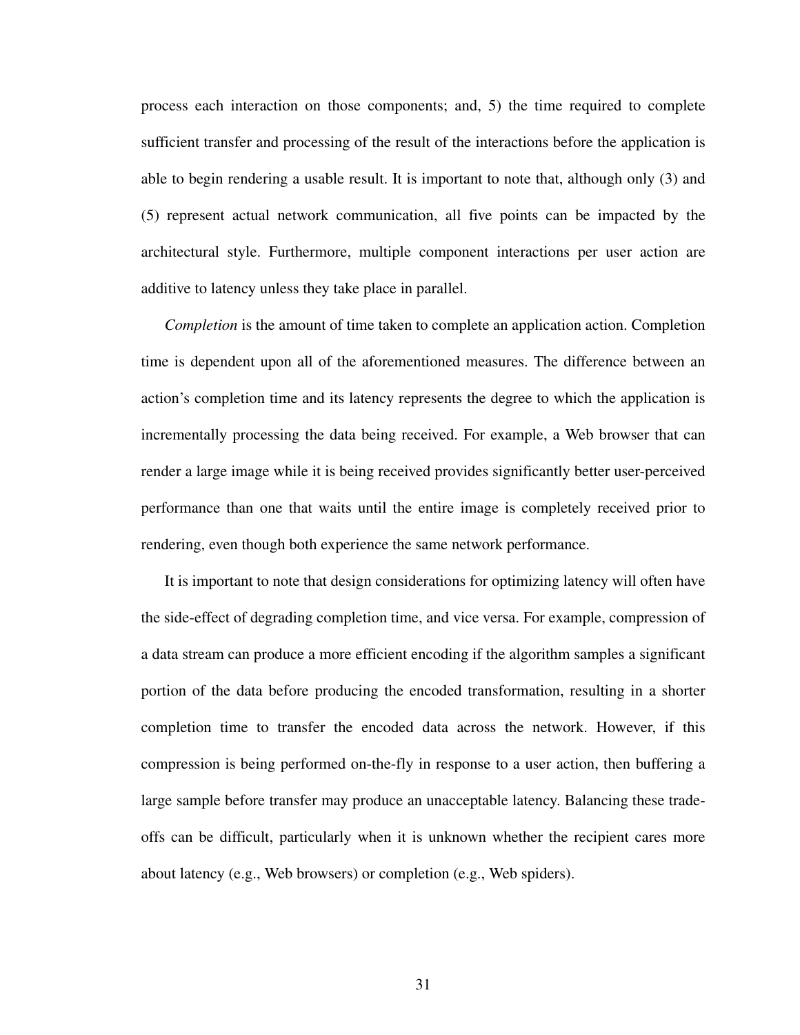process each interaction on those components; and, 5) the time required to complete sufficient transfer and processing of the result of the interactions before the application is able to begin rendering a usable result. It is important to note that, although only (3) and (5) represent actual network communication, all five points can be impacted by the architectural style. Furthermore, multiple component interactions per user action are additive to latency unless they take place in parallel.

*Completion* is the amount of time taken to complete an application action. Completion time is dependent upon all of the aforementioned measures. The difference between an action's completion time and its latency represents the degree to which the application is incrementally processing the data being received. For example, a Web browser that can render a large image while it is being received provides significantly better user-perceived performance than one that waits until the entire image is completely received prior to rendering, even though both experience the same network performance.

It is important to note that design considerations for optimizing latency will often have the side-effect of degrading completion time, and vice versa. For example, compression of a data stream can produce a more efficient encoding if the algorithm samples a significant portion of the data before producing the encoded transformation, resulting in a shorter completion time to transfer the encoded data across the network. However, if this compression is being performed on-the-fly in response to a user action, then buffering a large sample before transfer may produce an unacceptable latency. Balancing these trade-offs can be difficult, particularly when it is unknown whether the recipient cares more about latency (e.g., Web browsers) or completion (e.g., Web spiders).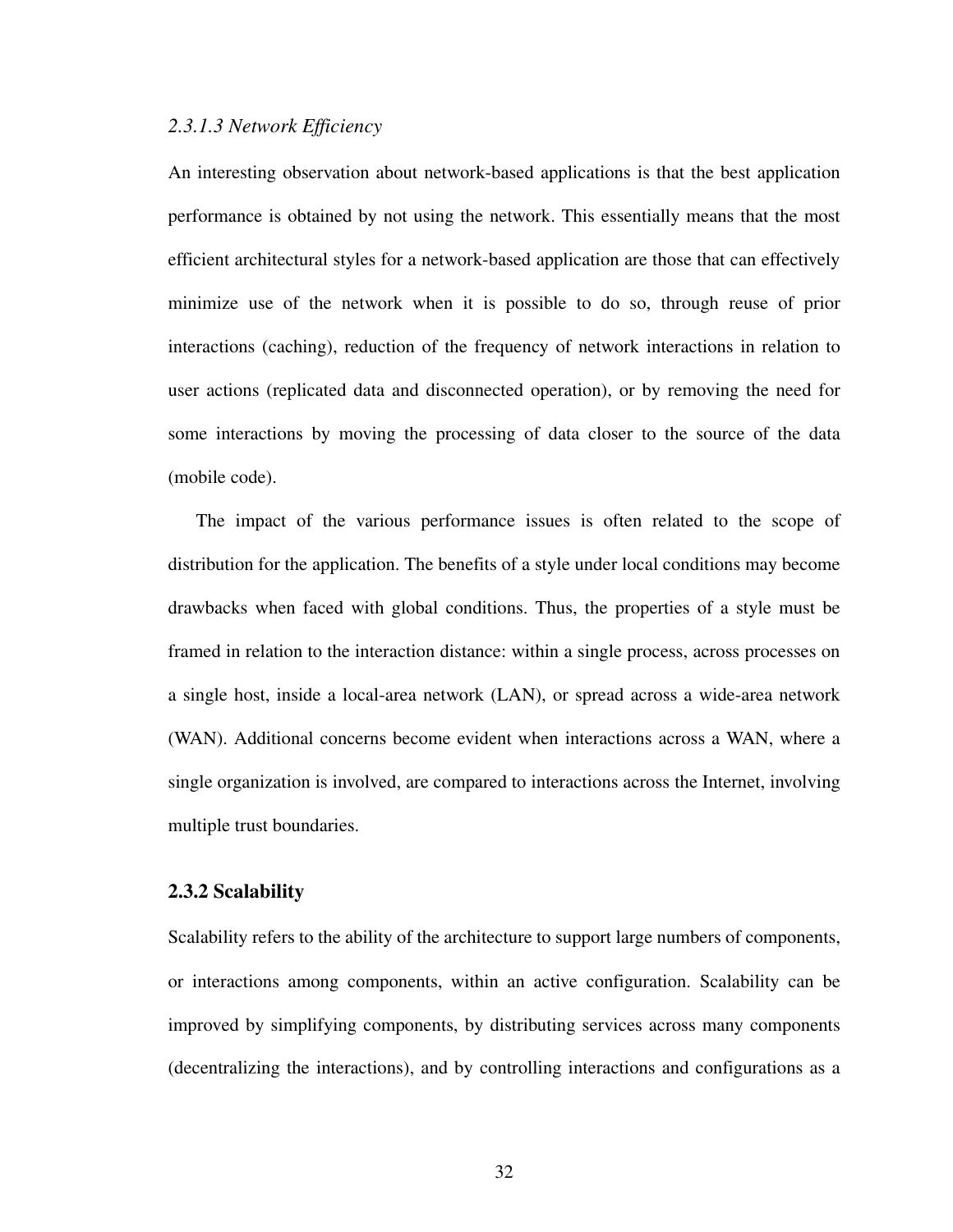#### *2.3.1.3 Network Efficiency*

An interesting observation about network-based applications is that the best application performance is obtained by not using the network. This essentially means that the most efficient architectural styles for a network-based application are those that can effectively minimize use of the network when it is possible to do so, through reuse of prior interactions (caching), reduction of the frequency of network interactions in relation to user actions (replicated data and disconnected operation), or by removing the need for some interactions by moving the processing of data closer to the source of the data (mobile code).

The impact of the various performance issues is often related to the scope of distribution for the application. The benefits of a style under local conditions may become drawbacks when faced with global conditions. Thus, the properties of a style must be framed in relation to the interaction distance: within a single process, across processes on a single host, inside a local-area network (LAN), or spread across a wide-area network (WAN). Additional concerns become evident when interactions across a WAN, where a single organization is involved, are compared to interactions across the Internet, involving multiple trust boundaries.

### 2.3.2 Scalability

Scalability refers to the ability of the architecture to support large numbers of components, or interactions among components, within an active configuration. Scalability can be improved by simplifying components, by distributing services across many components (decentralizing the interactions), and by controlling interactions and configurations as a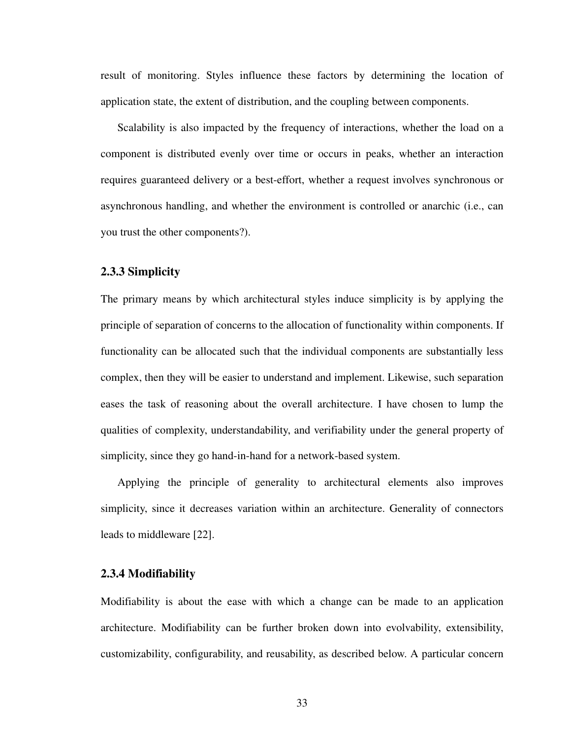result of monitoring. Styles influence these factors by determining the location of application state, the extent of distribution, and the coupling between components.

Scalability is also impacted by the frequency of interactions, whether the load on a component is distributed evenly over time or occurs in peaks, whether an interaction requires guaranteed delivery or a best-effort, whether a request involves synchronous or asynchronous handling, and whether the environment is controlled or anarchic (i.e., can you trust the other components?).

### 2.3.3 Simplicity

The primary means by which architectural styles induce simplicity is by applying the principle of separation of concerns to the allocation of functionality within components. If functionality can be allocated such that the individual components are substantially less complex, then they will be easier to understand and implement. Likewise, such separation eases the task of reasoning about the overall architecture. I have chosen to lump the qualities of complexity, understandability, and verifiability under the general property of simplicity, since they go hand-in-hand for a network-based system.

Applying the principle of generality to architectural elements also improves simplicity, since it decreases variation within an architecture. Generality of connectors leads to middleware [22].

### 2.3.4 Modifiability

Modifiability is about the ease with which a change can be made to an application architecture. Modifiability can be further broken down into evolvability, extensibility, customizability, configurability, and reusability, as described below. A particular concern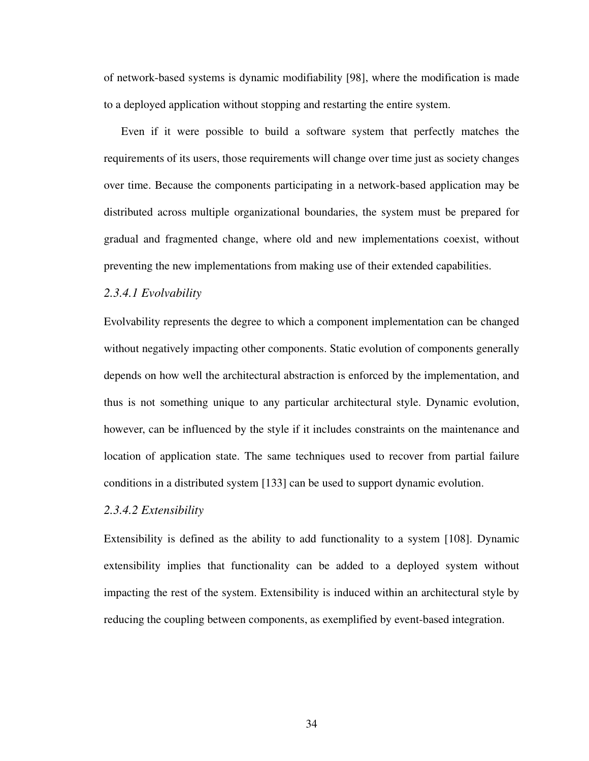of network-based systems is dynamic modifiability [98], where the modification is made to a deployed application without stopping and restarting the entire system.

Even if it were possible to build a software system that perfectly matches the requirements of its users, those requirements will change over time just as society changes over time. Because the components participating in a network-based application may be distributed across multiple organizational boundaries, the system must be prepared for gradual and fragmented change, where old and new implementations coexist, without preventing the new implementations from making use of their extended capabilities.

#### *2.3.4.1 Evolvability*

Evolvability represents the degree to which a component implementation can be changed without negatively impacting other components. Static evolution of components generally depends on how well the architectural abstraction is enforced by the implementation, and thus is not something unique to any particular architectural style. Dynamic evolution, however, can be influenced by the style if it includes constraints on the maintenance and location of application state. The same techniques used to recover from partial failure conditions in a distributed system [133] can be used to support dynamic evolution.

#### *2.3.4.2 Extensibility*

Extensibility is defined as the ability to add functionality to a system [108]. Dynamic extensibility implies that functionality can be added to a deployed system without impacting the rest of the system. Extensibility is induced within an architectural style by reducing the coupling between components, as exemplified by event-based integration.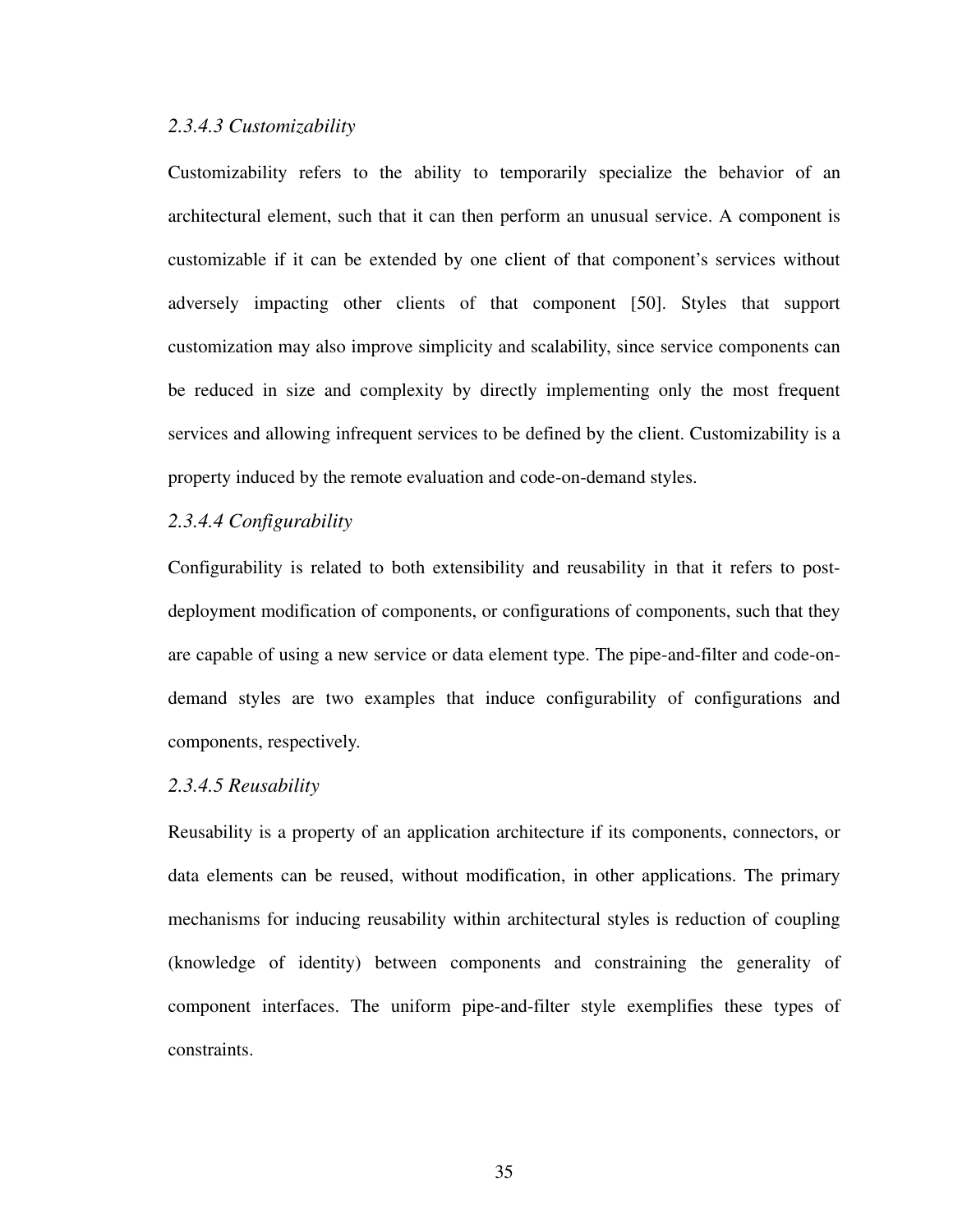#### *2.3.4.3 Customizability*

Customizability refers to the ability to temporarily specialize the behavior of an architectural element, such that it can then perform an unusual service. A component is customizable if it can be extended by one client of that component's services without adversely impacting other clients of that component [50]. Styles that support customization may also improve simplicity and scalability, since service components can be reduced in size and complexity by directly implementing only the most frequent services and allowing infrequent services to be defined by the client. Customizability is a property induced by the remote evaluation and code-on-demand styles.

#### *2.3.4.4 Configurability*

Configurability is related to both extensibility and reusability in that it refers to post-deployment modification of components, or configurations of components, such that they are capable of using a new service or data element type. The pipe-and-filter and code-on-demand styles are two examples that induce configurability of configurations and components, respectively.

#### *2.3.4.5 Reusability*

Reusability is a property of an application architecture if its components, connectors, or data elements can be reused, without modification, in other applications. The primary mechanisms for inducing reusability within architectural styles is reduction of coupling (knowledge of identity) between components and constraining the generality of component interfaces. The uniform pipe-and-filter style exemplifies these types of constraints.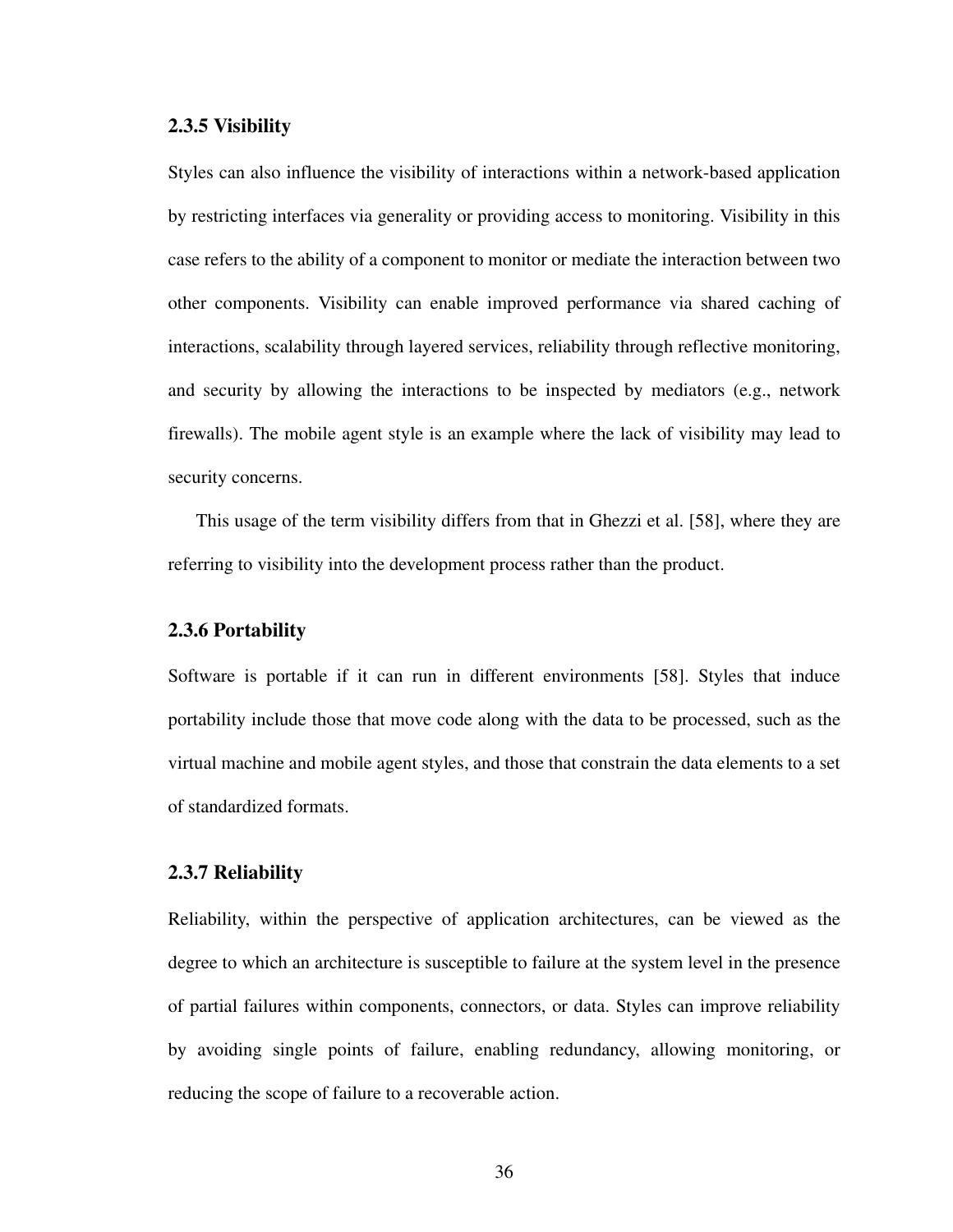### 2.3.5 Visibility

Styles can also influence the visibility of interactions within a network-based application by restricting interfaces via generality or providing access to monitoring. Visibility in this case refers to the ability of a component to monitor or mediate the interaction between two other components. Visibility can enable improved performance via shared caching of interactions, scalability through layered services, reliability through reflective monitoring, and security by allowing the interactions to be inspected by mediators (e.g., network firewalls). The mobile agent style is an example where the lack of visibility may lead to security concerns.

This usage of the term visibility differs from that in Ghezzi et al. [58], where they are referring to visibility into the development process rather than the product.

### 2.3.6 Portability

Software is portable if it can run in different environments [58]. Styles that induce portability include those that move code along with the data to be processed, such as the virtual machine and mobile agent styles, and those that constrain the data elements to a set of standardized formats.

### 2.3.7 Reliability

Reliability, within the perspective of application architectures, can be viewed as the degree to which an architecture is susceptible to failure at the system level in the presence of partial failures within components, connectors, or data. Styles can improve reliability by avoiding single points of failure, enabling redundancy, allowing monitoring, or reducing the scope of failure to a recoverable action.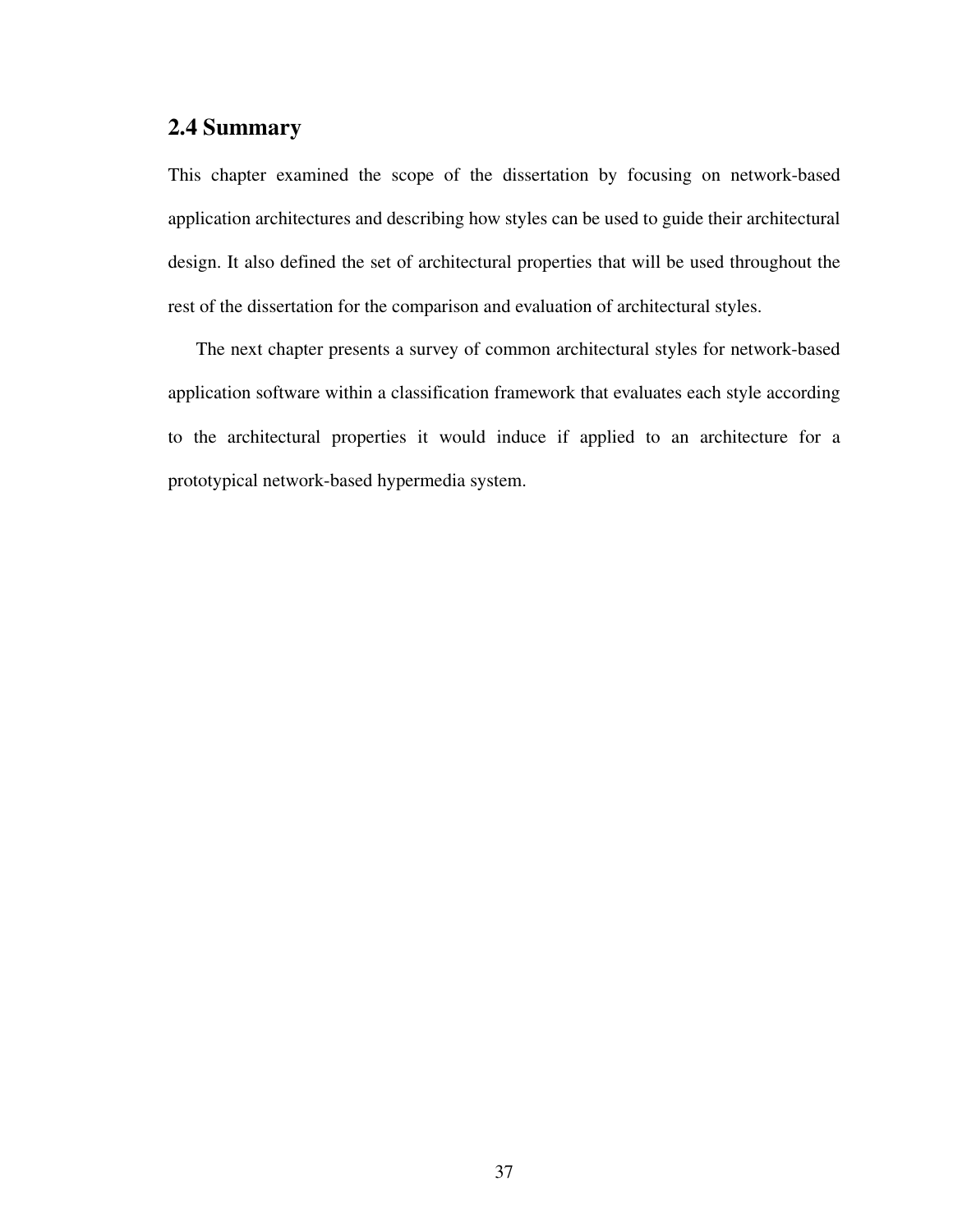## 2.4 Summary

This chapter examined the scope of the dissertation by focusing on network-based application architectures and describing how styles can be used to guide their architectural design. It also defined the set of architectural properties that will be used throughout the rest of the dissertation for the comparison and evaluation of architectural styles.

The next chapter presents a survey of common architectural styles for network-based application software within a classification framework that evaluates each style according to the architectural properties it would induce if applied to an architecture for a prototypical network-based hypermedia system.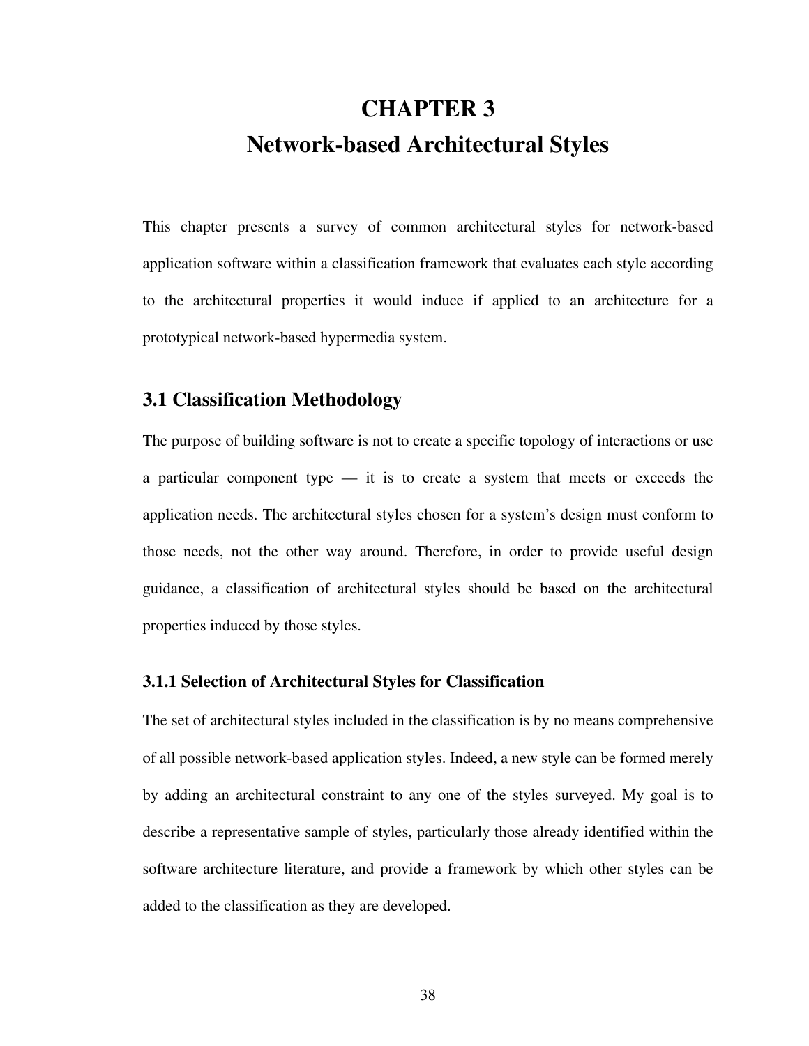# CHAPTER 3
# Network-based Architectural Styles

This chapter presents a survey of common architectural styles for network-based application software within a classification framework that evaluates each style according to the architectural properties it would induce if applied to an architecture for a prototypical network-based hypermedia system.

## 3.1 Classification Methodology

The purpose of building software is not to create a specific topology of interactions or use a particular component type — it is to create a system that meets or exceeds the application needs. The architectural styles chosen for a system's design must conform to those needs, not the other way around. Therefore, in order to provide useful design guidance, a classification of architectural styles should be based on the architectural properties induced by those styles.

### 3.1.1 Selection of Architectural Styles for Classification

The set of architectural styles included in the classification is by no means comprehensive of all possible network-based application styles. Indeed, a new style can be formed merely by adding an architectural constraint to any one of the styles surveyed. My goal is to describe a representative sample of styles, particularly those already identified within the software architecture literature, and provide a framework by which other styles can be added to the classification as they are developed.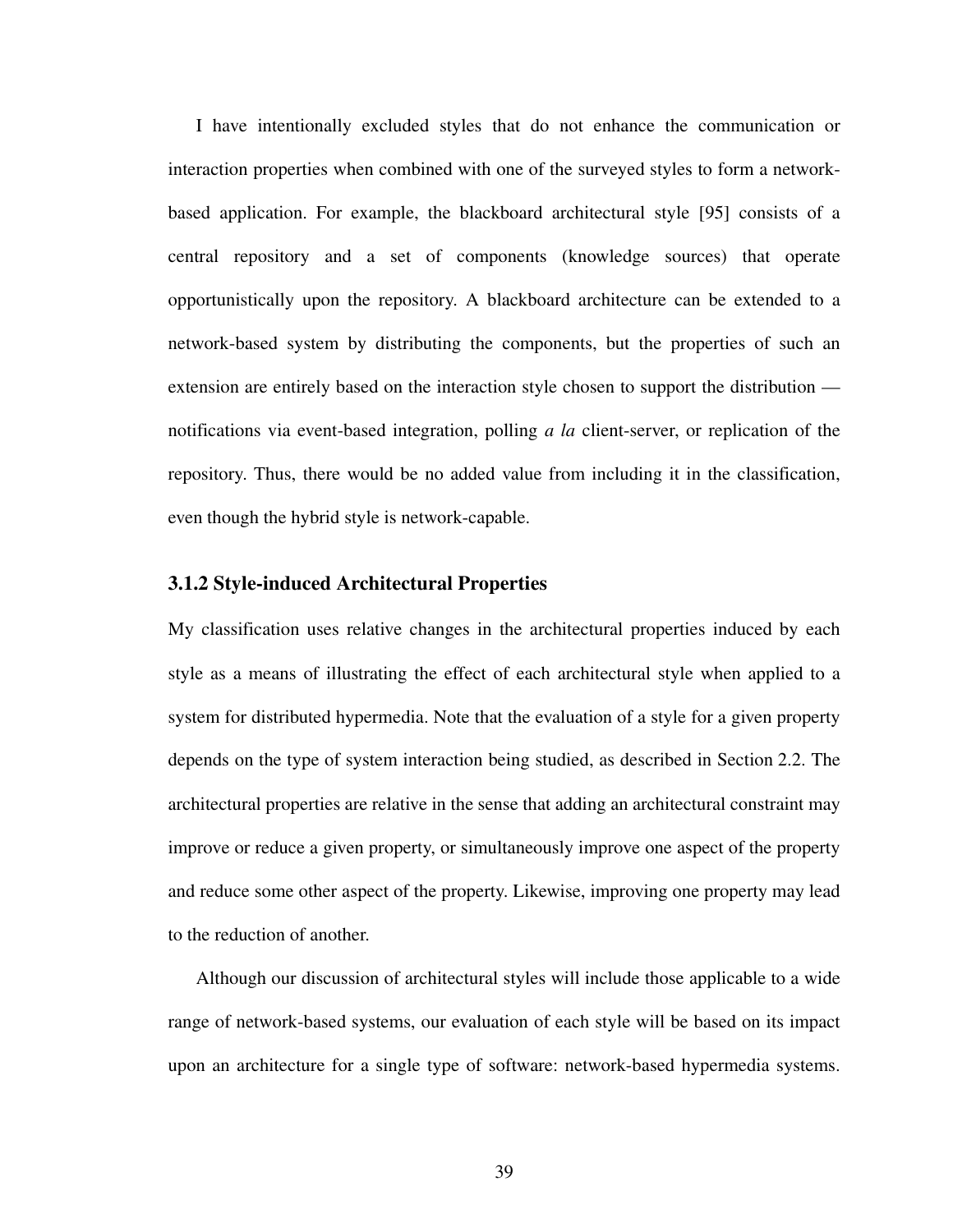I have intentionally excluded styles that do not enhance the communication or interaction properties when combined with one of the surveyed styles to form a network-based application. For example, the blackboard architectural style [95] consists of a central repository and a set of components (knowledge sources) that operate opportunistically upon the repository. A blackboard architecture can be extended to a network-based system by distributing the components, but the properties of such an extension are entirely based on the interaction style chosen to support the distribution — notifications via event-based integration, polling *a la* client-server, or replication of the repository. Thus, there would be no added value from including it in the classification, even though the hybrid style is network-capable.

### 3.1.2 Style-induced Architectural Properties

My classification uses relative changes in the architectural properties induced by each style as a means of illustrating the effect of each architectural style when applied to a system for distributed hypermedia. Note that the evaluation of a style for a given property depends on the type of system interaction being studied, as described in Section 2.2. The architectural properties are relative in the sense that adding an architectural constraint may improve or reduce a given property, or simultaneously improve one aspect of the property and reduce some other aspect of the property. Likewise, improving one property may lead to the reduction of another.

Although our discussion of architectural styles will include those applicable to a wide range of network-based systems, our evaluation of each style will be based on its impact upon an architecture for a single type of software: network-based hypermedia systems.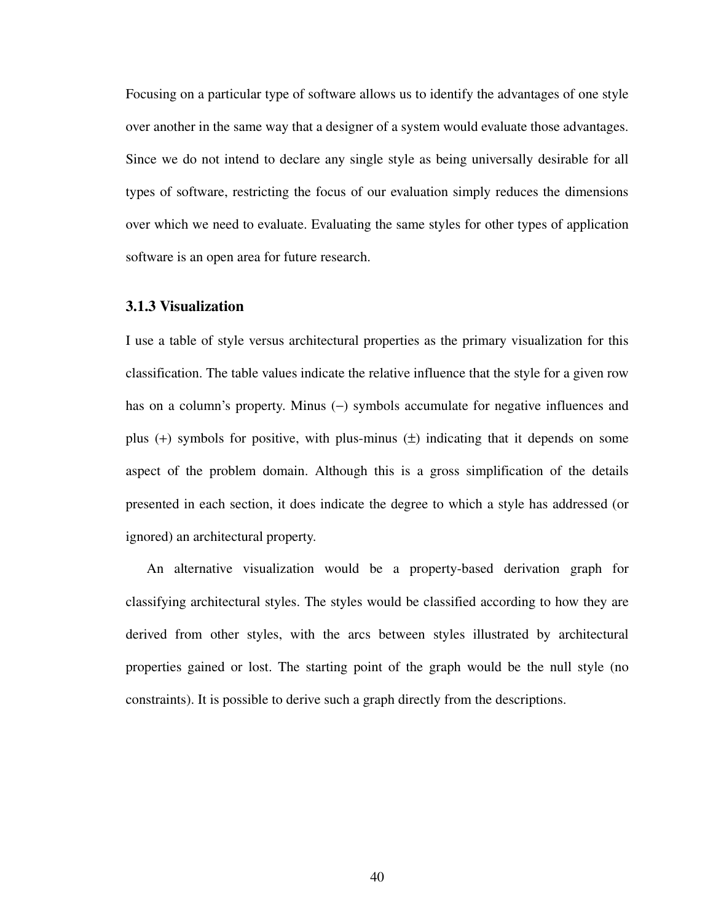Focusing on a particular type of software allows us to identify the advantages of one style over another in the same way that a designer of a system would evaluate those advantages. Since we do not intend to declare any single style as being universally desirable for all types of software, restricting the focus of our evaluation simply reduces the dimensions over which we need to evaluate. Evaluating the same styles for other types of application software is an open area for future research.

### 3.1.3 Visualization

I use a table of style versus architectural properties as the primary visualization for this classification. The table values indicate the relative influence that the style for a given row has on a column's property. Minus (−) symbols accumulate for negative influences and plus (+) symbols for positive, with plus-minus (±) indicating that it depends on some aspect of the problem domain. Although this is a gross simplification of the details presented in each section, it does indicate the degree to which a style has addressed (or ignored) an architectural property.

An alternative visualization would be a property-based derivation graph for classifying architectural styles. The styles would be classified according to how they are derived from other styles, with the arcs between styles illustrated by architectural properties gained or lost. The starting point of the graph would be the null style (no constraints). It is possible to derive such a graph directly from the descriptions.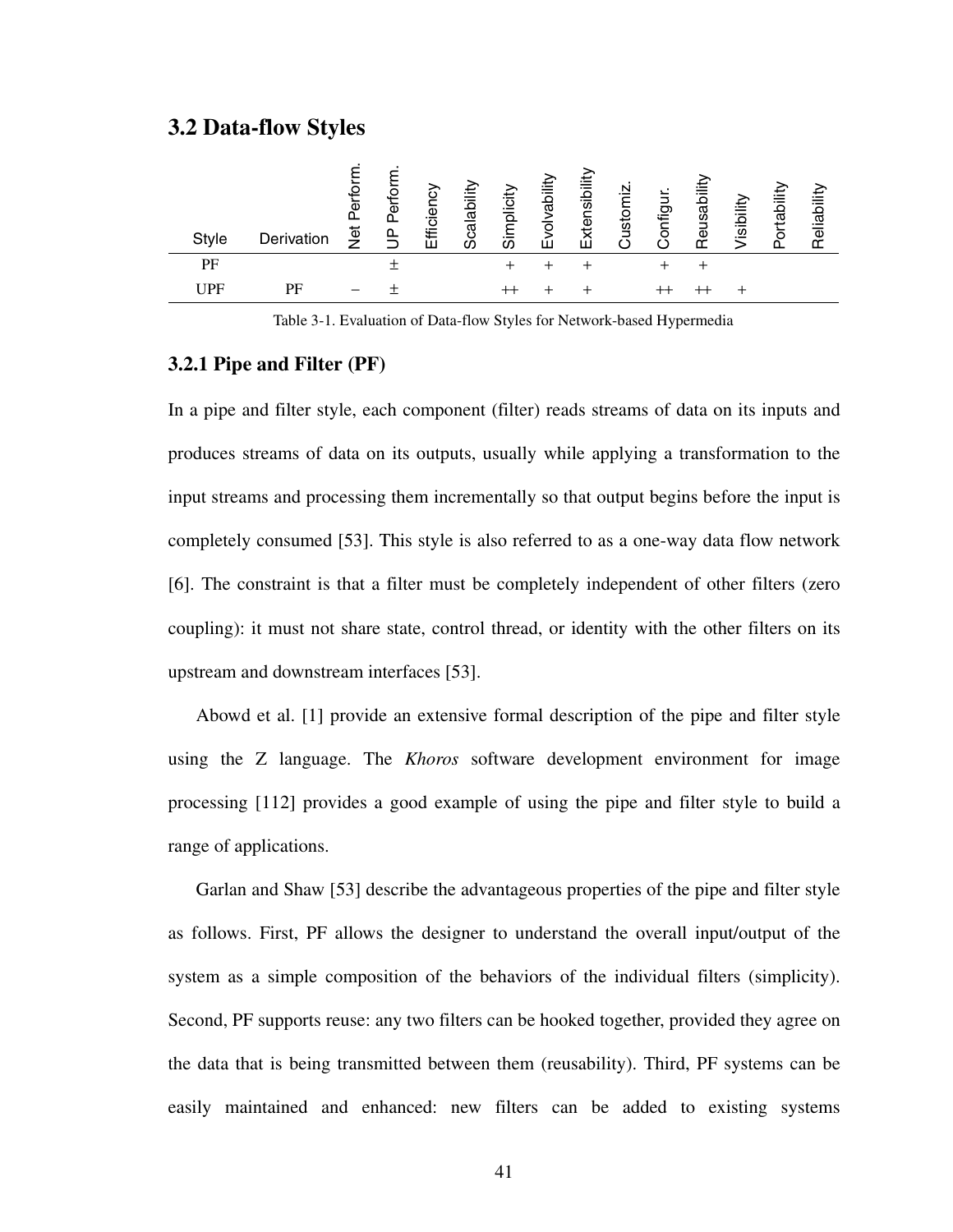## 3.2 Data-flow Styles

| Style | Derivation | Net Perform. | UP Perform. | Efficiency | Scalability | Simplicity | Evolvability | Extensibility | Customiz. | Configur. | Reusability | Visibility | Portability | Reliability |
|---|---|---|---|---|---|---|---|---|---|---|---|---|---|---|
| PF | | | ± | | | + | + | + | | + | + | | | |
| UPF | PF | − | ± | | | ++ | + | + | | ++ | ++ | + | | |

Table 3-1. Evaluation of Data-flow Styles for Network-based Hypermedia

### 3.2.1 Pipe and Filter (PF)

In a pipe and filter style, each component (filter) reads streams of data on its inputs and produces streams of data on its outputs, usually while applying a transformation to the input streams and processing them incrementally so that output begins before the input is completely consumed [53]. This style is also referred to as a one-way data flow network [6]. The constraint is that a filter must be completely independent of other filters (zero coupling): it must not share state, control thread, or identity with the other filters on its upstream and downstream interfaces [53].

Abowd et al. [1] provide an extensive formal description of the pipe and filter style using the Z language. The *Khoros* software development environment for image processing [112] provides a good example of using the pipe and filter style to build a range of applications.

Garlan and Shaw [53] describe the advantageous properties of the pipe and filter style as follows. First, PF allows the designer to understand the overall input/output of the system as a simple composition of the behaviors of the individual filters (simplicity). Second, PF supports reuse: any two filters can be hooked together, provided they agree on the data that is being transmitted between them (reusability). Third, PF systems can be easily maintained and enhanced: new filters can be added to existing systems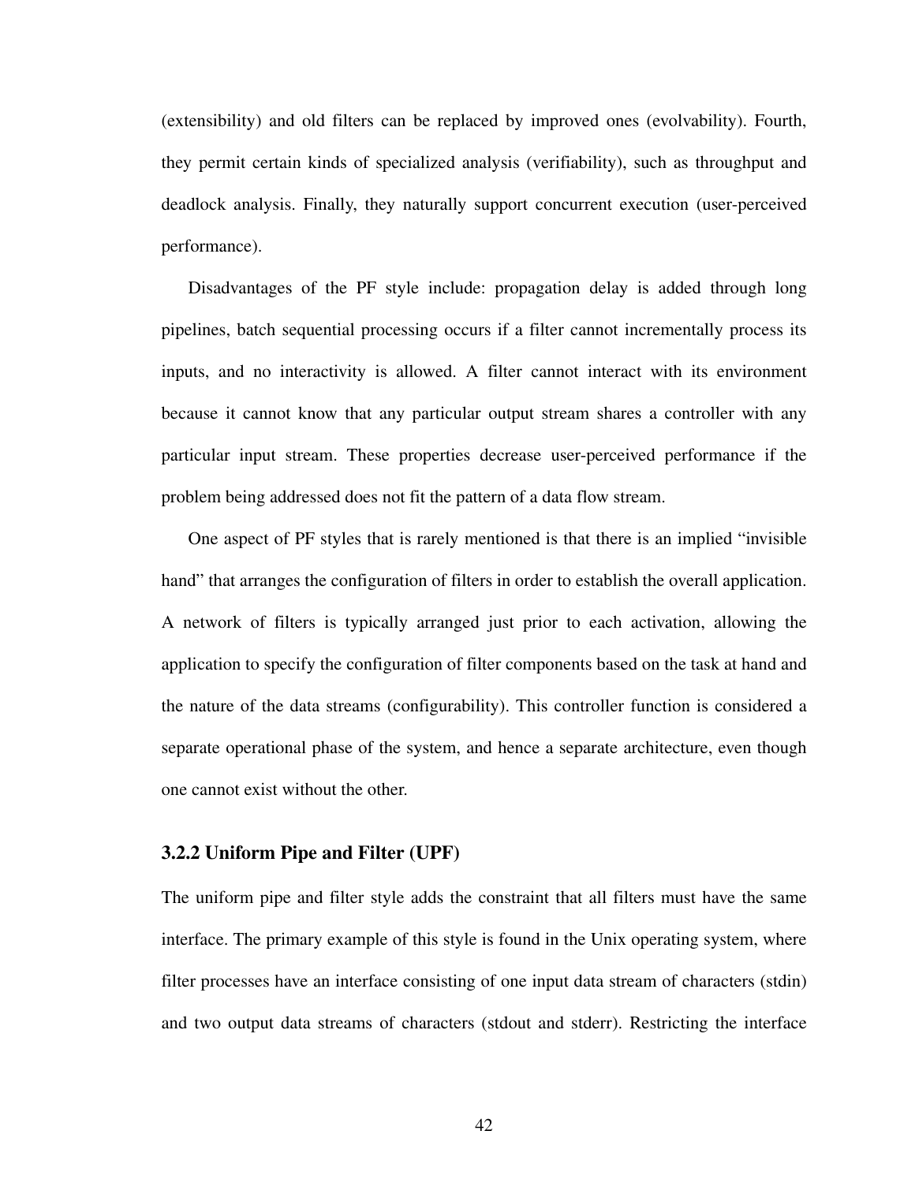(extensibility) and old filters can be replaced by improved ones (evolvability). Fourth, they permit certain kinds of specialized analysis (verifiability), such as throughput and deadlock analysis. Finally, they naturally support concurrent execution (user-perceived performance).

Disadvantages of the PF style include: propagation delay is added through long pipelines, batch sequential processing occurs if a filter cannot incrementally process its inputs, and no interactivity is allowed. A filter cannot interact with its environment because it cannot know that any particular output stream shares a controller with any particular input stream. These properties decrease user-perceived performance if the problem being addressed does not fit the pattern of a data flow stream.

One aspect of PF styles that is rarely mentioned is that there is an implied "invisible hand" that arranges the configuration of filters in order to establish the overall application. A network of filters is typically arranged just prior to each activation, allowing the application to specify the configuration of filter components based on the task at hand and the nature of the data streams (configurability). This controller function is considered a separate operational phase of the system, and hence a separate architecture, even though one cannot exist without the other.

### 3.2.2 Uniform Pipe and Filter (UPF)

The uniform pipe and filter style adds the constraint that all filters must have the same interface. The primary example of this style is found in the Unix operating system, where filter processes have an interface consisting of one input data stream of characters (stdin) and two output data streams of characters (stdout and stderr). Restricting the interface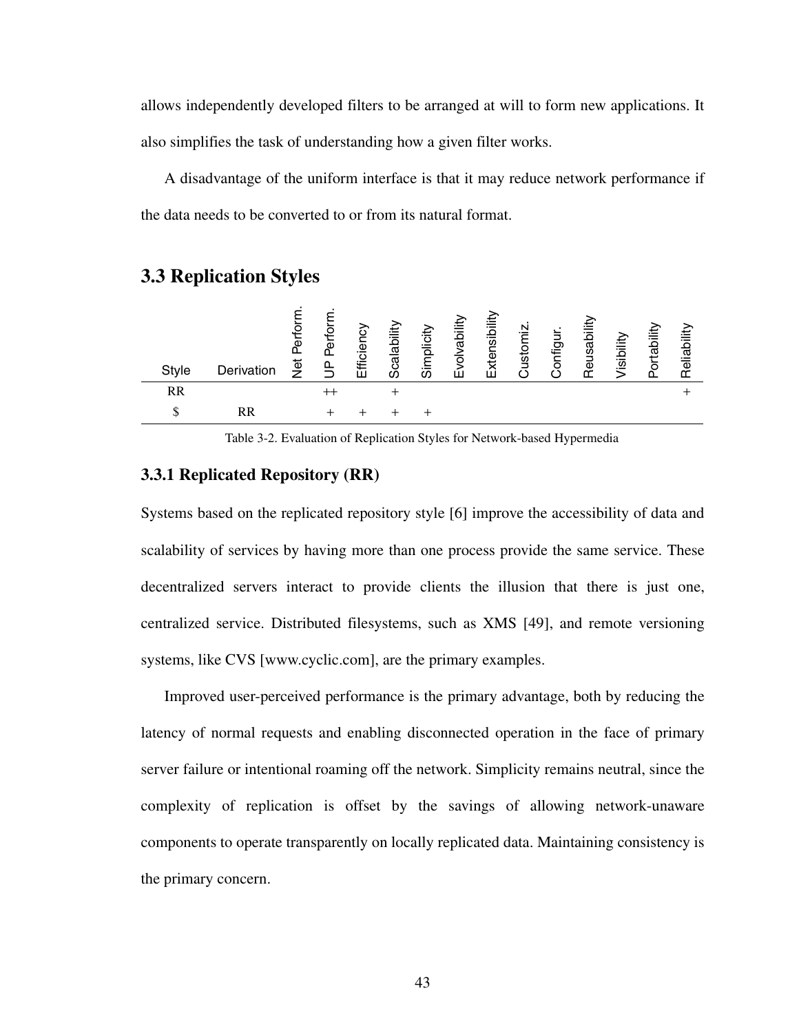allows independently developed filters to be arranged at will to form new applications. It also simplifies the task of understanding how a given filter works.

A disadvantage of the uniform interface is that it may reduce network performance if the data needs to be converted to or from its natural format.

## 3.3 Replication Styles

| Style | Derivation | Net Perform. | UP Perform. | Efficiency | Scalability | Simplicity | Evolvability | Extensibility | Customiz. | Configur. | Reusability | Visibility | Portability | Reliability |
|---|---|---|---|---|---|---|---|---|---|---|---|---|---|---|
| RR | | | ++ | | + | | | | | | | | | + |
| $ | RR | | + | + | + | + | | | | | | | | |

Table 3-2. Evaluation of Replication Styles for Network-based Hypermedia

### 3.3.1 Replicated Repository (RR)

Systems based on the replicated repository style [6] improve the accessibility of data and scalability of services by having more than one process provide the same service. These decentralized servers interact to provide clients the illusion that there is just one, centralized service. Distributed filesystems, such as XMS [49], and remote versioning systems, like CVS [www.cyclic.com], are the primary examples.

Improved user-perceived performance is the primary advantage, both by reducing the latency of normal requests and enabling disconnected operation in the face of primary server failure or intentional roaming off the network. Simplicity remains neutral, since the complexity of replication is offset by the savings of allowing network-unaware components to operate transparently on locally replicated data. Maintaining consistency is the primary concern.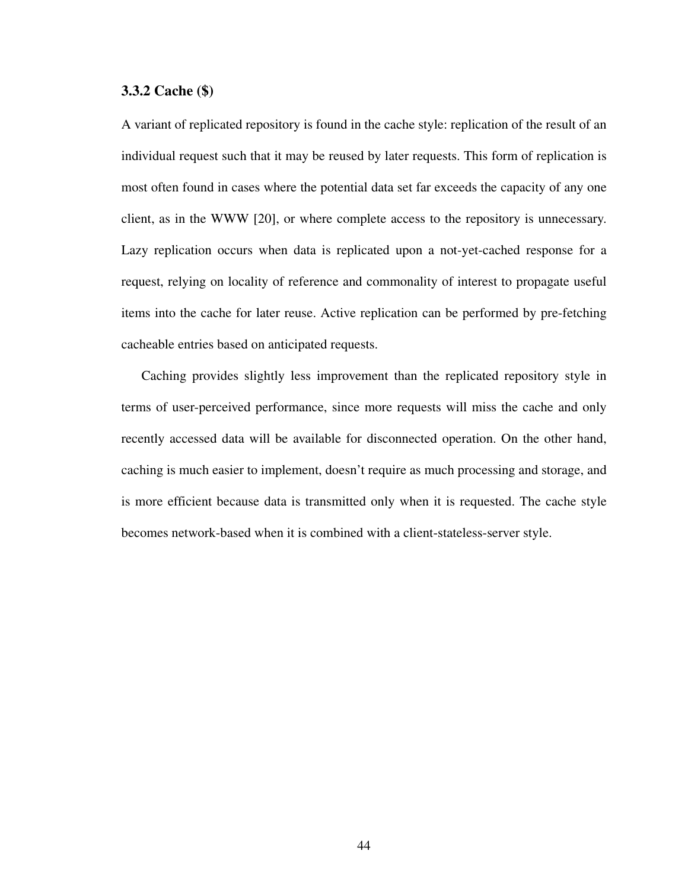### 3.3.2 Cache ($)

A variant of replicated repository is found in the cache style: replication of the result of an individual request such that it may be reused by later requests. This form of replication is most often found in cases where the potential data set far exceeds the capacity of any one client, as in the WWW [20], or where complete access to the repository is unnecessary. Lazy replication occurs when data is replicated upon a not-yet-cached response for a request, relying on locality of reference and commonality of interest to propagate useful items into the cache for later reuse. Active replication can be performed by pre-fetching cacheable entries based on anticipated requests.

Caching provides slightly less improvement than the replicated repository style in terms of user-perceived performance, since more requests will miss the cache and only recently accessed data will be available for disconnected operation. On the other hand, caching is much easier to implement, doesn't require as much processing and storage, and is more efficient because data is transmitted only when it is requested. The cache style becomes network-based when it is combined with a client-stateless-server style.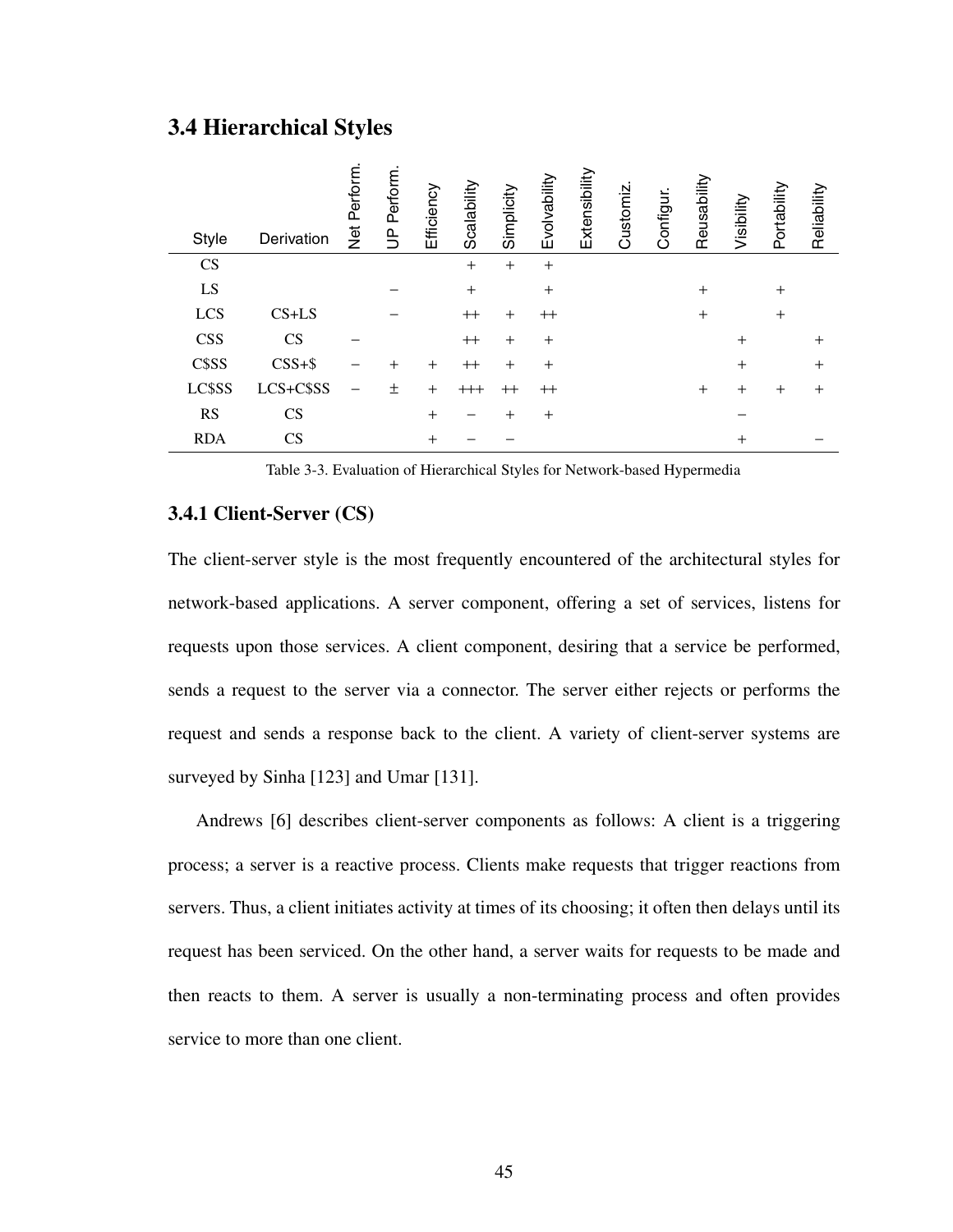## 3.4 Hierarchical Styles

| Style | Derivation | Net Perform. | UP Perform. | Efficiency | Scalability | Simplicity | Evolvability | Extensibility | Customiz. | Configur. | Reusability | Visibility | Portability | Reliability |
|---|---|---|---|---|---|---|---|---|---|---|---|---|---|---|
| CS | | | | | + | + | + | | | | | | | |
| LS | | | − | | + | | + | | | | + | | + | |
| LCS | CS+LS | | − | | ++ | + | ++ | | | | + | | + | |
| CSS | CS | − | | | ++ | + | + | | | | | + | | + |
| C$SS | CSS+$ | − | + | + | ++ | + | + | | | | | + | | + |
| LC$SS | LCS+C$SS | − | ± | + | +++ | ++ | ++ | | | | + | + | + | + |
| RS | CS | | | + | − | + | + | | | | | − | | |
| RDA | CS | | | + | − | − | | | | | | + | | − |

Table 3-3. Evaluation of Hierarchical Styles for Network-based Hypermedia

### 3.4.1 Client-Server (CS)

The client-server style is the most frequently encountered of the architectural styles for network-based applications. A server component, offering a set of services, listens for requests upon those services. A client component, desiring that a service be performed, sends a request to the server via a connector. The server either rejects or performs the request and sends a response back to the client. A variety of client-server systems are surveyed by Sinha [123] and Umar [131].

Andrews [6] describes client-server components as follows: A client is a triggering process; a server is a reactive process. Clients make requests that trigger reactions from servers. Thus, a client initiates activity at times of its choosing; it often then delays until its request has been serviced. On the other hand, a server waits for requests to be made and then reacts to them. A server is usually a non-terminating process and often provides service to more than one client.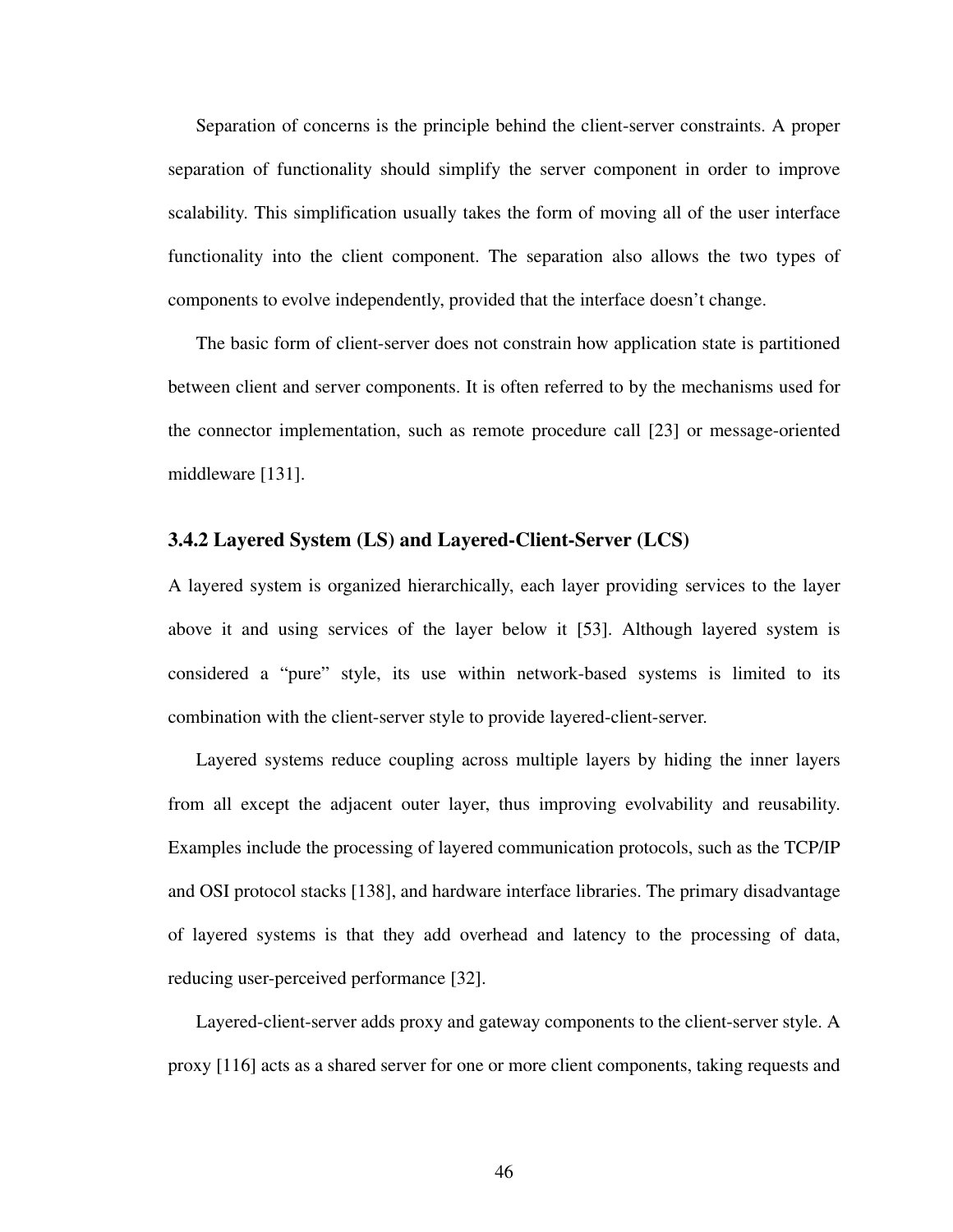Separation of concerns is the principle behind the client-server constraints. A proper separation of functionality should simplify the server component in order to improve scalability. This simplification usually takes the form of moving all of the user interface functionality into the client component. The separation also allows the two types of components to evolve independently, provided that the interface doesn't change.

The basic form of client-server does not constrain how application state is partitioned between client and server components. It is often referred to by the mechanisms used for the connector implementation, such as remote procedure call [23] or message-oriented middleware [131].

### 3.4.2 Layered System (LS) and Layered-Client-Server (LCS)

A layered system is organized hierarchically, each layer providing services to the layer above it and using services of the layer below it [53]. Although layered system is considered a "pure" style, its use within network-based systems is limited to its combination with the client-server style to provide layered-client-server.

Layered systems reduce coupling across multiple layers by hiding the inner layers from all except the adjacent outer layer, thus improving evolvability and reusability. Examples include the processing of layered communication protocols, such as the TCP/IP and OSI protocol stacks [138], and hardware interface libraries. The primary disadvantage of layered systems is that they add overhead and latency to the processing of data, reducing user-perceived performance [32].

Layered-client-server adds proxy and gateway components to the client-server style. A proxy [116] acts as a shared server for one or more client components, taking requests and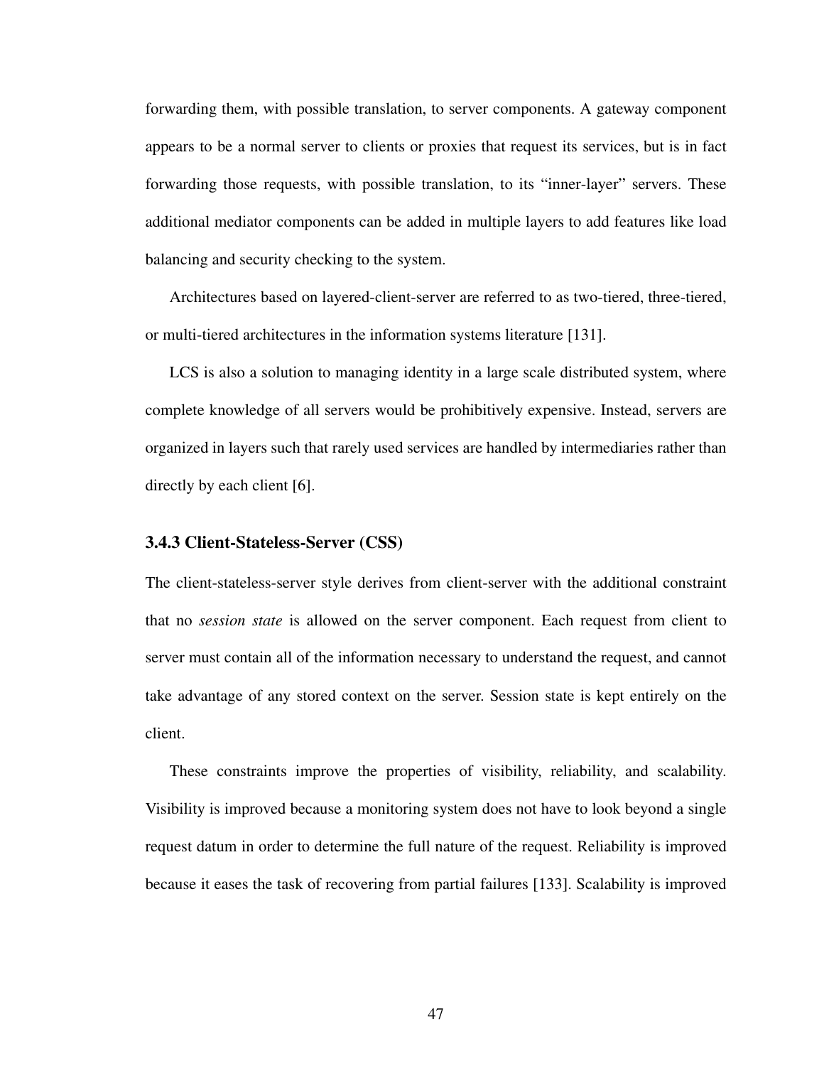forwarding them, with possible translation, to server components. A gateway component appears to be a normal server to clients or proxies that request its services, but is in fact forwarding those requests, with possible translation, to its “inner-layer” servers. These additional mediator components can be added in multiple layers to add features like load balancing and security checking to the system.

Architectures based on layered-client-server are referred to as two-tiered, three-tiered, or multi-tiered architectures in the information systems literature [131].

LCS is also a solution to managing identity in a large scale distributed system, where complete knowledge of all servers would be prohibitively expensive. Instead, servers are organized in layers such that rarely used services are handled by intermediaries rather than directly by each client [6].

### 3.4.3 Client-Stateless-Server (CSS)

The client-stateless-server style derives from client-server with the additional constraint that no *session state* is allowed on the server component. Each request from client to server must contain all of the information necessary to understand the request, and cannot take advantage of any stored context on the server. Session state is kept entirely on the client.

These constraints improve the properties of visibility, reliability, and scalability. Visibility is improved because a monitoring system does not have to look beyond a single request datum in order to determine the full nature of the request. Reliability is improved because it eases the task of recovering from partial failures [133]. Scalability is improved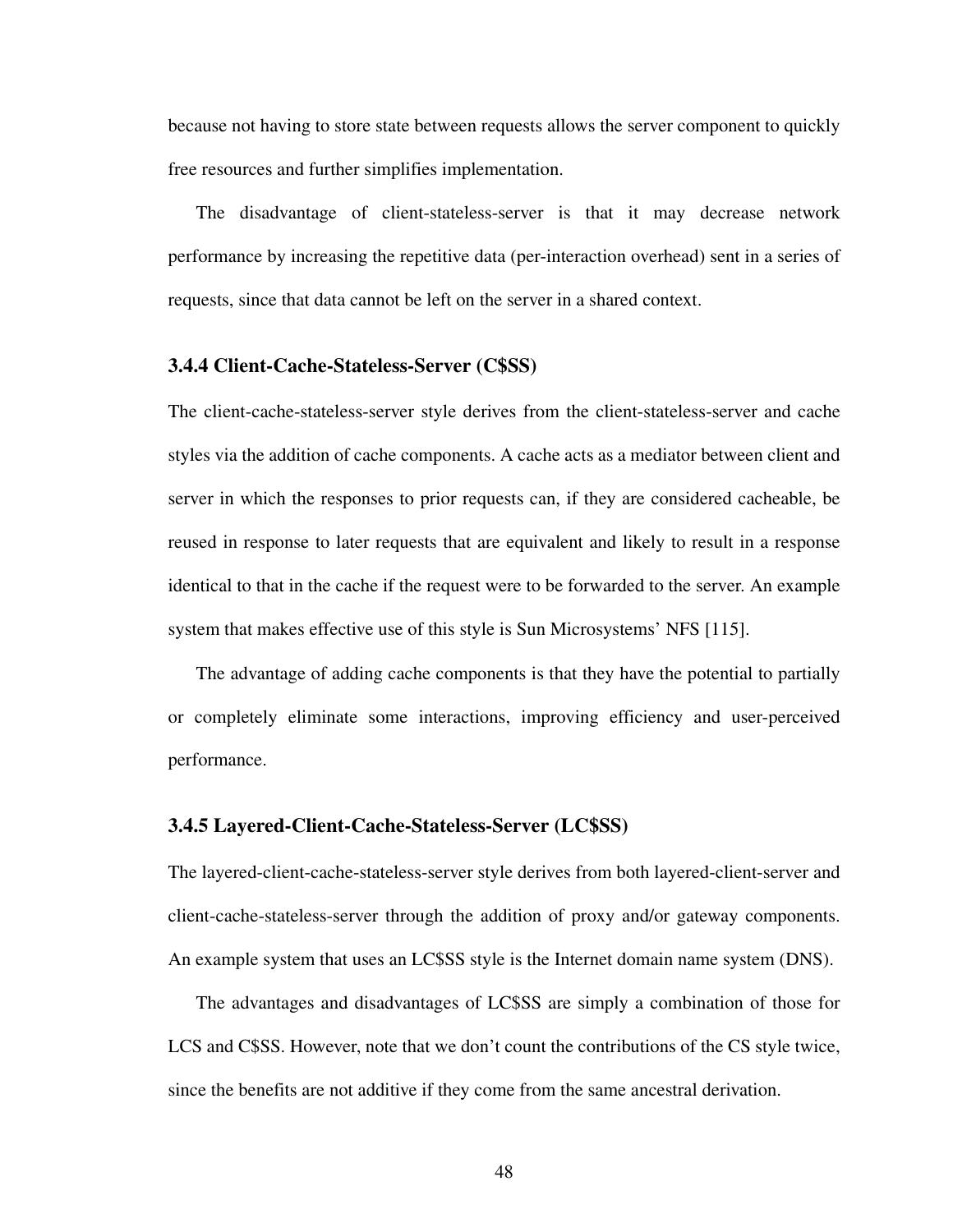because not having to store state between requests allows the server component to quickly free resources and further simplifies implementation.

The disadvantage of client-stateless-server is that it may decrease network performance by increasing the repetitive data (per-interaction overhead) sent in a series of requests, since that data cannot be left on the server in a shared context.

### 3.4.4 Client-Cache-Stateless-Server (C$SS)

The client-cache-stateless-server style derives from the client-stateless-server and cache styles via the addition of cache components. A cache acts as a mediator between client and server in which the responses to prior requests can, if they are considered cacheable, be reused in response to later requests that are equivalent and likely to result in a response identical to that in the cache if the request were to be forwarded to the server. An example system that makes effective use of this style is Sun Microsystems' NFS [115].

The advantage of adding cache components is that they have the potential to partially or completely eliminate some interactions, improving efficiency and user-perceived performance.

### 3.4.5 Layered-Client-Cache-Stateless-Server (LC$SS)

The layered-client-cache-stateless-server style derives from both layered-client-server and client-cache-stateless-server through the addition of proxy and/or gateway components. An example system that uses an LC$SS style is the Internet domain name system (DNS).

The advantages and disadvantages of LC$SS are simply a combination of those for LCS and C$SS. However, note that we don't count the contributions of the CS style twice, since the benefits are not additive if they come from the same ancestral derivation.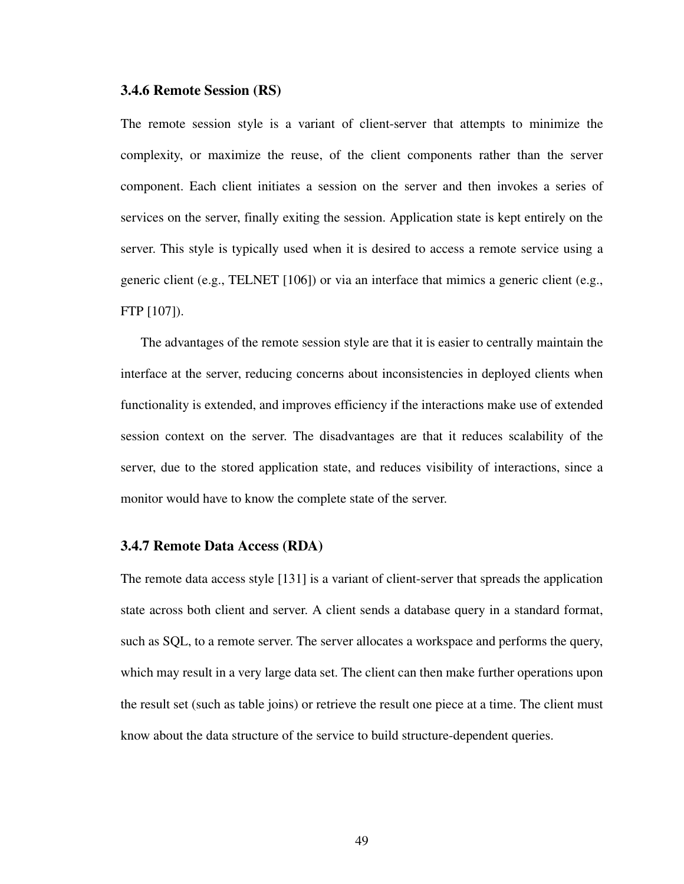### 3.4.6 Remote Session (RS)

The remote session style is a variant of client-server that attempts to minimize the complexity, or maximize the reuse, of the client components rather than the server component. Each client initiates a session on the server and then invokes a series of services on the server, finally exiting the session. Application state is kept entirely on the server. This style is typically used when it is desired to access a remote service using a generic client (e.g., TELNET [106]) or via an interface that mimics a generic client (e.g., FTP [107]).

The advantages of the remote session style are that it is easier to centrally maintain the interface at the server, reducing concerns about inconsistencies in deployed clients when functionality is extended, and improves efficiency if the interactions make use of extended session context on the server. The disadvantages are that it reduces scalability of the server, due to the stored application state, and reduces visibility of interactions, since a monitor would have to know the complete state of the server.

### 3.4.7 Remote Data Access (RDA)

The remote data access style [131] is a variant of client-server that spreads the application state across both client and server. A client sends a database query in a standard format, such as SQL, to a remote server. The server allocates a workspace and performs the query, which may result in a very large data set. The client can then make further operations upon the result set (such as table joins) or retrieve the result one piece at a time. The client must know about the data structure of the service to build structure-dependent queries.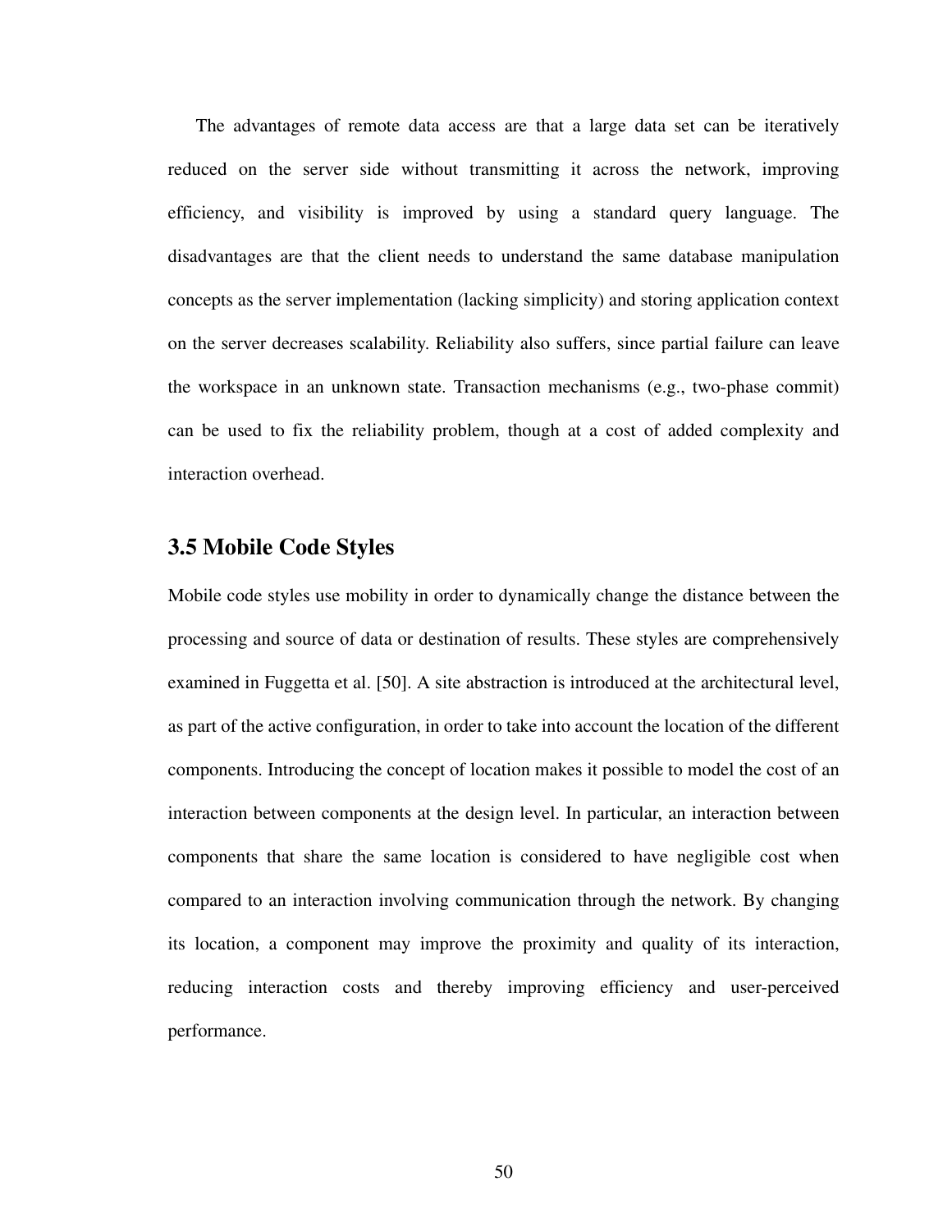The advantages of remote data access are that a large data set can be iteratively reduced on the server side without transmitting it across the network, improving efficiency, and visibility is improved by using a standard query language. The disadvantages are that the client needs to understand the same database manipulation concepts as the server implementation (lacking simplicity) and storing application context on the server decreases scalability. Reliability also suffers, since partial failure can leave the workspace in an unknown state. Transaction mechanisms (e.g., two-phase commit) can be used to fix the reliability problem, though at a cost of added complexity and interaction overhead.

## 3.5 Mobile Code Styles

Mobile code styles use mobility in order to dynamically change the distance between the processing and source of data or destination of results. These styles are comprehensively examined in Fuggetta et al. [50]. A site abstraction is introduced at the architectural level, as part of the active configuration, in order to take into account the location of the different components. Introducing the concept of location makes it possible to model the cost of an interaction between components at the design level. In particular, an interaction between components that share the same location is considered to have negligible cost when compared to an interaction involving communication through the network. By changing its location, a component may improve the proximity and quality of its interaction, reducing interaction costs and thereby improving efficiency and user-perceived performance.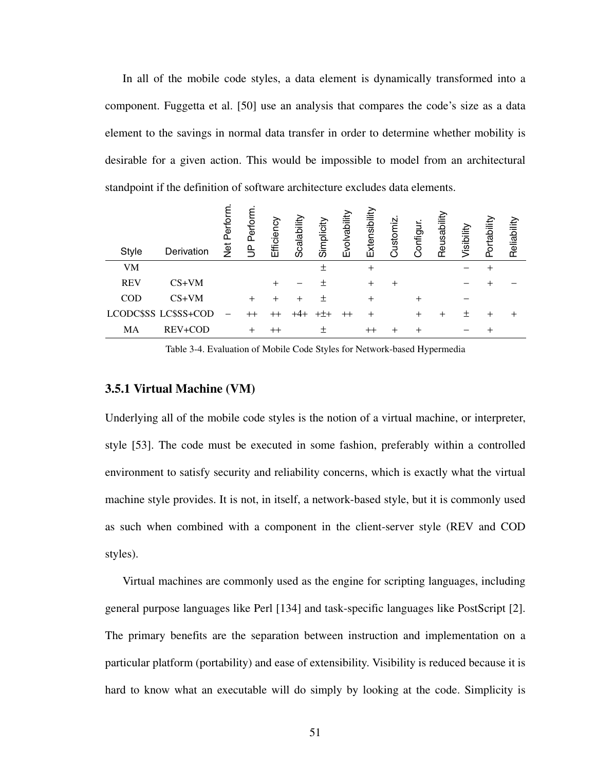In all of the mobile code styles, a data element is dynamically transformed into a component. Fuggetta et al. [50] use an analysis that compares the code's size as a data element to the savings in normal data transfer in order to determine whether mobility is desirable for a given action. This would be impossible to model from an architectural standpoint if the definition of software architecture excludes data elements.

| Style | Derivation | Net Perform. | UP Perform. | Efficiency | Scalability | Simplicity | Evolvability | Extensibility | Customiz. | Configur. | Reusability | Visibility | Portability | Reliability |
|---|---|---|---|---|---|---|---|---|---|---|---|---|---|---|
| VM | | | | | | ± | | + | | | | − | + | |
| REV | CS+VM | | | + | − | ± | | + | + | | | − | + | − |
| COD | CS+VM | | + | + | + | ± | | + | | + | | − | | |
| LCODC$SS | LC$SS+COD | − | ++ | ++ | +4+ | +±+ | ++ | + | | + | + | ± | + | + |
| MA | REV+COD | | + | ++ | | ± | | ++ | + | + | | − | + | |

Table 3-4. Evaluation of Mobile Code Styles for Network-based Hypermedia

### 3.5.1 Virtual Machine (VM)

Underlying all of the mobile code styles is the notion of a virtual machine, or interpreter, style [53]. The code must be executed in some fashion, preferably within a controlled environment to satisfy security and reliability concerns, which is exactly what the virtual machine style provides. It is not, in itself, a network-based style, but it is commonly used as such when combined with a component in the client-server style (REV and COD styles).

Virtual machines are commonly used as the engine for scripting languages, including general purpose languages like Perl [134] and task-specific languages like PostScript [2]. The primary benefits are the separation between instruction and implementation on a particular platform (portability) and ease of extensibility. Visibility is reduced because it is hard to know what an executable will do simply by looking at the code. Simplicity is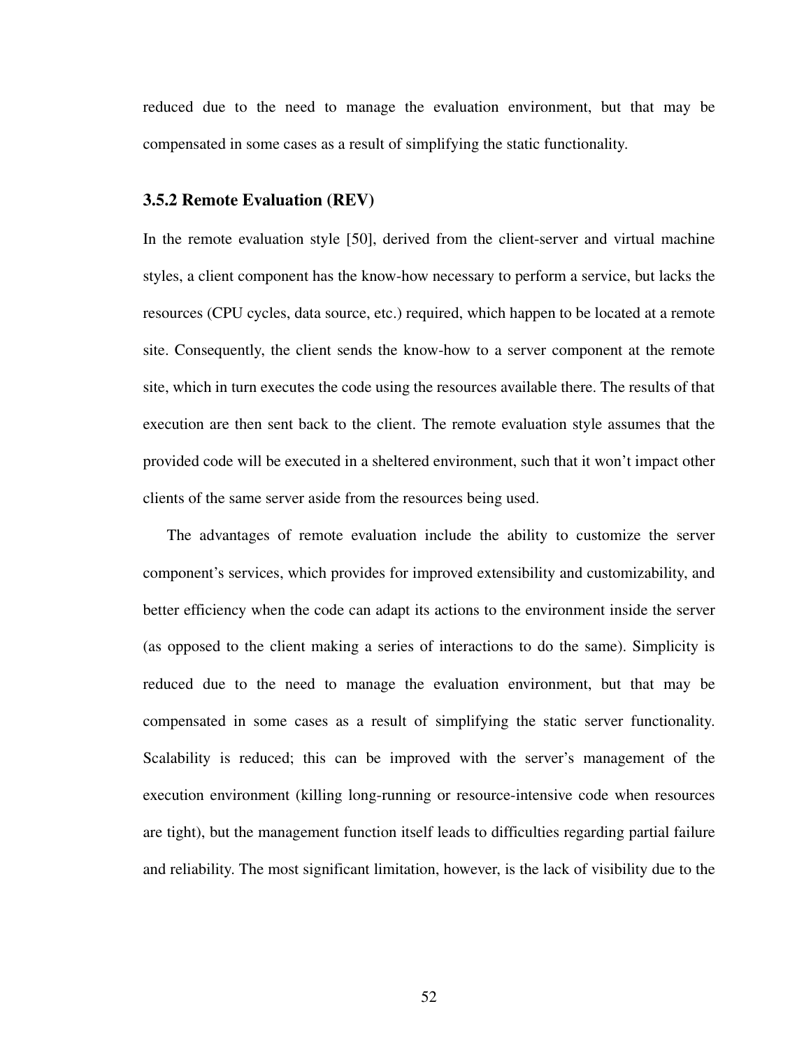reduced due to the need to manage the evaluation environment, but that may be compensated in some cases as a result of simplifying the static functionality.

### 3.5.2 Remote Evaluation (REV)

In the remote evaluation style [50], derived from the client-server and virtual machine styles, a client component has the know-how necessary to perform a service, but lacks the resources (CPU cycles, data source, etc.) required, which happen to be located at a remote site. Consequently, the client sends the know-how to a server component at the remote site, which in turn executes the code using the resources available there. The results of that execution are then sent back to the client. The remote evaluation style assumes that the provided code will be executed in a sheltered environment, such that it won't impact other clients of the same server aside from the resources being used.

The advantages of remote evaluation include the ability to customize the server component's services, which provides for improved extensibility and customizability, and better efficiency when the code can adapt its actions to the environment inside the server (as opposed to the client making a series of interactions to do the same). Simplicity is reduced due to the need to manage the evaluation environment, but that may be compensated in some cases as a result of simplifying the static server functionality. Scalability is reduced; this can be improved with the server's management of the execution environment (killing long-running or resource-intensive code when resources are tight), but the management function itself leads to difficulties regarding partial failure and reliability. The most significant limitation, however, is the lack of visibility due to the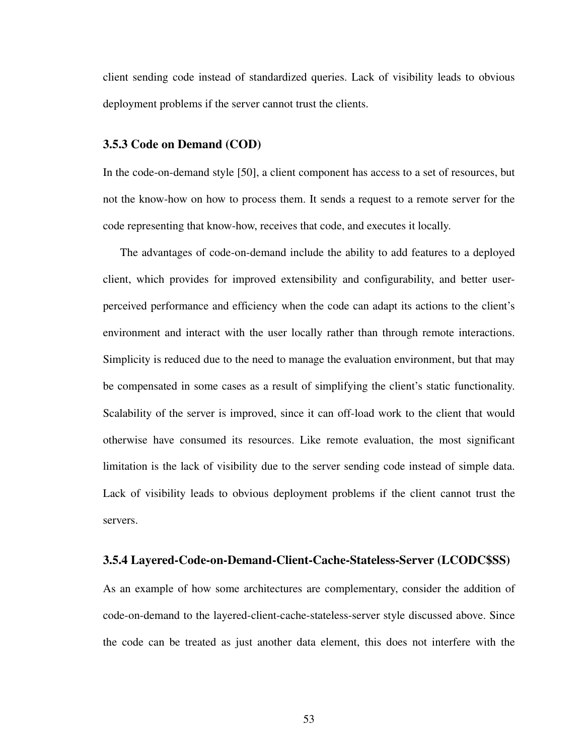client sending code instead of standardized queries. Lack of visibility leads to obvious deployment problems if the server cannot trust the clients.

### 3.5.3 Code on Demand (COD)

In the code-on-demand style [50], a client component has access to a set of resources, but not the know-how on how to process them. It sends a request to a remote server for the code representing that know-how, receives that code, and executes it locally.

The advantages of code-on-demand include the ability to add features to a deployed client, which provides for improved extensibility and configurability, and better user-perceived performance and efficiency when the code can adapt its actions to the client's environment and interact with the user locally rather than through remote interactions. Simplicity is reduced due to the need to manage the evaluation environment, but that may be compensated in some cases as a result of simplifying the client's static functionality. Scalability of the server is improved, since it can off-load work to the client that would otherwise have consumed its resources. Like remote evaluation, the most significant limitation is the lack of visibility due to the server sending code instead of simple data. Lack of visibility leads to obvious deployment problems if the client cannot trust the servers.

### 3.5.4 Layered-Code-on-Demand-Client-Cache-Stateless-Server (LCODC$SS)

As an example of how some architectures are complementary, consider the addition of code-on-demand to the layered-client-cache-stateless-server style discussed above. Since the code can be treated as just another data element, this does not interfere with the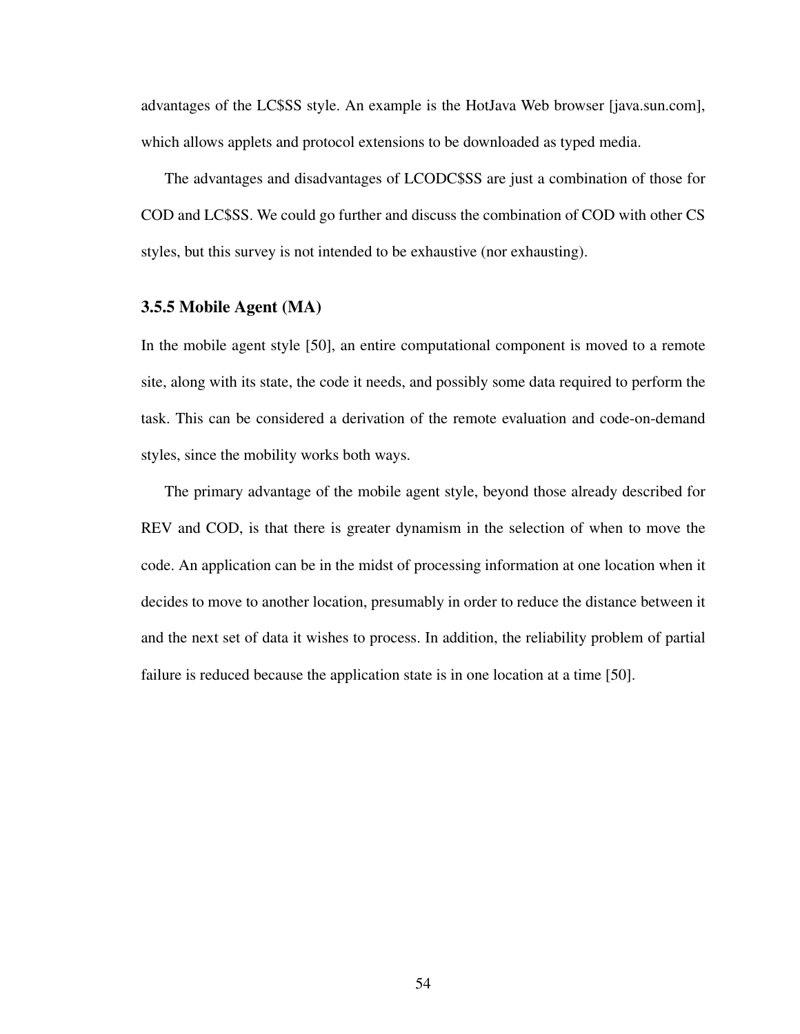advantages of the LC$SS style. An example is the HotJava Web browser [java.sun.com], which allows applets and protocol extensions to be downloaded as typed media.

The advantages and disadvantages of LCODC$SS are just a combination of those for COD and LC$SS. We could go further and discuss the combination of COD with other CS styles, but this survey is not intended to be exhaustive (nor exhausting).

### 3.5.5 Mobile Agent (MA)

In the mobile agent style [50], an entire computational component is moved to a remote site, along with its state, the code it needs, and possibly some data required to perform the task. This can be considered a derivation of the remote evaluation and code-on-demand styles, since the mobility works both ways.

The primary advantage of the mobile agent style, beyond those already described for REV and COD, is that there is greater dynamism in the selection of when to move the code. An application can be in the midst of processing information at one location when it decides to move to another location, presumably in order to reduce the distance between it and the next set of data it wishes to process. In addition, the reliability problem of partial failure is reduced because the application state is in one location at a time [50].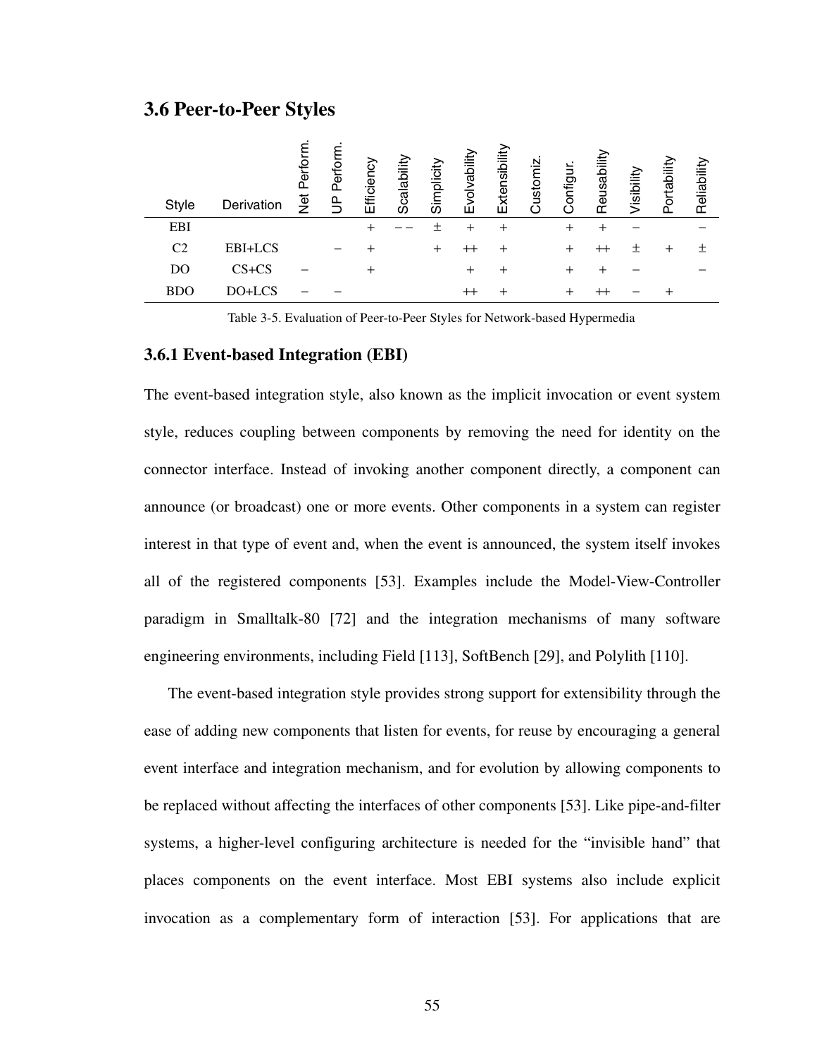## 3.6 Peer-to-Peer Styles

| Style | Derivation | Net Perform. | UP Perform. | Efficiency | Scalability | Simplicity | Evolvability | Extensibility | Customiz. | Configur. | Reusability | Visibility | Portability | Reliability |
|---|---|---|---|---|---|---|---|---|---|---|---|---|---|---|
| EBI | | | | + | −− | ± | + | + | | + | + | − | | − |
| C2 | EBI+LCS | | − | + | | + | ++ | + | | + | ++ | ± | + | ± |
| DO | CS+CS | − | | + | | | + | + | | + | + | − | | − |
| BDO | DO+LCS | − | − | | | | ++ | + | | + | ++ | − | + | |

Table 3-5. Evaluation of Peer-to-Peer Styles for Network-based Hypermedia

### 3.6.1 Event-based Integration (EBI)

The event-based integration style, also known as the implicit invocation or event system style, reduces coupling between components by removing the need for identity on the connector interface. Instead of invoking another component directly, a component can announce (or broadcast) one or more events. Other components in a system can register interest in that type of event and, when the event is announced, the system itself invokes all of the registered components [53]. Examples include the Model-View-Controller paradigm in Smalltalk-80 [72] and the integration mechanisms of many software engineering environments, including Field [113], SoftBench [29], and Polylith [110].

The event-based integration style provides strong support for extensibility through the ease of adding new components that listen for events, for reuse by encouraging a general event interface and integration mechanism, and for evolution by allowing components to be replaced without affecting the interfaces of other components [53]. Like pipe-and-filter systems, a higher-level configuring architecture is needed for the "invisible hand" that places components on the event interface. Most EBI systems also include explicit invocation as a complementary form of interaction [53]. For applications that are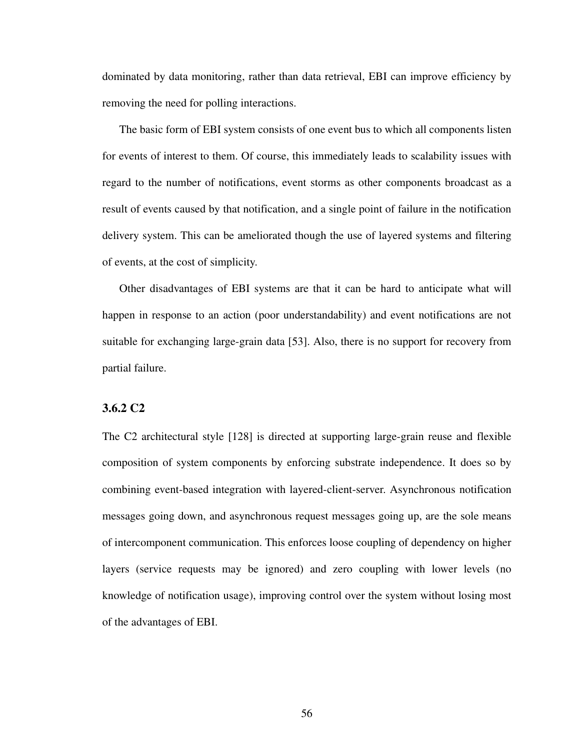dominated by data monitoring, rather than data retrieval, EBI can improve efficiency by removing the need for polling interactions.

The basic form of EBI system consists of one event bus to which all components listen for events of interest to them. Of course, this immediately leads to scalability issues with regard to the number of notifications, event storms as other components broadcast as a result of events caused by that notification, and a single point of failure in the notification delivery system. This can be ameliorated though the use of layered systems and filtering of events, at the cost of simplicity.

Other disadvantages of EBI systems are that it can be hard to anticipate what will happen in response to an action (poor understandability) and event notifications are not suitable for exchanging large-grain data [53]. Also, there is no support for recovery from partial failure.

### 3.6.2 C2

The C2 architectural style [128] is directed at supporting large-grain reuse and flexible composition of system components by enforcing substrate independence. It does so by combining event-based integration with layered-client-server. Asynchronous notification messages going down, and asynchronous request messages going up, are the sole means of intercomponent communication. This enforces loose coupling of dependency on higher layers (service requests may be ignored) and zero coupling with lower levels (no knowledge of notification usage), improving control over the system without losing most of the advantages of EBI.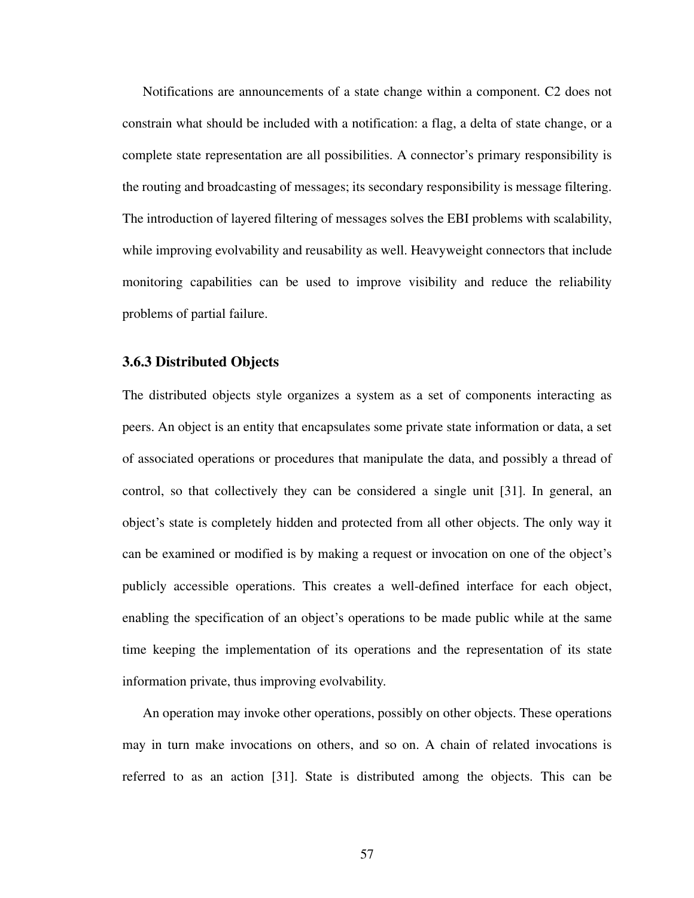Notifications are announcements of a state change within a component. C2 does not constrain what should be included with a notification: a flag, a delta of state change, or a complete state representation are all possibilities. A connector's primary responsibility is the routing and broadcasting of messages; its secondary responsibility is message filtering. The introduction of layered filtering of messages solves the EBI problems with scalability, while improving evolvability and reusability as well. Heavyweight connectors that include monitoring capabilities can be used to improve visibility and reduce the reliability problems of partial failure.

### 3.6.3 Distributed Objects

The distributed objects style organizes a system as a set of components interacting as peers. An object is an entity that encapsulates some private state information or data, a set of associated operations or procedures that manipulate the data, and possibly a thread of control, so that collectively they can be considered a single unit [31]. In general, an object's state is completely hidden and protected from all other objects. The only way it can be examined or modified is by making a request or invocation on one of the object's publicly accessible operations. This creates a well-defined interface for each object, enabling the specification of an object's operations to be made public while at the same time keeping the implementation of its operations and the representation of its state information private, thus improving evolvability.

An operation may invoke other operations, possibly on other objects. These operations may in turn make invocations on others, and so on. A chain of related invocations is referred to as an action [31]. State is distributed among the objects. This can be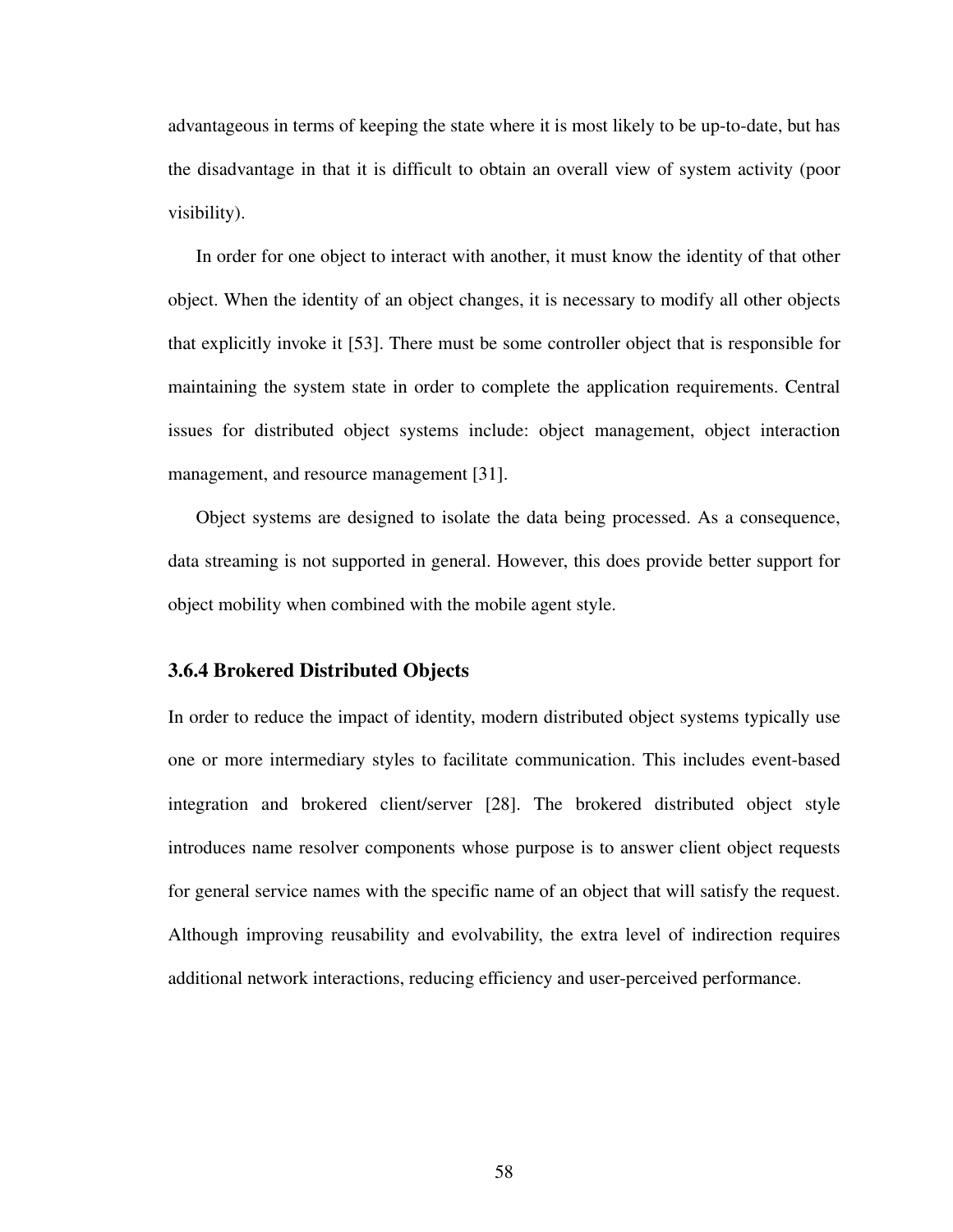advantageous in terms of keeping the state where it is most likely to be up-to-date, but has the disadvantage in that it is difficult to obtain an overall view of system activity (poor visibility).

In order for one object to interact with another, it must know the identity of that other object. When the identity of an object changes, it is necessary to modify all other objects that explicitly invoke it [53]. There must be some controller object that is responsible for maintaining the system state in order to complete the application requirements. Central issues for distributed object systems include: object management, object interaction management, and resource management [31].

Object systems are designed to isolate the data being processed. As a consequence, data streaming is not supported in general. However, this does provide better support for object mobility when combined with the mobile agent style.

### 3.6.4 Brokered Distributed Objects

In order to reduce the impact of identity, modern distributed object systems typically use one or more intermediary styles to facilitate communication. This includes event-based integration and brokered client/server [28]. The brokered distributed object style introduces name resolver components whose purpose is to answer client object requests for general service names with the specific name of an object that will satisfy the request. Although improving reusability and evolvability, the extra level of indirection requires additional network interactions, reducing efficiency and user-perceived performance.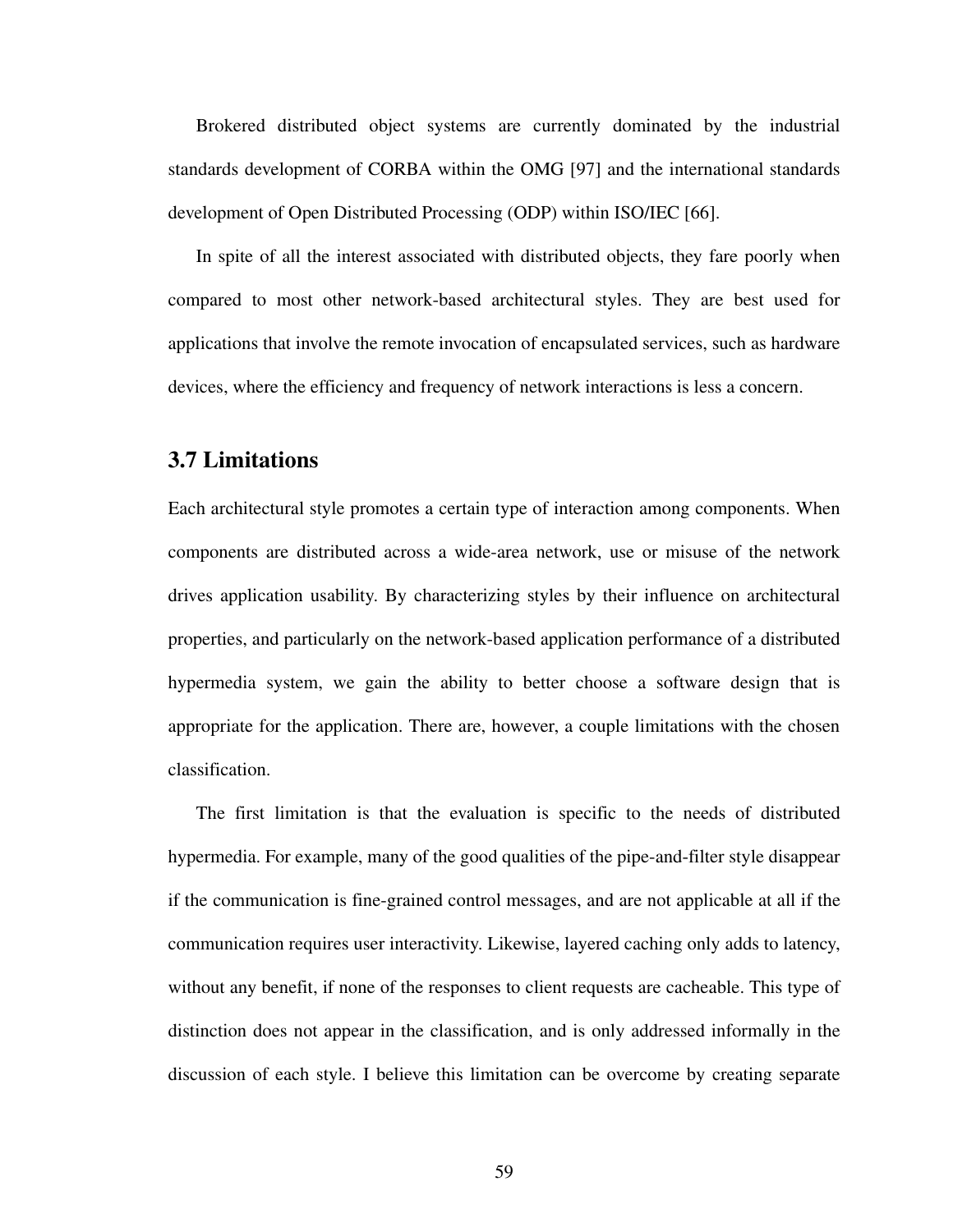Brokered distributed object systems are currently dominated by the industrial standards development of CORBA within the OMG [97] and the international standards development of Open Distributed Processing (ODP) within ISO/IEC [66].

In spite of all the interest associated with distributed objects, they fare poorly when compared to most other network-based architectural styles. They are best used for applications that involve the remote invocation of encapsulated services, such as hardware devices, where the efficiency and frequency of network interactions is less a concern.

## 3.7 Limitations

Each architectural style promotes a certain type of interaction among components. When components are distributed across a wide-area network, use or misuse of the network drives application usability. By characterizing styles by their influence on architectural properties, and particularly on the network-based application performance of a distributed hypermedia system, we gain the ability to better choose a software design that is appropriate for the application. There are, however, a couple limitations with the chosen classification.

The first limitation is that the evaluation is specific to the needs of distributed hypermedia. For example, many of the good qualities of the pipe-and-filter style disappear if the communication is fine-grained control messages, and are not applicable at all if the communication requires user interactivity. Likewise, layered caching only adds to latency, without any benefit, if none of the responses to client requests are cacheable. This type of distinction does not appear in the classification, and is only addressed informally in the discussion of each style. I believe this limitation can be overcome by creating separate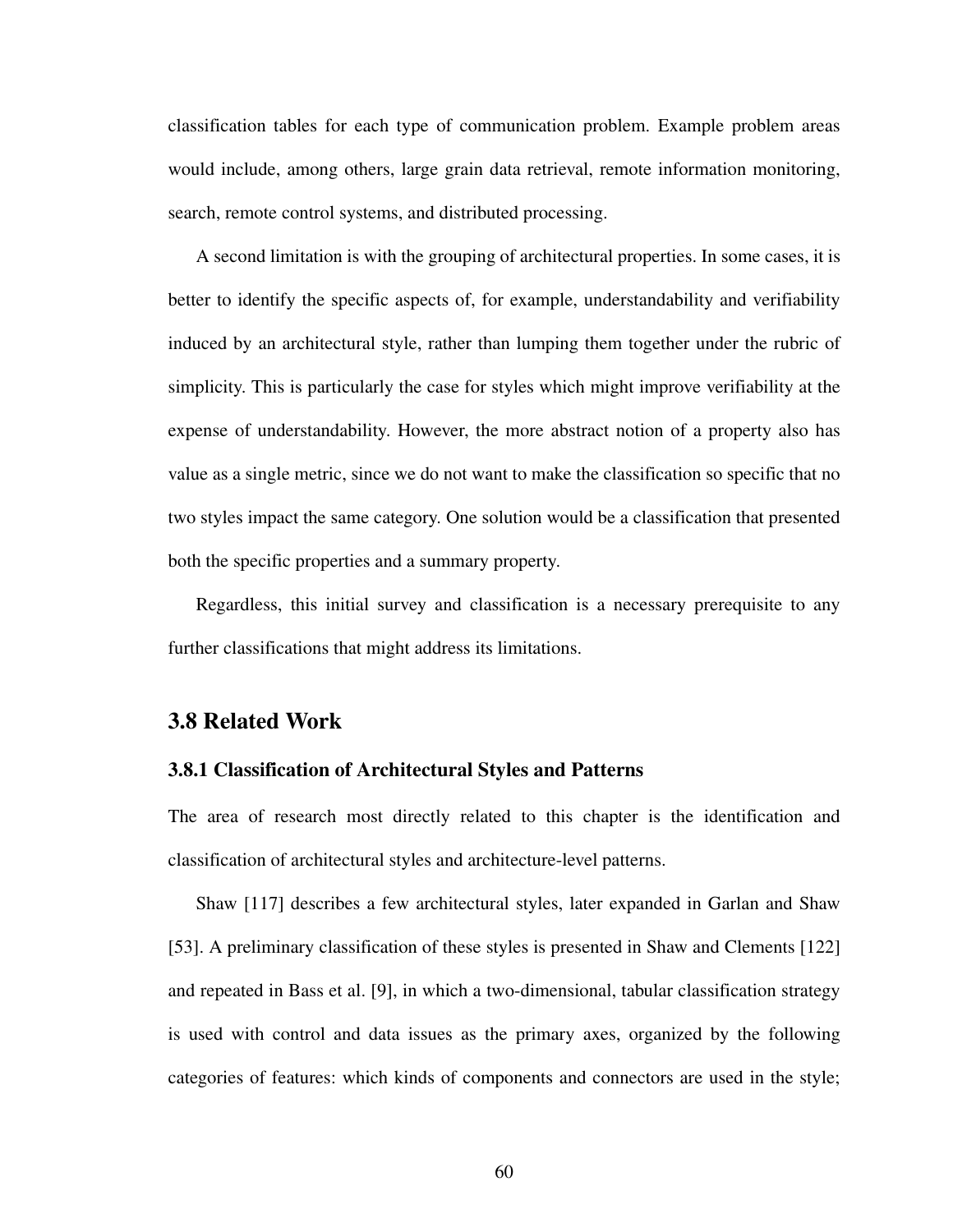classification tables for each type of communication problem. Example problem areas would include, among others, large grain data retrieval, remote information monitoring, search, remote control systems, and distributed processing.

A second limitation is with the grouping of architectural properties. In some cases, it is better to identify the specific aspects of, for example, understandability and verifiability induced by an architectural style, rather than lumping them together under the rubric of simplicity. This is particularly the case for styles which might improve verifiability at the expense of understandability. However, the more abstract notion of a property also has value as a single metric, since we do not want to make the classification so specific that no two styles impact the same category. One solution would be a classification that presented both the specific properties and a summary property.

Regardless, this initial survey and classification is a necessary prerequisite to any further classifications that might address its limitations.

## 3.8 Related Work

### 3.8.1 Classification of Architectural Styles and Patterns

The area of research most directly related to this chapter is the identification and classification of architectural styles and architecture-level patterns.

Shaw [117] describes a few architectural styles, later expanded in Garlan and Shaw [53]. A preliminary classification of these styles is presented in Shaw and Clements [122] and repeated in Bass et al. [9], in which a two-dimensional, tabular classification strategy is used with control and data issues as the primary axes, organized by the following categories of features: which kinds of components and connectors are used in the style;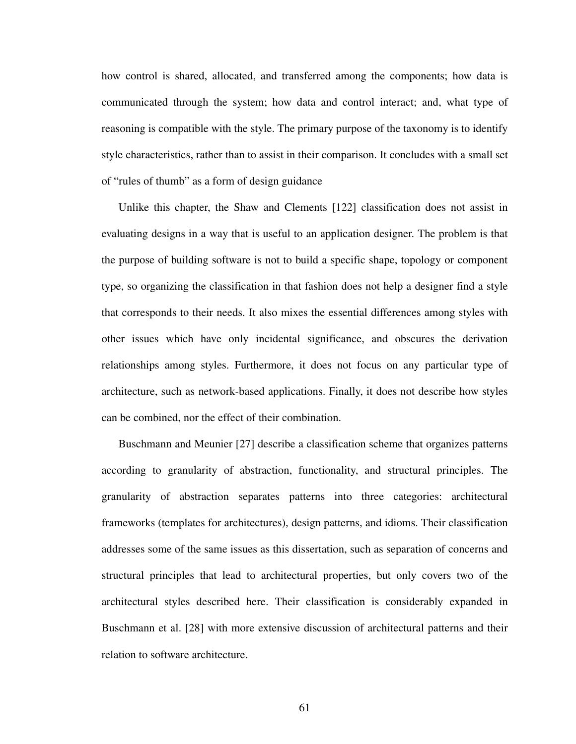how control is shared, allocated, and transferred among the components; how data is communicated through the system; how data and control interact; and, what type of reasoning is compatible with the style. The primary purpose of the taxonomy is to identify style characteristics, rather than to assist in their comparison. It concludes with a small set of "rules of thumb" as a form of design guidance

Unlike this chapter, the Shaw and Clements [122] classification does not assist in evaluating designs in a way that is useful to an application designer. The problem is that the purpose of building software is not to build a specific shape, topology or component type, so organizing the classification in that fashion does not help a designer find a style that corresponds to their needs. It also mixes the essential differences among styles with other issues which have only incidental significance, and obscures the derivation relationships among styles. Furthermore, it does not focus on any particular type of architecture, such as network-based applications. Finally, it does not describe how styles can be combined, nor the effect of their combination.

Buschmann and Meunier [27] describe a classification scheme that organizes patterns according to granularity of abstraction, functionality, and structural principles. The granularity of abstraction separates patterns into three categories: architectural frameworks (templates for architectures), design patterns, and idioms. Their classification addresses some of the same issues as this dissertation, such as separation of concerns and structural principles that lead to architectural properties, but only covers two of the architectural styles described here. Their classification is considerably expanded in Buschmann et al. [28] with more extensive discussion of architectural patterns and their relation to software architecture.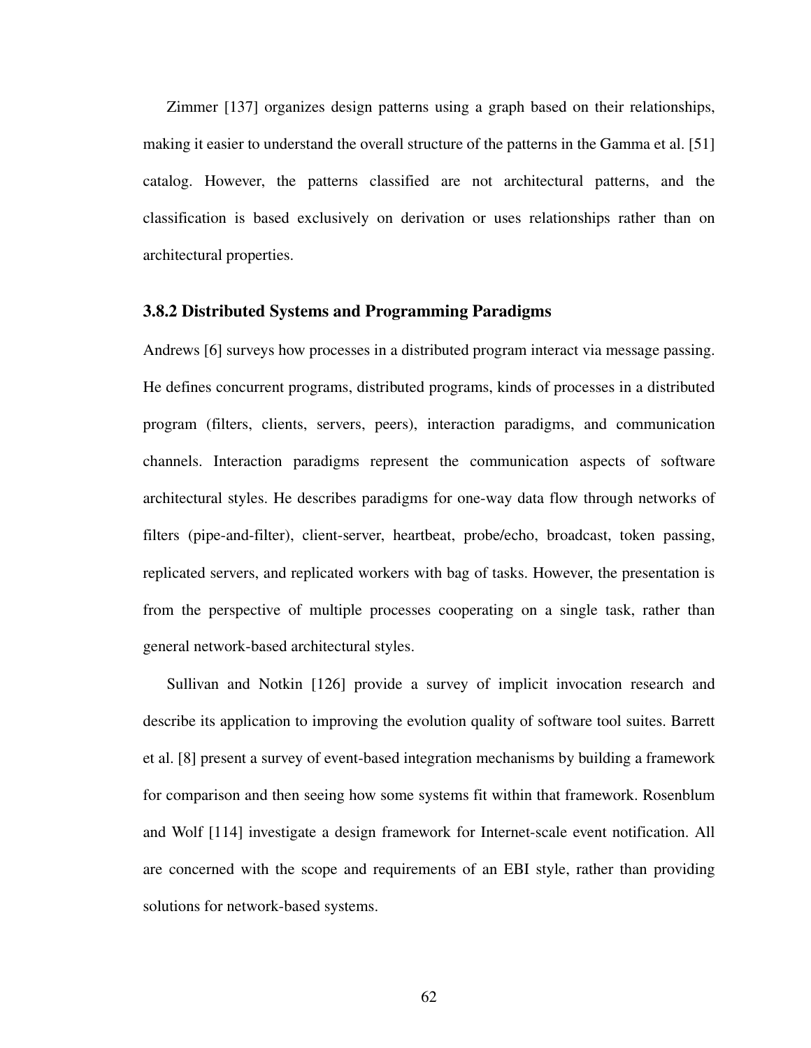Zimmer [137] organizes design patterns using a graph based on their relationships, making it easier to understand the overall structure of the patterns in the Gamma et al. [51] catalog. However, the patterns classified are not architectural patterns, and the classification is based exclusively on derivation or uses relationships rather than on architectural properties.

### 3.8.2 Distributed Systems and Programming Paradigms

Andrews [6] surveys how processes in a distributed program interact via message passing. He defines concurrent programs, distributed programs, kinds of processes in a distributed program (filters, clients, servers, peers), interaction paradigms, and communication channels. Interaction paradigms represent the communication aspects of software architectural styles. He describes paradigms for one-way data flow through networks of filters (pipe-and-filter), client-server, heartbeat, probe/echo, broadcast, token passing, replicated servers, and replicated workers with bag of tasks. However, the presentation is from the perspective of multiple processes cooperating on a single task, rather than general network-based architectural styles.

Sullivan and Notkin [126] provide a survey of implicit invocation research and describe its application to improving the evolution quality of software tool suites. Barrett et al. [8] present a survey of event-based integration mechanisms by building a framework for comparison and then seeing how some systems fit within that framework. Rosenblum and Wolf [114] investigate a design framework for Internet-scale event notification. All are concerned with the scope and requirements of an EBI style, rather than providing solutions for network-based systems.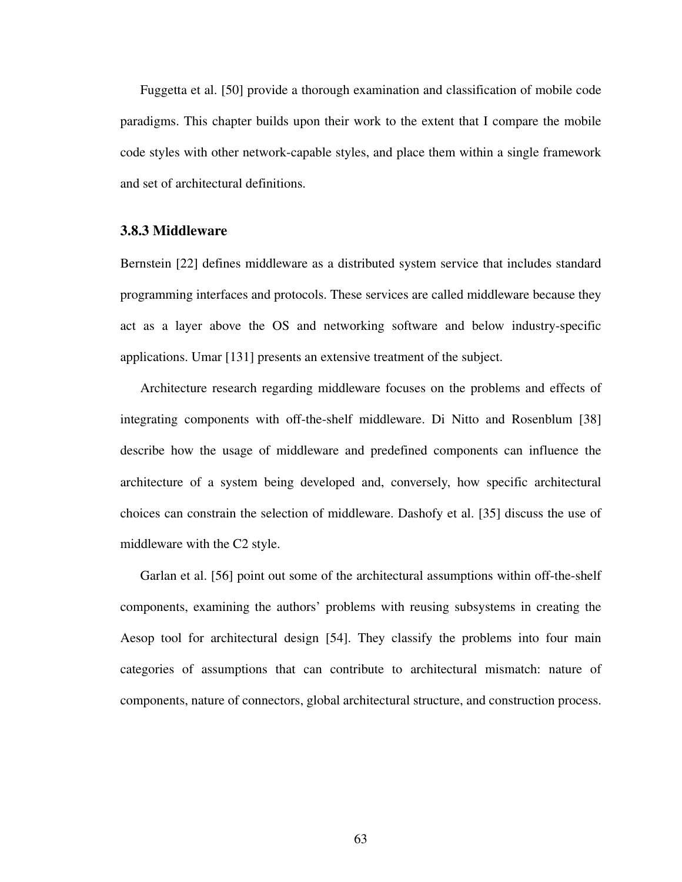Fuggetta et al. [50] provide a thorough examination and classification of mobile code paradigms. This chapter builds upon their work to the extent that I compare the mobile code styles with other network-capable styles, and place them within a single framework and set of architectural definitions.

### 3.8.3 Middleware

Bernstein [22] defines middleware as a distributed system service that includes standard programming interfaces and protocols. These services are called middleware because they act as a layer above the OS and networking software and below industry-specific applications. Umar [131] presents an extensive treatment of the subject.

Architecture research regarding middleware focuses on the problems and effects of integrating components with off-the-shelf middleware. Di Nitto and Rosenblum [38] describe how the usage of middleware and predefined components can influence the architecture of a system being developed and, conversely, how specific architectural choices can constrain the selection of middleware. Dashofy et al. [35] discuss the use of middleware with the C2 style.

Garlan et al. [56] point out some of the architectural assumptions within off-the-shelf components, examining the authors' problems with reusing subsystems in creating the Aesop tool for architectural design [54]. They classify the problems into four main categories of assumptions that can contribute to architectural mismatch: nature of components, nature of connectors, global architectural structure, and construction process.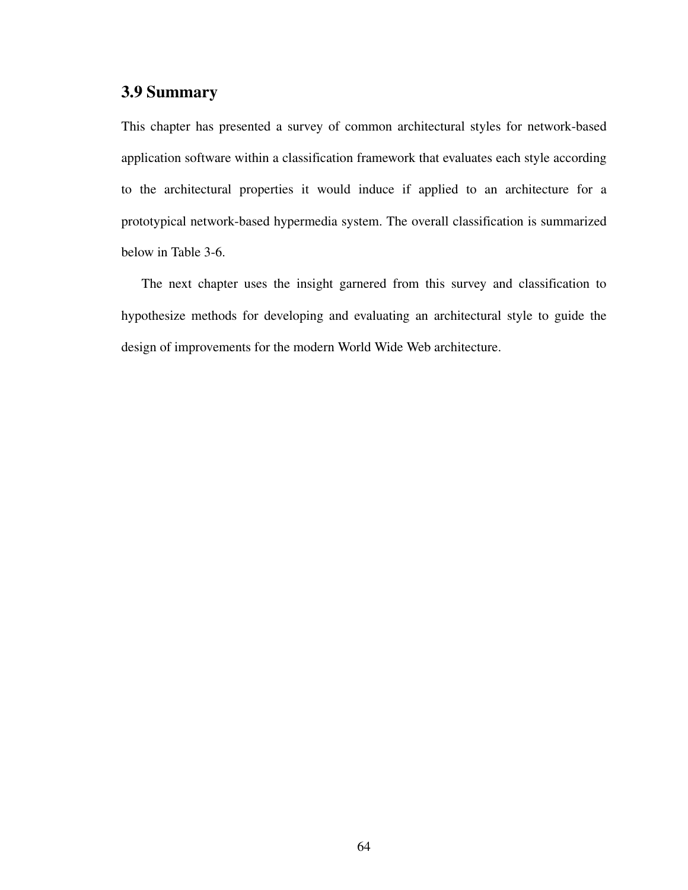### 3.9 Summary

This chapter has presented a survey of common architectural styles for network-based application software within a classification framework that evaluates each style according to the architectural properties it would induce if applied to an architecture for a prototypical network-based hypermedia system. The overall classification is summarized below in Table 3-6.

The next chapter uses the insight garnered from this survey and classification to hypothesize methods for developing and evaluating an architectural style to guide the design of improvements for the modern World Wide Web architecture.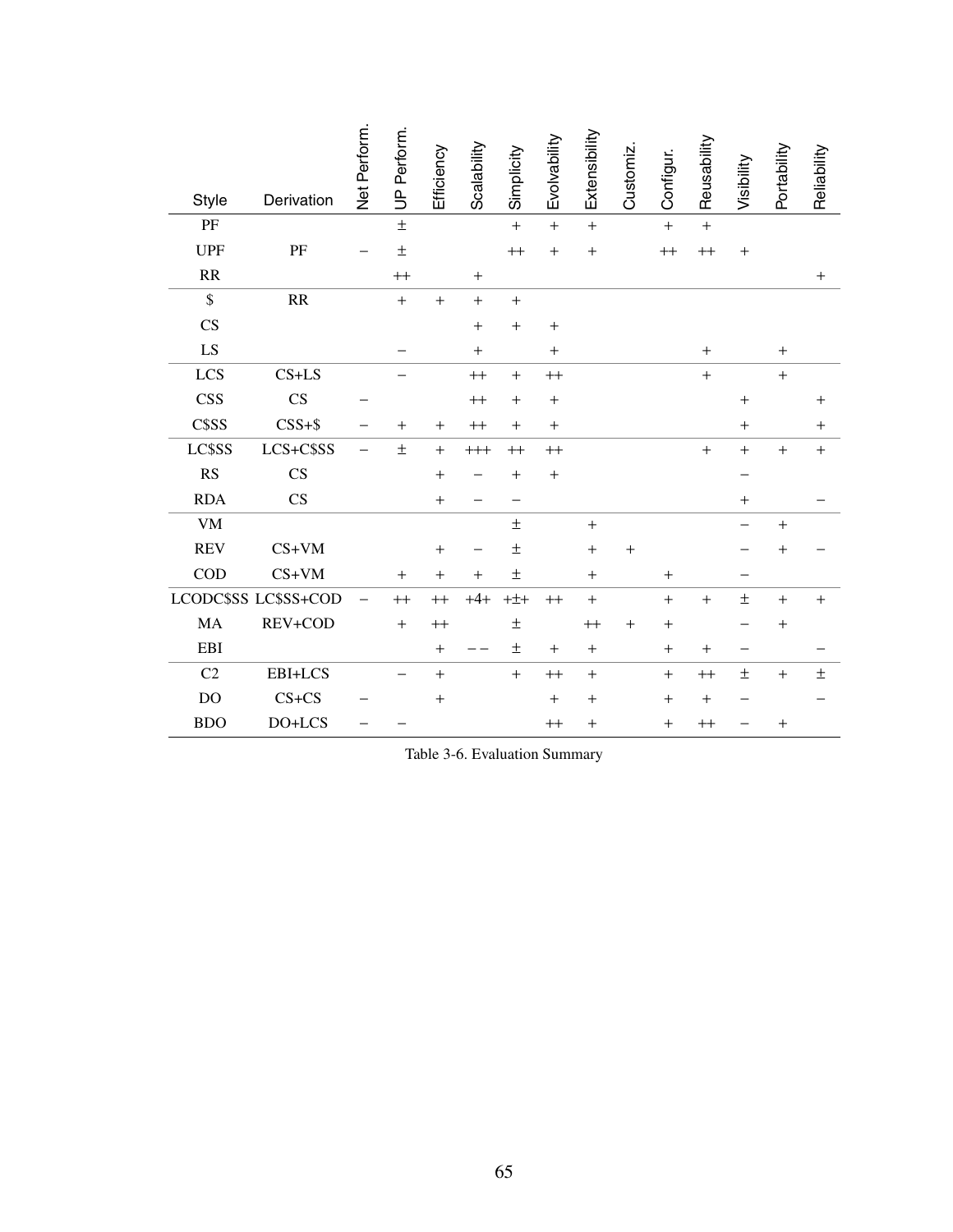| Style | Derivation | Net Perform. | UP Perform. | Efficiency | Scalability | Simplicity | Evolvability | Extensibility | Customiz. | Configur. | Reusability | Visibility | Portability | Reliability |
|---|---|---|---|---|---|---|---|---|---|---|---|---|---|---|
| PF | | | ± | | | + | + | + | | + | + | | | |
| UPF | PF | − | ± | | | ++ | + | + | | ++ | ++ | + | | |
| RR | | | ++ | | + | | | | | | | | | + |
| $ | RR | | + | + | + | + | | | | | | | | |
| CS | | | | | + | + | + | | | | | | | |
| LS | | | − | | + | | + | | | | + | | + | |
| LCS | CS+LS | | − | | ++ | + | ++ | | | | + | | + | |
| CSS | CS | − | | | ++ | + | + | | | | | + | | + |
| C$SS | CSS+$ | − | + | + | ++ | + | + | | | | | + | | + |
| LC$SS | LCS+C$SS | − | ± | + | +++ | ++ | ++ | | | | + | + | + | + |
| RS | CS | | | + | − | + | + | | | | | − | | |
| RDA | CS | | | + | − | − | | | | | | + | | − |
| VM | | | | | | ± | | + | | | | − | + | |
| REV | CS+VM | | | + | − | ± | | + | + | | | − | + | − |
| COD | CS+VM | | + | + | + | ± | | + | | + | | − | | |
| LCODC$SS | LC$SS+COD | − | ++ | ++ | +4+ | +±+ | ++ | + | | + | + | ± | + | + |
| MA | REV+COD | | + | ++ | | ± | | ++ | + | + | | − | + | |
| EBI | | | | + | −− | ± | + | + | | + | + | − | | − |
| C2 | EBI+LCS | | − | + | | + | ++ | + | | + | ++ | ± | + | ± |
| DO | CS+CS | − | | + | | | + | + | | + | + | − | | − |
| BDO | DO+LCS | − | − | | | | ++ | + | | + | ++ | − | + | |

Table 3-6. Evaluation Summary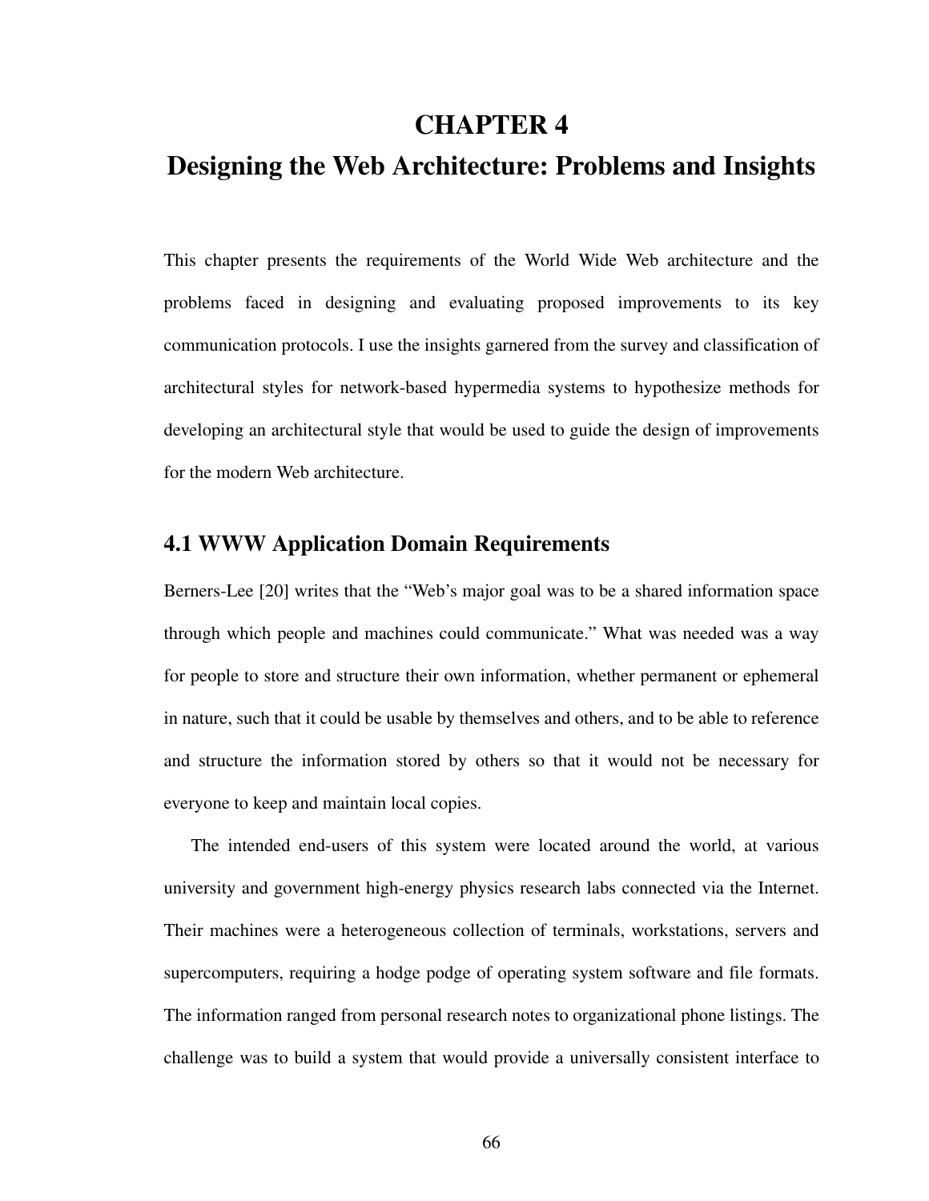# CHAPTER 4

# Designing the Web Architecture: Problems and Insights

This chapter presents the requirements of the World Wide Web architecture and the problems faced in designing and evaluating proposed improvements to its key communication protocols. I use the insights garnered from the survey and classification of architectural styles for network-based hypermedia systems to hypothesize methods for developing an architectural style that would be used to guide the design of improvements for the modern Web architecture.

## 4.1 WWW Application Domain Requirements

Berners-Lee [20] writes that the "Web's major goal was to be a shared information space through which people and machines could communicate." What was needed was a way for people to store and structure their own information, whether permanent or ephemeral in nature, such that it could be usable by themselves and others, and to be able to reference and structure the information stored by others so that it would not be necessary for everyone to keep and maintain local copies.

The intended end-users of this system were located around the world, at various university and government high-energy physics research labs connected via the Internet. Their machines were a heterogeneous collection of terminals, workstations, servers and supercomputers, requiring a hodge podge of operating system software and file formats. The information ranged from personal research notes to organizational phone listings. The challenge was to build a system that would provide a universally consistent interface to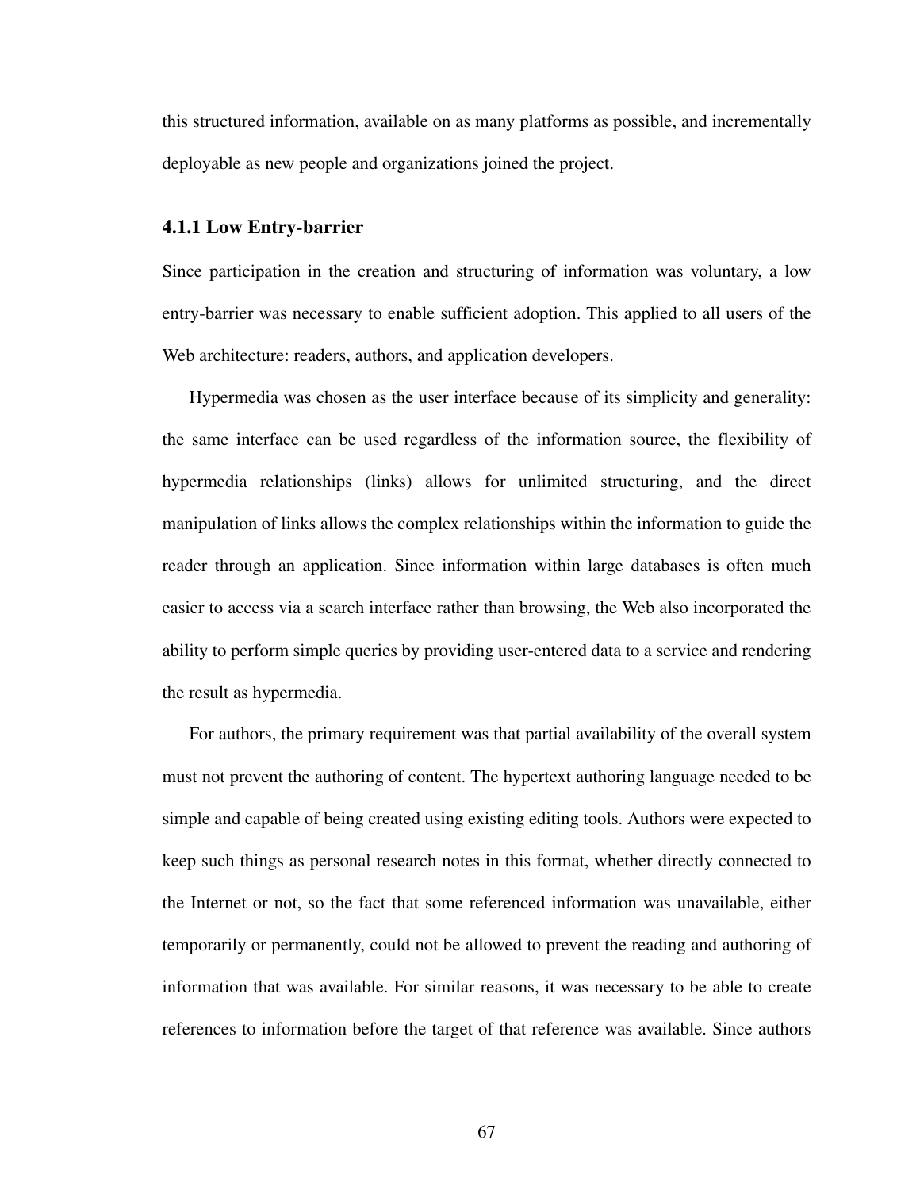this structured information, available on as many platforms as possible, and incrementally deployable as new people and organizations joined the project.

### 4.1.1 Low Entry-barrier

Since participation in the creation and structuring of information was voluntary, a low entry-barrier was necessary to enable sufficient adoption. This applied to all users of the Web architecture: readers, authors, and application developers.

Hypermedia was chosen as the user interface because of its simplicity and generality: the same interface can be used regardless of the information source, the flexibility of hypermedia relationships (links) allows for unlimited structuring, and the direct manipulation of links allows the complex relationships within the information to guide the reader through an application. Since information within large databases is often much easier to access via a search interface rather than browsing, the Web also incorporated the ability to perform simple queries by providing user-entered data to a service and rendering the result as hypermedia.

For authors, the primary requirement was that partial availability of the overall system must not prevent the authoring of content. The hypertext authoring language needed to be simple and capable of being created using existing editing tools. Authors were expected to keep such things as personal research notes in this format, whether directly connected to the Internet or not, so the fact that some referenced information was unavailable, either temporarily or permanently, could not be allowed to prevent the reading and authoring of information that was available. For similar reasons, it was necessary to be able to create references to information before the target of that reference was available. Since authors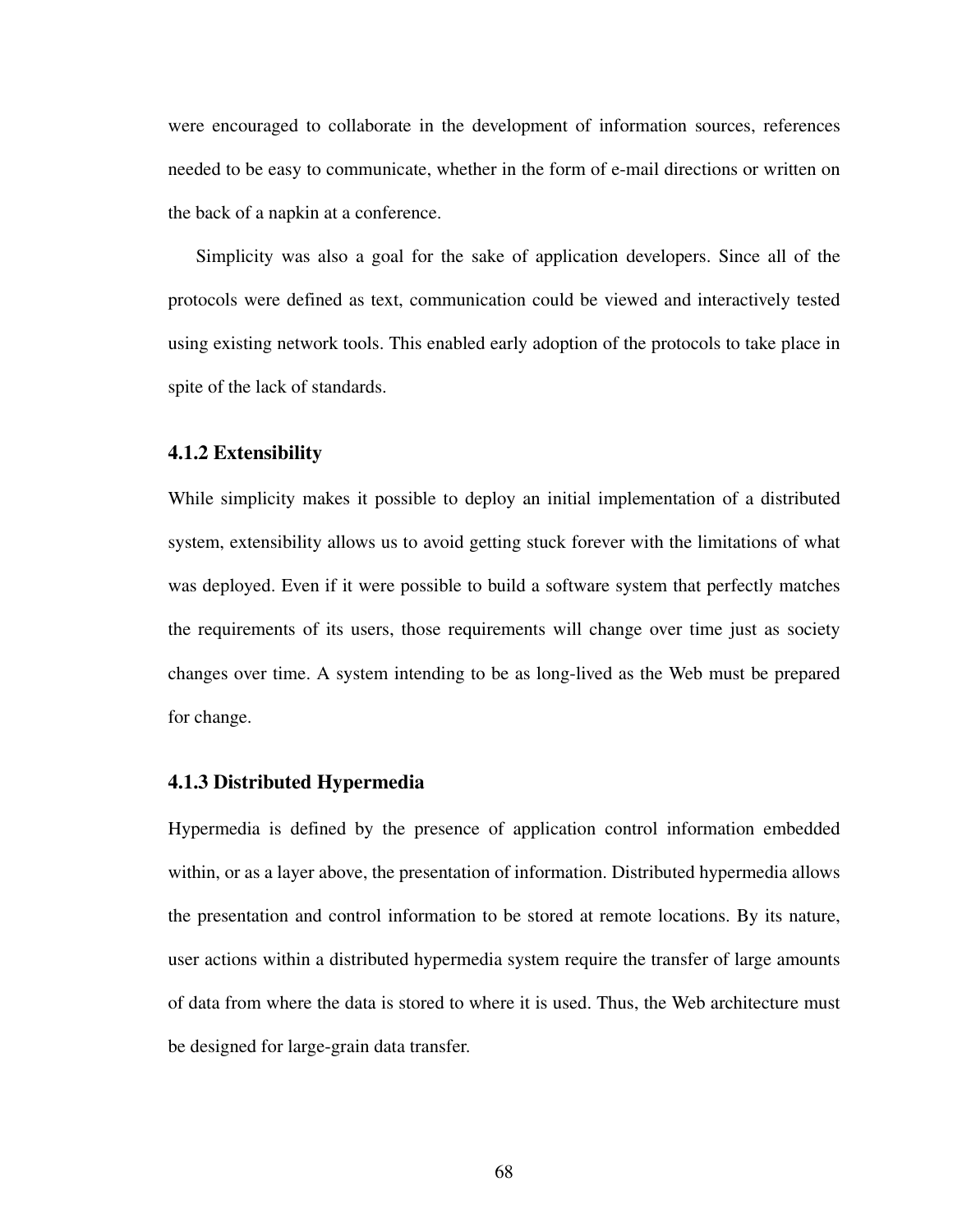were encouraged to collaborate in the development of information sources, references needed to be easy to communicate, whether in the form of e-mail directions or written on the back of a napkin at a conference.

Simplicity was also a goal for the sake of application developers. Since all of the protocols were defined as text, communication could be viewed and interactively tested using existing network tools. This enabled early adoption of the protocols to take place in spite of the lack of standards.

### 4.1.2 Extensibility

While simplicity makes it possible to deploy an initial implementation of a distributed system, extensibility allows us to avoid getting stuck forever with the limitations of what was deployed. Even if it were possible to build a software system that perfectly matches the requirements of its users, those requirements will change over time just as society changes over time. A system intending to be as long-lived as the Web must be prepared for change.

### 4.1.3 Distributed Hypermedia

Hypermedia is defined by the presence of application control information embedded within, or as a layer above, the presentation of information. Distributed hypermedia allows the presentation and control information to be stored at remote locations. By its nature, user actions within a distributed hypermedia system require the transfer of large amounts of data from where the data is stored to where it is used. Thus, the Web architecture must be designed for large-grain data transfer.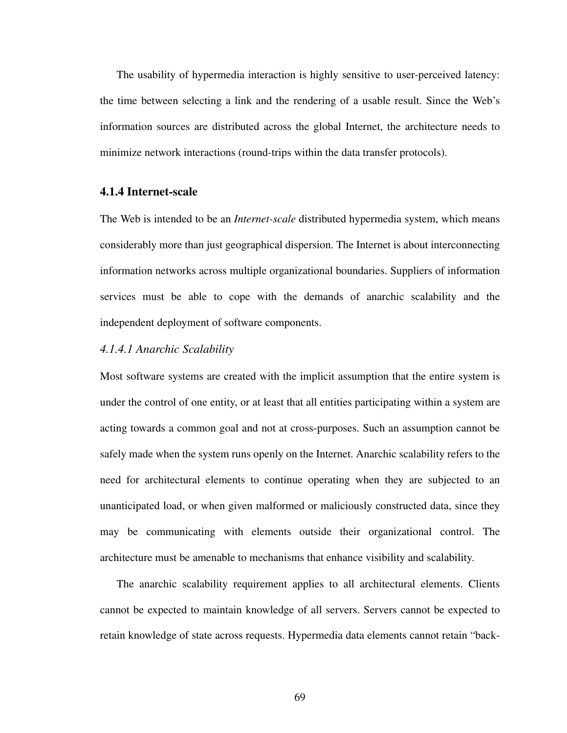The usability of hypermedia interaction is highly sensitive to user-perceived latency: the time between selecting a link and the rendering of a usable result. Since the Web's information sources are distributed across the global Internet, the architecture needs to minimize network interactions (round-trips within the data transfer protocols).

### 4.1.4 Internet-scale

The Web is intended to be an *Internet-scale* distributed hypermedia system, which means considerably more than just geographical dispersion. The Internet is about interconnecting information networks across multiple organizational boundaries. Suppliers of information services must be able to cope with the demands of anarchic scalability and the independent deployment of software components.

#### *4.1.4.1 Anarchic Scalability*

Most software systems are created with the implicit assumption that the entire system is under the control of one entity, or at least that all entities participating within a system are acting towards a common goal and not at cross-purposes. Such an assumption cannot be safely made when the system runs openly on the Internet. Anarchic scalability refers to the need for architectural elements to continue operating when they are subjected to an unanticipated load, or when given malformed or maliciously constructed data, since they may be communicating with elements outside their organizational control. The architecture must be amenable to mechanisms that enhance visibility and scalability.

The anarchic scalability requirement applies to all architectural elements. Clients cannot be expected to maintain knowledge of all servers. Servers cannot be expected to retain knowledge of state across requests. Hypermedia data elements cannot retain "back-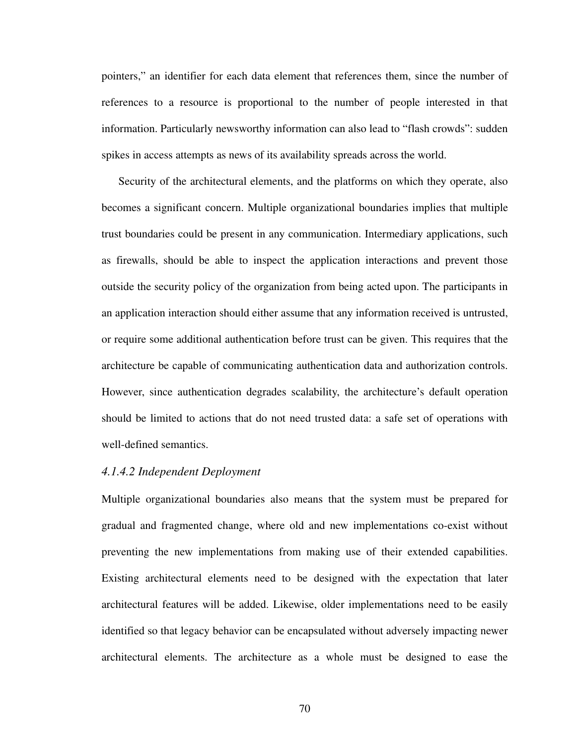pointers," an identifier for each data element that references them, since the number of references to a resource is proportional to the number of people interested in that information. Particularly newsworthy information can also lead to "flash crowds": sudden spikes in access attempts as news of its availability spreads across the world.

Security of the architectural elements, and the platforms on which they operate, also becomes a significant concern. Multiple organizational boundaries implies that multiple trust boundaries could be present in any communication. Intermediary applications, such as firewalls, should be able to inspect the application interactions and prevent those outside the security policy of the organization from being acted upon. The participants in an application interaction should either assume that any information received is untrusted, or require some additional authentication before trust can be given. This requires that the architecture be capable of communicating authentication data and authorization controls. However, since authentication degrades scalability, the architecture's default operation should be limited to actions that do not need trusted data: a safe set of operations with well-defined semantics.

#### *4.1.4.2 Independent Deployment*

Multiple organizational boundaries also means that the system must be prepared for gradual and fragmented change, where old and new implementations co-exist without preventing the new implementations from making use of their extended capabilities. Existing architectural elements need to be designed with the expectation that later architectural features will be added. Likewise, older implementations need to be easily identified so that legacy behavior can be encapsulated without adversely impacting newer architectural elements. The architecture as a whole must be designed to ease the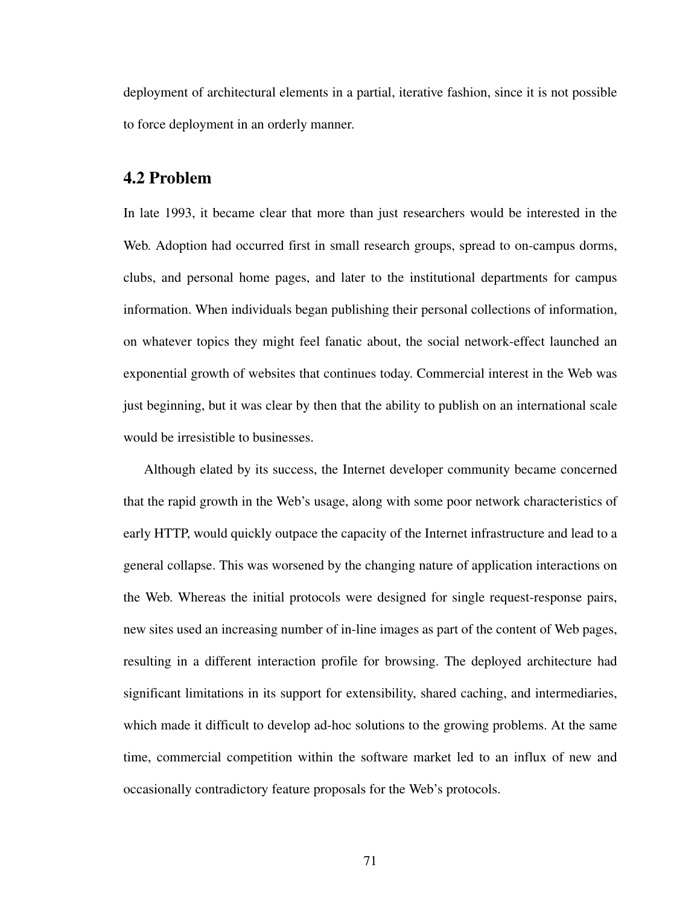deployment of architectural elements in a partial, iterative fashion, since it is not possible to force deployment in an orderly manner.

## 4.2 Problem

In late 1993, it became clear that more than just researchers would be interested in the Web. Adoption had occurred first in small research groups, spread to on-campus dorms, clubs, and personal home pages, and later to the institutional departments for campus information. When individuals began publishing their personal collections of information, on whatever topics they might feel fanatic about, the social network-effect launched an exponential growth of websites that continues today. Commercial interest in the Web was just beginning, but it was clear by then that the ability to publish on an international scale would be irresistible to businesses.

Although elated by its success, the Internet developer community became concerned that the rapid growth in the Web's usage, along with some poor network characteristics of early HTTP, would quickly outpace the capacity of the Internet infrastructure and lead to a general collapse. This was worsened by the changing nature of application interactions on the Web. Whereas the initial protocols were designed for single request-response pairs, new sites used an increasing number of in-line images as part of the content of Web pages, resulting in a different interaction profile for browsing. The deployed architecture had significant limitations in its support for extensibility, shared caching, and intermediaries, which made it difficult to develop ad-hoc solutions to the growing problems. At the same time, commercial competition within the software market led to an influx of new and occasionally contradictory feature proposals for the Web's protocols.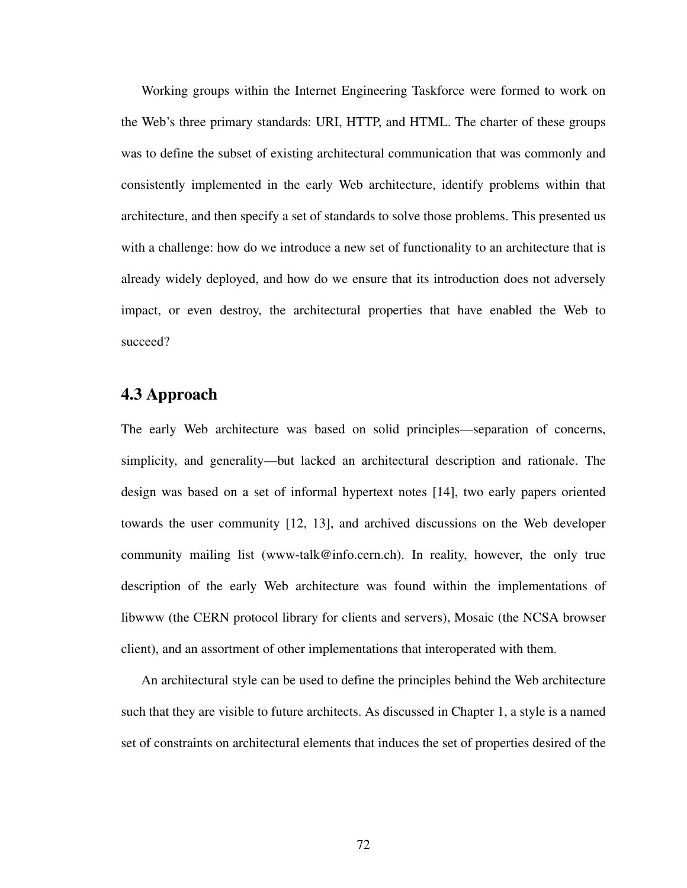Working groups within the Internet Engineering Taskforce were formed to work on the Web's three primary standards: URI, HTTP, and HTML. The charter of these groups was to define the subset of existing architectural communication that was commonly and consistently implemented in the early Web architecture, identify problems within that architecture, and then specify a set of standards to solve those problems. This presented us with a challenge: how do we introduce a new set of functionality to an architecture that is already widely deployed, and how do we ensure that its introduction does not adversely impact, or even destroy, the architectural properties that have enabled the Web to succeed?

## 4.3 Approach

The early Web architecture was based on solid principles—separation of concerns, simplicity, and generality—but lacked an architectural description and rationale. The design was based on a set of informal hypertext notes [14], two early papers oriented towards the user community [12, 13], and archived discussions on the Web developer community mailing list (www-talk@info.cern.ch). In reality, however, the only true description of the early Web architecture was found within the implementations of libwww (the CERN protocol library for clients and servers), Mosaic (the NCSA browser client), and an assortment of other implementations that interoperated with them.

An architectural style can be used to define the principles behind the Web architecture such that they are visible to future architects. As discussed in Chapter 1, a style is a named set of constraints on architectural elements that induces the set of properties desired of the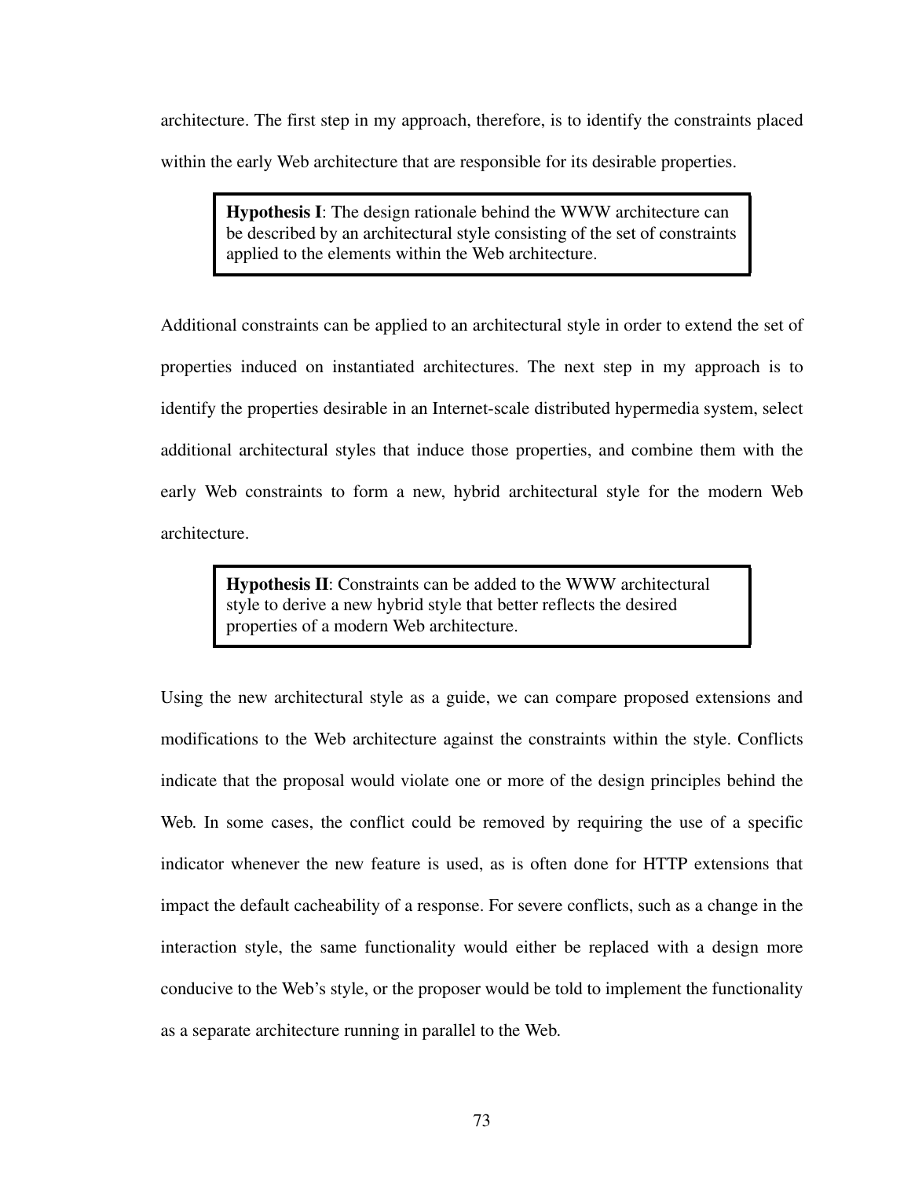architecture. The first step in my approach, therefore, is to identify the constraints placed within the early Web architecture that are responsible for its desirable properties.

> **Hypothesis I**: The design rationale behind the WWW architecture can be described by an architectural style consisting of the set of constraints applied to the elements within the Web architecture.

Additional constraints can be applied to an architectural style in order to extend the set of properties induced on instantiated architectures. The next step in my approach is to identify the properties desirable in an Internet-scale distributed hypermedia system, select additional architectural styles that induce those properties, and combine them with the early Web constraints to form a new, hybrid architectural style for the modern Web architecture.

> **Hypothesis II**: Constraints can be added to the WWW architectural style to derive a new hybrid style that better reflects the desired properties of a modern Web architecture.

Using the new architectural style as a guide, we can compare proposed extensions and modifications to the Web architecture against the constraints within the style. Conflicts indicate that the proposal would violate one or more of the design principles behind the Web. In some cases, the conflict could be removed by requiring the use of a specific indicator whenever the new feature is used, as is often done for HTTP extensions that impact the default cacheability of a response. For severe conflicts, such as a change in the interaction style, the same functionality would either be replaced with a design more conducive to the Web's style, or the proposer would be told to implement the functionality as a separate architecture running in parallel to the Web.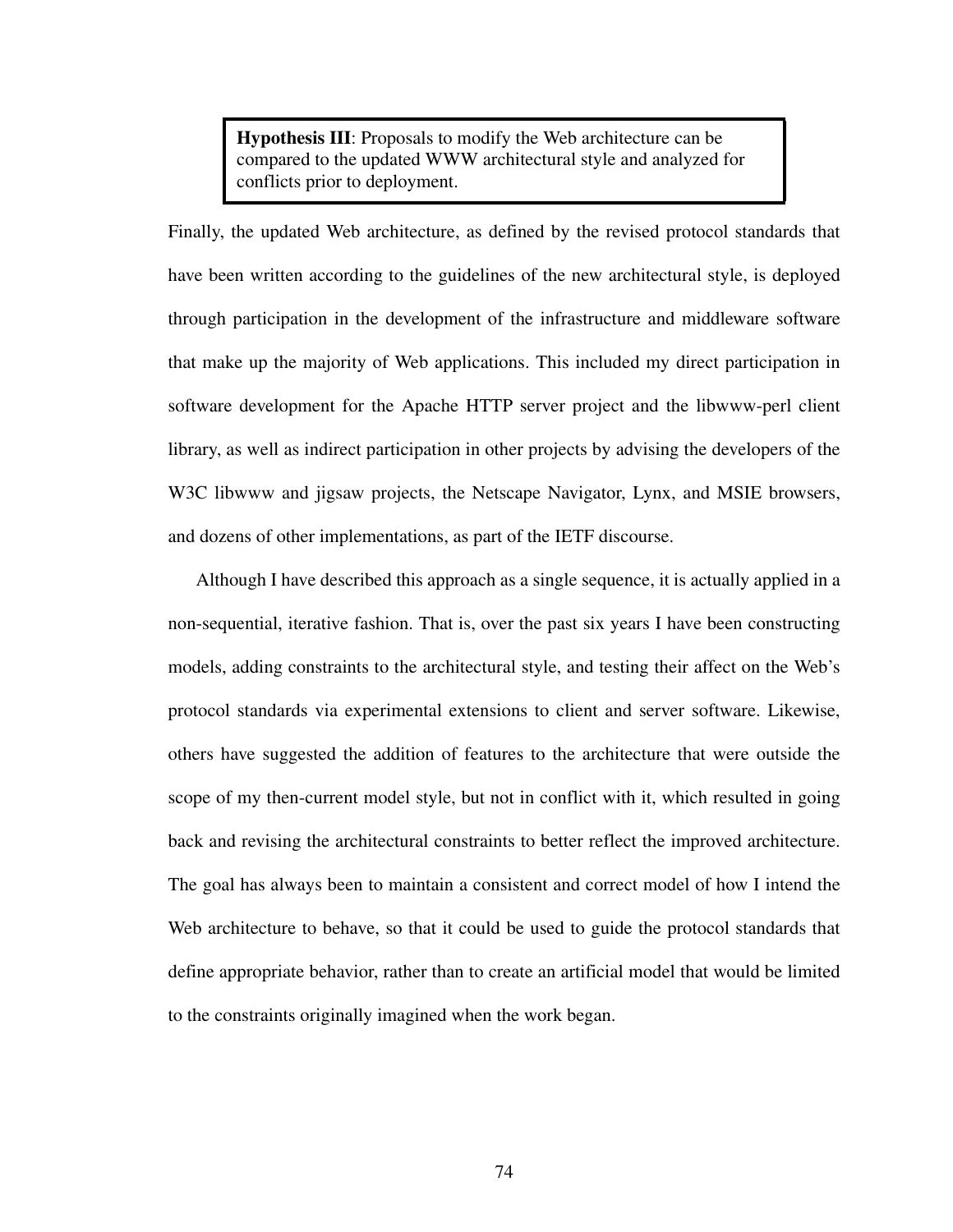> **Hypothesis III**: Proposals to modify the Web architecture can be compared to the updated WWW architectural style and analyzed for conflicts prior to deployment.

Finally, the updated Web architecture, as defined by the revised protocol standards that have been written according to the guidelines of the new architectural style, is deployed through participation in the development of the infrastructure and middleware software that make up the majority of Web applications. This included my direct participation in software development for the Apache HTTP server project and the libwww-perl client library, as well as indirect participation in other projects by advising the developers of the W3C libwww and jigsaw projects, the Netscape Navigator, Lynx, and MSIE browsers, and dozens of other implementations, as part of the IETF discourse.

Although I have described this approach as a single sequence, it is actually applied in a non-sequential, iterative fashion. That is, over the past six years I have been constructing models, adding constraints to the architectural style, and testing their affect on the Web's protocol standards via experimental extensions to client and server software. Likewise, others have suggested the addition of features to the architecture that were outside the scope of my then-current model style, but not in conflict with it, which resulted in going back and revising the architectural constraints to better reflect the improved architecture. The goal has always been to maintain a consistent and correct model of how I intend the Web architecture to behave, so that it could be used to guide the protocol standards that define appropriate behavior, rather than to create an artificial model that would be limited to the constraints originally imagined when the work began.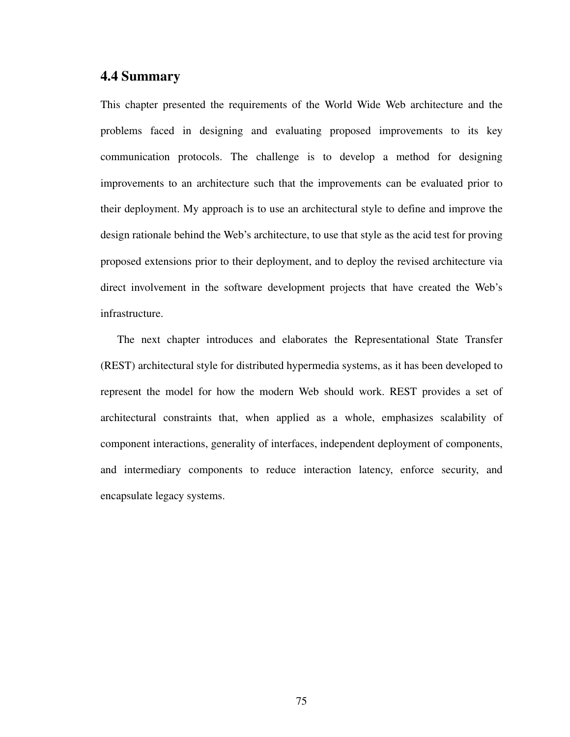## 4.4 Summary

This chapter presented the requirements of the World Wide Web architecture and the problems faced in designing and evaluating proposed improvements to its key communication protocols. The challenge is to develop a method for designing improvements to an architecture such that the improvements can be evaluated prior to their deployment. My approach is to use an architectural style to define and improve the design rationale behind the Web's architecture, to use that style as the acid test for proving proposed extensions prior to their deployment, and to deploy the revised architecture via direct involvement in the software development projects that have created the Web's infrastructure.

The next chapter introduces and elaborates the Representational State Transfer (REST) architectural style for distributed hypermedia systems, as it has been developed to represent the model for how the modern Web should work. REST provides a set of architectural constraints that, when applied as a whole, emphasizes scalability of component interactions, generality of interfaces, independent deployment of components, and intermediary components to reduce interaction latency, enforce security, and encapsulate legacy systems.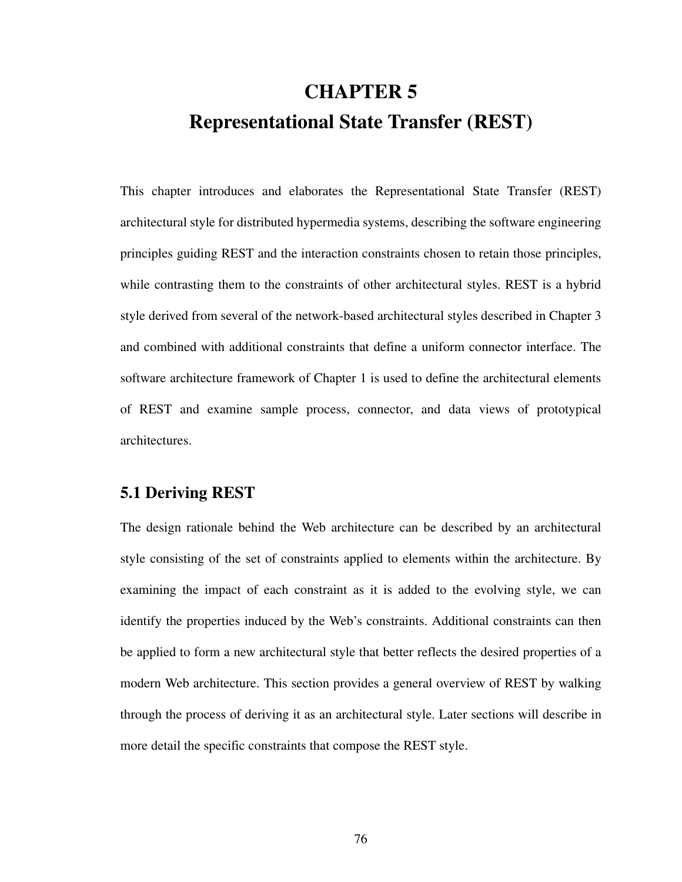# CHAPTER 5
# Representational State Transfer (REST)

This chapter introduces and elaborates the Representational State Transfer (REST) architectural style for distributed hypermedia systems, describing the software engineering principles guiding REST and the interaction constraints chosen to retain those principles, while contrasting them to the constraints of other architectural styles. REST is a hybrid style derived from several of the network-based architectural styles described in Chapter 3 and combined with additional constraints that define a uniform connector interface. The software architecture framework of Chapter 1 is used to define the architectural elements of REST and examine sample process, connector, and data views of prototypical architectures.

## 5.1 Deriving REST

The design rationale behind the Web architecture can be described by an architectural style consisting of the set of constraints applied to elements within the architecture. By examining the impact of each constraint as it is added to the evolving style, we can identify the properties induced by the Web's constraints. Additional constraints can then be applied to form a new architectural style that better reflects the desired properties of a modern Web architecture. This section provides a general overview of REST by walking through the process of deriving it as an architectural style. Later sections will describe in more detail the specific constraints that compose the REST style.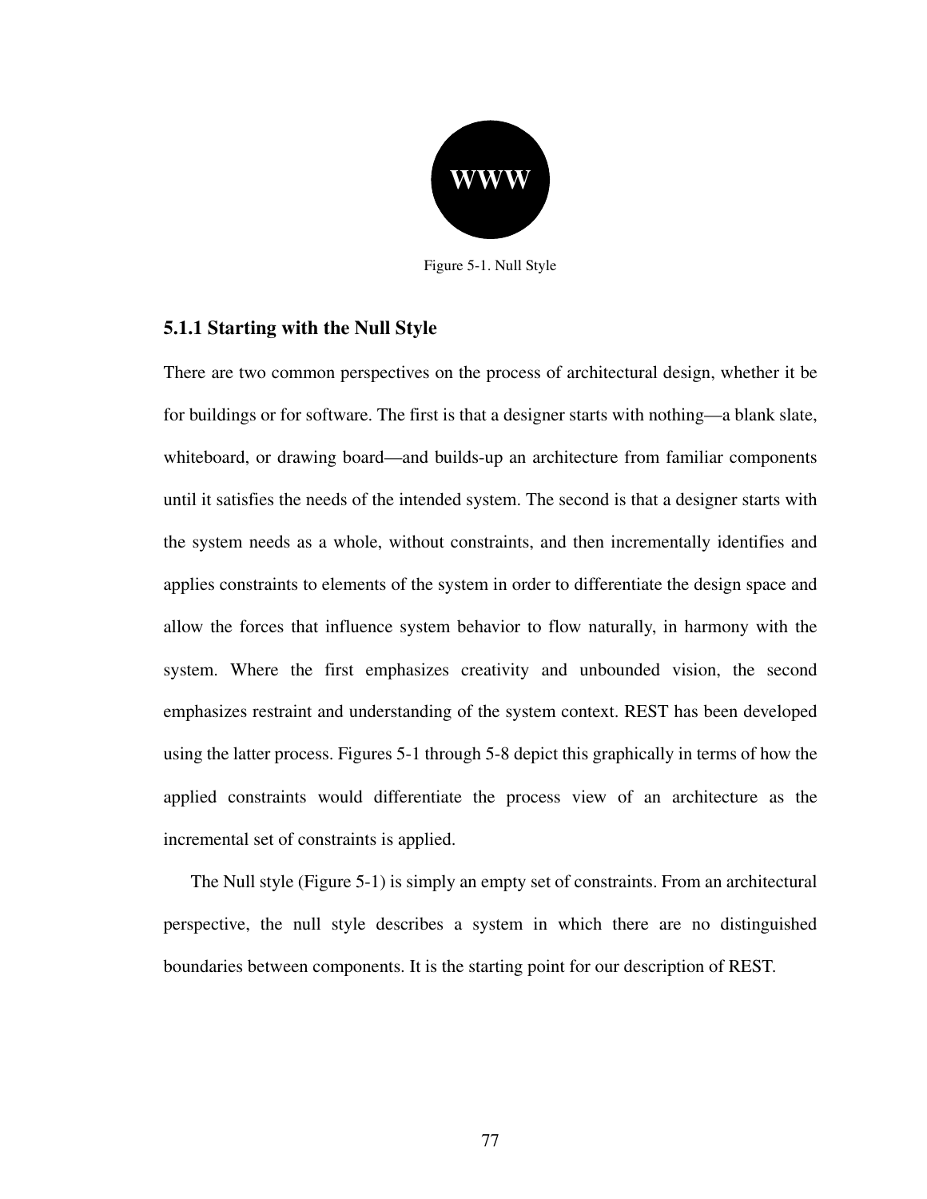WWW

Figure 5-1. Null Style

### 5.1.1 Starting with the Null Style

There are two common perspectives on the process of architectural design, whether it be for buildings or for software. The first is that a designer starts with nothing—a blank slate, whiteboard, or drawing board—and builds-up an architecture from familiar components until it satisfies the needs of the intended system. The second is that a designer starts with the system needs as a whole, without constraints, and then incrementally identifies and applies constraints to elements of the system in order to differentiate the design space and allow the forces that influence system behavior to flow naturally, in harmony with the system. Where the first emphasizes creativity and unbounded vision, the second emphasizes restraint and understanding of the system context. REST has been developed using the latter process. Figures 5-1 through 5-8 depict this graphically in terms of how the applied constraints would differentiate the process view of an architecture as the incremental set of constraints is applied.

The Null style (Figure 5-1) is simply an empty set of constraints. From an architectural perspective, the null style describes a system in which there are no distinguished boundaries between components. It is the starting point for our description of REST.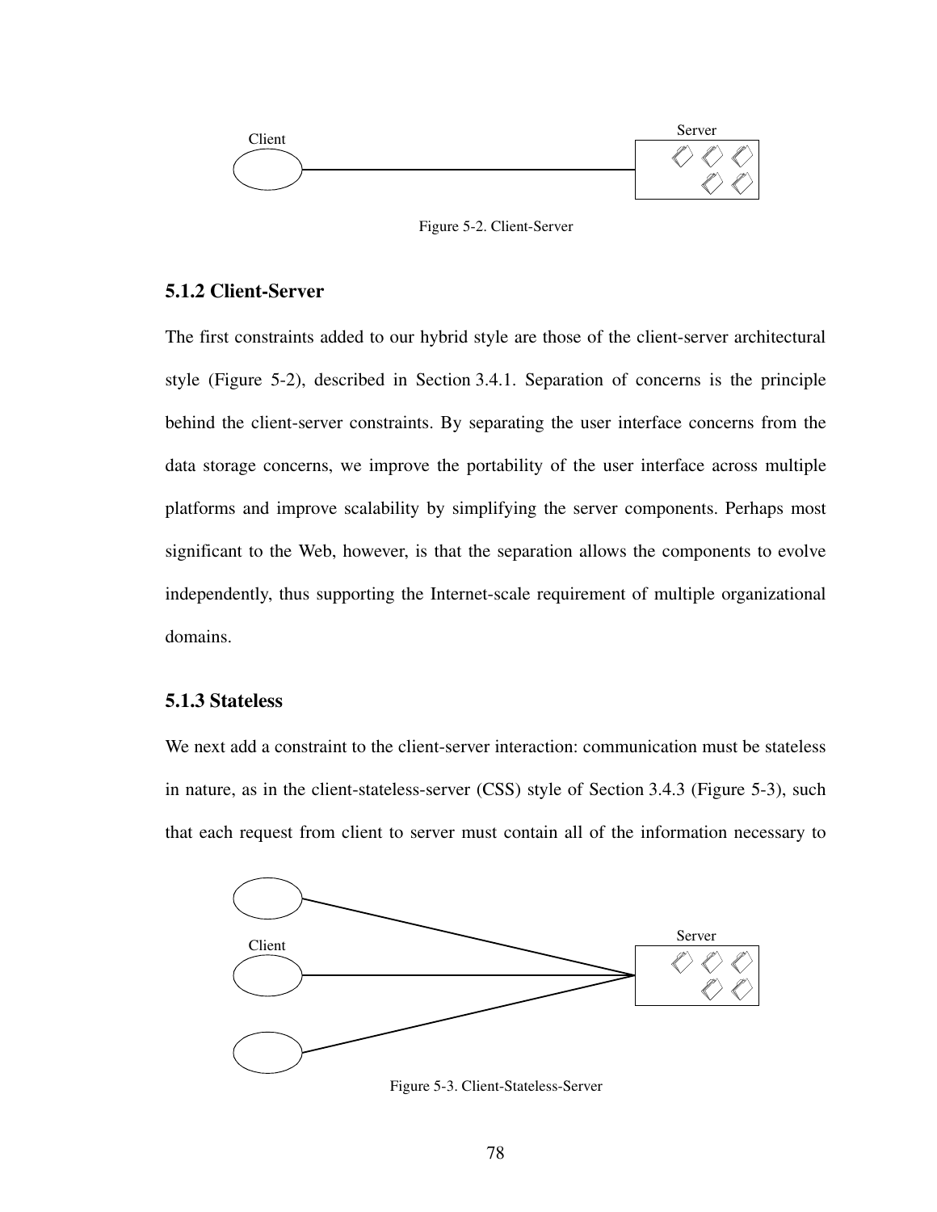Figure 5-2. Client-Server

### 5.1.2 Client-Server

The first constraints added to our hybrid style are those of the client-server architectural style (Figure 5-2), described in Section 3.4.1. Separation of concerns is the principle behind the client-server constraints. By separating the user interface concerns from the data storage concerns, we improve the portability of the user interface across multiple platforms and improve scalability by simplifying the server components. Perhaps most significant to the Web, however, is that the separation allows the components to evolve independently, thus supporting the Internet-scale requirement of multiple organizational domains.

### 5.1.3 Stateless

We next add a constraint to the client-server interaction: communication must be stateless in nature, as in the client-stateless-server (CSS) style of Section 3.4.3 (Figure 5-3), such that each request from client to server must contain all of the information necessary to

Figure 5-3. Client-Stateless-Server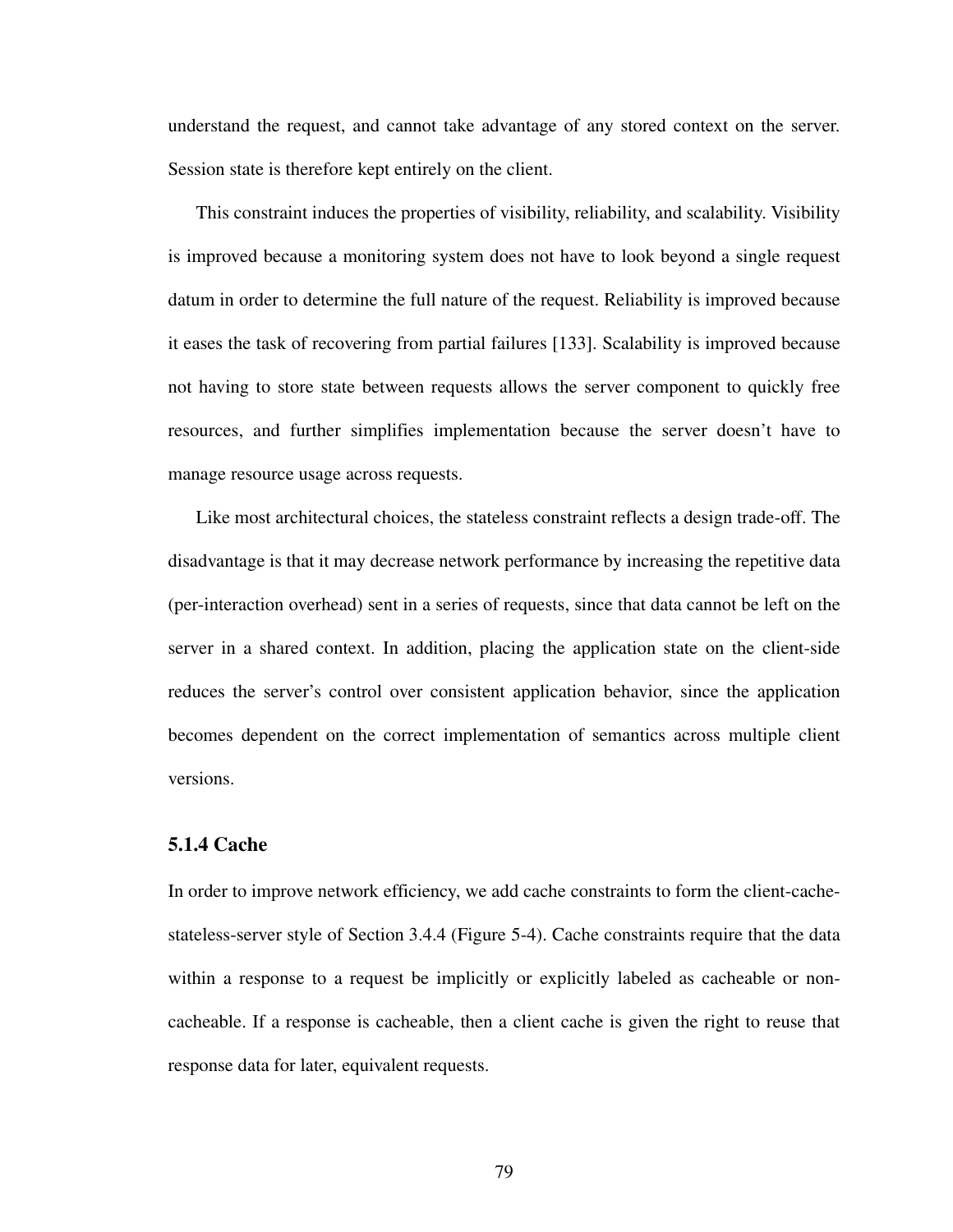understand the request, and cannot take advantage of any stored context on the server. Session state is therefore kept entirely on the client.

This constraint induces the properties of visibility, reliability, and scalability. Visibility is improved because a monitoring system does not have to look beyond a single request datum in order to determine the full nature of the request. Reliability is improved because it eases the task of recovering from partial failures [133]. Scalability is improved because not having to store state between requests allows the server component to quickly free resources, and further simplifies implementation because the server doesn't have to manage resource usage across requests.

Like most architectural choices, the stateless constraint reflects a design trade-off. The disadvantage is that it may decrease network performance by increasing the repetitive data (per-interaction overhead) sent in a series of requests, since that data cannot be left on the server in a shared context. In addition, placing the application state on the client-side reduces the server's control over consistent application behavior, since the application becomes dependent on the correct implementation of semantics across multiple client versions.

### 5.1.4 Cache

In order to improve network efficiency, we add cache constraints to form the client-cache-stateless-server style of Section 3.4.4 (Figure 5-4). Cache constraints require that the data within a response to a request be implicitly or explicitly labeled as cacheable or non-cacheable. If a response is cacheable, then a client cache is given the right to reuse that response data for later, equivalent requests.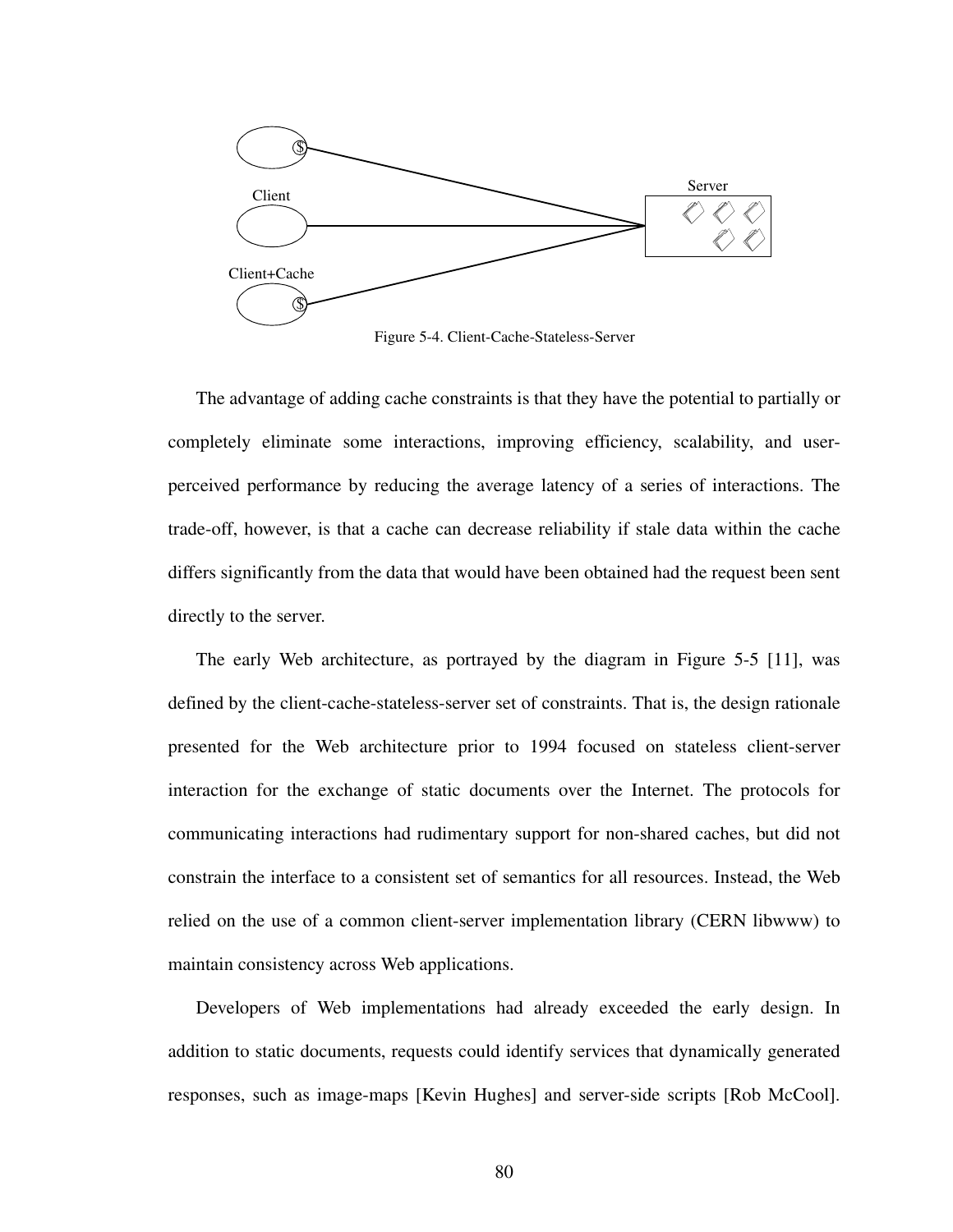Figure 5-4. Client-Cache-Stateless-Server

The advantage of adding cache constraints is that they have the potential to partially or completely eliminate some interactions, improving efficiency, scalability, and user-perceived performance by reducing the average latency of a series of interactions. The trade-off, however, is that a cache can decrease reliability if stale data within the cache differs significantly from the data that would have been obtained had the request been sent directly to the server.

The early Web architecture, as portrayed by the diagram in Figure 5-5 [11], was defined by the client-cache-stateless-server set of constraints. That is, the design rationale presented for the Web architecture prior to 1994 focused on stateless client-server interaction for the exchange of static documents over the Internet. The protocols for communicating interactions had rudimentary support for non-shared caches, but did not constrain the interface to a consistent set of semantics for all resources. Instead, the Web relied on the use of a common client-server implementation library (CERN libwww) to maintain consistency across Web applications.

Developers of Web implementations had already exceeded the early design. In addition to static documents, requests could identify services that dynamically generated responses, such as image-maps [Kevin Hughes] and server-side scripts [Rob McCool].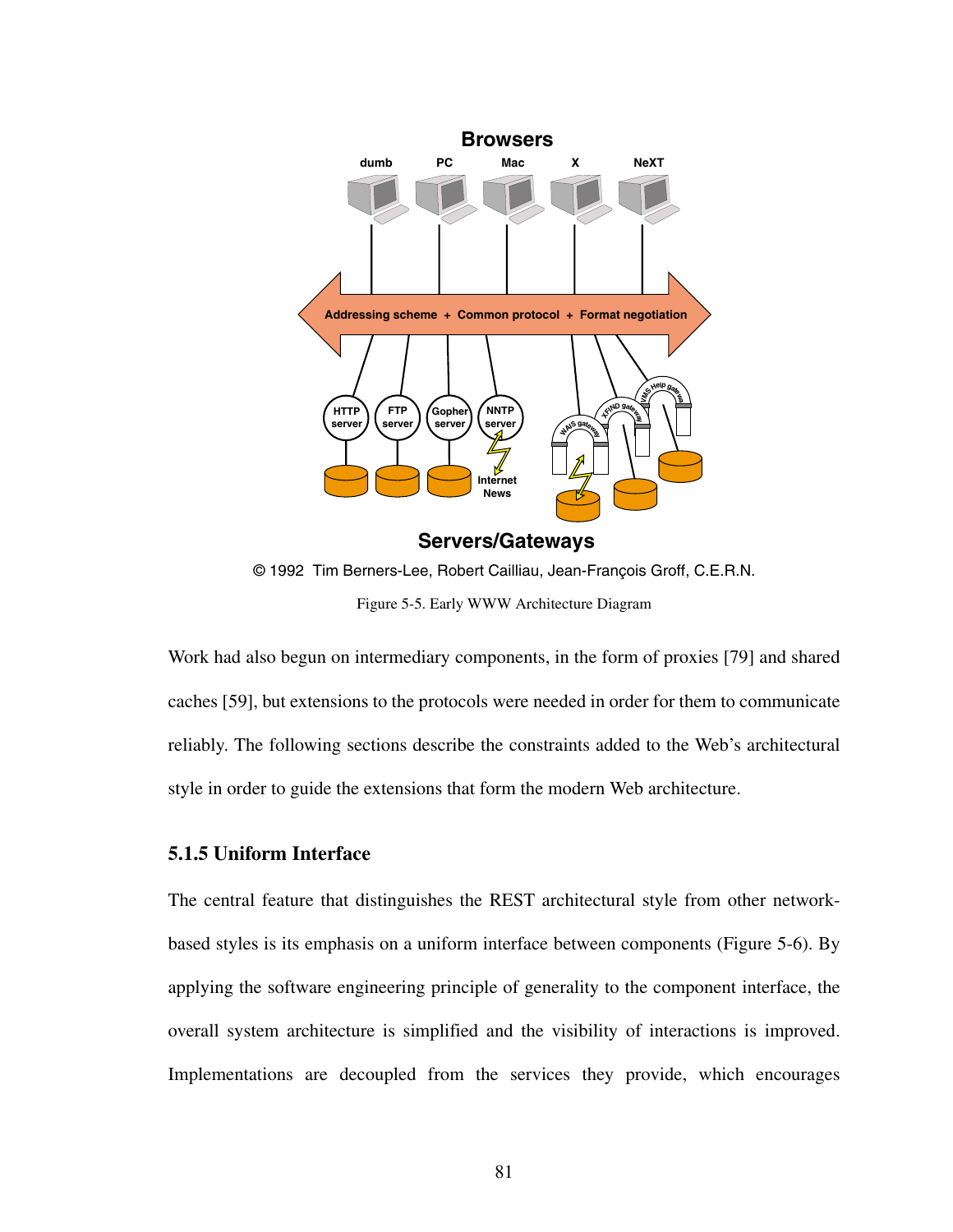Figure 5-5. Early WWW Architecture Diagram

Work had also begun on intermediary components, in the form of proxies [79] and shared caches [59], but extensions to the protocols were needed in order for them to communicate reliably. The following sections describe the constraints added to the Web's architectural style in order to guide the extensions that form the modern Web architecture.

### 5.1.5 Uniform Interface

The central feature that distinguishes the REST architectural style from other network-based styles is its emphasis on a uniform interface between components (Figure 5-6). By applying the software engineering principle of generality to the component interface, the overall system architecture is simplified and the visibility of interactions is improved. Implementations are decoupled from the services they provide, which encourages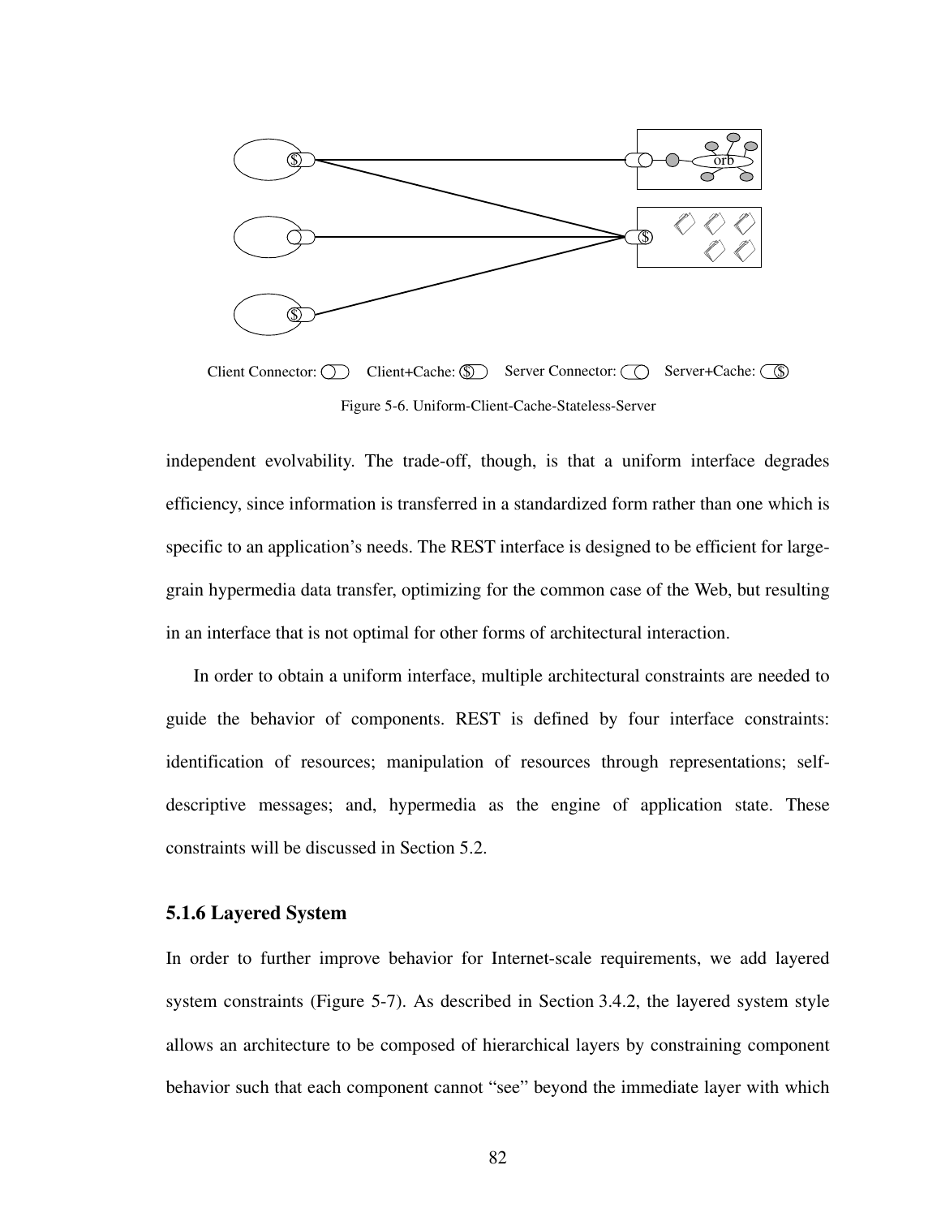Client Connector: Client+Cache: $ Server Connector: Server+Cache: $

Figure 5-6. Uniform-Client-Cache-Stateless-Server

independent evolvability. The trade-off, though, is that a uniform interface degrades efficiency, since information is transferred in a standardized form rather than one which is specific to an application's needs. The REST interface is designed to be efficient for large-grain hypermedia data transfer, optimizing for the common case of the Web, but resulting in an interface that is not optimal for other forms of architectural interaction.

In order to obtain a uniform interface, multiple architectural constraints are needed to guide the behavior of components. REST is defined by four interface constraints: identification of resources; manipulation of resources through representations; self-descriptive messages; and, hypermedia as the engine of application state. These constraints will be discussed in Section 5.2.

### 5.1.6 Layered System

In order to further improve behavior for Internet-scale requirements, we add layered system constraints (Figure 5-7). As described in Section 3.4.2, the layered system style allows an architecture to be composed of hierarchical layers by constraining component behavior such that each component cannot "see" beyond the immediate layer with which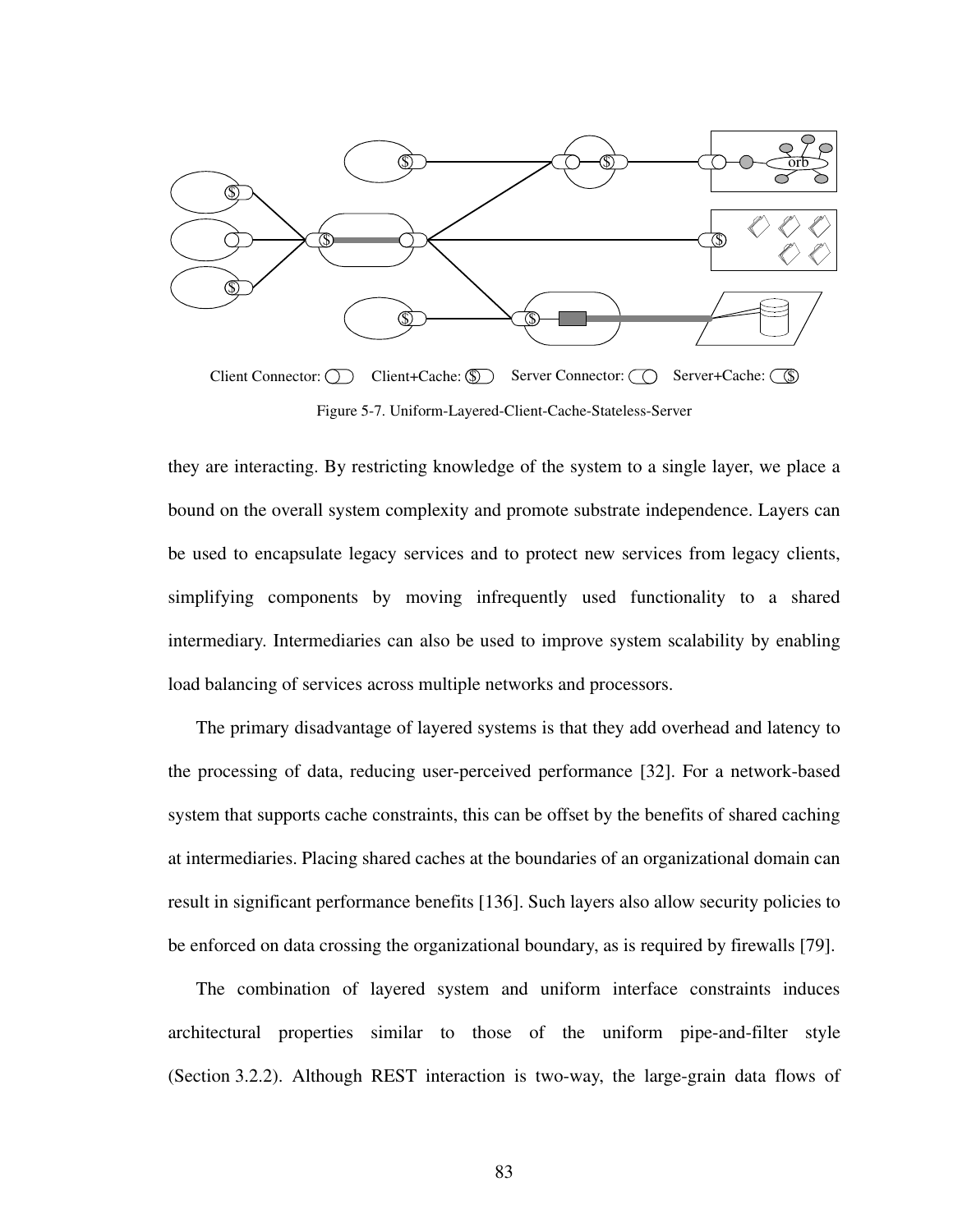Client Connector: Client+Cache: $ Server Connector: Server+Cache: $

Figure 5-7. Uniform-Layered-Client-Cache-Stateless-Server

they are interacting. By restricting knowledge of the system to a single layer, we place a bound on the overall system complexity and promote substrate independence. Layers can be used to encapsulate legacy services and to protect new services from legacy clients, simplifying components by moving infrequently used functionality to a shared intermediary. Intermediaries can also be used to improve system scalability by enabling load balancing of services across multiple networks and processors.

The primary disadvantage of layered systems is that they add overhead and latency to the processing of data, reducing user-perceived performance [32]. For a network-based system that supports cache constraints, this can be offset by the benefits of shared caching at intermediaries. Placing shared caches at the boundaries of an organizational domain can result in significant performance benefits [136]. Such layers also allow security policies to be enforced on data crossing the organizational boundary, as is required by firewalls [79].

The combination of layered system and uniform interface constraints induces architectural properties similar to those of the uniform pipe-and-filter style (Section 3.2.2). Although REST interaction is two-way, the large-grain data flows of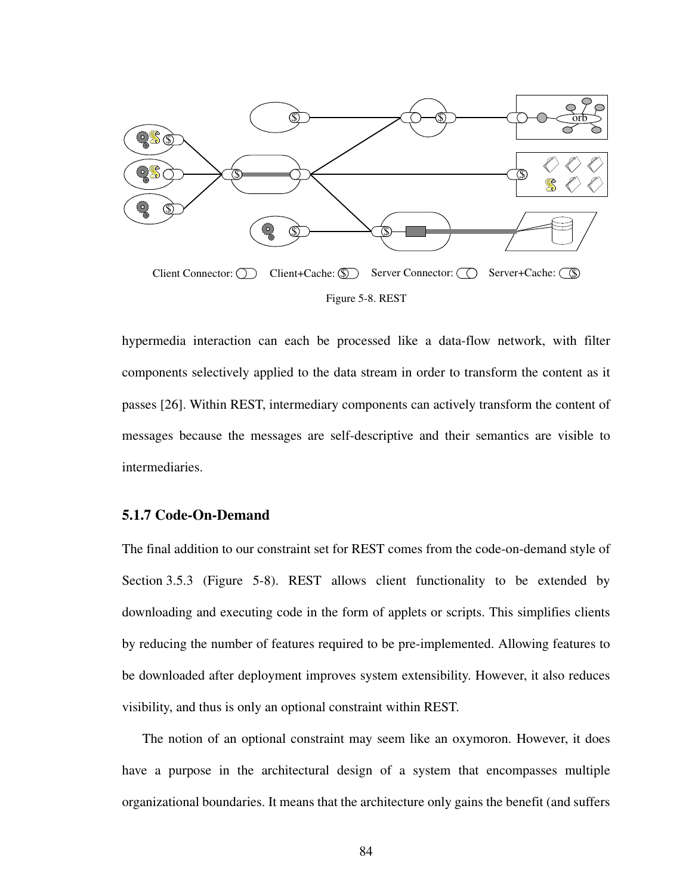Client Connector: Client+Cache: $ Server Connector: Server+Cache: $

Figure 5-8. REST

hypermedia interaction can each be processed like a data-flow network, with filter components selectively applied to the data stream in order to transform the content as it passes [26]. Within REST, intermediary components can actively transform the content of messages because the messages are self-descriptive and their semantics are visible to intermediaries.

### 5.1.7 Code-On-Demand

The final addition to our constraint set for REST comes from the code-on-demand style of Section 3.5.3 (Figure 5-8). REST allows client functionality to be extended by downloading and executing code in the form of applets or scripts. This simplifies clients by reducing the number of features required to be pre-implemented. Allowing features to be downloaded after deployment improves system extensibility. However, it also reduces visibility, and thus is only an optional constraint within REST.

The notion of an optional constraint may seem like an oxymoron. However, it does have a purpose in the architectural design of a system that encompasses multiple organizational boundaries. It means that the architecture only gains the benefit (and suffers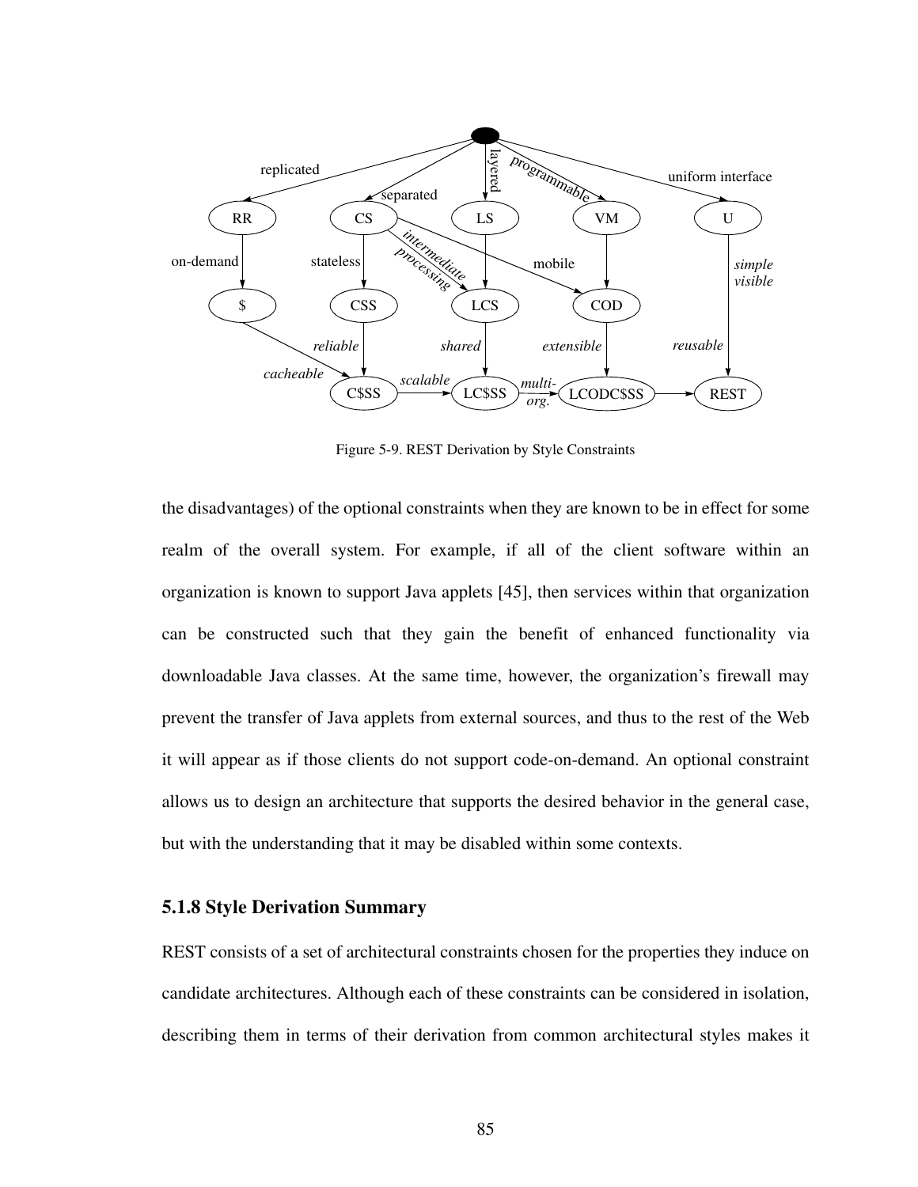Figure 5-9. REST Derivation by Style Constraints

the disadvantages) of the optional constraints when they are known to be in effect for some realm of the overall system. For example, if all of the client software within an organization is known to support Java applets [45], then services within that organization can be constructed such that they gain the benefit of enhanced functionality via downloadable Java classes. At the same time, however, the organization's firewall may prevent the transfer of Java applets from external sources, and thus to the rest of the Web it will appear as if those clients do not support code-on-demand. An optional constraint allows us to design an architecture that supports the desired behavior in the general case, but with the understanding that it may be disabled within some contexts.

### 5.1.8 Style Derivation Summary

REST consists of a set of architectural constraints chosen for the properties they induce on candidate architectures. Although each of these constraints can be considered in isolation, describing them in terms of their derivation from common architectural styles makes it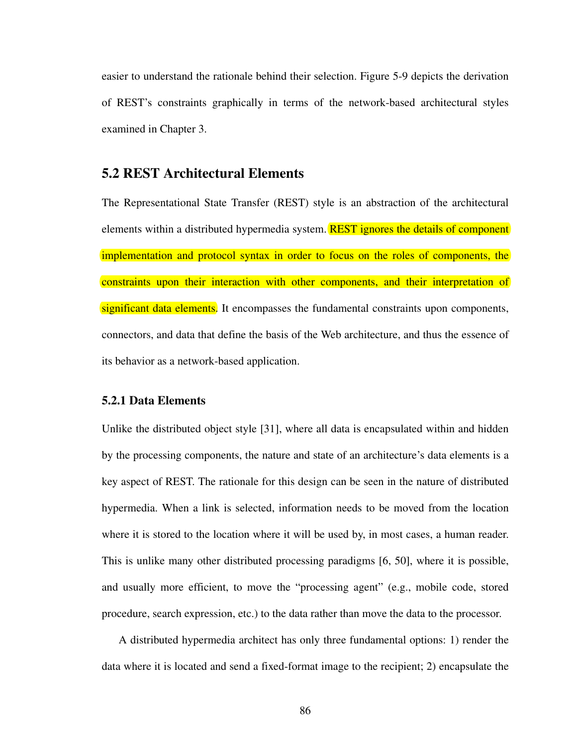easier to understand the rationale behind their selection. Figure 5-9 depicts the derivation of REST's constraints graphically in terms of the network-based architectural styles examined in Chapter 3.

## 5.2 REST Architectural Elements

The Representational State Transfer (REST) style is an abstraction of the architectural elements within a distributed hypermedia system. REST ignores the details of component implementation and protocol syntax in order to focus on the roles of components, the constraints upon their interaction with other components, and their interpretation of significant data elements. It encompasses the fundamental constraints upon components, connectors, and data that define the basis of the Web architecture, and thus the essence of its behavior as a network-based application.

### 5.2.1 Data Elements

Unlike the distributed object style [31], where all data is encapsulated within and hidden by the processing components, the nature and state of an architecture's data elements is a key aspect of REST. The rationale for this design can be seen in the nature of distributed hypermedia. When a link is selected, information needs to be moved from the location where it is stored to the location where it will be used by, in most cases, a human reader. This is unlike many other distributed processing paradigms [6, 50], where it is possible, and usually more efficient, to move the "processing agent" (e.g., mobile code, stored procedure, search expression, etc.) to the data rather than move the data to the processor.

A distributed hypermedia architect has only three fundamental options: 1) render the data where it is located and send a fixed-format image to the recipient; 2) encapsulate the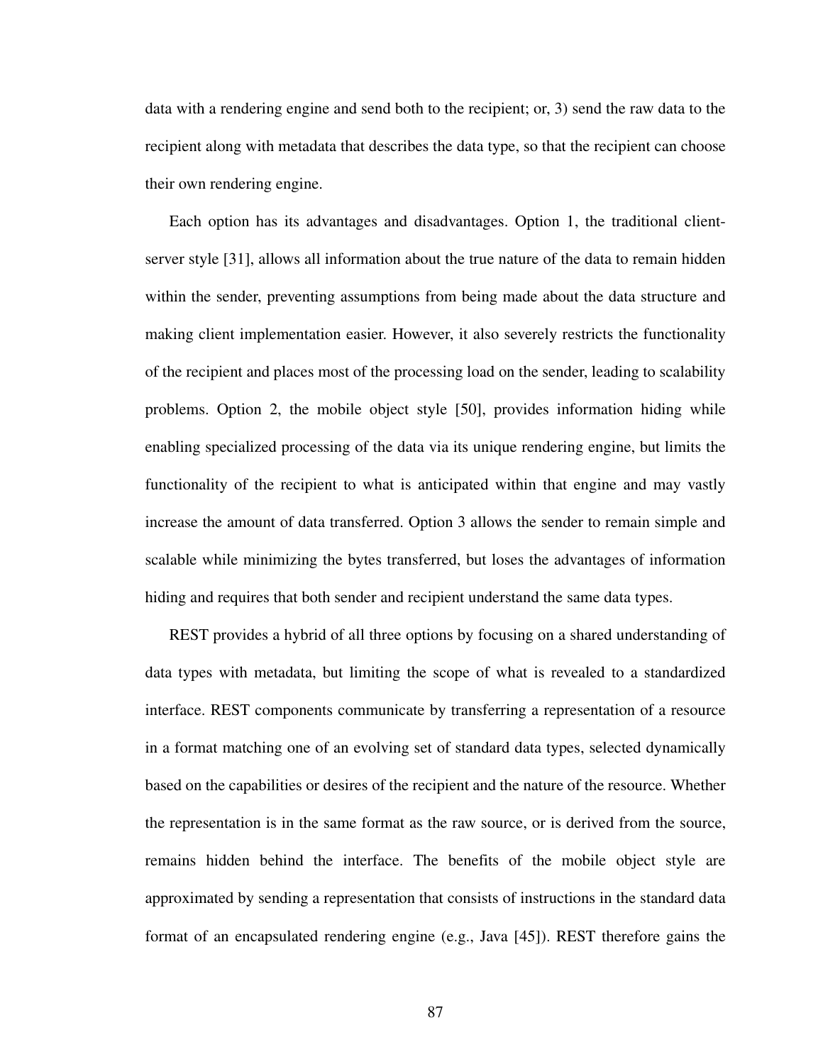data with a rendering engine and send both to the recipient; or, 3) send the raw data to the recipient along with metadata that describes the data type, so that the recipient can choose their own rendering engine.

Each option has its advantages and disadvantages. Option 1, the traditional client-server style [31], allows all information about the true nature of the data to remain hidden within the sender, preventing assumptions from being made about the data structure and making client implementation easier. However, it also severely restricts the functionality of the recipient and places most of the processing load on the sender, leading to scalability problems. Option 2, the mobile object style [50], provides information hiding while enabling specialized processing of the data via its unique rendering engine, but limits the functionality of the recipient to what is anticipated within that engine and may vastly increase the amount of data transferred. Option 3 allows the sender to remain simple and scalable while minimizing the bytes transferred, but loses the advantages of information hiding and requires that both sender and recipient understand the same data types.

REST provides a hybrid of all three options by focusing on a shared understanding of data types with metadata, but limiting the scope of what is revealed to a standardized interface. REST components communicate by transferring a representation of a resource in a format matching one of an evolving set of standard data types, selected dynamically based on the capabilities or desires of the recipient and the nature of the resource. Whether the representation is in the same format as the raw source, or is derived from the source, remains hidden behind the interface. The benefits of the mobile object style are approximated by sending a representation that consists of instructions in the standard data format of an encapsulated rendering engine (e.g., Java [45]). REST therefore gains the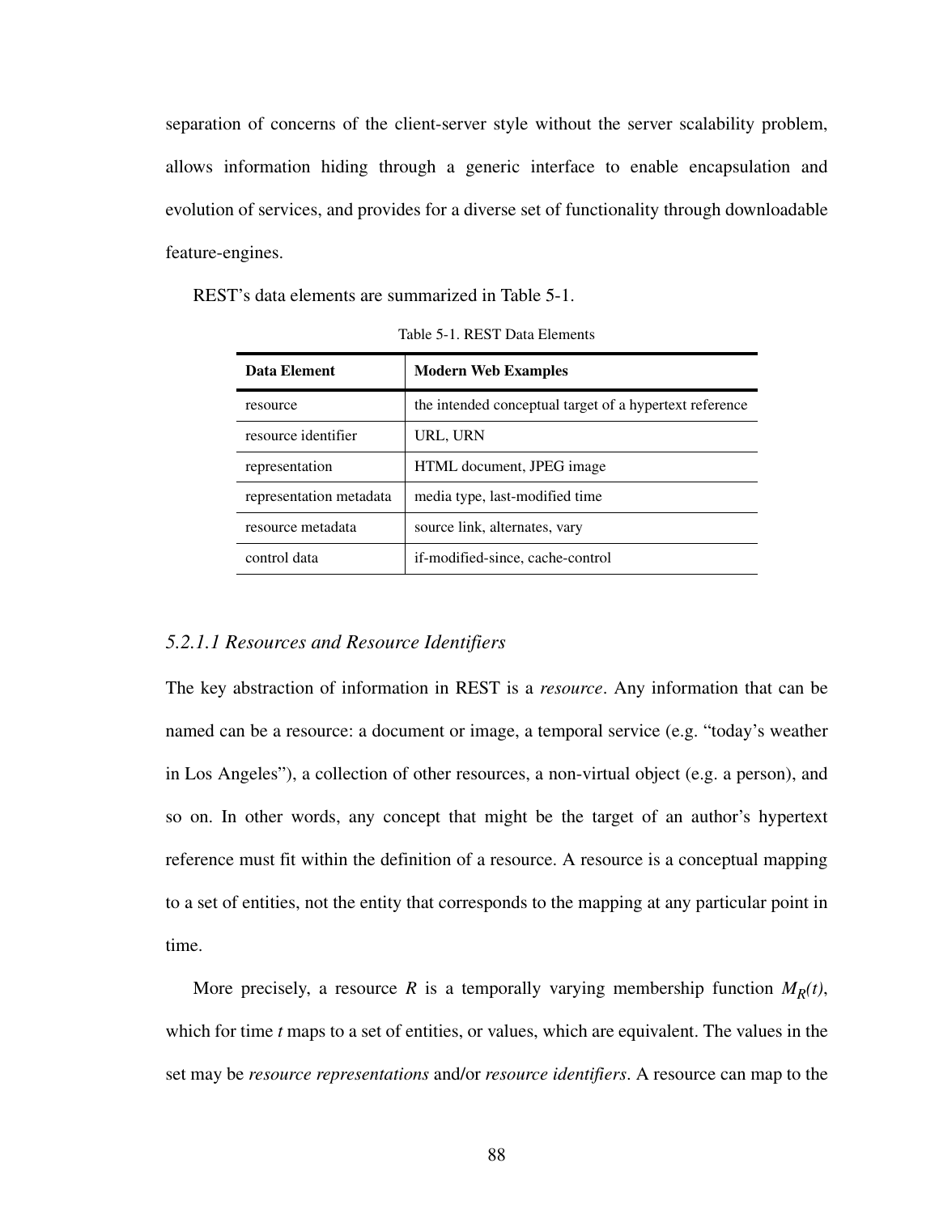separation of concerns of the client-server style without the server scalability problem, allows information hiding through a generic interface to enable encapsulation and evolution of services, and provides for a diverse set of functionality through downloadable feature-engines.

REST's data elements are summarized in Table 5-1.

Table 5-1. REST Data Elements

| Data Element | Modern Web Examples |
| --- | --- |
| resource | the intended conceptual target of a hypertext reference |
| resource identifier | URL, URN |
| representation | HTML document, JPEG image |
| representation metadata | media type, last-modified time |
| resource metadata | source link, alternates, vary |
| control data | if-modified-since, cache-control |

#### *5.2.1.1 Resources and Resource Identifiers*

The key abstraction of information in REST is a *resource*. Any information that can be named can be a resource: a document or image, a temporal service (e.g. "today's weather in Los Angeles"), a collection of other resources, a non-virtual object (e.g. a person), and so on. In other words, any concept that might be the target of an author's hypertext reference must fit within the definition of a resource. A resource is a conceptual mapping to a set of entities, not the entity that corresponds to the mapping at any particular point in time.

More precisely, a resource $R$ is a temporally varying membership function $M_R(t)$, which for time $t$ maps to a set of entities, or values, which are equivalent. The values in the set may be *resource representations* and/or *resource identifiers*. A resource can map to the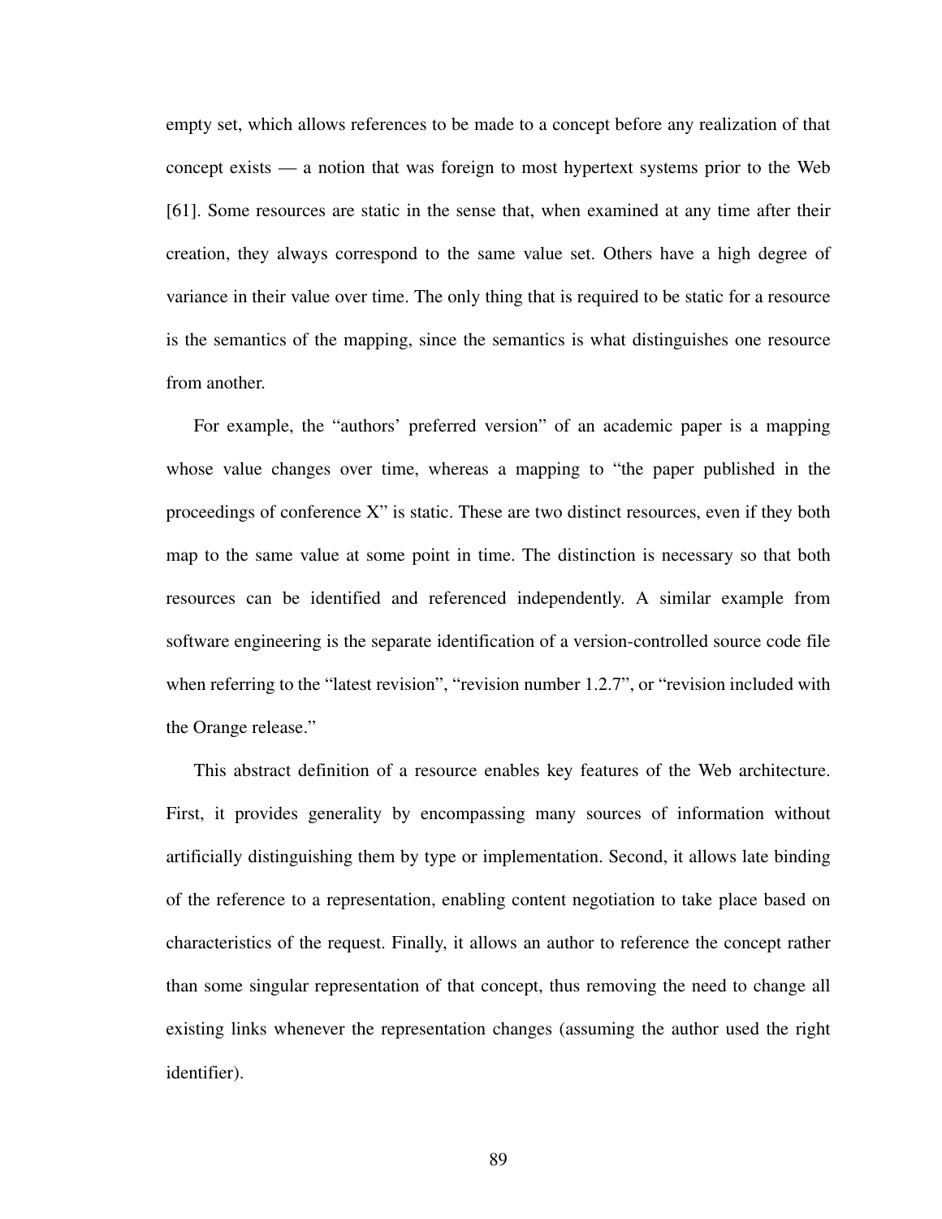empty set, which allows references to be made to a concept before any realization of that concept exists — a notion that was foreign to most hypertext systems prior to the Web [61]. Some resources are static in the sense that, when examined at any time after their creation, they always correspond to the same value set. Others have a high degree of variance in their value over time. The only thing that is required to be static for a resource is the semantics of the mapping, since the semantics is what distinguishes one resource from another.

For example, the "authors' preferred version" of an academic paper is a mapping whose value changes over time, whereas a mapping to "the paper published in the proceedings of conference X" is static. These are two distinct resources, even if they both map to the same value at some point in time. The distinction is necessary so that both resources can be identified and referenced independently. A similar example from software engineering is the separate identification of a version-controlled source code file when referring to the "latest revision", "revision number 1.2.7", or "revision included with the Orange release."

This abstract definition of a resource enables key features of the Web architecture. First, it provides generality by encompassing many sources of information without artificially distinguishing them by type or implementation. Second, it allows late binding of the reference to a representation, enabling content negotiation to take place based on characteristics of the request. Finally, it allows an author to reference the concept rather than some singular representation of that concept, thus removing the need to change all existing links whenever the representation changes (assuming the author used the right identifier).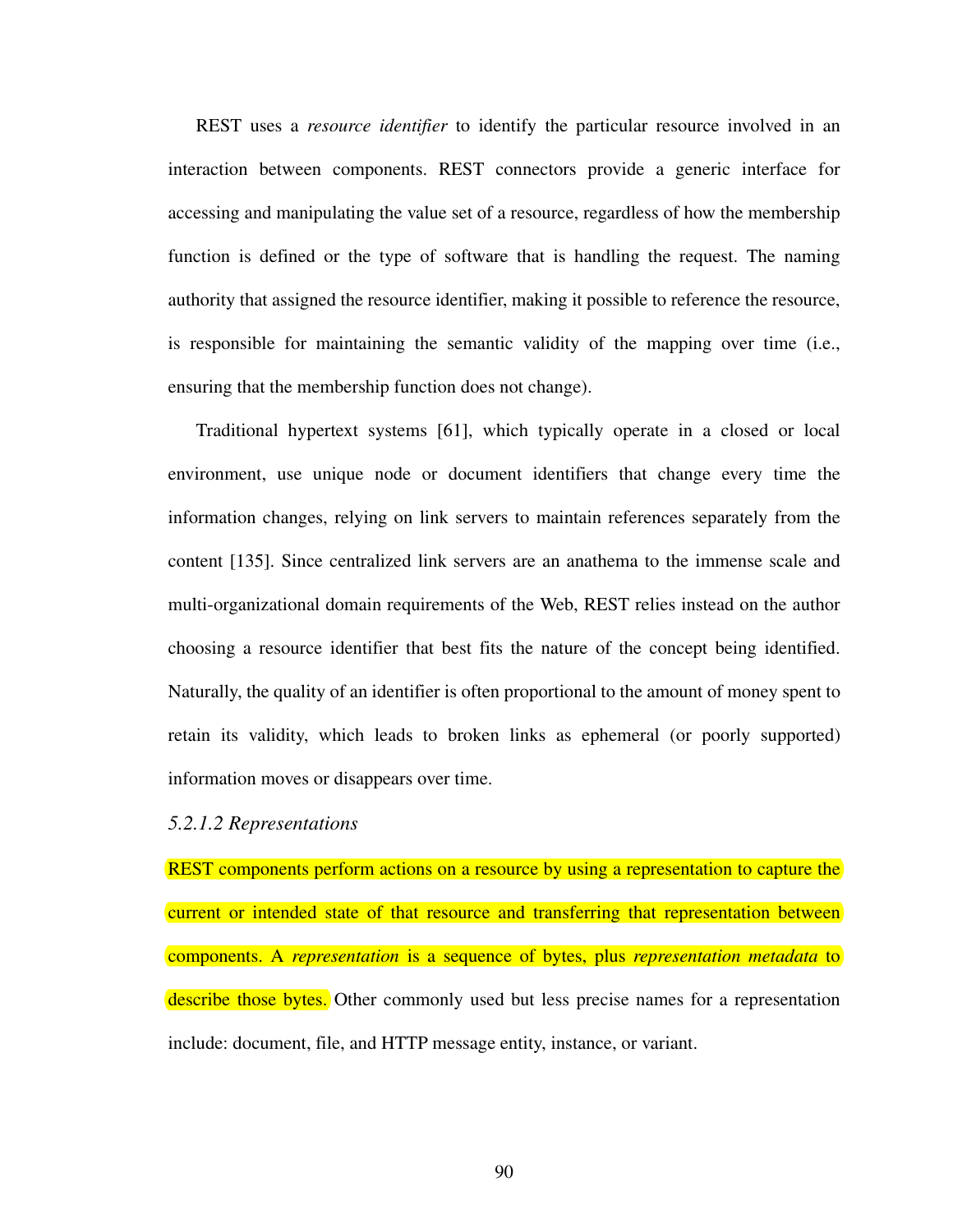REST uses a *resource identifier* to identify the particular resource involved in an interaction between components. REST connectors provide a generic interface for accessing and manipulating the value set of a resource, regardless of how the membership function is defined or the type of software that is handling the request. The naming authority that assigned the resource identifier, making it possible to reference the resource, is responsible for maintaining the semantic validity of the mapping over time (i.e., ensuring that the membership function does not change).

Traditional hypertext systems [61], which typically operate in a closed or local environment, use unique node or document identifiers that change every time the information changes, relying on link servers to maintain references separately from the content [135]. Since centralized link servers are an anathema to the immense scale and multi-organizational domain requirements of the Web, REST relies instead on the author choosing a resource identifier that best fits the nature of the concept being identified. Naturally, the quality of an identifier is often proportional to the amount of money spent to retain its validity, which leads to broken links as ephemeral (or poorly supported) information moves or disappears over time.

#### *5.2.1.2 Representations*

REST components perform actions on a resource by using a representation to capture the current or intended state of that resource and transferring that representation between components. A *representation* is a sequence of bytes, plus *representation metadata* to describe those bytes. Other commonly used but less precise names for a representation include: document, file, and HTTP message entity, instance, or variant.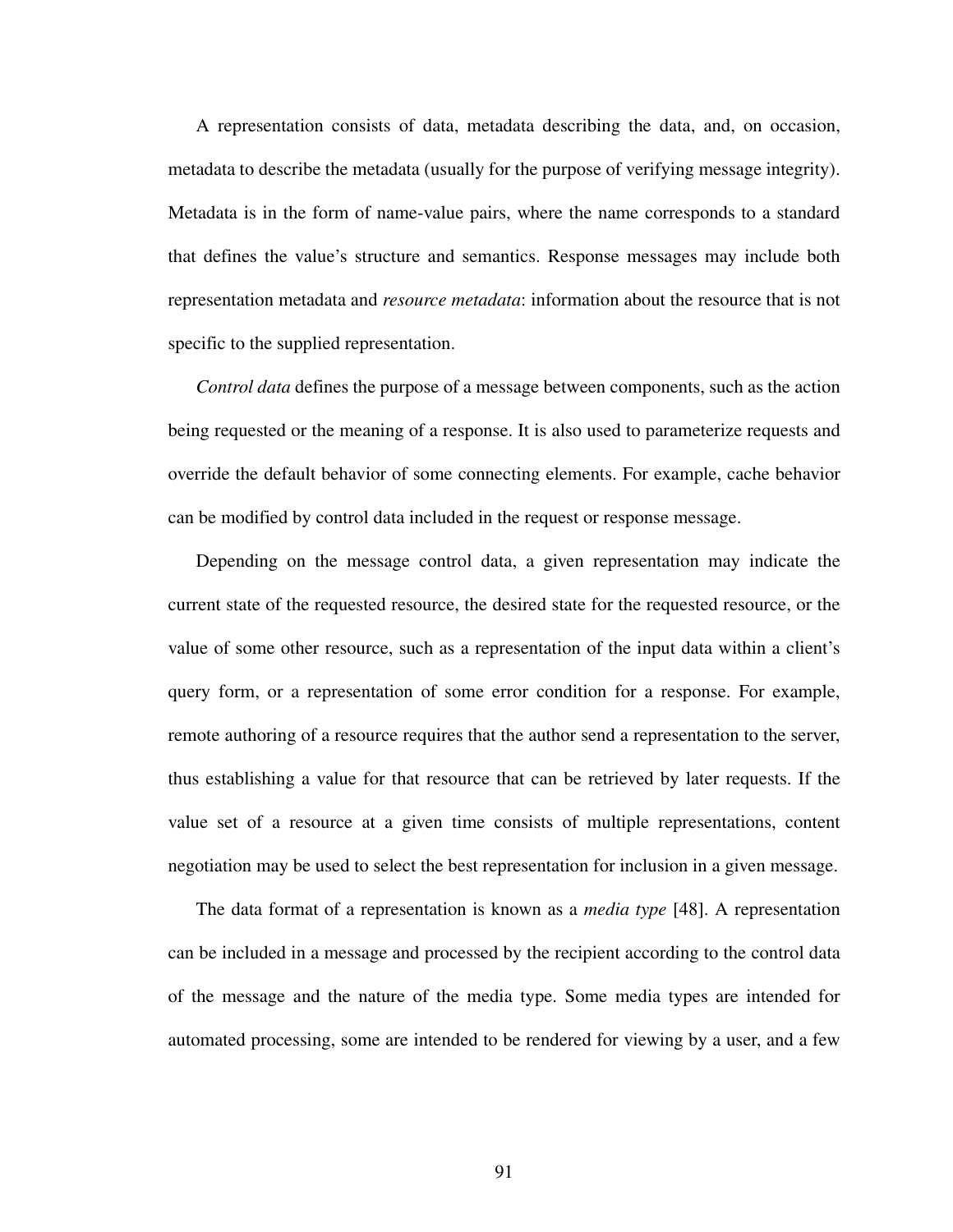A representation consists of data, metadata describing the data, and, on occasion, metadata to describe the metadata (usually for the purpose of verifying message integrity). Metadata is in the form of name-value pairs, where the name corresponds to a standard that defines the value's structure and semantics. Response messages may include both representation metadata and *resource metadata*: information about the resource that is not specific to the supplied representation.

*Control data* defines the purpose of a message between components, such as the action being requested or the meaning of a response. It is also used to parameterize requests and override the default behavior of some connecting elements. For example, cache behavior can be modified by control data included in the request or response message.

Depending on the message control data, a given representation may indicate the current state of the requested resource, the desired state for the requested resource, or the value of some other resource, such as a representation of the input data within a client's query form, or a representation of some error condition for a response. For example, remote authoring of a resource requires that the author send a representation to the server, thus establishing a value for that resource that can be retrieved by later requests. If the value set of a resource at a given time consists of multiple representations, content negotiation may be used to select the best representation for inclusion in a given message.

The data format of a representation is known as a *media type* [48]. A representation can be included in a message and processed by the recipient according to the control data of the message and the nature of the media type. Some media types are intended for automated processing, some are intended to be rendered for viewing by a user, and a few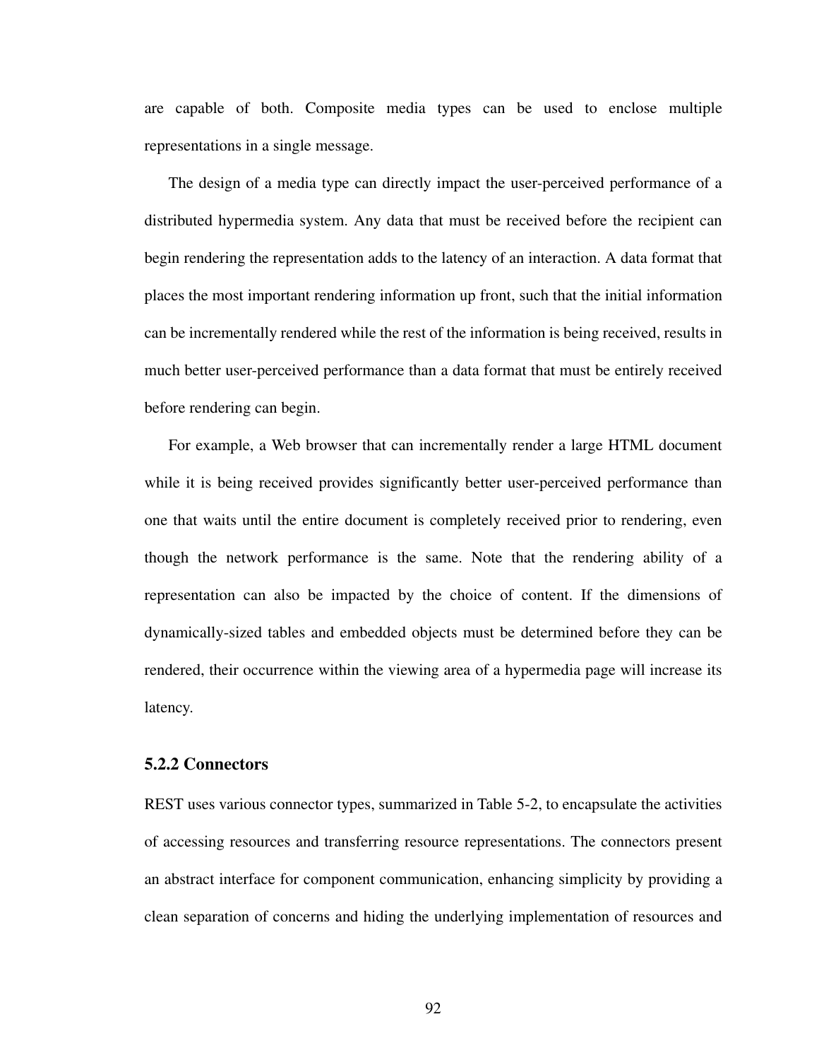are capable of both. Composite media types can be used to enclose multiple representations in a single message.

The design of a media type can directly impact the user-perceived performance of a distributed hypermedia system. Any data that must be received before the recipient can begin rendering the representation adds to the latency of an interaction. A data format that places the most important rendering information up front, such that the initial information can be incrementally rendered while the rest of the information is being received, results in much better user-perceived performance than a data format that must be entirely received before rendering can begin.

For example, a Web browser that can incrementally render a large HTML document while it is being received provides significantly better user-perceived performance than one that waits until the entire document is completely received prior to rendering, even though the network performance is the same. Note that the rendering ability of a representation can also be impacted by the choice of content. If the dimensions of dynamically-sized tables and embedded objects must be determined before they can be rendered, their occurrence within the viewing area of a hypermedia page will increase its latency.

### 5.2.2 Connectors

REST uses various connector types, summarized in Table 5-2, to encapsulate the activities of accessing resources and transferring resource representations. The connectors present an abstract interface for component communication, enhancing simplicity by providing a clean separation of concerns and hiding the underlying implementation of resources and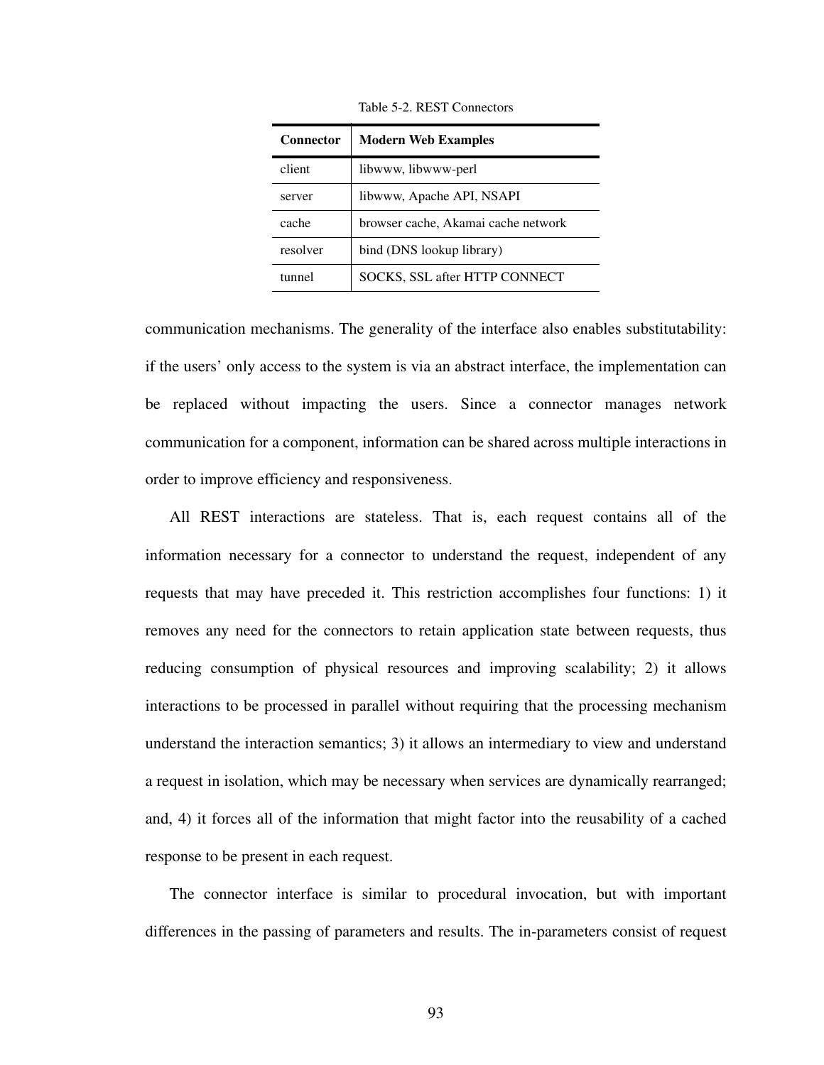Table 5-2. REST Connectors

| Connector | Modern Web Examples |
| --- | --- |
| client | libwww, libwww-perl |
| server | libwww, Apache API, NSAPI |
| cache | browser cache, Akamai cache network |
| resolver | bind (DNS lookup library) |
| tunnel | SOCKS, SSL after HTTP CONNECT |

communication mechanisms. The generality of the interface also enables substitutability: if the users' only access to the system is via an abstract interface, the implementation can be replaced without impacting the users. Since a connector manages network communication for a component, information can be shared across multiple interactions in order to improve efficiency and responsiveness.

All REST interactions are stateless. That is, each request contains all of the information necessary for a connector to understand the request, independent of any requests that may have preceded it. This restriction accomplishes four functions: 1) it removes any need for the connectors to retain application state between requests, thus reducing consumption of physical resources and improving scalability; 2) it allows interactions to be processed in parallel without requiring that the processing mechanism understand the interaction semantics; 3) it allows an intermediary to view and understand a request in isolation, which may be necessary when services are dynamically rearranged; and, 4) it forces all of the information that might factor into the reusability of a cached response to be present in each request.

The connector interface is similar to procedural invocation, but with important differences in the passing of parameters and results. The in-parameters consist of request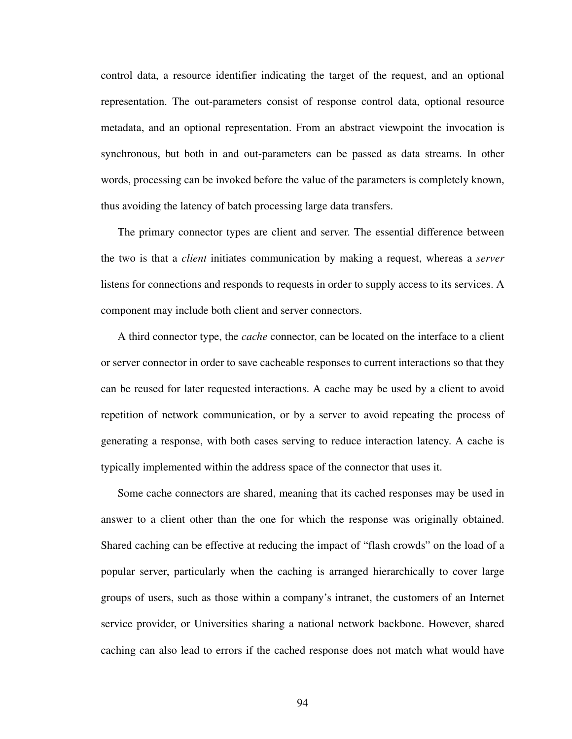control data, a resource identifier indicating the target of the request, and an optional representation. The out-parameters consist of response control data, optional resource metadata, and an optional representation. From an abstract viewpoint the invocation is synchronous, but both in and out-parameters can be passed as data streams. In other words, processing can be invoked before the value of the parameters is completely known, thus avoiding the latency of batch processing large data transfers.

The primary connector types are client and server. The essential difference between the two is that a *client* initiates communication by making a request, whereas a *server* listens for connections and responds to requests in order to supply access to its services. A component may include both client and server connectors.

A third connector type, the *cache* connector, can be located on the interface to a client or server connector in order to save cacheable responses to current interactions so that they can be reused for later requested interactions. A cache may be used by a client to avoid repetition of network communication, or by a server to avoid repeating the process of generating a response, with both cases serving to reduce interaction latency. A cache is typically implemented within the address space of the connector that uses it.

Some cache connectors are shared, meaning that its cached responses may be used in answer to a client other than the one for which the response was originally obtained. Shared caching can be effective at reducing the impact of "flash crowds" on the load of a popular server, particularly when the caching is arranged hierarchically to cover large groups of users, such as those within a company's intranet, the customers of an Internet service provider, or Universities sharing a national network backbone. However, shared caching can also lead to errors if the cached response does not match what would have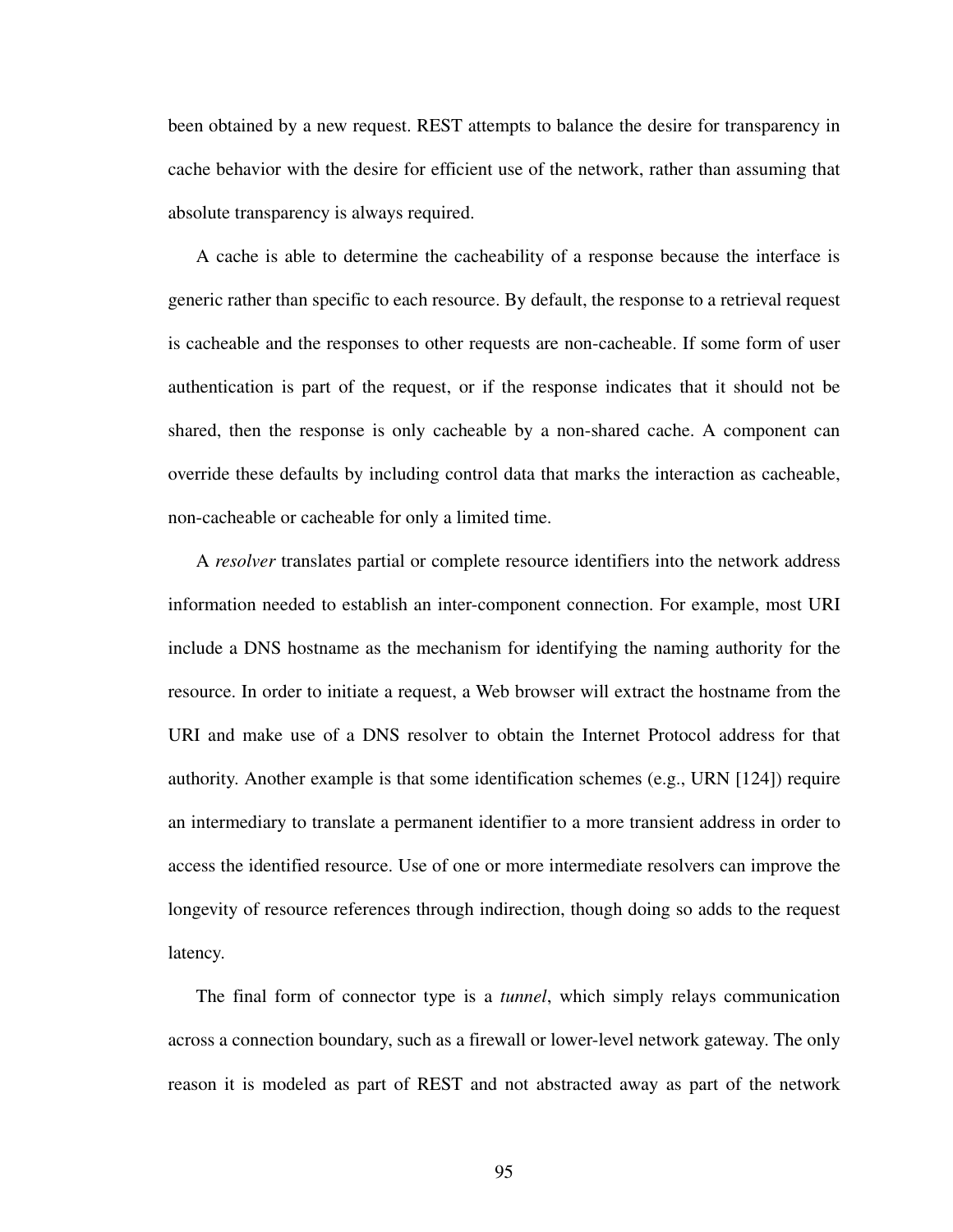been obtained by a new request. REST attempts to balance the desire for transparency in cache behavior with the desire for efficient use of the network, rather than assuming that absolute transparency is always required.

A cache is able to determine the cacheability of a response because the interface is generic rather than specific to each resource. By default, the response to a retrieval request is cacheable and the responses to other requests are non-cacheable. If some form of user authentication is part of the request, or if the response indicates that it should not be shared, then the response is only cacheable by a non-shared cache. A component can override these defaults by including control data that marks the interaction as cacheable, non-cacheable or cacheable for only a limited time.

A *resolver* translates partial or complete resource identifiers into the network address information needed to establish an inter-component connection. For example, most URI include a DNS hostname as the mechanism for identifying the naming authority for the resource. In order to initiate a request, a Web browser will extract the hostname from the URI and make use of a DNS resolver to obtain the Internet Protocol address for that authority. Another example is that some identification schemes (e.g., URN [124]) require an intermediary to translate a permanent identifier to a more transient address in order to access the identified resource. Use of one or more intermediate resolvers can improve the longevity of resource references through indirection, though doing so adds to the request latency.

The final form of connector type is a *tunnel*, which simply relays communication across a connection boundary, such as a firewall or lower-level network gateway. The only reason it is modeled as part of REST and not abstracted away as part of the network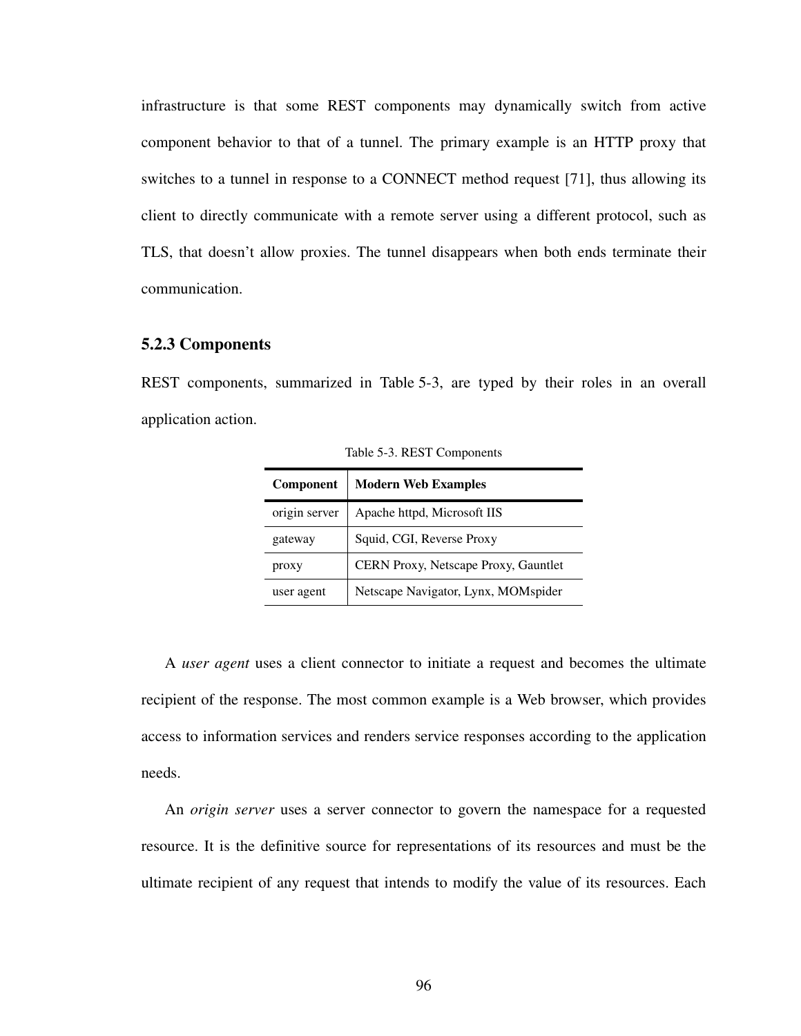infrastructure is that some REST components may dynamically switch from active component behavior to that of a tunnel. The primary example is an HTTP proxy that switches to a tunnel in response to a CONNECT method request [71], thus allowing its client to directly communicate with a remote server using a different protocol, such as TLS, that doesn't allow proxies. The tunnel disappears when both ends terminate their communication.

### 5.2.3 Components

REST components, summarized in Table 5-3, are typed by their roles in an overall application action.

Table 5-3. REST Components

| Component | Modern Web Examples |
|---|---|
| origin server | Apache httpd, Microsoft IIS |
| gateway | Squid, CGI, Reverse Proxy |
| proxy | CERN Proxy, Netscape Proxy, Gauntlet |
| user agent | Netscape Navigator, Lynx, MOMspider |

A *user agent* uses a client connector to initiate a request and becomes the ultimate recipient of the response. The most common example is a Web browser, which provides access to information services and renders service responses according to the application needs.

An *origin server* uses a server connector to govern the namespace for a requested resource. It is the definitive source for representations of its resources and must be the ultimate recipient of any request that intends to modify the value of its resources. Each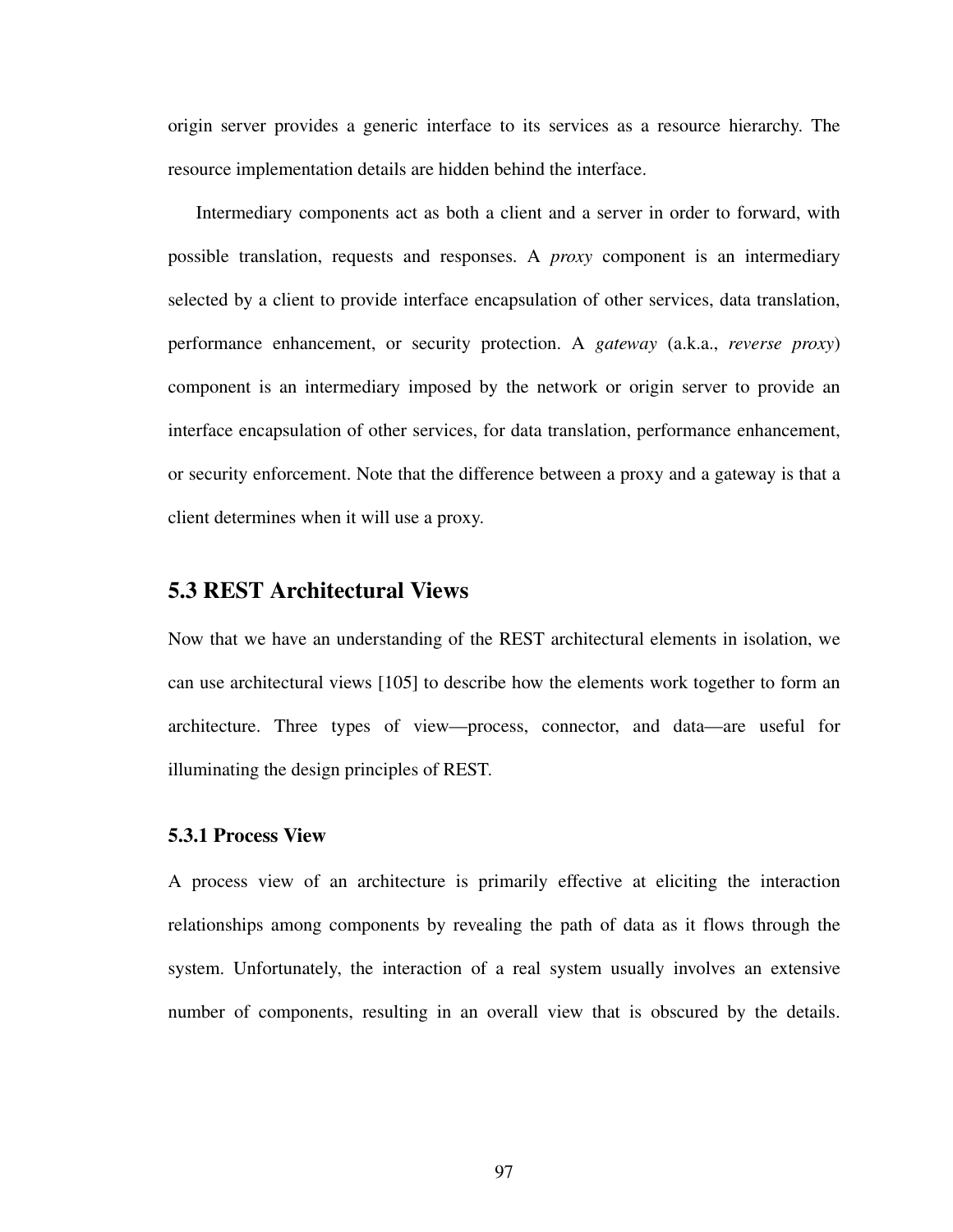origin server provides a generic interface to its services as a resource hierarchy. The resource implementation details are hidden behind the interface.

Intermediary components act as both a client and a server in order to forward, with possible translation, requests and responses. A *proxy* component is an intermediary selected by a client to provide interface encapsulation of other services, data translation, performance enhancement, or security protection. A *gateway* (a.k.a., *reverse proxy*) component is an intermediary imposed by the network or origin server to provide an interface encapsulation of other services, for data translation, performance enhancement, or security enforcement. Note that the difference between a proxy and a gateway is that a client determines when it will use a proxy.

## 5.3 REST Architectural Views

Now that we have an understanding of the REST architectural elements in isolation, we can use architectural views [105] to describe how the elements work together to form an architecture. Three types of view—process, connector, and data—are useful for illuminating the design principles of REST.

### 5.3.1 Process View

A process view of an architecture is primarily effective at eliciting the interaction relationships among components by revealing the path of data as it flows through the system. Unfortunately, the interaction of a real system usually involves an extensive number of components, resulting in an overall view that is obscured by the details.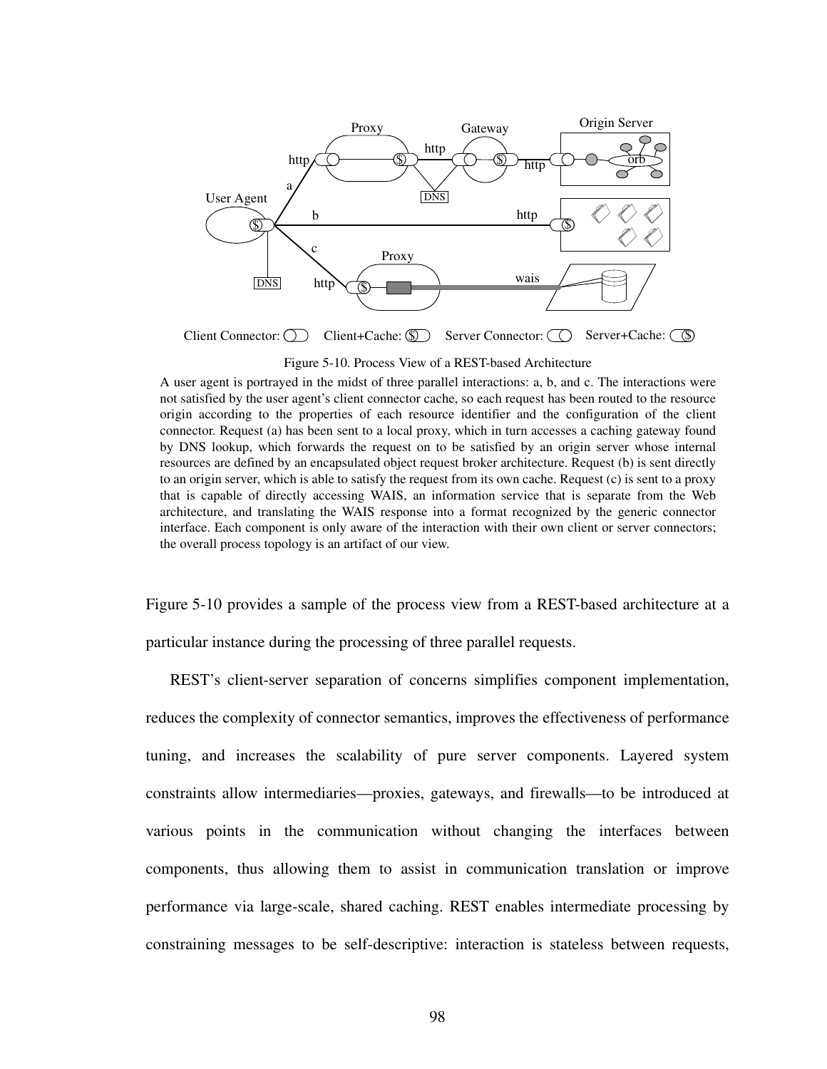Figure 5-10. Process View of a REST-based Architecture

A user agent is portrayed in the midst of three parallel interactions: a, b, and c. The interactions were not satisfied by the user agent's client connector cache, so each request has been routed to the resource origin according to the properties of each resource identifier and the configuration of the client connector. Request (a) has been sent to a local proxy, which in turn accesses a caching gateway found by DNS lookup, which forwards the request on to be satisfied by an origin server whose internal resources are defined by an encapsulated object request broker architecture. Request (b) is sent directly to an origin server, which is able to satisfy the request from its own cache. Request (c) is sent to a proxy that is capable of directly accessing WAIS, an information service that is separate from the Web architecture, and translating the WAIS response into a format recognized by the generic connector interface. Each component is only aware of the interaction with their own client or server connectors; the overall process topology is an artifact of our view.

Figure 5-10 provides a sample of the process view from a REST-based architecture at a particular instance during the processing of three parallel requests.

REST's client-server separation of concerns simplifies component implementation, reduces the complexity of connector semantics, improves the effectiveness of performance tuning, and increases the scalability of pure server components. Layered system constraints allow intermediaries—proxies, gateways, and firewalls—to be introduced at various points in the communication without changing the interfaces between components, thus allowing them to assist in communication translation or improve performance via large-scale, shared caching. REST enables intermediate processing by constraining messages to be self-descriptive: interaction is stateless between requests,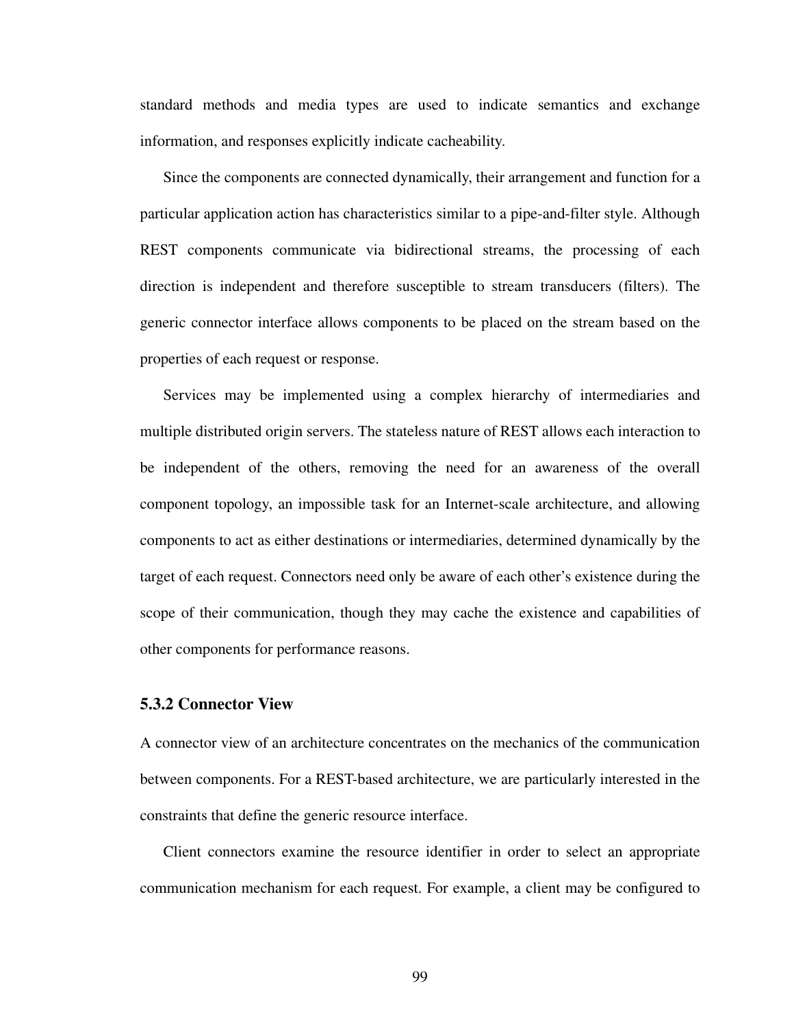standard methods and media types are used to indicate semantics and exchange information, and responses explicitly indicate cacheability.

Since the components are connected dynamically, their arrangement and function for a particular application action has characteristics similar to a pipe-and-filter style. Although REST components communicate via bidirectional streams, the processing of each direction is independent and therefore susceptible to stream transducers (filters). The generic connector interface allows components to be placed on the stream based on the properties of each request or response.

Services may be implemented using a complex hierarchy of intermediaries and multiple distributed origin servers. The stateless nature of REST allows each interaction to be independent of the others, removing the need for an awareness of the overall component topology, an impossible task for an Internet-scale architecture, and allowing components to act as either destinations or intermediaries, determined dynamically by the target of each request. Connectors need only be aware of each other's existence during the scope of their communication, though they may cache the existence and capabilities of other components for performance reasons.

### 5.3.2 Connector View

A connector view of an architecture concentrates on the mechanics of the communication between components. For a REST-based architecture, we are particularly interested in the constraints that define the generic resource interface.

Client connectors examine the resource identifier in order to select an appropriate communication mechanism for each request. For example, a client may be configured to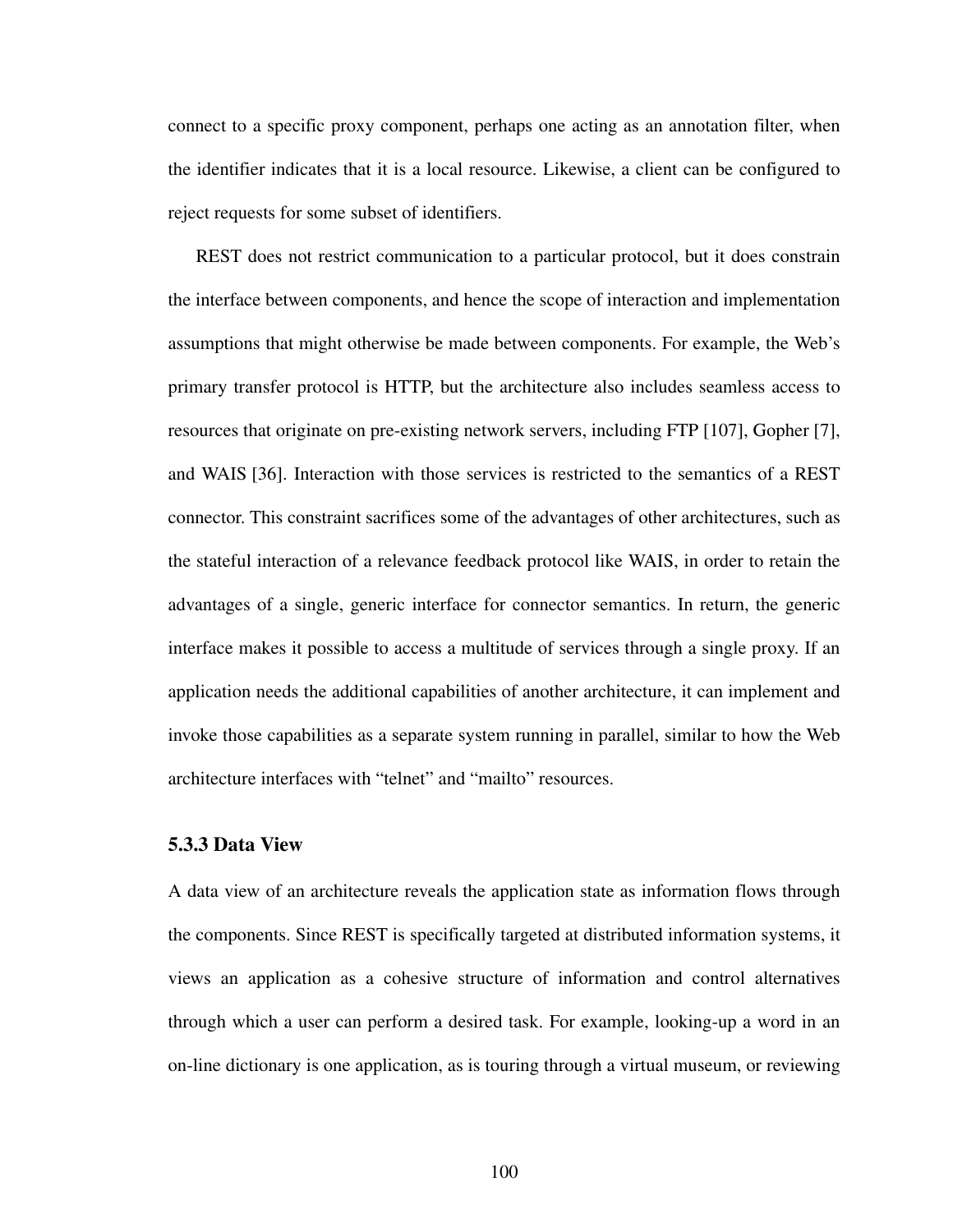connect to a specific proxy component, perhaps one acting as an annotation filter, when the identifier indicates that it is a local resource. Likewise, a client can be configured to reject requests for some subset of identifiers.

REST does not restrict communication to a particular protocol, but it does constrain the interface between components, and hence the scope of interaction and implementation assumptions that might otherwise be made between components. For example, the Web's primary transfer protocol is HTTP, but the architecture also includes seamless access to resources that originate on pre-existing network servers, including FTP [107], Gopher [7], and WAIS [36]. Interaction with those services is restricted to the semantics of a REST connector. This constraint sacrifices some of the advantages of other architectures, such as the stateful interaction of a relevance feedback protocol like WAIS, in order to retain the advantages of a single, generic interface for connector semantics. In return, the generic interface makes it possible to access a multitude of services through a single proxy. If an application needs the additional capabilities of another architecture, it can implement and invoke those capabilities as a separate system running in parallel, similar to how the Web architecture interfaces with "telnet" and "mailto" resources.

### 5.3.3 Data View

A data view of an architecture reveals the application state as information flows through the components. Since REST is specifically targeted at distributed information systems, it views an application as a cohesive structure of information and control alternatives through which a user can perform a desired task. For example, looking-up a word in an on-line dictionary is one application, as is touring through a virtual museum, or reviewing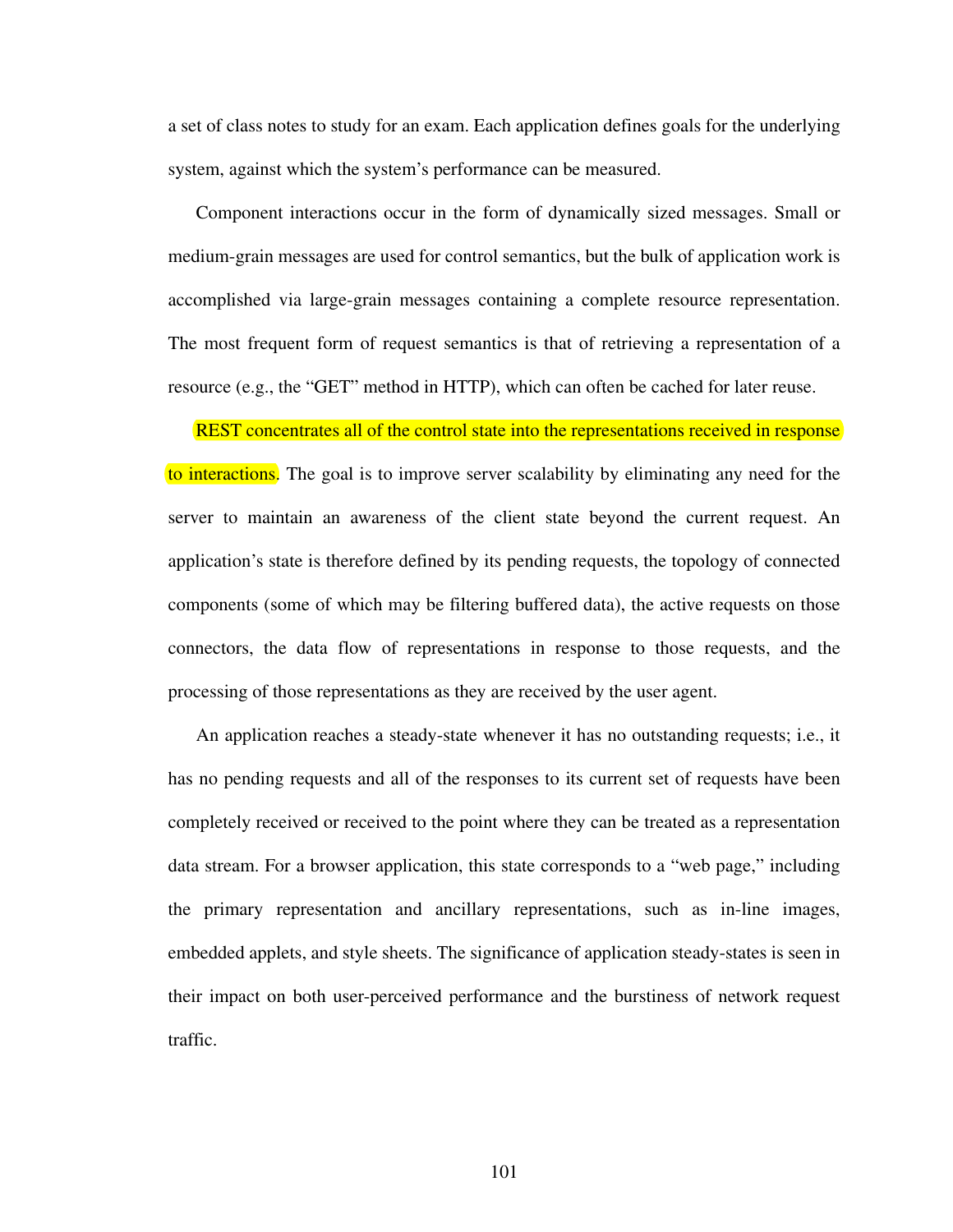a set of class notes to study for an exam. Each application defines goals for the underlying system, against which the system's performance can be measured.

Component interactions occur in the form of dynamically sized messages. Small or medium-grain messages are used for control semantics, but the bulk of application work is accomplished via large-grain messages containing a complete resource representation. The most frequent form of request semantics is that of retrieving a representation of a resource (e.g., the "GET" method in HTTP), which can often be cached for later reuse.

REST concentrates all of the control state into the representations received in response to interactions. The goal is to improve server scalability by eliminating any need for the server to maintain an awareness of the client state beyond the current request. An application's state is therefore defined by its pending requests, the topology of connected components (some of which may be filtering buffered data), the active requests on those connectors, the data flow of representations in response to those requests, and the processing of those representations as they are received by the user agent.

An application reaches a steady-state whenever it has no outstanding requests; i.e., it has no pending requests and all of the responses to its current set of requests have been completely received or received to the point where they can be treated as a representation data stream. For a browser application, this state corresponds to a "web page," including the primary representation and ancillary representations, such as in-line images, embedded applets, and style sheets. The significance of application steady-states is seen in their impact on both user-perceived performance and the burstiness of network request traffic.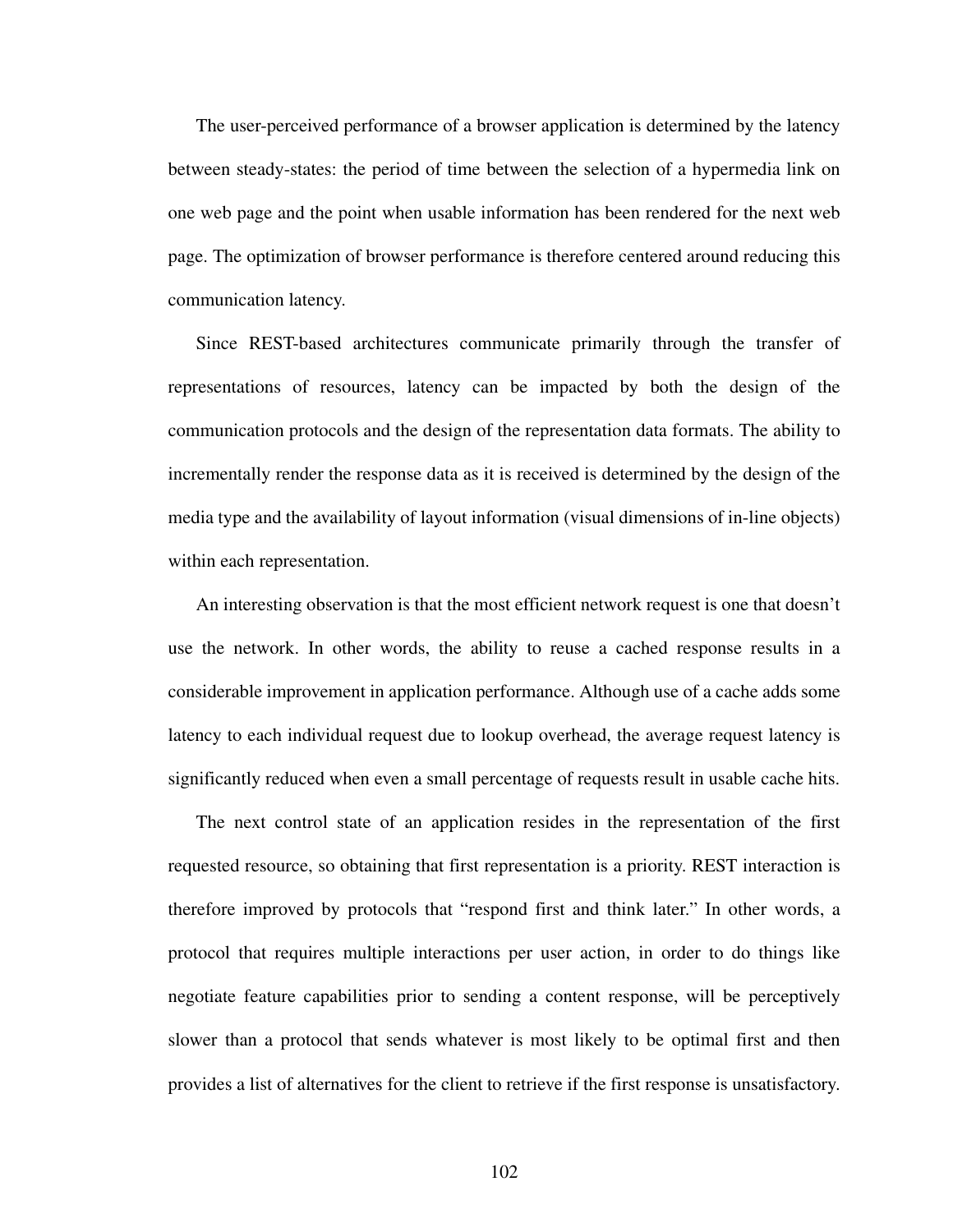The user-perceived performance of a browser application is determined by the latency between steady-states: the period of time between the selection of a hypermedia link on one web page and the point when usable information has been rendered for the next web page. The optimization of browser performance is therefore centered around reducing this communication latency.

Since REST-based architectures communicate primarily through the transfer of representations of resources, latency can be impacted by both the design of the communication protocols and the design of the representation data formats. The ability to incrementally render the response data as it is received is determined by the design of the media type and the availability of layout information (visual dimensions of in-line objects) within each representation.

An interesting observation is that the most efficient network request is one that doesn't use the network. In other words, the ability to reuse a cached response results in a considerable improvement in application performance. Although use of a cache adds some latency to each individual request due to lookup overhead, the average request latency is significantly reduced when even a small percentage of requests result in usable cache hits.

The next control state of an application resides in the representation of the first requested resource, so obtaining that first representation is a priority. REST interaction is therefore improved by protocols that "respond first and think later." In other words, a protocol that requires multiple interactions per user action, in order to do things like negotiate feature capabilities prior to sending a content response, will be perceptively slower than a protocol that sends whatever is most likely to be optimal first and then provides a list of alternatives for the client to retrieve if the first response is unsatisfactory.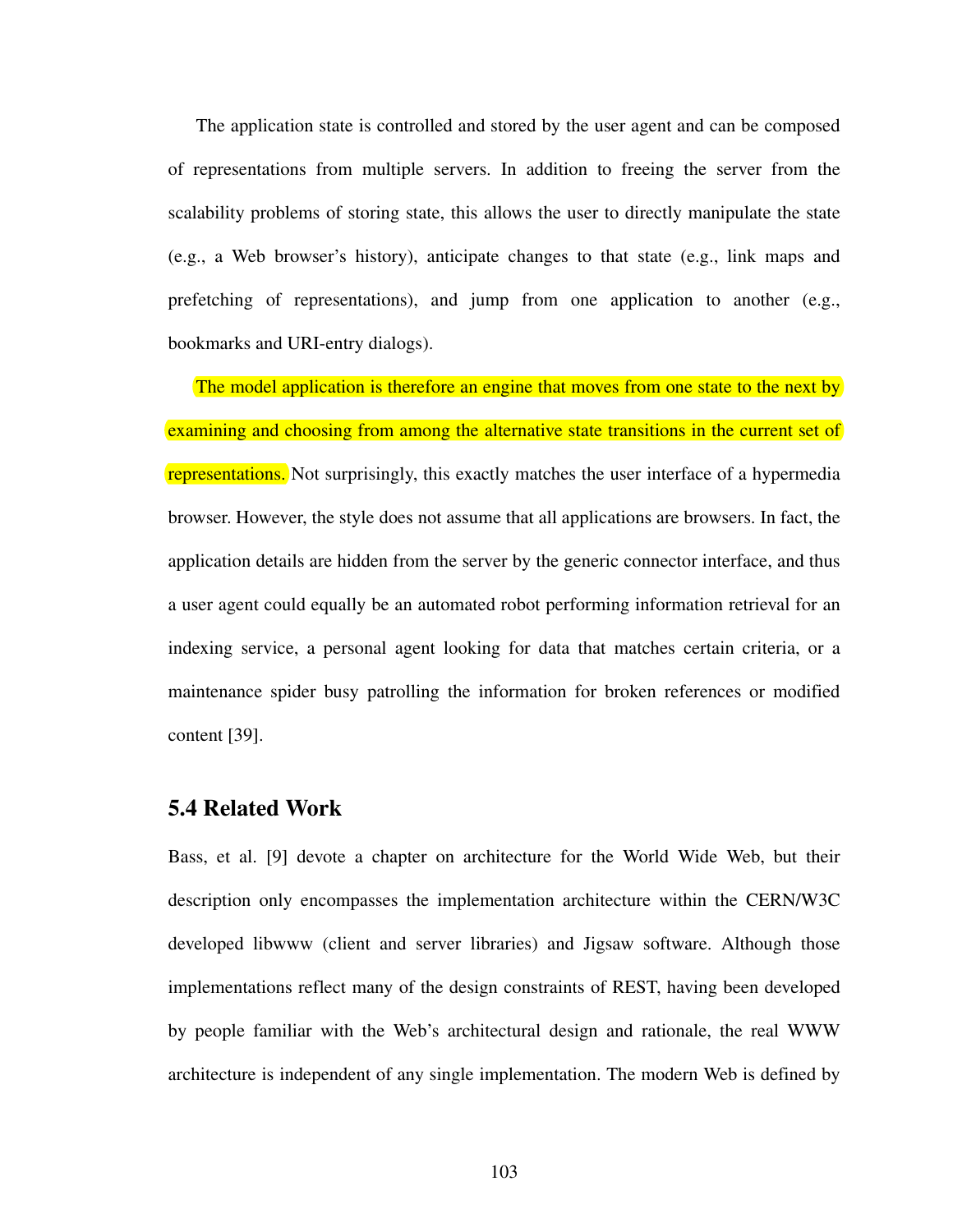The application state is controlled and stored by the user agent and can be composed of representations from multiple servers. In addition to freeing the server from the scalability problems of storing state, this allows the user to directly manipulate the state (e.g., a Web browser's history), anticipate changes to that state (e.g., link maps and prefetching of representations), and jump from one application to another (e.g., bookmarks and URI-entry dialogs).

The model application is therefore an engine that moves from one state to the next by examining and choosing from among the alternative state transitions in the current set of representations. Not surprisingly, this exactly matches the user interface of a hypermedia browser. However, the style does not assume that all applications are browsers. In fact, the application details are hidden from the server by the generic connector interface, and thus a user agent could equally be an automated robot performing information retrieval for an indexing service, a personal agent looking for data that matches certain criteria, or a maintenance spider busy patrolling the information for broken references or modified content [39].

## 5.4 Related Work

Bass, et al. [9] devote a chapter on architecture for the World Wide Web, but their description only encompasses the implementation architecture within the CERN/W3C developed libwww (client and server libraries) and Jigsaw software. Although those implementations reflect many of the design constraints of REST, having been developed by people familiar with the Web's architectural design and rationale, the real WWW architecture is independent of any single implementation. The modern Web is defined by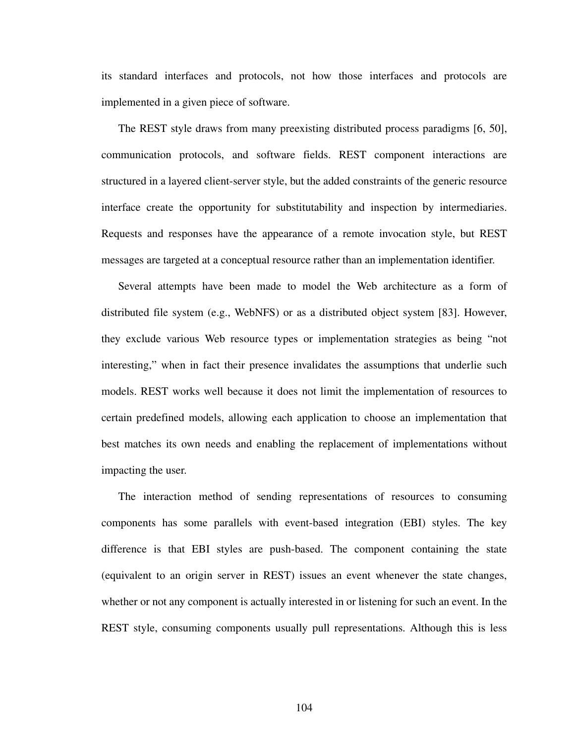its standard interfaces and protocols, not how those interfaces and protocols are implemented in a given piece of software.

The REST style draws from many preexisting distributed process paradigms [6, 50], communication protocols, and software fields. REST component interactions are structured in a layered client-server style, but the added constraints of the generic resource interface create the opportunity for substitutability and inspection by intermediaries. Requests and responses have the appearance of a remote invocation style, but REST messages are targeted at a conceptual resource rather than an implementation identifier.

Several attempts have been made to model the Web architecture as a form of distributed file system (e.g., WebNFS) or as a distributed object system [83]. However, they exclude various Web resource types or implementation strategies as being "not interesting," when in fact their presence invalidates the assumptions that underlie such models. REST works well because it does not limit the implementation of resources to certain predefined models, allowing each application to choose an implementation that best matches its own needs and enabling the replacement of implementations without impacting the user.

The interaction method of sending representations of resources to consuming components has some parallels with event-based integration (EBI) styles. The key difference is that EBI styles are push-based. The component containing the state (equivalent to an origin server in REST) issues an event whenever the state changes, whether or not any component is actually interested in or listening for such an event. In the REST style, consuming components usually pull representations. Although this is less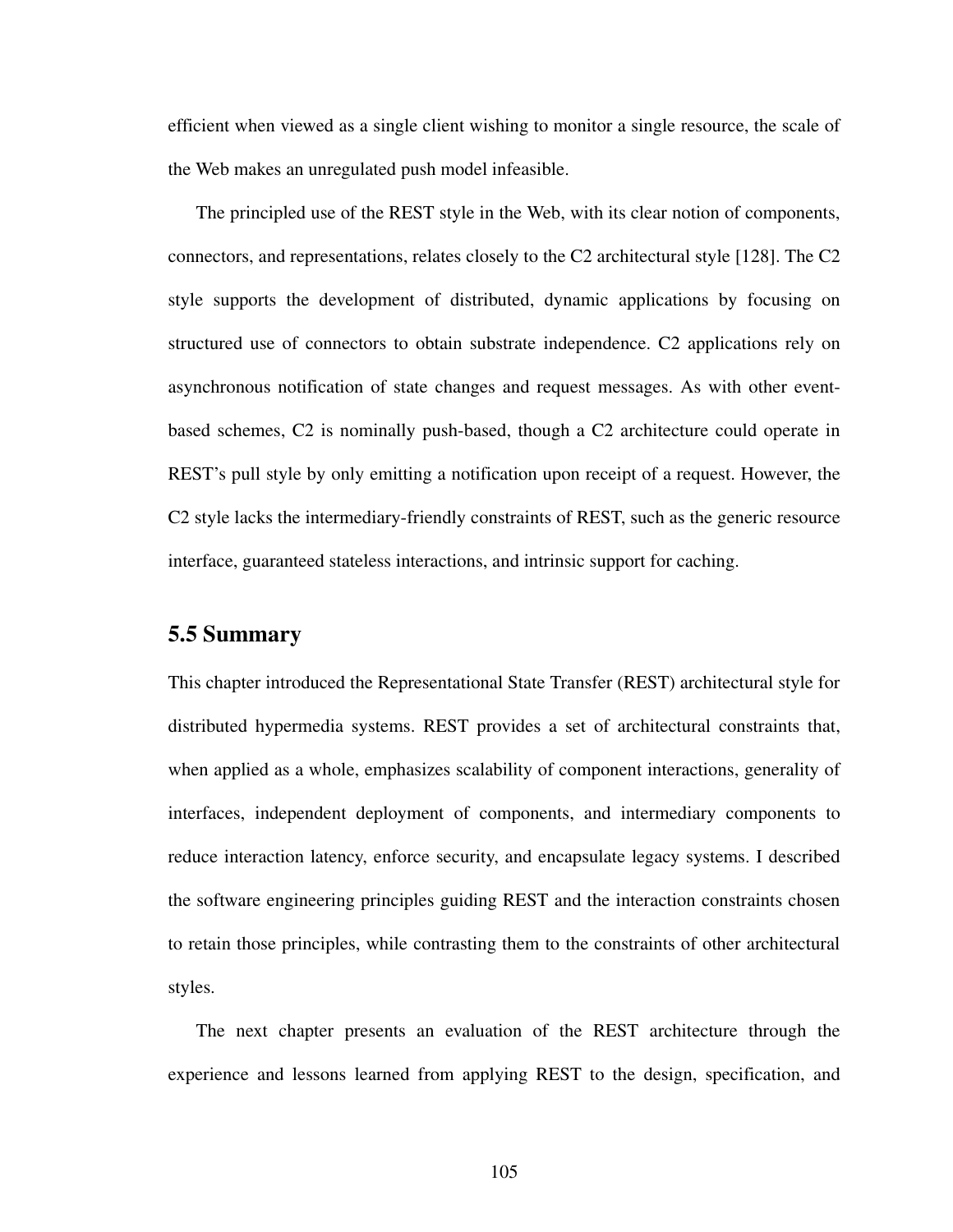efficient when viewed as a single client wishing to monitor a single resource, the scale of the Web makes an unregulated push model infeasible.

The principled use of the REST style in the Web, with its clear notion of components, connectors, and representations, relates closely to the C2 architectural style [128]. The C2 style supports the development of distributed, dynamic applications by focusing on structured use of connectors to obtain substrate independence. C2 applications rely on asynchronous notification of state changes and request messages. As with other event-based schemes, C2 is nominally push-based, though a C2 architecture could operate in REST's pull style by only emitting a notification upon receipt of a request. However, the C2 style lacks the intermediary-friendly constraints of REST, such as the generic resource interface, guaranteed stateless interactions, and intrinsic support for caching.

## 5.5 Summary

This chapter introduced the Representational State Transfer (REST) architectural style for distributed hypermedia systems. REST provides a set of architectural constraints that, when applied as a whole, emphasizes scalability of component interactions, generality of interfaces, independent deployment of components, and intermediary components to reduce interaction latency, enforce security, and encapsulate legacy systems. I described the software engineering principles guiding REST and the interaction constraints chosen to retain those principles, while contrasting them to the constraints of other architectural styles.

The next chapter presents an evaluation of the REST architecture through the experience and lessons learned from applying REST to the design, specification, and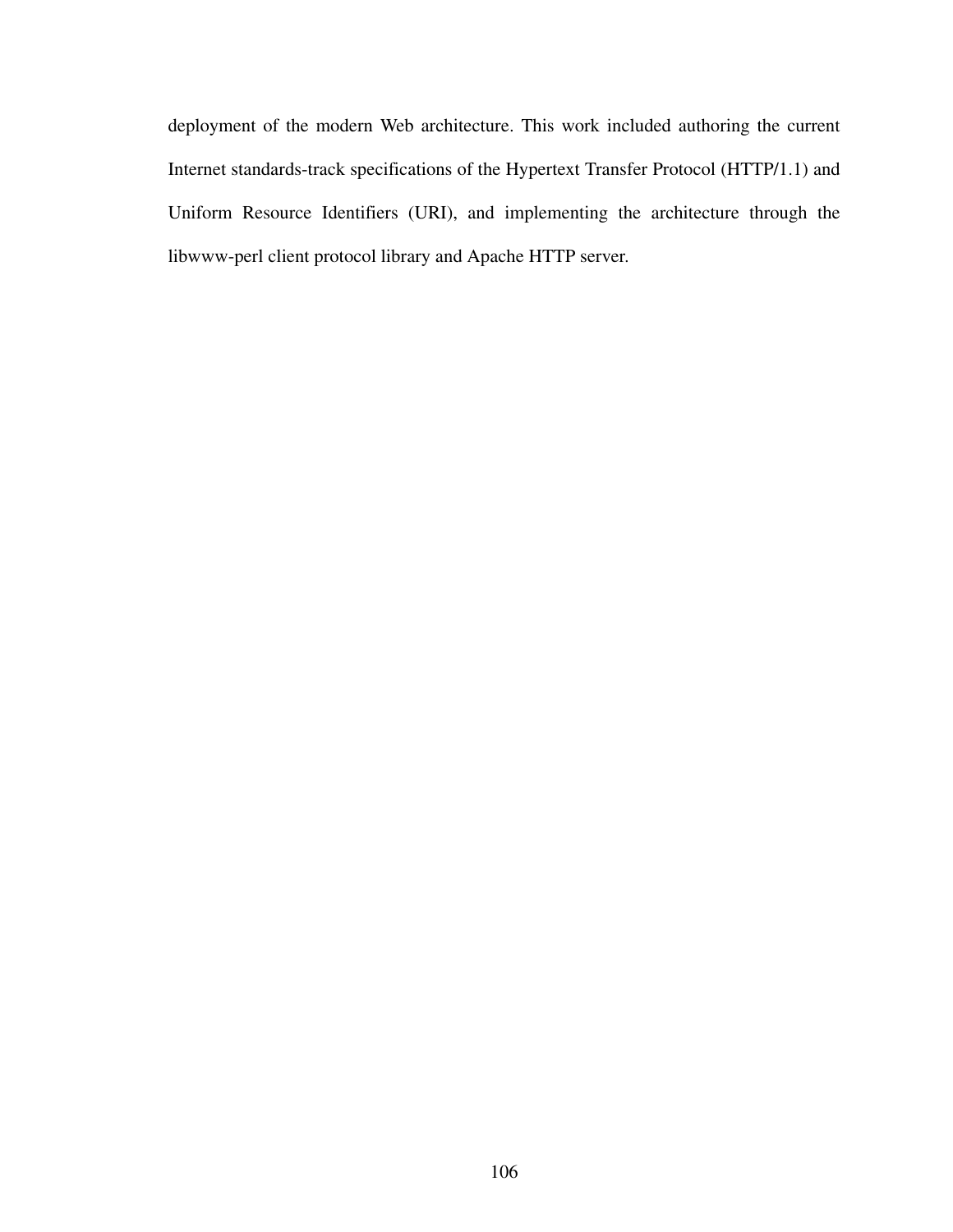deployment of the modern Web architecture. This work included authoring the current Internet standards-track specifications of the Hypertext Transfer Protocol (HTTP/1.1) and Uniform Resource Identifiers (URI), and implementing the architecture through the libwww-perl client protocol library and Apache HTTP server.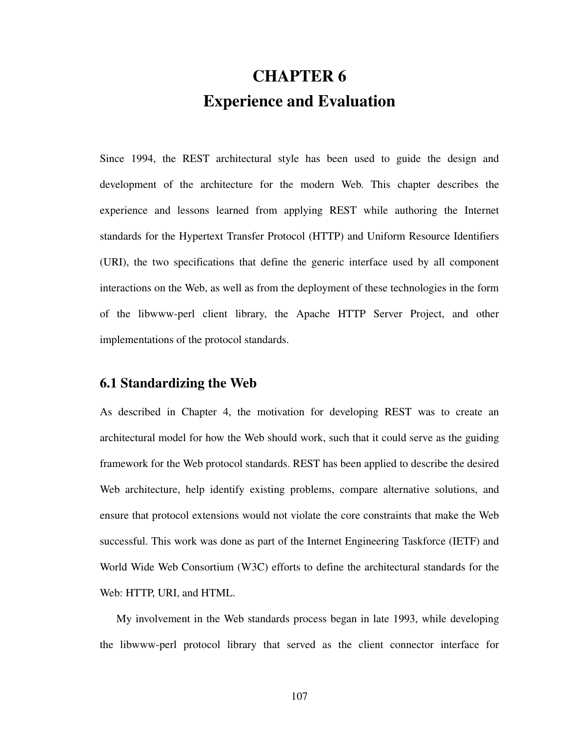# CHAPTER 6
# Experience and Evaluation

Since 1994, the REST architectural style has been used to guide the design and development of the architecture for the modern Web. This chapter describes the experience and lessons learned from applying REST while authoring the Internet standards for the Hypertext Transfer Protocol (HTTP) and Uniform Resource Identifiers (URI), the two specifications that define the generic interface used by all component interactions on the Web, as well as from the deployment of these technologies in the form of the libwww-perl client library, the Apache HTTP Server Project, and other implementations of the protocol standards.

## 6.1 Standardizing the Web

As described in Chapter 4, the motivation for developing REST was to create an architectural model for how the Web should work, such that it could serve as the guiding framework for the Web protocol standards. REST has been applied to describe the desired Web architecture, help identify existing problems, compare alternative solutions, and ensure that protocol extensions would not violate the core constraints that make the Web successful. This work was done as part of the Internet Engineering Taskforce (IETF) and World Wide Web Consortium (W3C) efforts to define the architectural standards for the Web: HTTP, URI, and HTML.

My involvement in the Web standards process began in late 1993, while developing the libwww-perl protocol library that served as the client connector interface for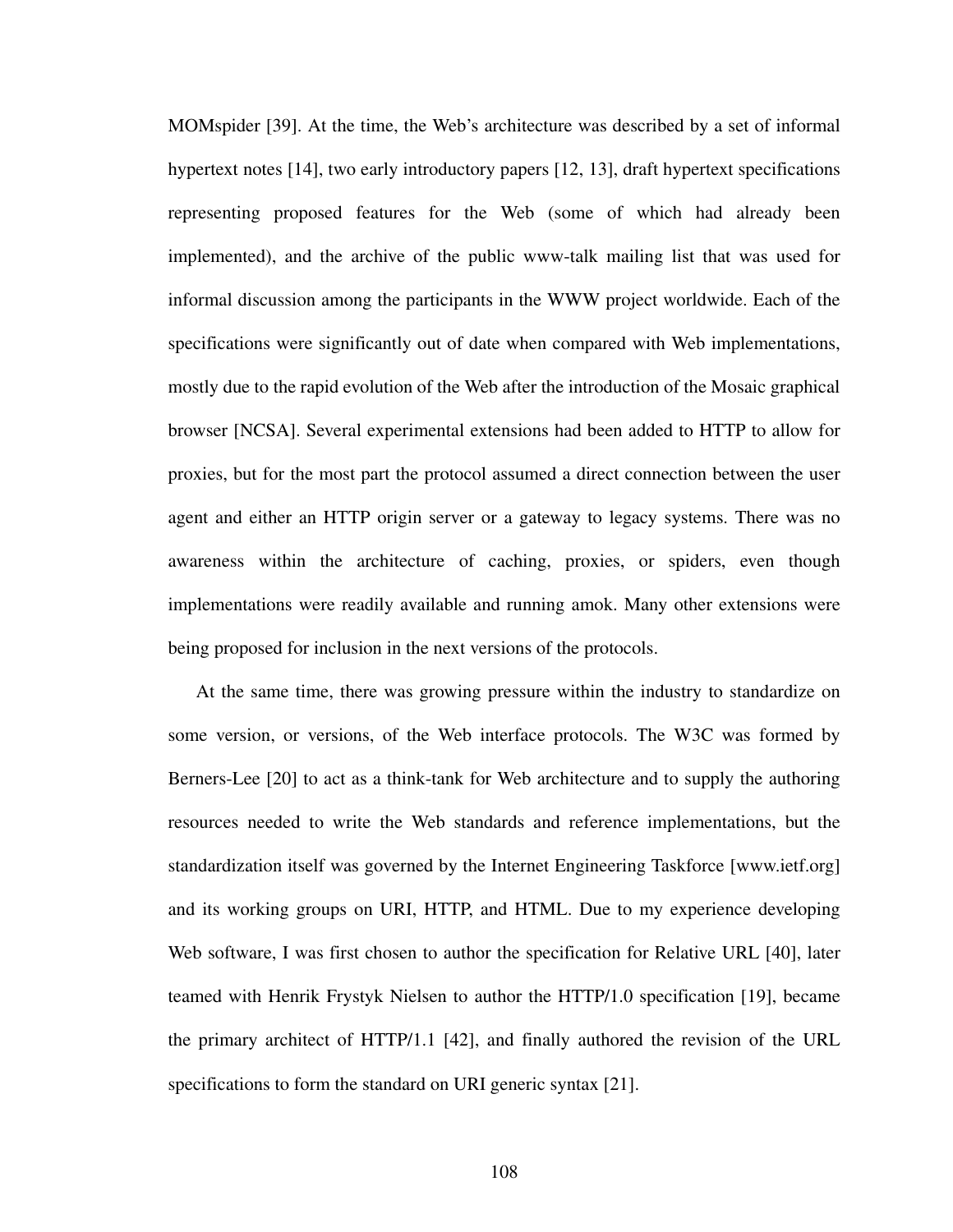MOMspider [39]. At the time, the Web's architecture was described by a set of informal hypertext notes [14], two early introductory papers [12, 13], draft hypertext specifications representing proposed features for the Web (some of which had already been implemented), and the archive of the public www-talk mailing list that was used for informal discussion among the participants in the WWW project worldwide. Each of the specifications were significantly out of date when compared with Web implementations, mostly due to the rapid evolution of the Web after the introduction of the Mosaic graphical browser [NCSA]. Several experimental extensions had been added to HTTP to allow for proxies, but for the most part the protocol assumed a direct connection between the user agent and either an HTTP origin server or a gateway to legacy systems. There was no awareness within the architecture of caching, proxies, or spiders, even though implementations were readily available and running amok. Many other extensions were being proposed for inclusion in the next versions of the protocols.

At the same time, there was growing pressure within the industry to standardize on some version, or versions, of the Web interface protocols. The W3C was formed by Berners-Lee [20] to act as a think-tank for Web architecture and to supply the authoring resources needed to write the Web standards and reference implementations, but the standardization itself was governed by the Internet Engineering Taskforce [www.ietf.org] and its working groups on URI, HTTP, and HTML. Due to my experience developing Web software, I was first chosen to author the specification for Relative URL [40], later teamed with Henrik Frystyk Nielsen to author the HTTP/1.0 specification [19], became the primary architect of HTTP/1.1 [42], and finally authored the revision of the URL specifications to form the standard on URI generic syntax [21].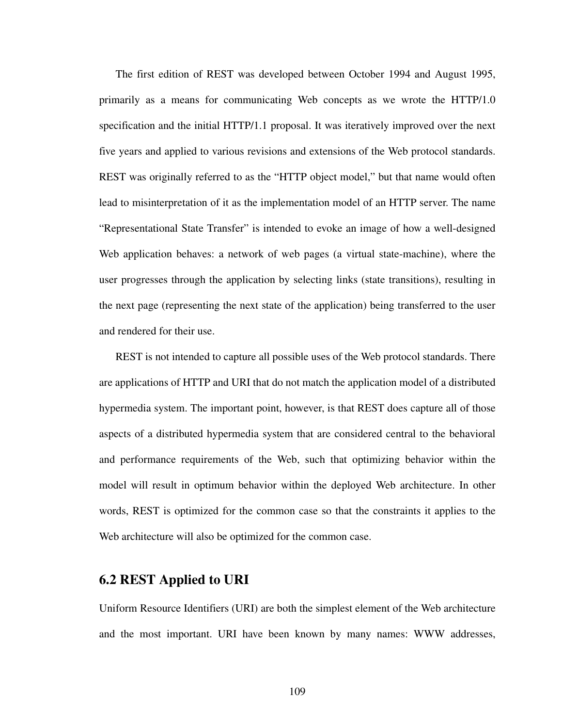The first edition of REST was developed between October 1994 and August 1995, primarily as a means for communicating Web concepts as we wrote the HTTP/1.0 specification and the initial HTTP/1.1 proposal. It was iteratively improved over the next five years and applied to various revisions and extensions of the Web protocol standards. REST was originally referred to as the "HTTP object model," but that name would often lead to misinterpretation of it as the implementation model of an HTTP server. The name "Representational State Transfer" is intended to evoke an image of how a well-designed Web application behaves: a network of web pages (a virtual state-machine), where the user progresses through the application by selecting links (state transitions), resulting in the next page (representing the next state of the application) being transferred to the user and rendered for their use.

REST is not intended to capture all possible uses of the Web protocol standards. There are applications of HTTP and URI that do not match the application model of a distributed hypermedia system. The important point, however, is that REST does capture all of those aspects of a distributed hypermedia system that are considered central to the behavioral and performance requirements of the Web, such that optimizing behavior within the model will result in optimum behavior within the deployed Web architecture. In other words, REST is optimized for the common case so that the constraints it applies to the Web architecture will also be optimized for the common case.

## 6.2 REST Applied to URI

Uniform Resource Identifiers (URI) are both the simplest element of the Web architecture and the most important. URI have been known by many names: WWW addresses,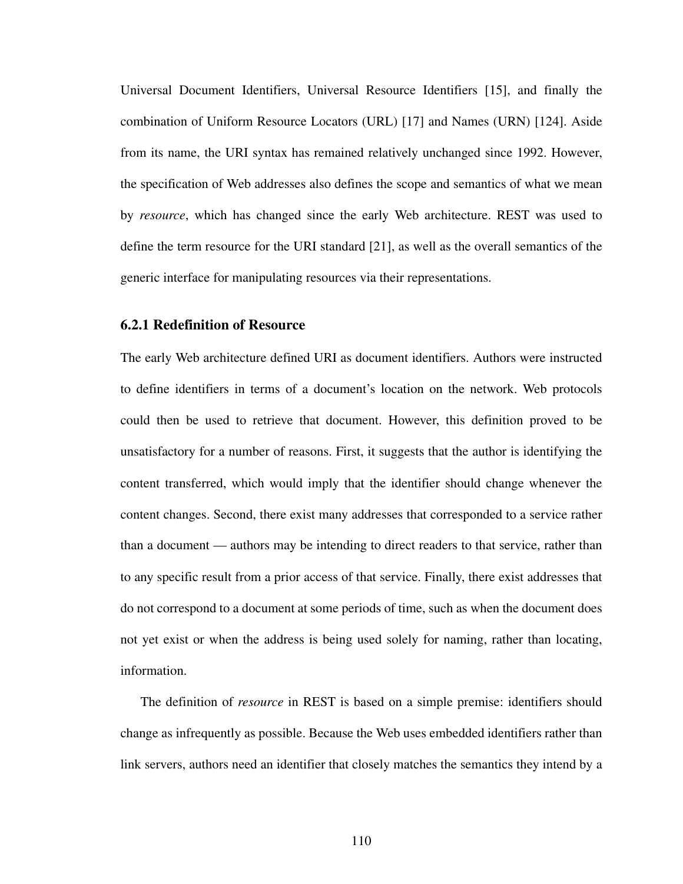Universal Document Identifiers, Universal Resource Identifiers [15], and finally the combination of Uniform Resource Locators (URL) [17] and Names (URN) [124]. Aside from its name, the URI syntax has remained relatively unchanged since 1992. However, the specification of Web addresses also defines the scope and semantics of what we mean by *resource*, which has changed since the early Web architecture. REST was used to define the term resource for the URI standard [21], as well as the overall semantics of the generic interface for manipulating resources via their representations.

### 6.2.1 Redefinition of Resource

The early Web architecture defined URI as document identifiers. Authors were instructed to define identifiers in terms of a document's location on the network. Web protocols could then be used to retrieve that document. However, this definition proved to be unsatisfactory for a number of reasons. First, it suggests that the author is identifying the content transferred, which would imply that the identifier should change whenever the content changes. Second, there exist many addresses that corresponded to a service rather than a document — authors may be intending to direct readers to that service, rather than to any specific result from a prior access of that service. Finally, there exist addresses that do not correspond to a document at some periods of time, such as when the document does not yet exist or when the address is being used solely for naming, rather than locating, information.

The definition of *resource* in REST is based on a simple premise: identifiers should change as infrequently as possible. Because the Web uses embedded identifiers rather than link servers, authors need an identifier that closely matches the semantics they intend by a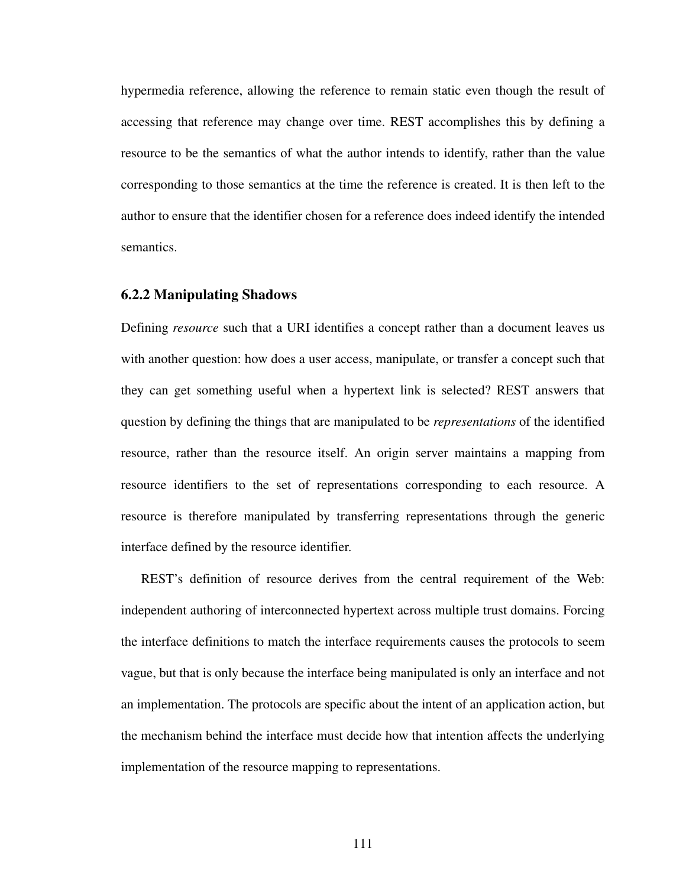hypermedia reference, allowing the reference to remain static even though the result of accessing that reference may change over time. REST accomplishes this by defining a resource to be the semantics of what the author intends to identify, rather than the value corresponding to those semantics at the time the reference is created. It is then left to the author to ensure that the identifier chosen for a reference does indeed identify the intended semantics.

### 6.2.2 Manipulating Shadows

Defining *resource* such that a URI identifies a concept rather than a document leaves us with another question: how does a user access, manipulate, or transfer a concept such that they can get something useful when a hypertext link is selected? REST answers that question by defining the things that are manipulated to be *representations* of the identified resource, rather than the resource itself. An origin server maintains a mapping from resource identifiers to the set of representations corresponding to each resource. A resource is therefore manipulated by transferring representations through the generic interface defined by the resource identifier.

REST's definition of resource derives from the central requirement of the Web: independent authoring of interconnected hypertext across multiple trust domains. Forcing the interface definitions to match the interface requirements causes the protocols to seem vague, but that is only because the interface being manipulated is only an interface and not an implementation. The protocols are specific about the intent of an application action, but the mechanism behind the interface must decide how that intention affects the underlying implementation of the resource mapping to representations.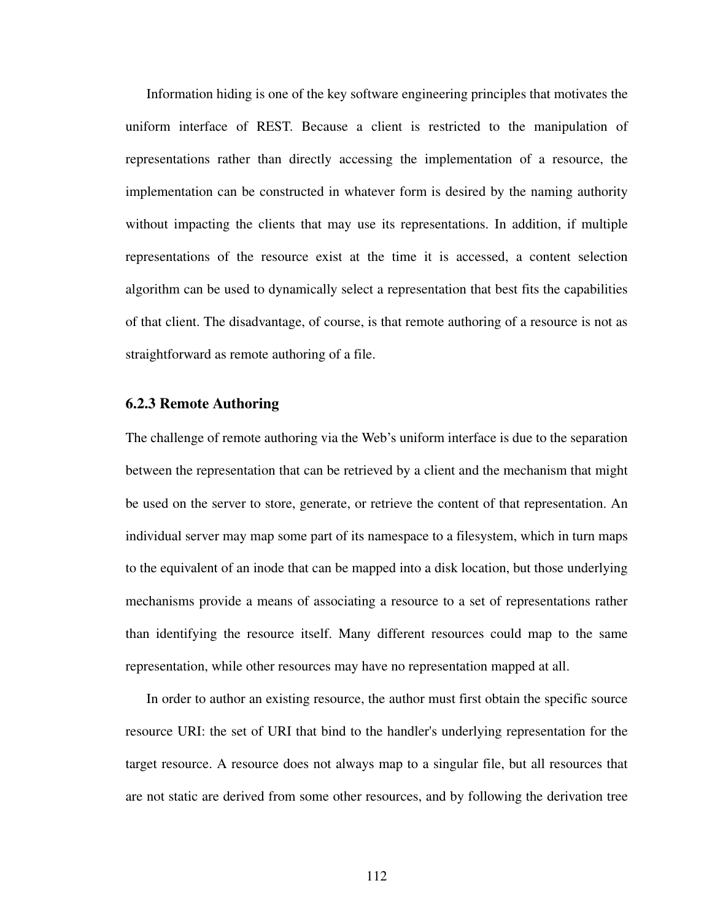Information hiding is one of the key software engineering principles that motivates the uniform interface of REST. Because a client is restricted to the manipulation of representations rather than directly accessing the implementation of a resource, the implementation can be constructed in whatever form is desired by the naming authority without impacting the clients that may use its representations. In addition, if multiple representations of the resource exist at the time it is accessed, a content selection algorithm can be used to dynamically select a representation that best fits the capabilities of that client. The disadvantage, of course, is that remote authoring of a resource is not as straightforward as remote authoring of a file.

### 6.2.3 Remote Authoring

The challenge of remote authoring via the Web's uniform interface is due to the separation between the representation that can be retrieved by a client and the mechanism that might be used on the server to store, generate, or retrieve the content of that representation. An individual server may map some part of its namespace to a filesystem, which in turn maps to the equivalent of an inode that can be mapped into a disk location, but those underlying mechanisms provide a means of associating a resource to a set of representations rather than identifying the resource itself. Many different resources could map to the same representation, while other resources may have no representation mapped at all.

In order to author an existing resource, the author must first obtain the specific source resource URI: the set of URI that bind to the handler's underlying representation for the target resource. A resource does not always map to a singular file, but all resources that are not static are derived from some other resources, and by following the derivation tree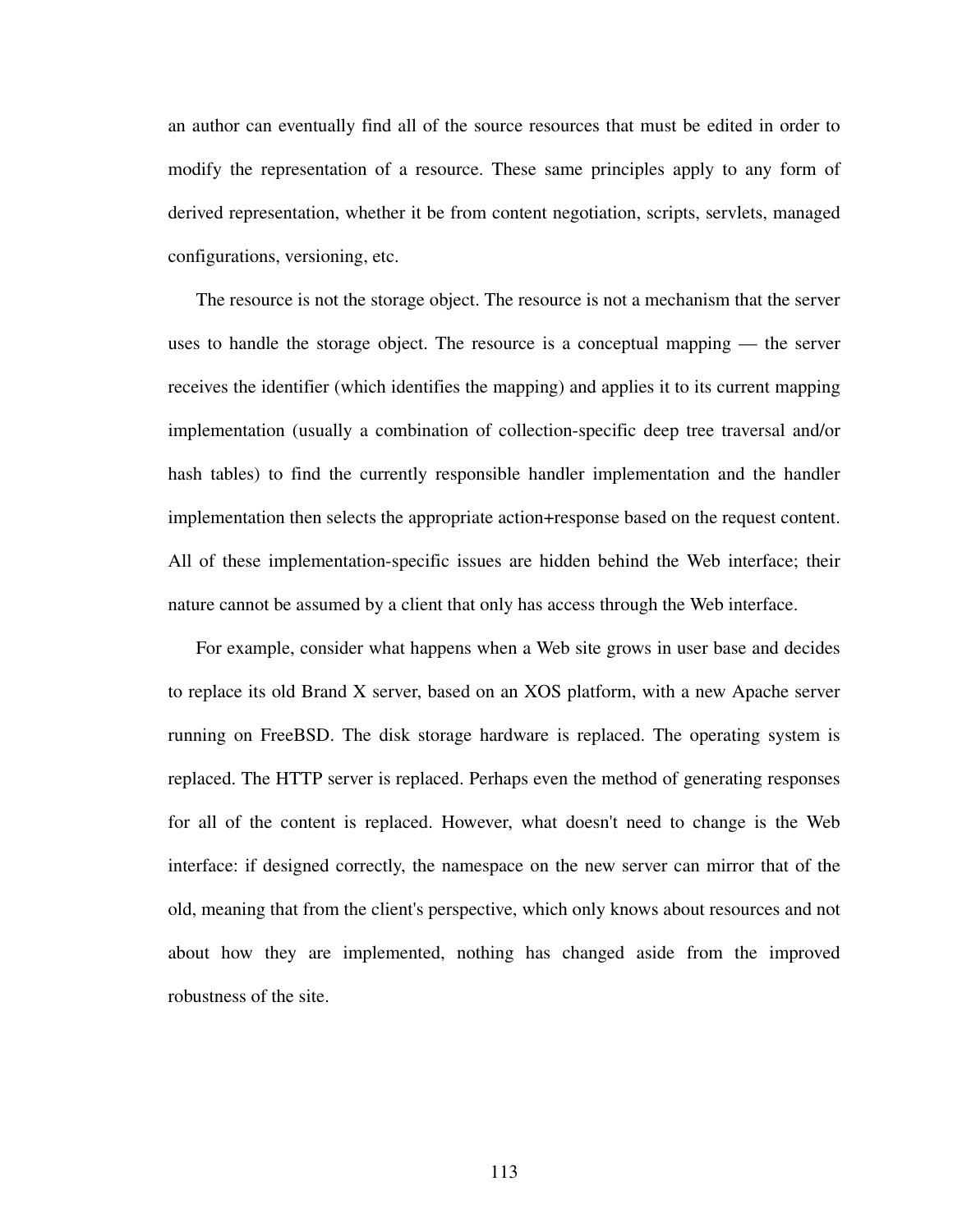an author can eventually find all of the source resources that must be edited in order to modify the representation of a resource. These same principles apply to any form of derived representation, whether it be from content negotiation, scripts, servlets, managed configurations, versioning, etc.

The resource is not the storage object. The resource is not a mechanism that the server uses to handle the storage object. The resource is a conceptual mapping — the server receives the identifier (which identifies the mapping) and applies it to its current mapping implementation (usually a combination of collection-specific deep tree traversal and/or hash tables) to find the currently responsible handler implementation and the handler implementation then selects the appropriate action+response based on the request content. All of these implementation-specific issues are hidden behind the Web interface; their nature cannot be assumed by a client that only has access through the Web interface.

For example, consider what happens when a Web site grows in user base and decides to replace its old Brand X server, based on an XOS platform, with a new Apache server running on FreeBSD. The disk storage hardware is replaced. The operating system is replaced. The HTTP server is replaced. Perhaps even the method of generating responses for all of the content is replaced. However, what doesn't need to change is the Web interface: if designed correctly, the namespace on the new server can mirror that of the old, meaning that from the client's perspective, which only knows about resources and not about how they are implemented, nothing has changed aside from the improved robustness of the site.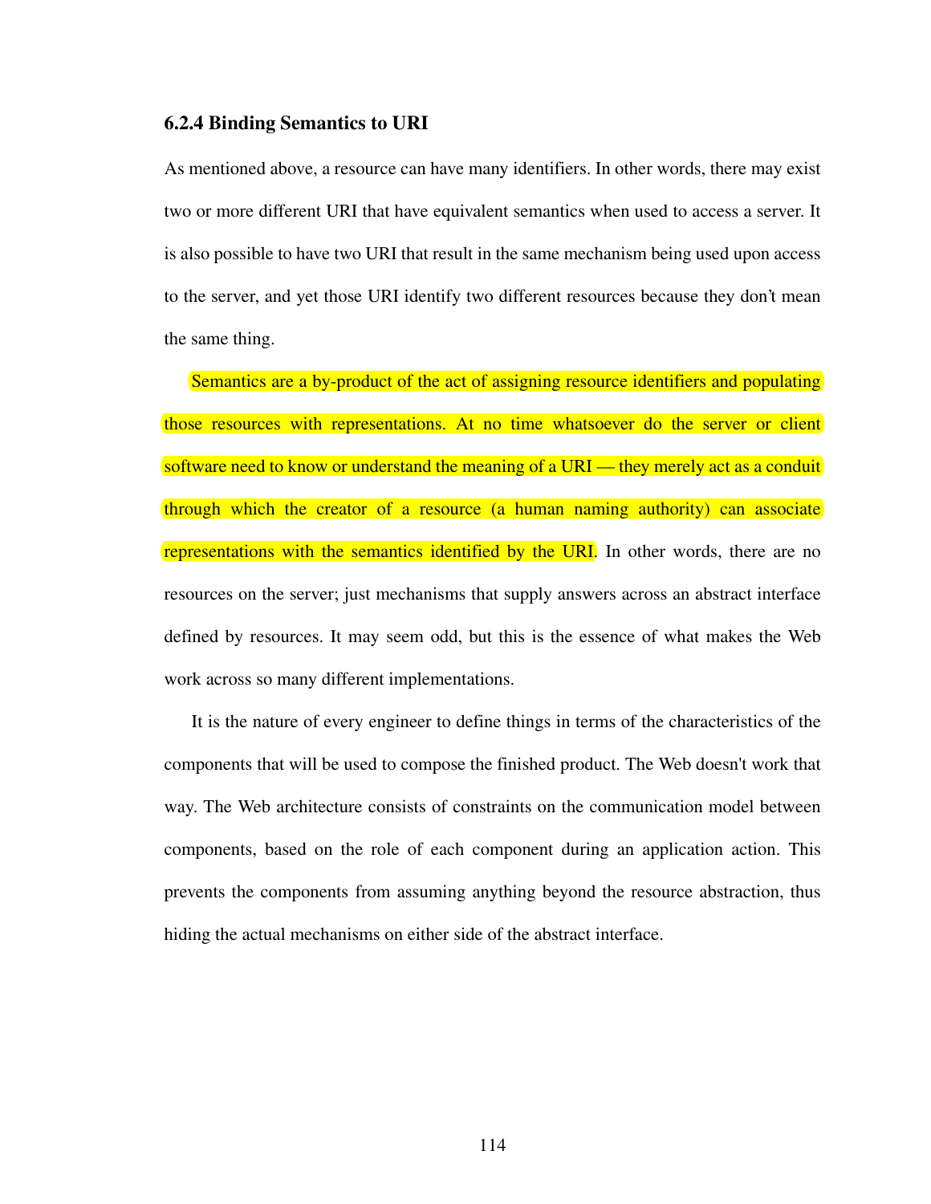### 6.2.4 Binding Semantics to URI

As mentioned above, a resource can have many identifiers. In other words, there may exist two or more different URI that have equivalent semantics when used to access a server. It is also possible to have two URI that result in the same mechanism being used upon access to the server, and yet those URI identify two different resources because they don't mean the same thing.

Semantics are a by-product of the act of assigning resource identifiers and populating those resources with representations. At no time whatsoever do the server or client software need to know or understand the meaning of a URI — they merely act as a conduit through which the creator of a resource (a human naming authority) can associate representations with the semantics identified by the URI. In other words, there are no resources on the server; just mechanisms that supply answers across an abstract interface defined by resources. It may seem odd, but this is the essence of what makes the Web work across so many different implementations.

It is the nature of every engineer to define things in terms of the characteristics of the components that will be used to compose the finished product. The Web doesn't work that way. The Web architecture consists of constraints on the communication model between components, based on the role of each component during an application action. This prevents the components from assuming anything beyond the resource abstraction, thus hiding the actual mechanisms on either side of the abstract interface.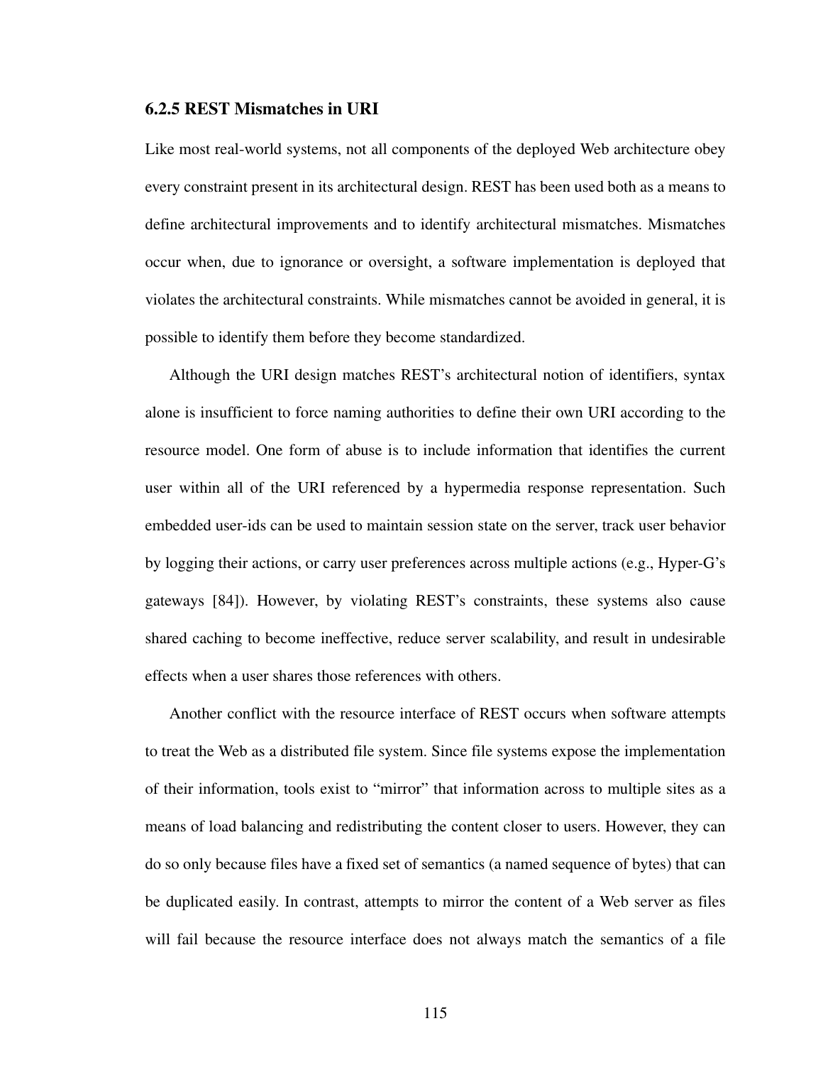### 6.2.5 REST Mismatches in URI

Like most real-world systems, not all components of the deployed Web architecture obey every constraint present in its architectural design. REST has been used both as a means to define architectural improvements and to identify architectural mismatches. Mismatches occur when, due to ignorance or oversight, a software implementation is deployed that violates the architectural constraints. While mismatches cannot be avoided in general, it is possible to identify them before they become standardized.

Although the URI design matches REST's architectural notion of identifiers, syntax alone is insufficient to force naming authorities to define their own URI according to the resource model. One form of abuse is to include information that identifies the current user within all of the URI referenced by a hypermedia response representation. Such embedded user-ids can be used to maintain session state on the server, track user behavior by logging their actions, or carry user preferences across multiple actions (e.g., Hyper-G's gateways [84]). However, by violating REST's constraints, these systems also cause shared caching to become ineffective, reduce server scalability, and result in undesirable effects when a user shares those references with others.

Another conflict with the resource interface of REST occurs when software attempts to treat the Web as a distributed file system. Since file systems expose the implementation of their information, tools exist to "mirror" that information across to multiple sites as a means of load balancing and redistributing the content closer to users. However, they can do so only because files have a fixed set of semantics (a named sequence of bytes) that can be duplicated easily. In contrast, attempts to mirror the content of a Web server as files will fail because the resource interface does not always match the semantics of a file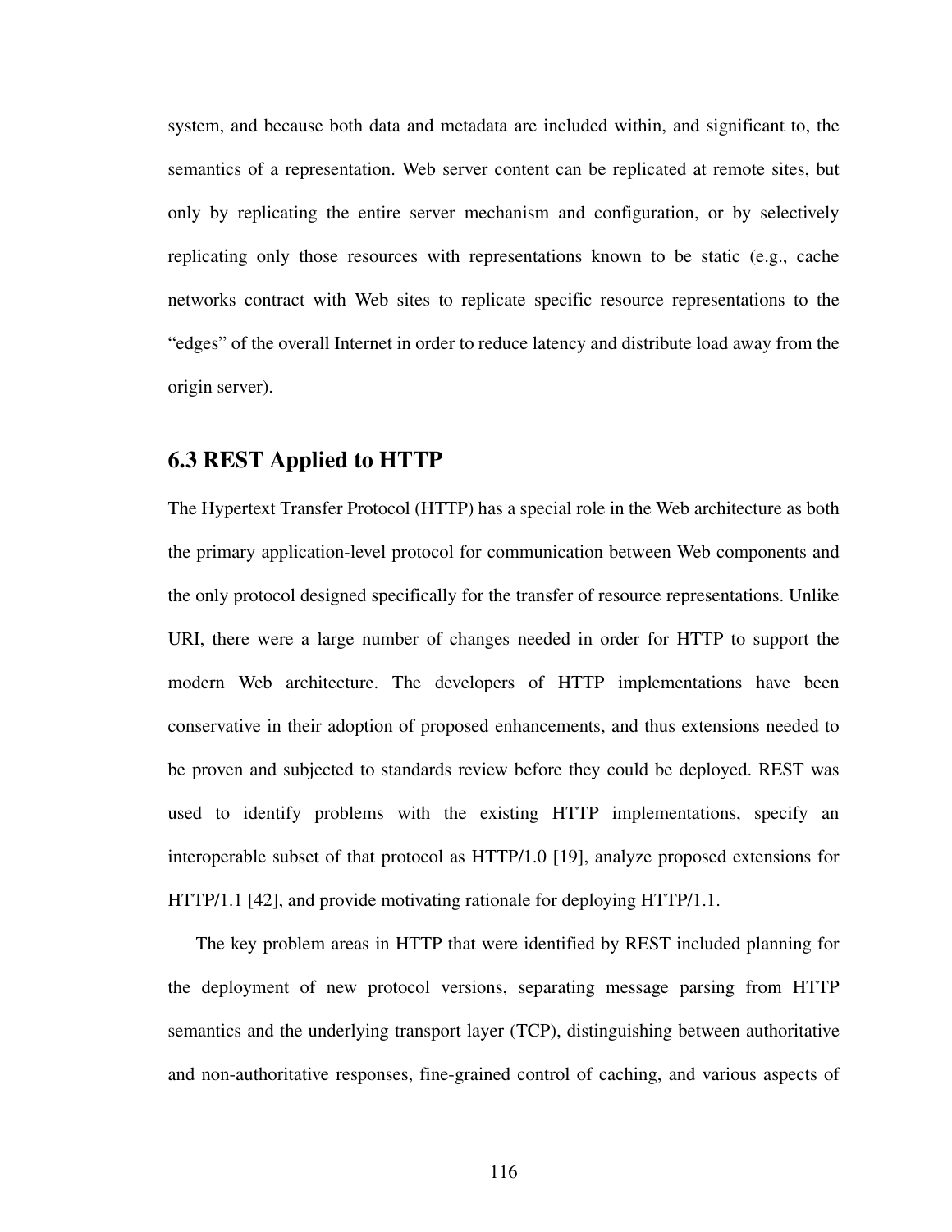system, and because both data and metadata are included within, and significant to, the semantics of a representation. Web server content can be replicated at remote sites, but only by replicating the entire server mechanism and configuration, or by selectively replicating only those resources with representations known to be static (e.g., cache networks contract with Web sites to replicate specific resource representations to the "edges" of the overall Internet in order to reduce latency and distribute load away from the origin server).

## 6.3 REST Applied to HTTP

The Hypertext Transfer Protocol (HTTP) has a special role in the Web architecture as both the primary application-level protocol for communication between Web components and the only protocol designed specifically for the transfer of resource representations. Unlike URI, there were a large number of changes needed in order for HTTP to support the modern Web architecture. The developers of HTTP implementations have been conservative in their adoption of proposed enhancements, and thus extensions needed to be proven and subjected to standards review before they could be deployed. REST was used to identify problems with the existing HTTP implementations, specify an interoperable subset of that protocol as HTTP/1.0 [19], analyze proposed extensions for HTTP/1.1 [42], and provide motivating rationale for deploying HTTP/1.1.

The key problem areas in HTTP that were identified by REST included planning for the deployment of new protocol versions, separating message parsing from HTTP semantics and the underlying transport layer (TCP), distinguishing between authoritative and non-authoritative responses, fine-grained control of caching, and various aspects of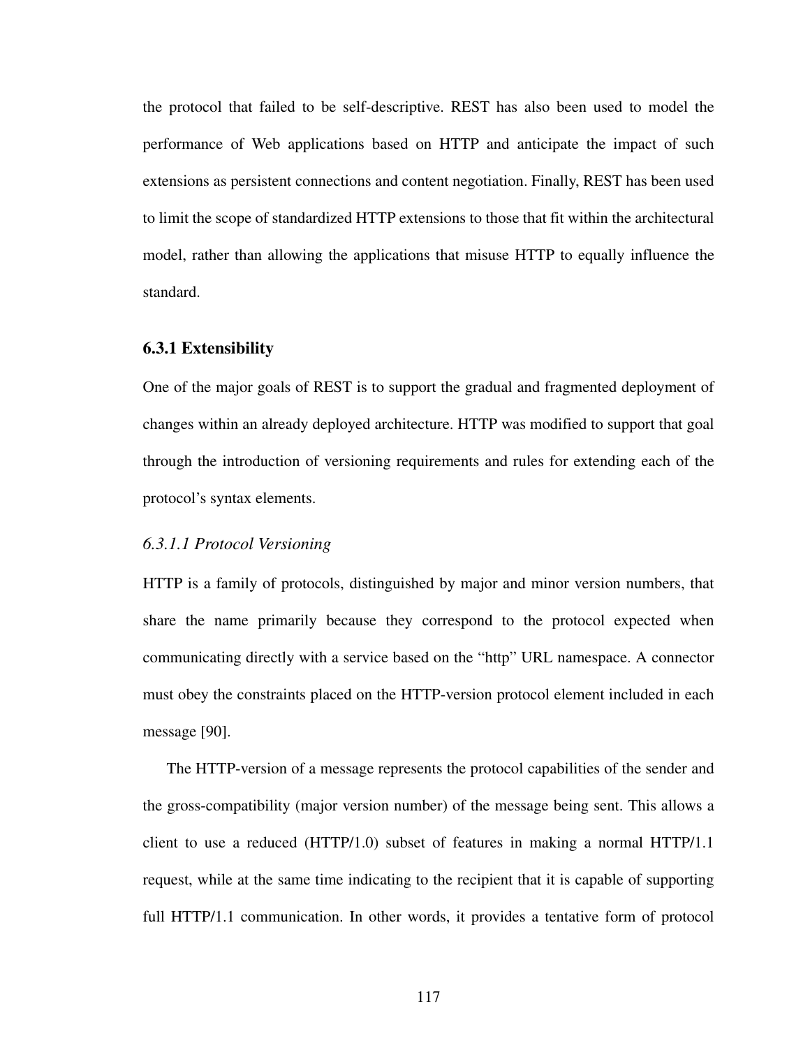the protocol that failed to be self-descriptive. REST has also been used to model the performance of Web applications based on HTTP and anticipate the impact of such extensions as persistent connections and content negotiation. Finally, REST has been used to limit the scope of standardized HTTP extensions to those that fit within the architectural model, rather than allowing the applications that misuse HTTP to equally influence the standard.

### 6.3.1 Extensibility

One of the major goals of REST is to support the gradual and fragmented deployment of changes within an already deployed architecture. HTTP was modified to support that goal through the introduction of versioning requirements and rules for extending each of the protocol's syntax elements.

#### *6.3.1.1 Protocol Versioning*

HTTP is a family of protocols, distinguished by major and minor version numbers, that share the name primarily because they correspond to the protocol expected when communicating directly with a service based on the "http" URL namespace. A connector must obey the constraints placed on the HTTP-version protocol element included in each message [90].

The HTTP-version of a message represents the protocol capabilities of the sender and the gross-compatibility (major version number) of the message being sent. This allows a client to use a reduced (HTTP/1.0) subset of features in making a normal HTTP/1.1 request, while at the same time indicating to the recipient that it is capable of supporting full HTTP/1.1 communication. In other words, it provides a tentative form of protocol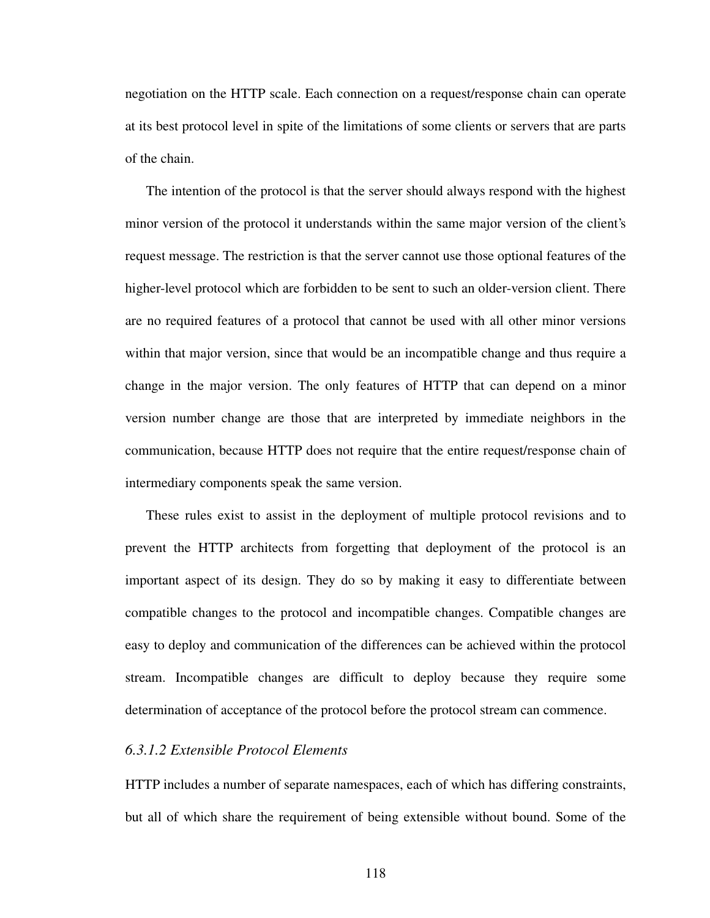negotiation on the HTTP scale. Each connection on a request/response chain can operate at its best protocol level in spite of the limitations of some clients or servers that are parts of the chain.

The intention of the protocol is that the server should always respond with the highest minor version of the protocol it understands within the same major version of the client's request message. The restriction is that the server cannot use those optional features of the higher-level protocol which are forbidden to be sent to such an older-version client. There are no required features of a protocol that cannot be used with all other minor versions within that major version, since that would be an incompatible change and thus require a change in the major version. The only features of HTTP that can depend on a minor version number change are those that are interpreted by immediate neighbors in the communication, because HTTP does not require that the entire request/response chain of intermediary components speak the same version.

These rules exist to assist in the deployment of multiple protocol revisions and to prevent the HTTP architects from forgetting that deployment of the protocol is an important aspect of its design. They do so by making it easy to differentiate between compatible changes to the protocol and incompatible changes. Compatible changes are easy to deploy and communication of the differences can be achieved within the protocol stream. Incompatible changes are difficult to deploy because they require some determination of acceptance of the protocol before the protocol stream can commence.

#### *6.3.1.2 Extensible Protocol Elements*

HTTP includes a number of separate namespaces, each of which has differing constraints, but all of which share the requirement of being extensible without bound. Some of the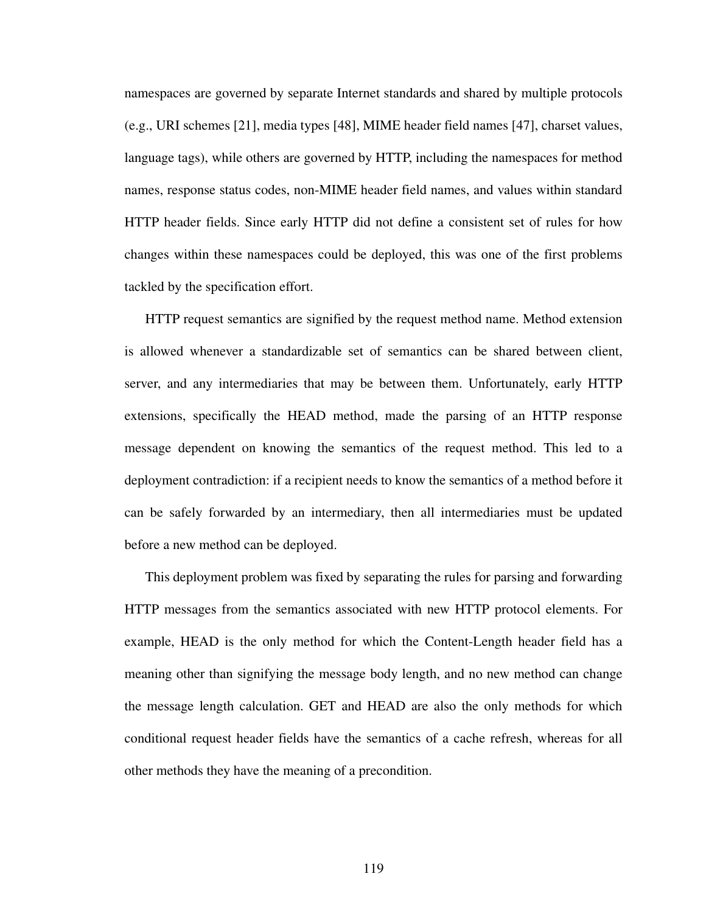namespaces are governed by separate Internet standards and shared by multiple protocols (e.g., URI schemes [21], media types [48], MIME header field names [47], charset values, language tags), while others are governed by HTTP, including the namespaces for method names, response status codes, non-MIME header field names, and values within standard HTTP header fields. Since early HTTP did not define a consistent set of rules for how changes within these namespaces could be deployed, this was one of the first problems tackled by the specification effort.

HTTP request semantics are signified by the request method name. Method extension is allowed whenever a standardizable set of semantics can be shared between client, server, and any intermediaries that may be between them. Unfortunately, early HTTP extensions, specifically the HEAD method, made the parsing of an HTTP response message dependent on knowing the semantics of the request method. This led to a deployment contradiction: if a recipient needs to know the semantics of a method before it can be safely forwarded by an intermediary, then all intermediaries must be updated before a new method can be deployed.

This deployment problem was fixed by separating the rules for parsing and forwarding HTTP messages from the semantics associated with new HTTP protocol elements. For example, HEAD is the only method for which the Content-Length header field has a meaning other than signifying the message body length, and no new method can change the message length calculation. GET and HEAD are also the only methods for which conditional request header fields have the semantics of a cache refresh, whereas for all other methods they have the meaning of a precondition.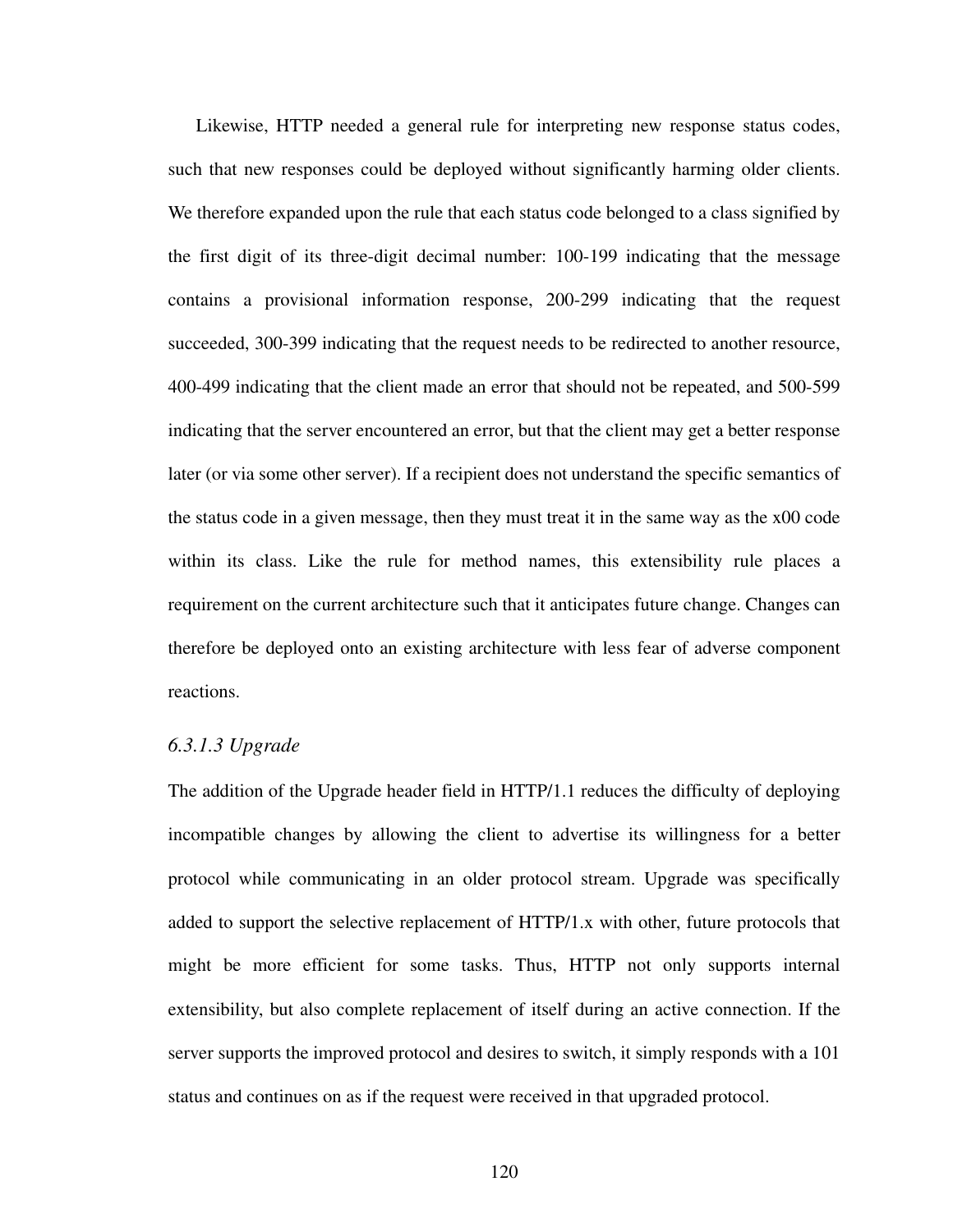Likewise, HTTP needed a general rule for interpreting new response status codes, such that new responses could be deployed without significantly harming older clients. We therefore expanded upon the rule that each status code belonged to a class signified by the first digit of its three-digit decimal number: 100-199 indicating that the message contains a provisional information response, 200-299 indicating that the request succeeded, 300-399 indicating that the request needs to be redirected to another resource, 400-499 indicating that the client made an error that should not be repeated, and 500-599 indicating that the server encountered an error, but that the client may get a better response later (or via some other server). If a recipient does not understand the specific semantics of the status code in a given message, then they must treat it in the same way as the x00 code within its class. Like the rule for method names, this extensibility rule places a requirement on the current architecture such that it anticipates future change. Changes can therefore be deployed onto an existing architecture with less fear of adverse component reactions.

#### *6.3.1.3 Upgrade*

The addition of the Upgrade header field in HTTP/1.1 reduces the difficulty of deploying incompatible changes by allowing the client to advertise its willingness for a better protocol while communicating in an older protocol stream. Upgrade was specifically added to support the selective replacement of HTTP/1.x with other, future protocols that might be more efficient for some tasks. Thus, HTTP not only supports internal extensibility, but also complete replacement of itself during an active connection. If the server supports the improved protocol and desires to switch, it simply responds with a 101 status and continues on as if the request were received in that upgraded protocol.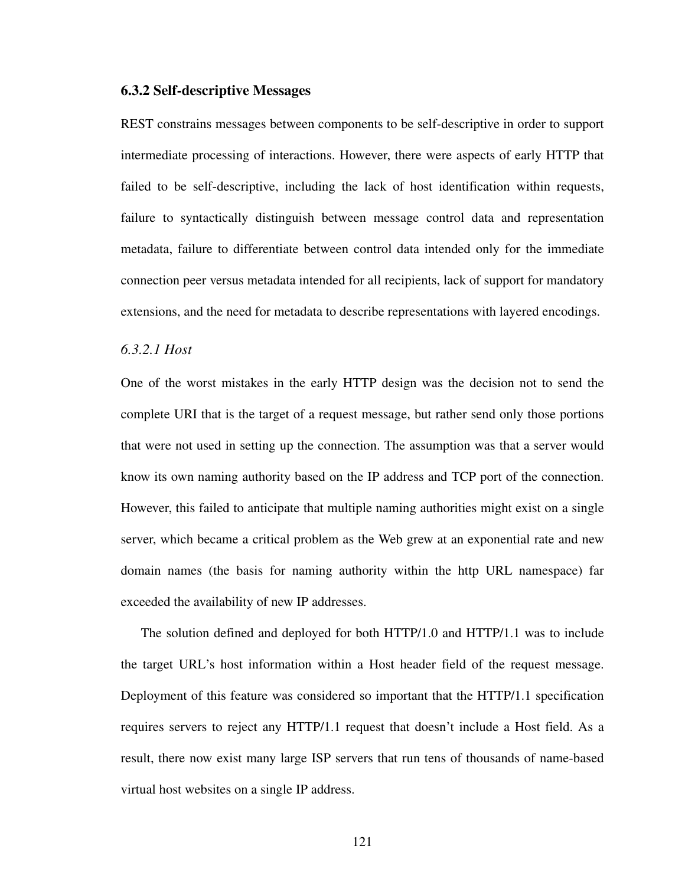### 6.3.2 Self-descriptive Messages

REST constrains messages between components to be self-descriptive in order to support intermediate processing of interactions. However, there were aspects of early HTTP that failed to be self-descriptive, including the lack of host identification within requests, failure to syntactically distinguish between message control data and representation metadata, failure to differentiate between control data intended only for the immediate connection peer versus metadata intended for all recipients, lack of support for mandatory extensions, and the need for metadata to describe representations with layered encodings.

#### *6.3.2.1 Host*

One of the worst mistakes in the early HTTP design was the decision not to send the complete URI that is the target of a request message, but rather send only those portions that were not used in setting up the connection. The assumption was that a server would know its own naming authority based on the IP address and TCP port of the connection. However, this failed to anticipate that multiple naming authorities might exist on a single server, which became a critical problem as the Web grew at an exponential rate and new domain names (the basis for naming authority within the http URL namespace) far exceeded the availability of new IP addresses.

The solution defined and deployed for both HTTP/1.0 and HTTP/1.1 was to include the target URL's host information within a Host header field of the request message. Deployment of this feature was considered so important that the HTTP/1.1 specification requires servers to reject any HTTP/1.1 request that doesn't include a Host field. As a result, there now exist many large ISP servers that run tens of thousands of name-based virtual host websites on a single IP address.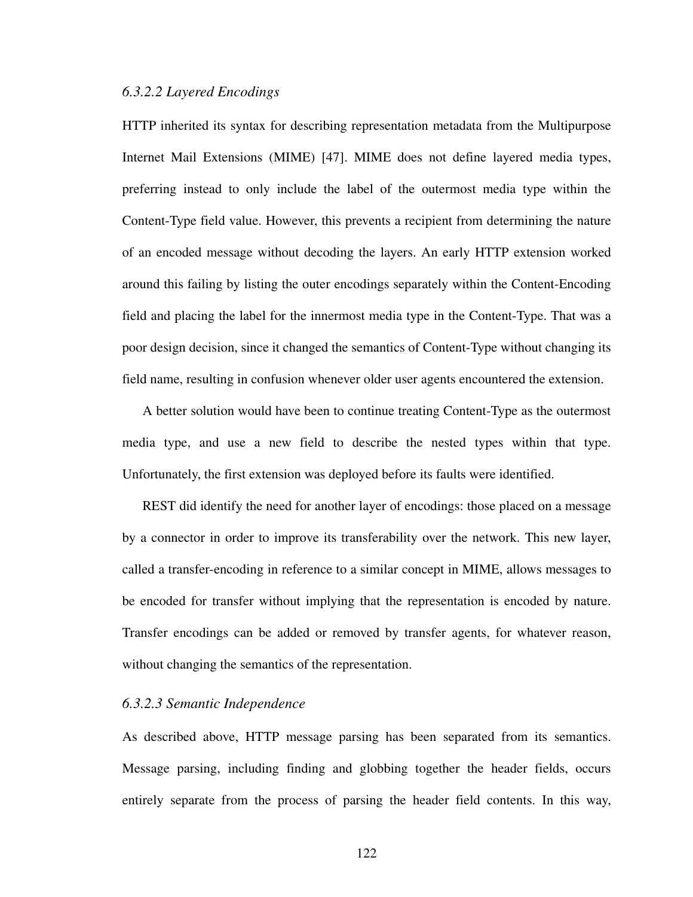#### *6.3.2.2 Layered Encodings*

HTTP inherited its syntax for describing representation metadata from the Multipurpose Internet Mail Extensions (MIME) [47]. MIME does not define layered media types, preferring instead to only include the label of the outermost media type within the Content-Type field value. However, this prevents a recipient from determining the nature of an encoded message without decoding the layers. An early HTTP extension worked around this failing by listing the outer encodings separately within the Content-Encoding field and placing the label for the innermost media type in the Content-Type. That was a poor design decision, since it changed the semantics of Content-Type without changing its field name, resulting in confusion whenever older user agents encountered the extension.

A better solution would have been to continue treating Content-Type as the outermost media type, and use a new field to describe the nested types within that type. Unfortunately, the first extension was deployed before its faults were identified.

REST did identify the need for another layer of encodings: those placed on a message by a connector in order to improve its transferability over the network. This new layer, called a transfer-encoding in reference to a similar concept in MIME, allows messages to be encoded for transfer without implying that the representation is encoded by nature. Transfer encodings can be added or removed by transfer agents, for whatever reason, without changing the semantics of the representation.

#### *6.3.2.3 Semantic Independence*

As described above, HTTP message parsing has been separated from its semantics. Message parsing, including finding and globbing together the header fields, occurs entirely separate from the process of parsing the header field contents. In this way,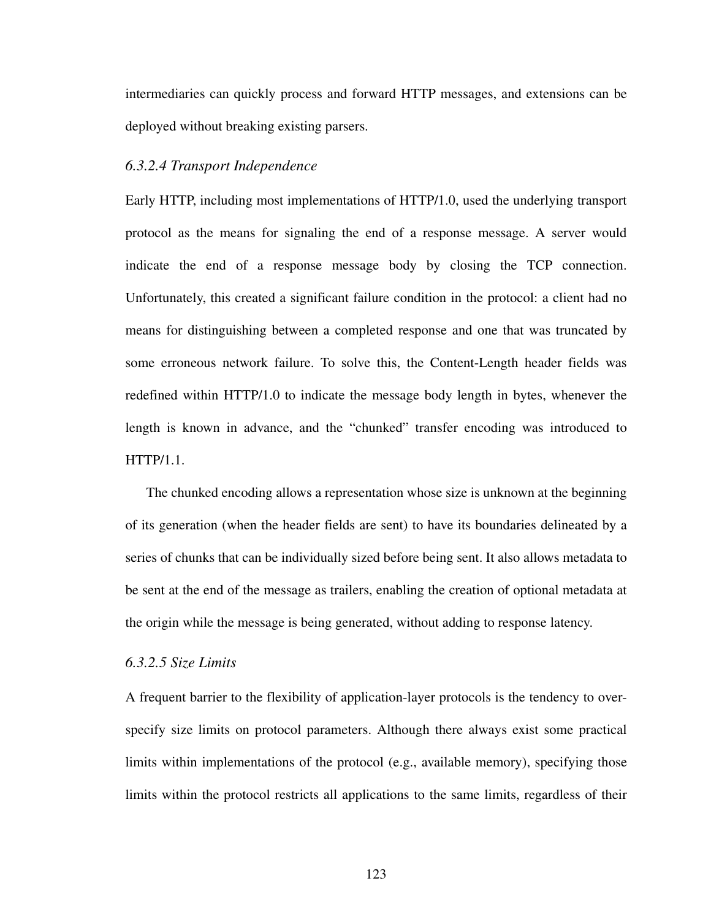intermediaries can quickly process and forward HTTP messages, and extensions can be deployed without breaking existing parsers.

#### *6.3.2.4 Transport Independence*

Early HTTP, including most implementations of HTTP/1.0, used the underlying transport protocol as the means for signaling the end of a response message. A server would indicate the end of a response message body by closing the TCP connection. Unfortunately, this created a significant failure condition in the protocol: a client had no means for distinguishing between a completed response and one that was truncated by some erroneous network failure. To solve this, the Content-Length header fields was redefined within HTTP/1.0 to indicate the message body length in bytes, whenever the length is known in advance, and the "chunked" transfer encoding was introduced to HTTP/1.1.

The chunked encoding allows a representation whose size is unknown at the beginning of its generation (when the header fields are sent) to have its boundaries delineated by a series of chunks that can be individually sized before being sent. It also allows metadata to be sent at the end of the message as trailers, enabling the creation of optional metadata at the origin while the message is being generated, without adding to response latency.

#### *6.3.2.5 Size Limits*

A frequent barrier to the flexibility of application-layer protocols is the tendency to over-specify size limits on protocol parameters. Although there always exist some practical limits within implementations of the protocol (e.g., available memory), specifying those limits within the protocol restricts all applications to the same limits, regardless of their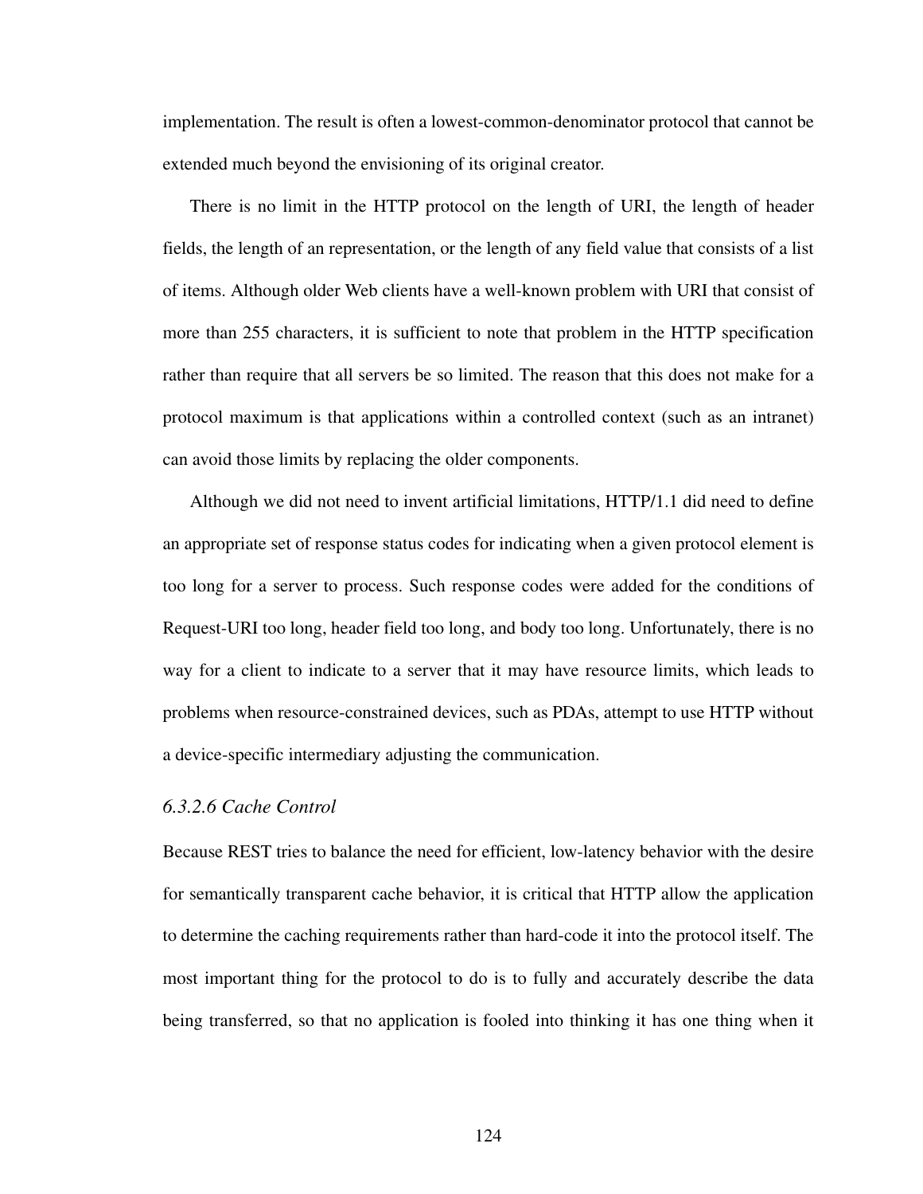implementation. The result is often a lowest-common-denominator protocol that cannot be extended much beyond the envisioning of its original creator.

There is no limit in the HTTP protocol on the length of URI, the length of header fields, the length of an representation, or the length of any field value that consists of a list of items. Although older Web clients have a well-known problem with URI that consist of more than 255 characters, it is sufficient to note that problem in the HTTP specification rather than require that all servers be so limited. The reason that this does not make for a protocol maximum is that applications within a controlled context (such as an intranet) can avoid those limits by replacing the older components.

Although we did not need to invent artificial limitations, HTTP/1.1 did need to define an appropriate set of response status codes for indicating when a given protocol element is too long for a server to process. Such response codes were added for the conditions of Request-URI too long, header field too long, and body too long. Unfortunately, there is no way for a client to indicate to a server that it may have resource limits, which leads to problems when resource-constrained devices, such as PDAs, attempt to use HTTP without a device-specific intermediary adjusting the communication.

#### *6.3.2.6 Cache Control*

Because REST tries to balance the need for efficient, low-latency behavior with the desire for semantically transparent cache behavior, it is critical that HTTP allow the application to determine the caching requirements rather than hard-code it into the protocol itself. The most important thing for the protocol to do is to fully and accurately describe the data being transferred, so that no application is fooled into thinking it has one thing when it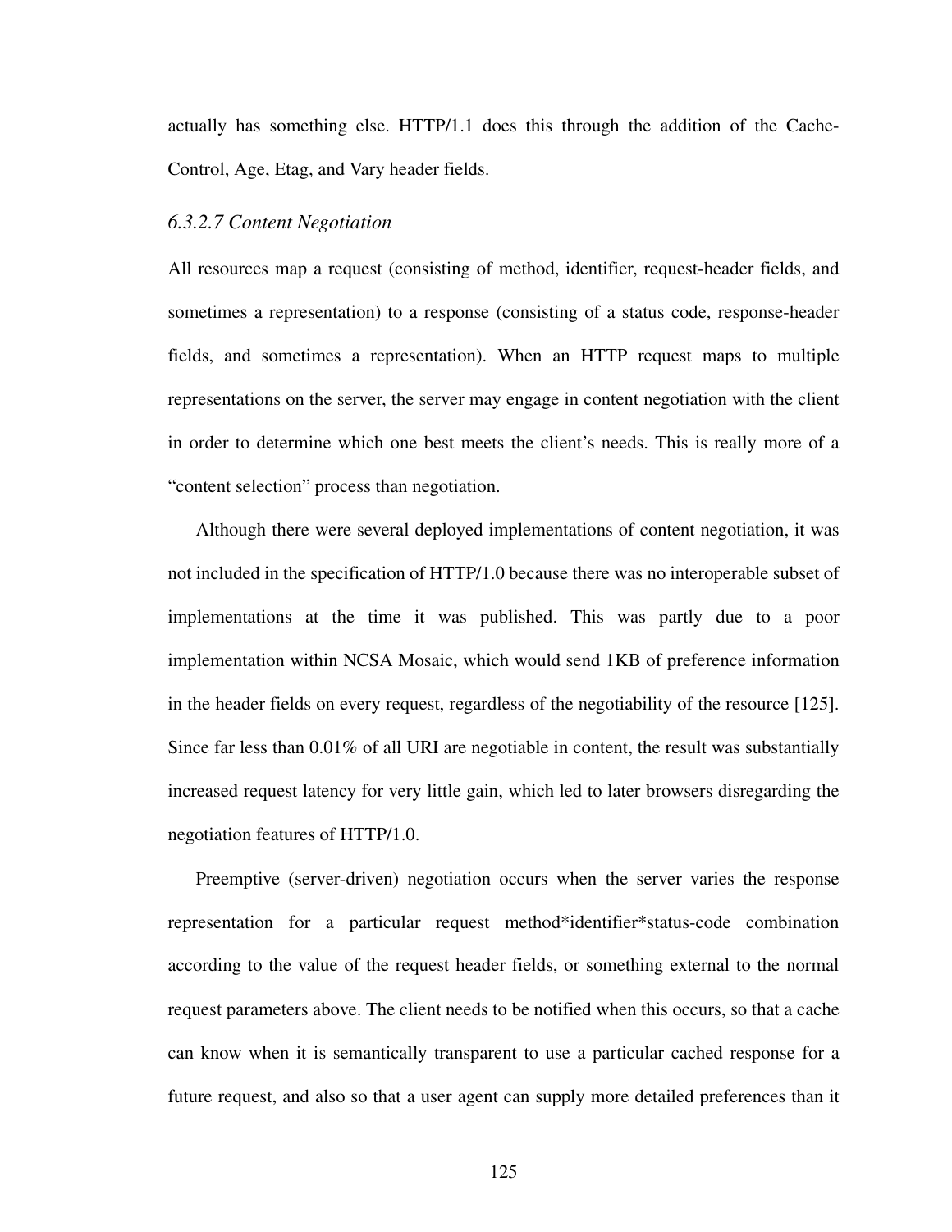actually has something else. HTTP/1.1 does this through the addition of the Cache-Control, Age, Etag, and Vary header fields.

#### *6.3.2.7 Content Negotiation*

All resources map a request (consisting of method, identifier, request-header fields, and sometimes a representation) to a response (consisting of a status code, response-header fields, and sometimes a representation). When an HTTP request maps to multiple representations on the server, the server may engage in content negotiation with the client in order to determine which one best meets the client's needs. This is really more of a "content selection" process than negotiation.

Although there were several deployed implementations of content negotiation, it was not included in the specification of HTTP/1.0 because there was no interoperable subset of implementations at the time it was published. This was partly due to a poor implementation within NCSA Mosaic, which would send 1KB of preference information in the header fields on every request, regardless of the negotiability of the resource [125]. Since far less than 0.01% of all URI are negotiable in content, the result was substantially increased request latency for very little gain, which led to later browsers disregarding the negotiation features of HTTP/1.0.

Preemptive (server-driven) negotiation occurs when the server varies the response representation for a particular request method*identifier*status-code combination according to the value of the request header fields, or something external to the normal request parameters above. The client needs to be notified when this occurs, so that a cache can know when it is semantically transparent to use a particular cached response for a future request, and also so that a user agent can supply more detailed preferences than it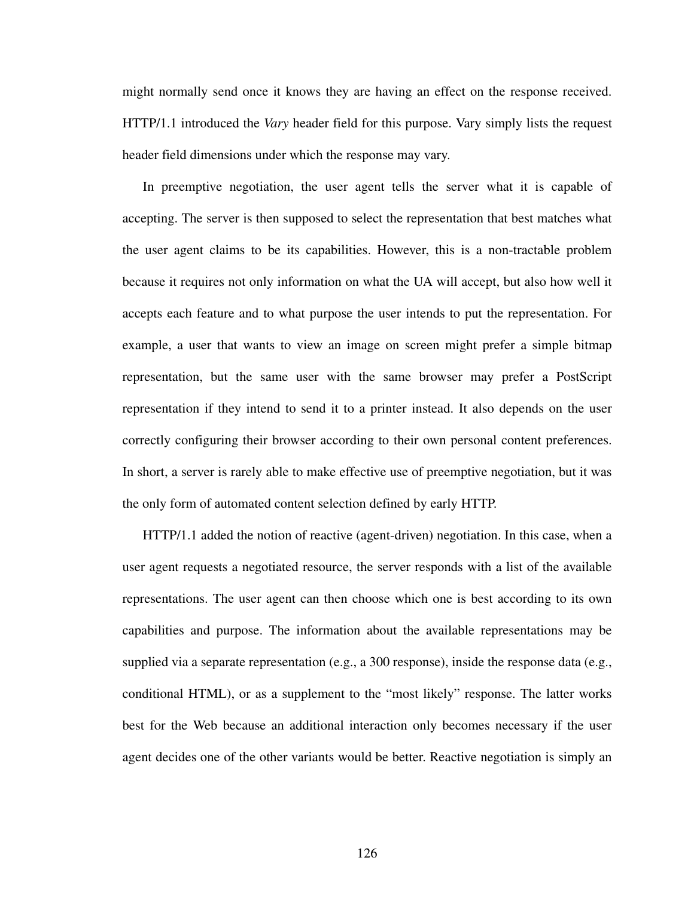might normally send once it knows they are having an effect on the response received. HTTP/1.1 introduced the *Vary* header field for this purpose. Vary simply lists the request header field dimensions under which the response may vary.

In preemptive negotiation, the user agent tells the server what it is capable of accepting. The server is then supposed to select the representation that best matches what the user agent claims to be its capabilities. However, this is a non-tractable problem because it requires not only information on what the UA will accept, but also how well it accepts each feature and to what purpose the user intends to put the representation. For example, a user that wants to view an image on screen might prefer a simple bitmap representation, but the same user with the same browser may prefer a PostScript representation if they intend to send it to a printer instead. It also depends on the user correctly configuring their browser according to their own personal content preferences. In short, a server is rarely able to make effective use of preemptive negotiation, but it was the only form of automated content selection defined by early HTTP.

HTTP/1.1 added the notion of reactive (agent-driven) negotiation. In this case, when a user agent requests a negotiated resource, the server responds with a list of the available representations. The user agent can then choose which one is best according to its own capabilities and purpose. The information about the available representations may be supplied via a separate representation (e.g., a 300 response), inside the response data (e.g., conditional HTML), or as a supplement to the "most likely" response. The latter works best for the Web because an additional interaction only becomes necessary if the user agent decides one of the other variants would be better. Reactive negotiation is simply an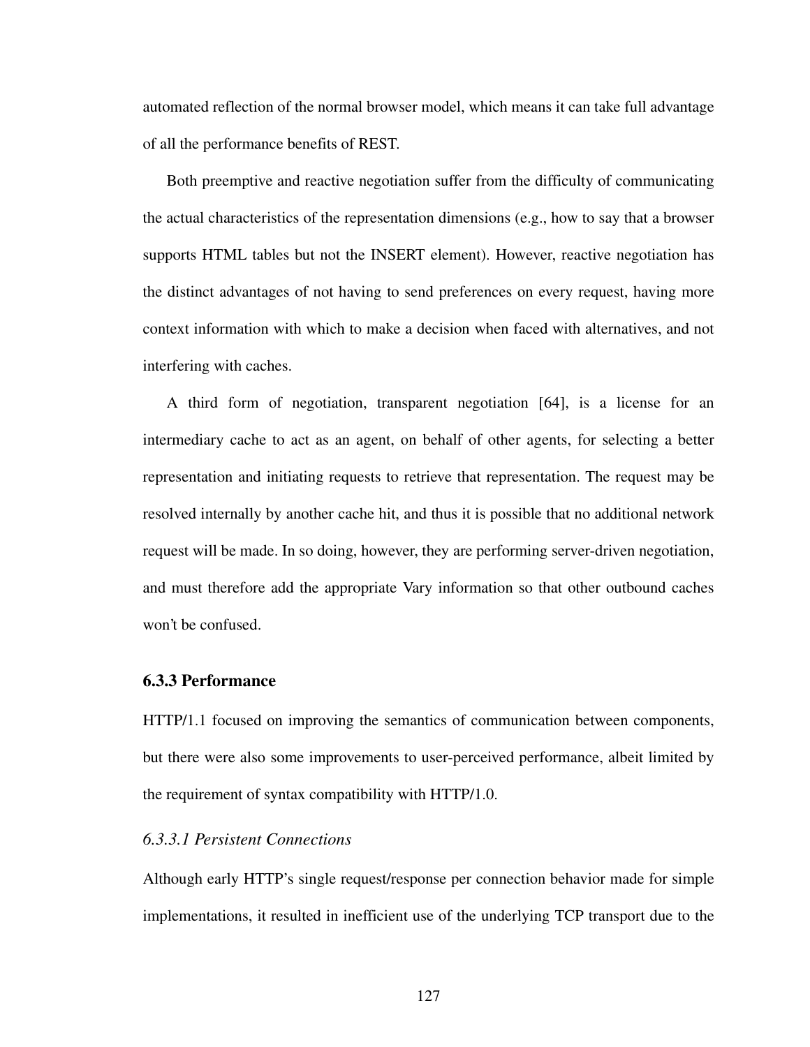automated reflection of the normal browser model, which means it can take full advantage of all the performance benefits of REST.

Both preemptive and reactive negotiation suffer from the difficulty of communicating the actual characteristics of the representation dimensions (e.g., how to say that a browser supports HTML tables but not the INSERT element). However, reactive negotiation has the distinct advantages of not having to send preferences on every request, having more context information with which to make a decision when faced with alternatives, and not interfering with caches.

A third form of negotiation, transparent negotiation [64], is a license for an intermediary cache to act as an agent, on behalf of other agents, for selecting a better representation and initiating requests to retrieve that representation. The request may be resolved internally by another cache hit, and thus it is possible that no additional network request will be made. In so doing, however, they are performing server-driven negotiation, and must therefore add the appropriate Vary information so that other outbound caches won't be confused.

### 6.3.3 Performance

HTTP/1.1 focused on improving the semantics of communication between components, but there were also some improvements to user-perceived performance, albeit limited by the requirement of syntax compatibility with HTTP/1.0.

#### *6.3.3.1 Persistent Connections*

Although early HTTP's single request/response per connection behavior made for simple implementations, it resulted in inefficient use of the underlying TCP transport due to the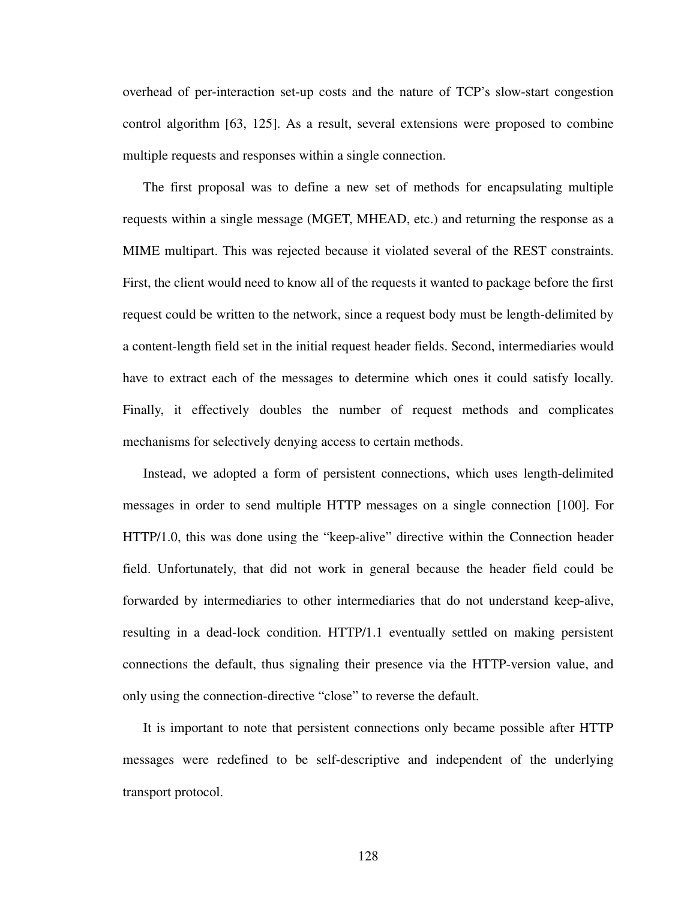overhead of per-interaction set-up costs and the nature of TCP's slow-start congestion control algorithm [63, 125]. As a result, several extensions were proposed to combine multiple requests and responses within a single connection.

The first proposal was to define a new set of methods for encapsulating multiple requests within a single message (MGET, MHEAD, etc.) and returning the response as a MIME multipart. This was rejected because it violated several of the REST constraints. First, the client would need to know all of the requests it wanted to package before the first request could be written to the network, since a request body must be length-delimited by a content-length field set in the initial request header fields. Second, intermediaries would have to extract each of the messages to determine which ones it could satisfy locally. Finally, it effectively doubles the number of request methods and complicates mechanisms for selectively denying access to certain methods.

Instead, we adopted a form of persistent connections, which uses length-delimited messages in order to send multiple HTTP messages on a single connection [100]. For HTTP/1.0, this was done using the "keep-alive" directive within the Connection header field. Unfortunately, that did not work in general because the header field could be forwarded by intermediaries to other intermediaries that do not understand keep-alive, resulting in a dead-lock condition. HTTP/1.1 eventually settled on making persistent connections the default, thus signaling their presence via the HTTP-version value, and only using the connection-directive "close" to reverse the default.

It is important to note that persistent connections only became possible after HTTP messages were redefined to be self-descriptive and independent of the underlying transport protocol.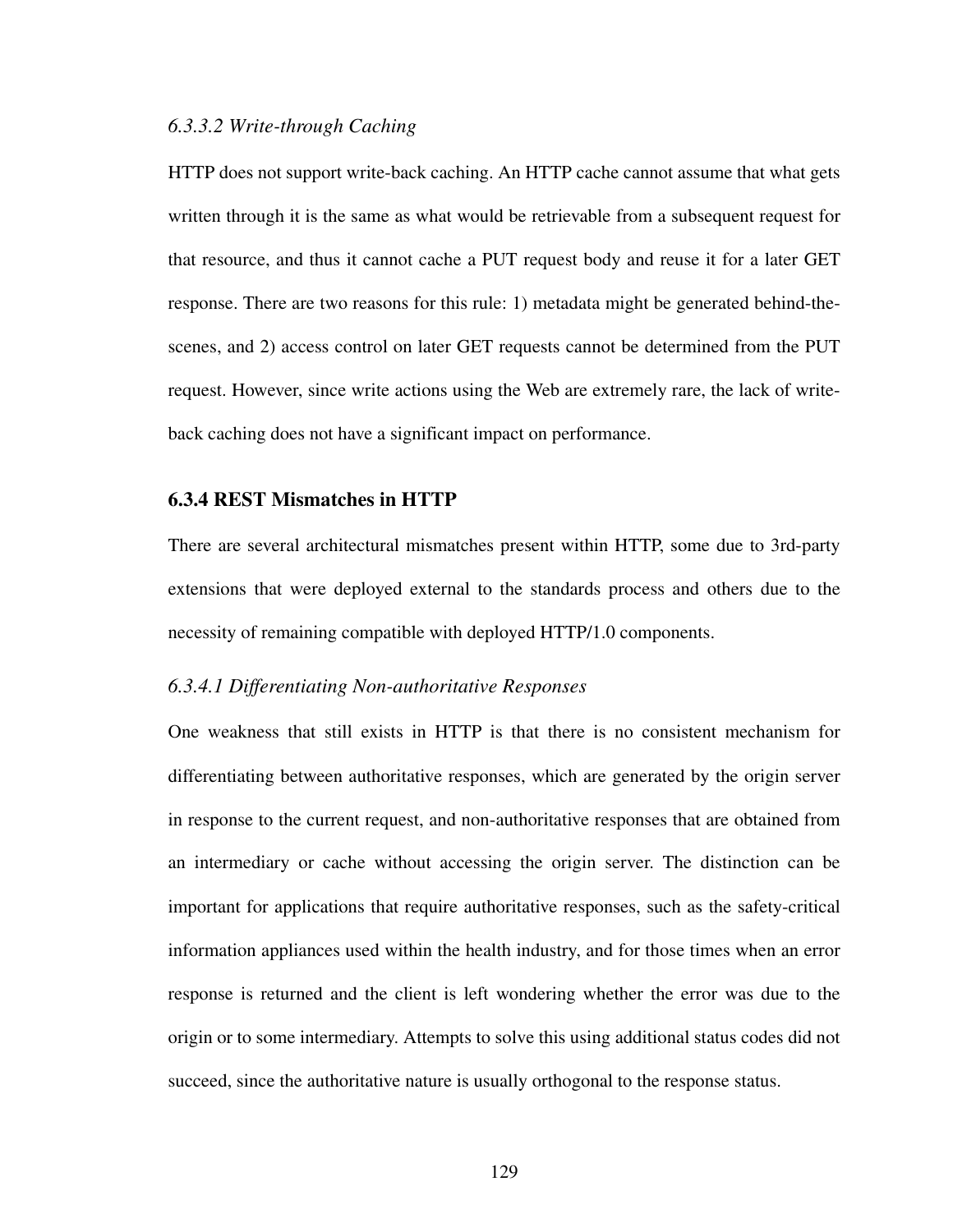#### *6.3.3.2 Write-through Caching*

HTTP does not support write-back caching. An HTTP cache cannot assume that what gets written through it is the same as what would be retrievable from a subsequent request for that resource, and thus it cannot cache a PUT request body and reuse it for a later GET response. There are two reasons for this rule: 1) metadata might be generated behind-the-scenes, and 2) access control on later GET requests cannot be determined from the PUT request. However, since write actions using the Web are extremely rare, the lack of write-back caching does not have a significant impact on performance.

### 6.3.4 REST Mismatches in HTTP

There are several architectural mismatches present within HTTP, some due to 3rd-party extensions that were deployed external to the standards process and others due to the necessity of remaining compatible with deployed HTTP/1.0 components.

#### *6.3.4.1 Differentiating Non-authoritative Responses*

One weakness that still exists in HTTP is that there is no consistent mechanism for differentiating between authoritative responses, which are generated by the origin server in response to the current request, and non-authoritative responses that are obtained from an intermediary or cache without accessing the origin server. The distinction can be important for applications that require authoritative responses, such as the safety-critical information appliances used within the health industry, and for those times when an error response is returned and the client is left wondering whether the error was due to the origin or to some intermediary. Attempts to solve this using additional status codes did not succeed, since the authoritative nature is usually orthogonal to the response status.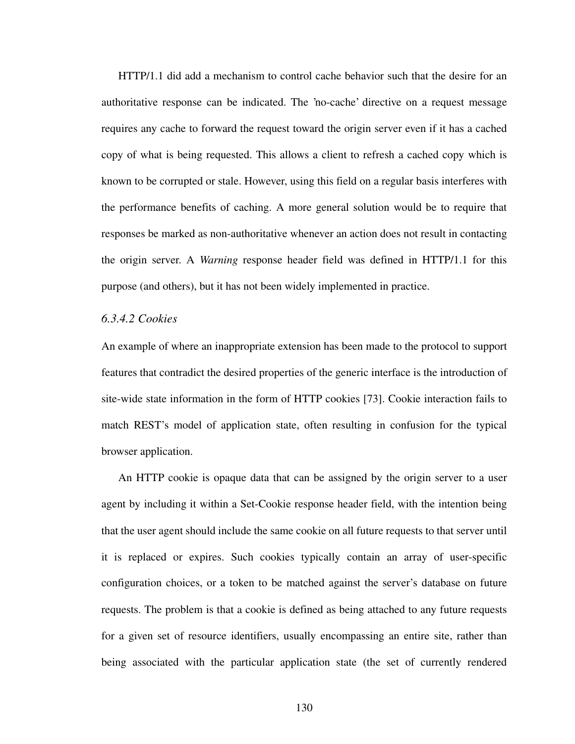HTTP/1.1 did add a mechanism to control cache behavior such that the desire for an authoritative response can be indicated. The 'no-cache' directive on a request message requires any cache to forward the request toward the origin server even if it has a cached copy of what is being requested. This allows a client to refresh a cached copy which is known to be corrupted or stale. However, using this field on a regular basis interferes with the performance benefits of caching. A more general solution would be to require that responses be marked as non-authoritative whenever an action does not result in contacting the origin server. A *Warning* response header field was defined in HTTP/1.1 for this purpose (and others), but it has not been widely implemented in practice.

#### *6.3.4.2 Cookies*

An example of where an inappropriate extension has been made to the protocol to support features that contradict the desired properties of the generic interface is the introduction of site-wide state information in the form of HTTP cookies [73]. Cookie interaction fails to match REST's model of application state, often resulting in confusion for the typical browser application.

An HTTP cookie is opaque data that can be assigned by the origin server to a user agent by including it within a Set-Cookie response header field, with the intention being that the user agent should include the same cookie on all future requests to that server until it is replaced or expires. Such cookies typically contain an array of user-specific configuration choices, or a token to be matched against the server's database on future requests. The problem is that a cookie is defined as being attached to any future requests for a given set of resource identifiers, usually encompassing an entire site, rather than being associated with the particular application state (the set of currently rendered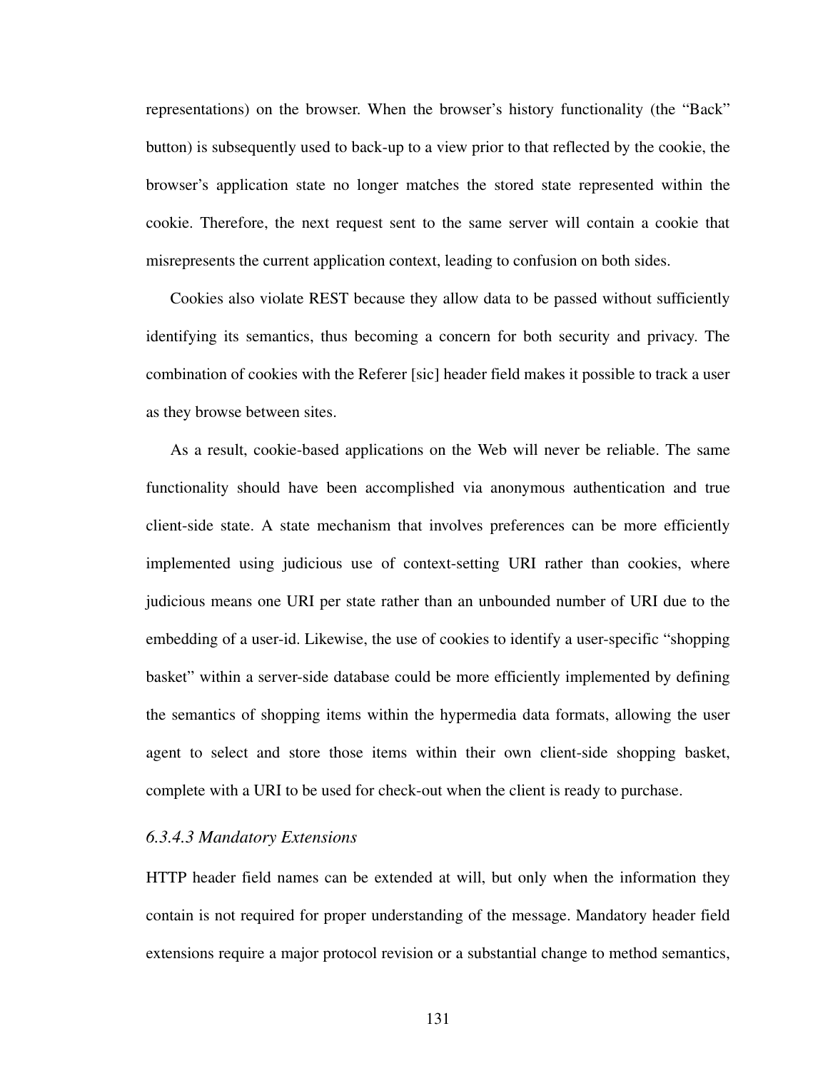representations) on the browser. When the browser's history functionality (the "Back" button) is subsequently used to back-up to a view prior to that reflected by the cookie, the browser's application state no longer matches the stored state represented within the cookie. Therefore, the next request sent to the same server will contain a cookie that misrepresents the current application context, leading to confusion on both sides.

Cookies also violate REST because they allow data to be passed without sufficiently identifying its semantics, thus becoming a concern for both security and privacy. The combination of cookies with the Referer [sic] header field makes it possible to track a user as they browse between sites.

As a result, cookie-based applications on the Web will never be reliable. The same functionality should have been accomplished via anonymous authentication and true client-side state. A state mechanism that involves preferences can be more efficiently implemented using judicious use of context-setting URI rather than cookies, where judicious means one URI per state rather than an unbounded number of URI due to the embedding of a user-id. Likewise, the use of cookies to identify a user-specific "shopping basket" within a server-side database could be more efficiently implemented by defining the semantics of shopping items within the hypermedia data formats, allowing the user agent to select and store those items within their own client-side shopping basket, complete with a URI to be used for check-out when the client is ready to purchase.

#### *6.3.4.3 Mandatory Extensions*

HTTP header field names can be extended at will, but only when the information they contain is not required for proper understanding of the message. Mandatory header field extensions require a major protocol revision or a substantial change to method semantics,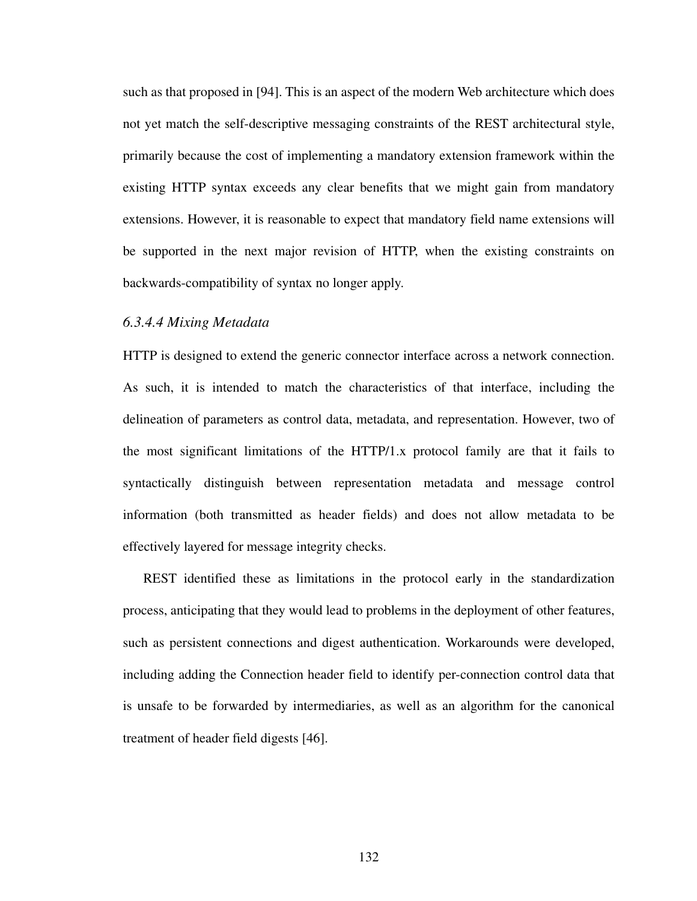such as that proposed in [94]. This is an aspect of the modern Web architecture which does not yet match the self-descriptive messaging constraints of the REST architectural style, primarily because the cost of implementing a mandatory extension framework within the existing HTTP syntax exceeds any clear benefits that we might gain from mandatory extensions. However, it is reasonable to expect that mandatory field name extensions will be supported in the next major revision of HTTP, when the existing constraints on backwards-compatibility of syntax no longer apply.

#### *6.3.4.4 Mixing Metadata*

HTTP is designed to extend the generic connector interface across a network connection. As such, it is intended to match the characteristics of that interface, including the delineation of parameters as control data, metadata, and representation. However, two of the most significant limitations of the HTTP/1.x protocol family are that it fails to syntactically distinguish between representation metadata and message control information (both transmitted as header fields) and does not allow metadata to be effectively layered for message integrity checks.

REST identified these as limitations in the protocol early in the standardization process, anticipating that they would lead to problems in the deployment of other features, such as persistent connections and digest authentication. Workarounds were developed, including adding the Connection header field to identify per-connection control data that is unsafe to be forwarded by intermediaries, as well as an algorithm for the canonical treatment of header field digests [46].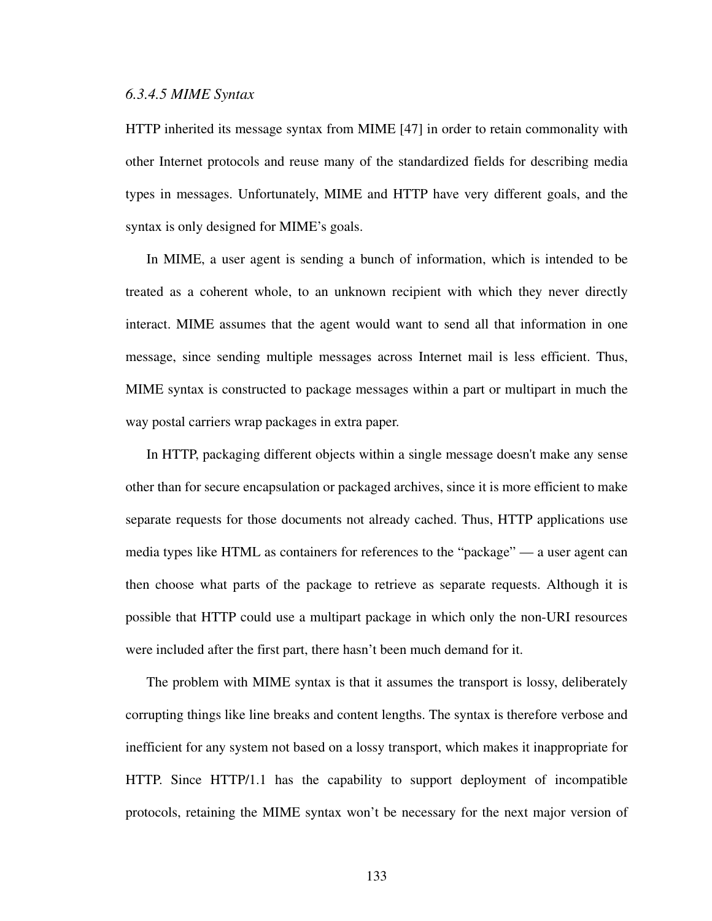#### *6.3.4.5 MIME Syntax*

HTTP inherited its message syntax from MIME [47] in order to retain commonality with other Internet protocols and reuse many of the standardized fields for describing media types in messages. Unfortunately, MIME and HTTP have very different goals, and the syntax is only designed for MIME's goals.

In MIME, a user agent is sending a bunch of information, which is intended to be treated as a coherent whole, to an unknown recipient with which they never directly interact. MIME assumes that the agent would want to send all that information in one message, since sending multiple messages across Internet mail is less efficient. Thus, MIME syntax is constructed to package messages within a part or multipart in much the way postal carriers wrap packages in extra paper.

In HTTP, packaging different objects within a single message doesn't make any sense other than for secure encapsulation or packaged archives, since it is more efficient to make separate requests for those documents not already cached. Thus, HTTP applications use media types like HTML as containers for references to the "package" — a user agent can then choose what parts of the package to retrieve as separate requests. Although it is possible that HTTP could use a multipart package in which only the non-URI resources were included after the first part, there hasn't been much demand for it.

The problem with MIME syntax is that it assumes the transport is lossy, deliberately corrupting things like line breaks and content lengths. The syntax is therefore verbose and inefficient for any system not based on a lossy transport, which makes it inappropriate for HTTP. Since HTTP/1.1 has the capability to support deployment of incompatible protocols, retaining the MIME syntax won't be necessary for the next major version of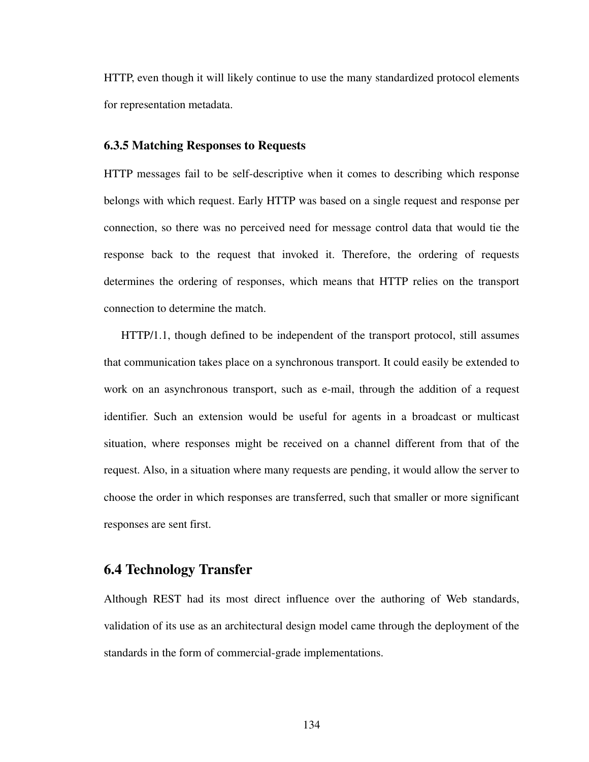HTTP, even though it will likely continue to use the many standardized protocol elements for representation metadata.

### 6.3.5 Matching Responses to Requests

HTTP messages fail to be self-descriptive when it comes to describing which response belongs with which request. Early HTTP was based on a single request and response per connection, so there was no perceived need for message control data that would tie the response back to the request that invoked it. Therefore, the ordering of requests determines the ordering of responses, which means that HTTP relies on the transport connection to determine the match.

HTTP/1.1, though defined to be independent of the transport protocol, still assumes that communication takes place on a synchronous transport. It could easily be extended to work on an asynchronous transport, such as e-mail, through the addition of a request identifier. Such an extension would be useful for agents in a broadcast or multicast situation, where responses might be received on a channel different from that of the request. Also, in a situation where many requests are pending, it would allow the server to choose the order in which responses are transferred, such that smaller or more significant responses are sent first.

## 6.4 Technology Transfer

Although REST had its most direct influence over the authoring of Web standards, validation of its use as an architectural design model came through the deployment of the standards in the form of commercial-grade implementations.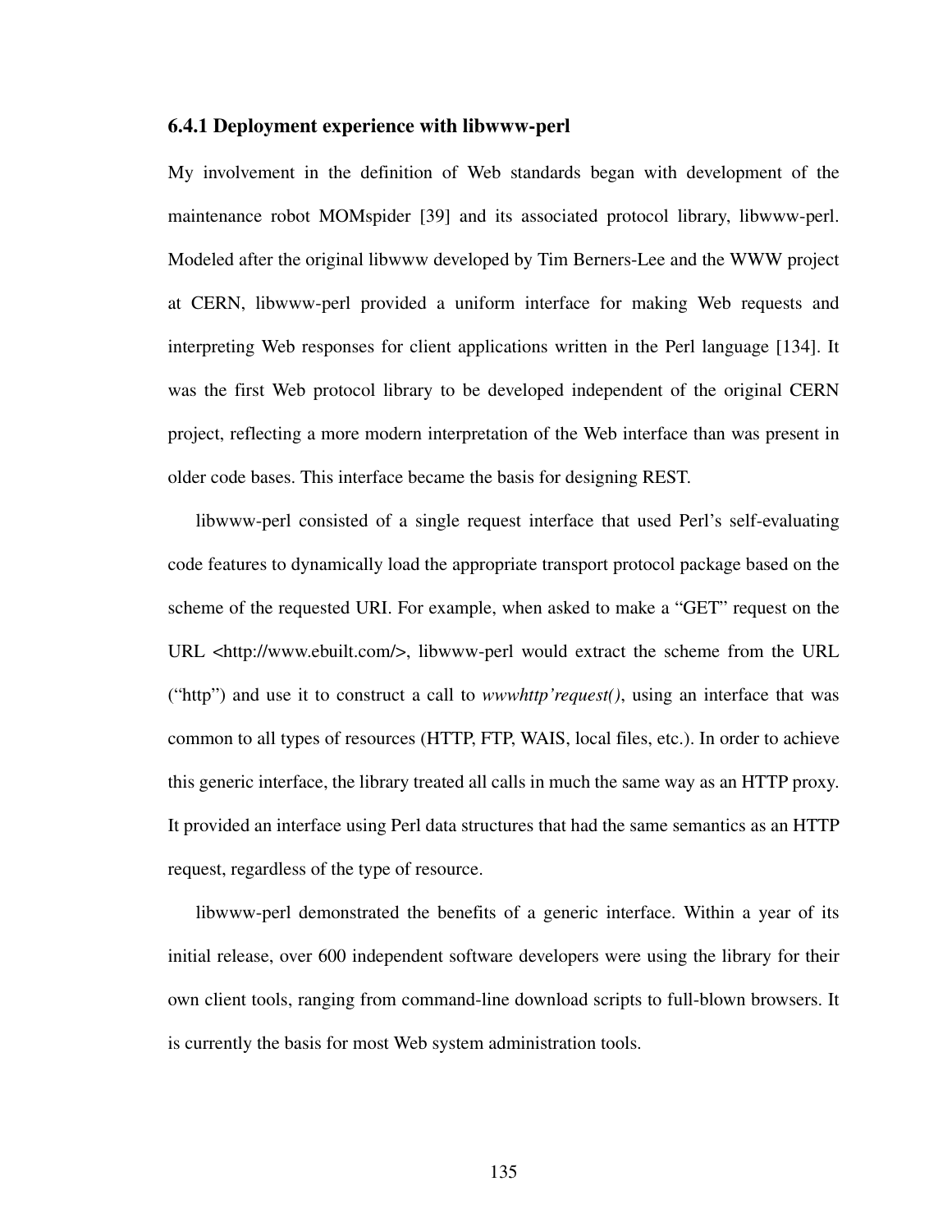### 6.4.1 Deployment experience with libwww-perl

My involvement in the definition of Web standards began with development of the maintenance robot MOMspider [39] and its associated protocol library, libwww-perl. Modeled after the original libwww developed by Tim Berners-Lee and the WWW project at CERN, libwww-perl provided a uniform interface for making Web requests and interpreting Web responses for client applications written in the Perl language [134]. It was the first Web protocol library to be developed independent of the original CERN project, reflecting a more modern interpretation of the Web interface than was present in older code bases. This interface became the basis for designing REST.

libwww-perl consisted of a single request interface that used Perl's self-evaluating code features to dynamically load the appropriate transport protocol package based on the scheme of the requested URI. For example, when asked to make a "GET" request on the URL <http://www.ebuilt.com/>, libwww-perl would extract the scheme from the URL ("http") and use it to construct a call to *wwwhttp'request()*, using an interface that was common to all types of resources (HTTP, FTP, WAIS, local files, etc.). In order to achieve this generic interface, the library treated all calls in much the same way as an HTTP proxy. It provided an interface using Perl data structures that had the same semantics as an HTTP request, regardless of the type of resource.

libwww-perl demonstrated the benefits of a generic interface. Within a year of its initial release, over 600 independent software developers were using the library for their own client tools, ranging from command-line download scripts to full-blown browsers. It is currently the basis for most Web system administration tools.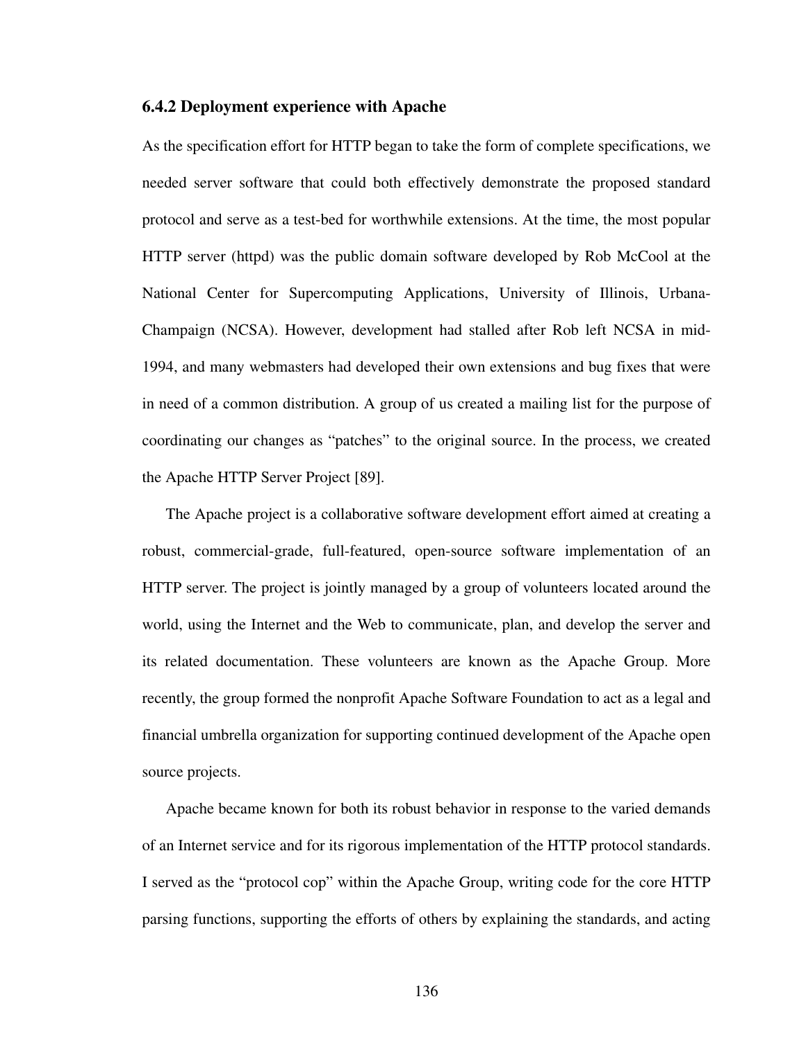### 6.4.2 Deployment experience with Apache

As the specification effort for HTTP began to take the form of complete specifications, we needed server software that could both effectively demonstrate the proposed standard protocol and serve as a test-bed for worthwhile extensions. At the time, the most popular HTTP server (httpd) was the public domain software developed by Rob McCool at the National Center for Supercomputing Applications, University of Illinois, Urbana-Champaign (NCSA). However, development had stalled after Rob left NCSA in mid-1994, and many webmasters had developed their own extensions and bug fixes that were in need of a common distribution. A group of us created a mailing list for the purpose of coordinating our changes as "patches" to the original source. In the process, we created the Apache HTTP Server Project [89].

The Apache project is a collaborative software development effort aimed at creating a robust, commercial-grade, full-featured, open-source software implementation of an HTTP server. The project is jointly managed by a group of volunteers located around the world, using the Internet and the Web to communicate, plan, and develop the server and its related documentation. These volunteers are known as the Apache Group. More recently, the group formed the nonprofit Apache Software Foundation to act as a legal and financial umbrella organization for supporting continued development of the Apache open source projects.

Apache became known for both its robust behavior in response to the varied demands of an Internet service and for its rigorous implementation of the HTTP protocol standards. I served as the "protocol cop" within the Apache Group, writing code for the core HTTP parsing functions, supporting the efforts of others by explaining the standards, and acting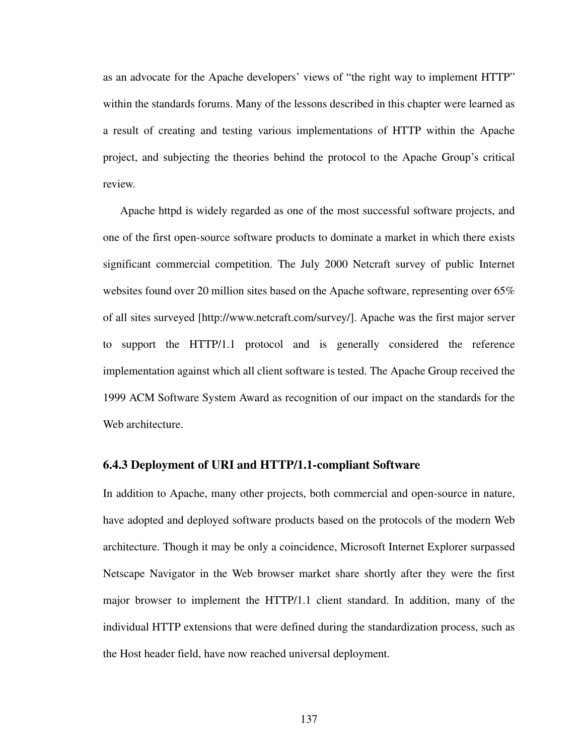as an advocate for the Apache developers' views of "the right way to implement HTTP" within the standards forums. Many of the lessons described in this chapter were learned as a result of creating and testing various implementations of HTTP within the Apache project, and subjecting the theories behind the protocol to the Apache Group's critical review.

Apache httpd is widely regarded as one of the most successful software projects, and one of the first open-source software products to dominate a market in which there exists significant commercial competition. The July 2000 Netcraft survey of public Internet websites found over 20 million sites based on the Apache software, representing over 65% of all sites surveyed [http://www.netcraft.com/survey/]. Apache was the first major server to support the HTTP/1.1 protocol and is generally considered the reference implementation against which all client software is tested. The Apache Group received the 1999 ACM Software System Award as recognition of our impact on the standards for the Web architecture.

### 6.4.3 Deployment of URI and HTTP/1.1-compliant Software

In addition to Apache, many other projects, both commercial and open-source in nature, have adopted and deployed software products based on the protocols of the modern Web architecture. Though it may be only a coincidence, Microsoft Internet Explorer surpassed Netscape Navigator in the Web browser market share shortly after they were the first major browser to implement the HTTP/1.1 client standard. In addition, many of the individual HTTP extensions that were defined during the standardization process, such as the Host header field, have now reached universal deployment.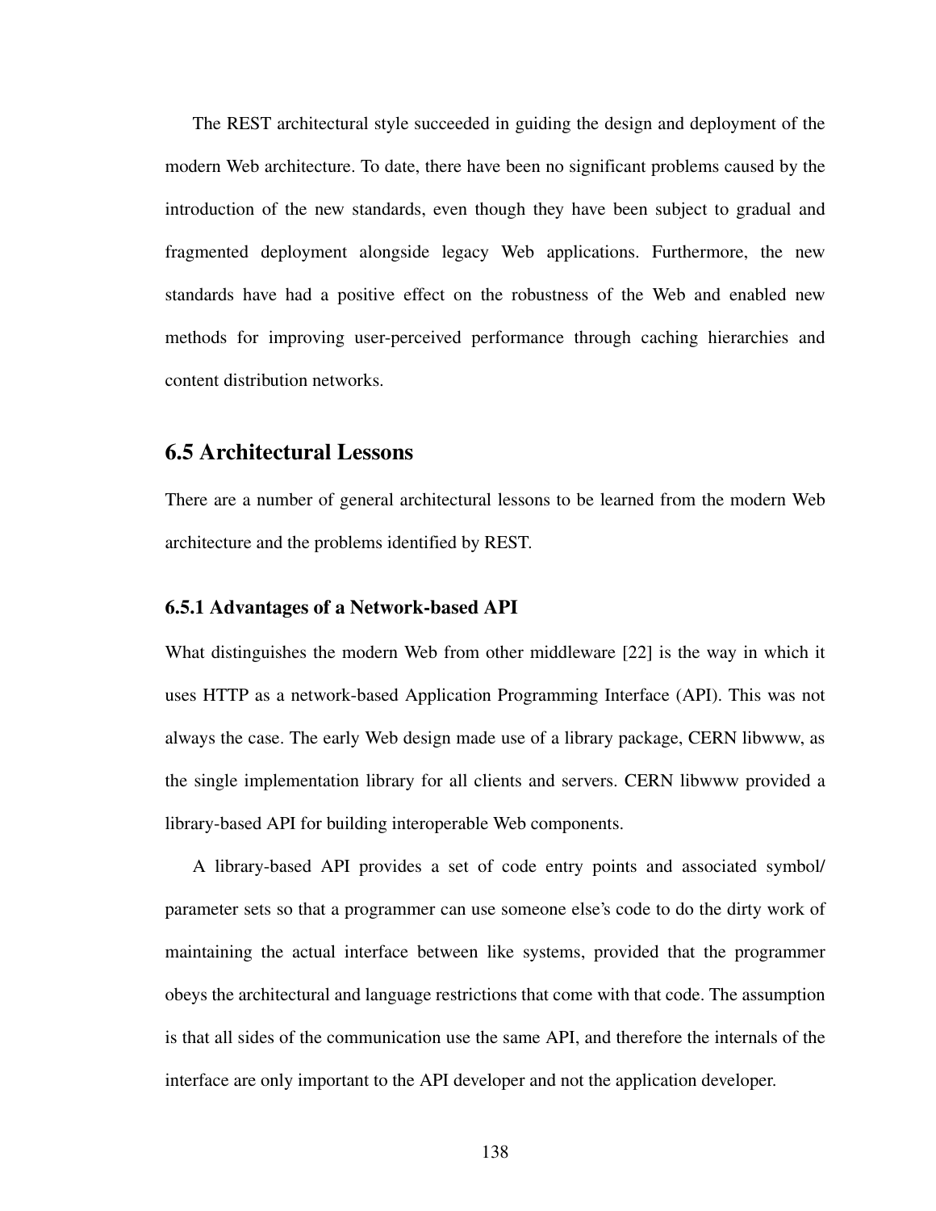The REST architectural style succeeded in guiding the design and deployment of the modern Web architecture. To date, there have been no significant problems caused by the introduction of the new standards, even though they have been subject to gradual and fragmented deployment alongside legacy Web applications. Furthermore, the new standards have had a positive effect on the robustness of the Web and enabled new methods for improving user-perceived performance through caching hierarchies and content distribution networks.

## 6.5 Architectural Lessons

There are a number of general architectural lessons to be learned from the modern Web architecture and the problems identified by REST.

### 6.5.1 Advantages of a Network-based API

What distinguishes the modern Web from other middleware [22] is the way in which it uses HTTP as a network-based Application Programming Interface (API). This was not always the case. The early Web design made use of a library package, CERN libwww, as the single implementation library for all clients and servers. CERN libwww provided a library-based API for building interoperable Web components.

A library-based API provides a set of code entry points and associated symbol/parameter sets so that a programmer can use someone else's code to do the dirty work of maintaining the actual interface between like systems, provided that the programmer obeys the architectural and language restrictions that come with that code. The assumption is that all sides of the communication use the same API, and therefore the internals of the interface are only important to the API developer and not the application developer.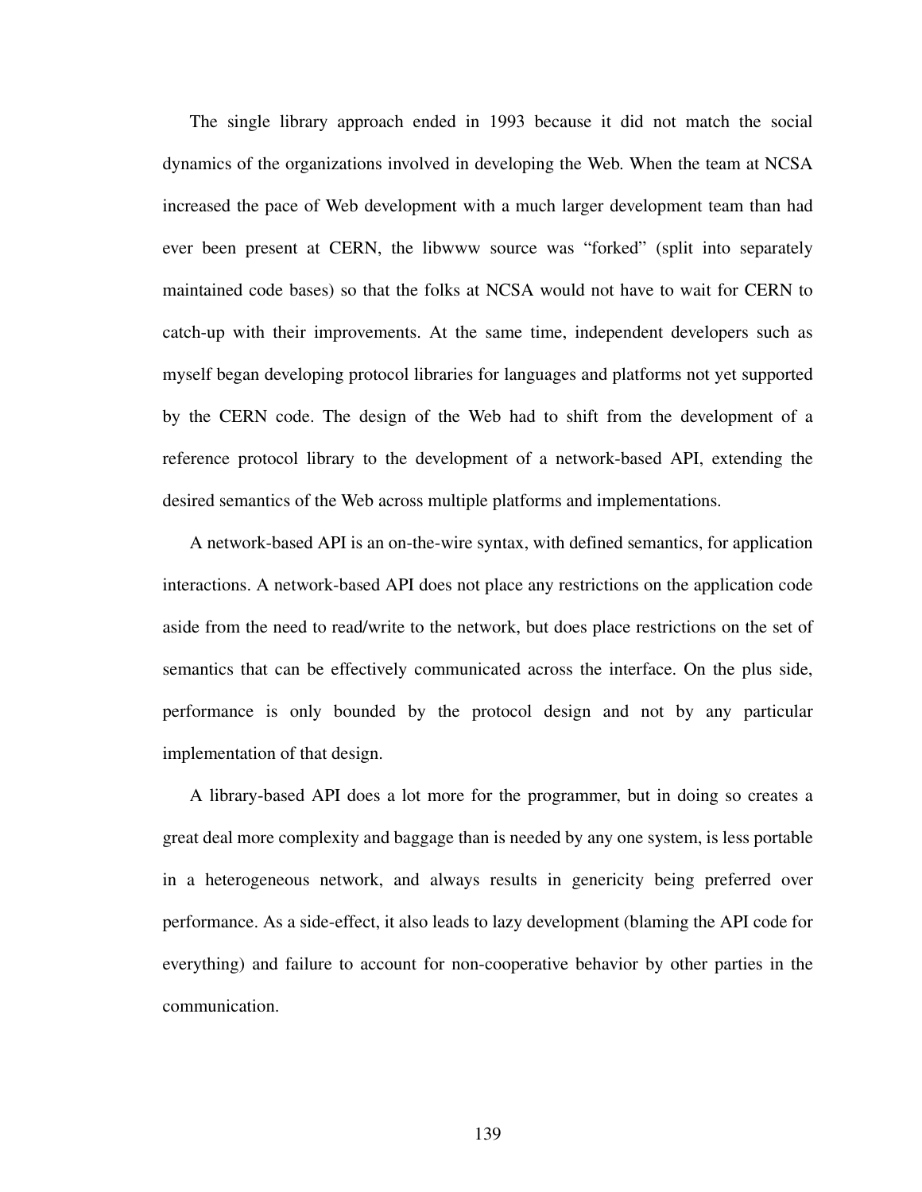The single library approach ended in 1993 because it did not match the social dynamics of the organizations involved in developing the Web. When the team at NCSA increased the pace of Web development with a much larger development team than had ever been present at CERN, the libwww source was “forked” (split into separately maintained code bases) so that the folks at NCSA would not have to wait for CERN to catch-up with their improvements. At the same time, independent developers such as myself began developing protocol libraries for languages and platforms not yet supported by the CERN code. The design of the Web had to shift from the development of a reference protocol library to the development of a network-based API, extending the desired semantics of the Web across multiple platforms and implementations.

A network-based API is an on-the-wire syntax, with defined semantics, for application interactions. A network-based API does not place any restrictions on the application code aside from the need to read/write to the network, but does place restrictions on the set of semantics that can be effectively communicated across the interface. On the plus side, performance is only bounded by the protocol design and not by any particular implementation of that design.

A library-based API does a lot more for the programmer, but in doing so creates a great deal more complexity and baggage than is needed by any one system, is less portable in a heterogeneous network, and always results in genericity being preferred over performance. As a side-effect, it also leads to lazy development (blaming the API code for everything) and failure to account for non-cooperative behavior by other parties in the communication.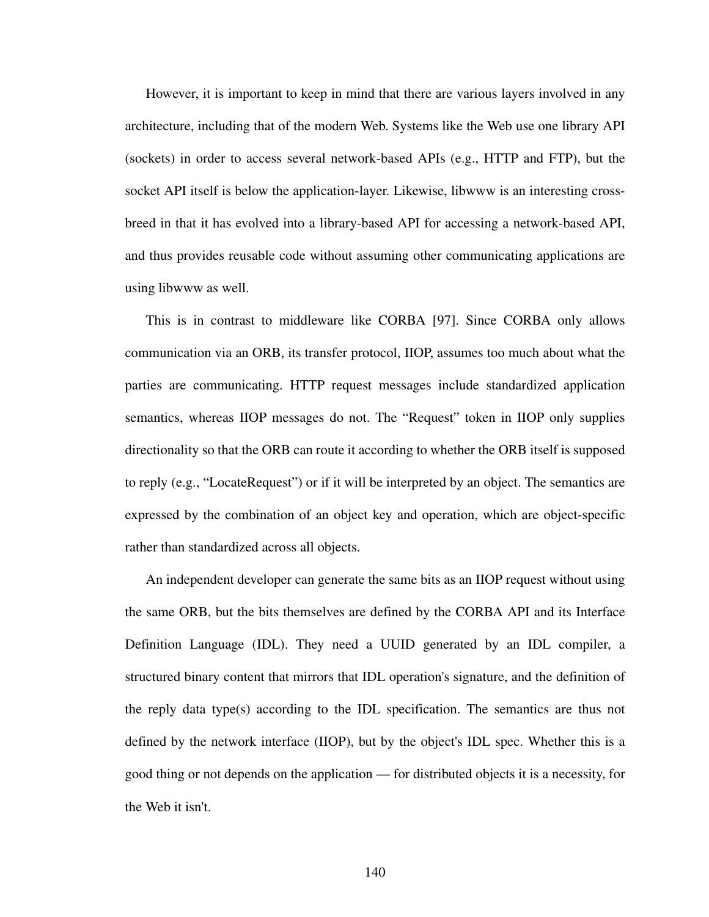However, it is important to keep in mind that there are various layers involved in any architecture, including that of the modern Web. Systems like the Web use one library API (sockets) in order to access several network-based APIs (e.g., HTTP and FTP), but the socket API itself is below the application-layer. Likewise, libwww is an interesting cross-breed in that it has evolved into a library-based API for accessing a network-based API, and thus provides reusable code without assuming other communicating applications are using libwww as well.

This is in contrast to middleware like CORBA [97]. Since CORBA only allows communication via an ORB, its transfer protocol, IIOP, assumes too much about what the parties are communicating. HTTP request messages include standardized application semantics, whereas IIOP messages do not. The "Request" token in IIOP only supplies directionality so that the ORB can route it according to whether the ORB itself is supposed to reply (e.g., "LocateRequest") or if it will be interpreted by an object. The semantics are expressed by the combination of an object key and operation, which are object-specific rather than standardized across all objects.

An independent developer can generate the same bits as an IIOP request without using the same ORB, but the bits themselves are defined by the CORBA API and its Interface Definition Language (IDL). They need a UUID generated by an IDL compiler, a structured binary content that mirrors that IDL operation's signature, and the definition of the reply data type(s) according to the IDL specification. The semantics are thus not defined by the network interface (IIOP), but by the object's IDL spec. Whether this is a good thing or not depends on the application — for distributed objects it is a necessity, for the Web it isn't.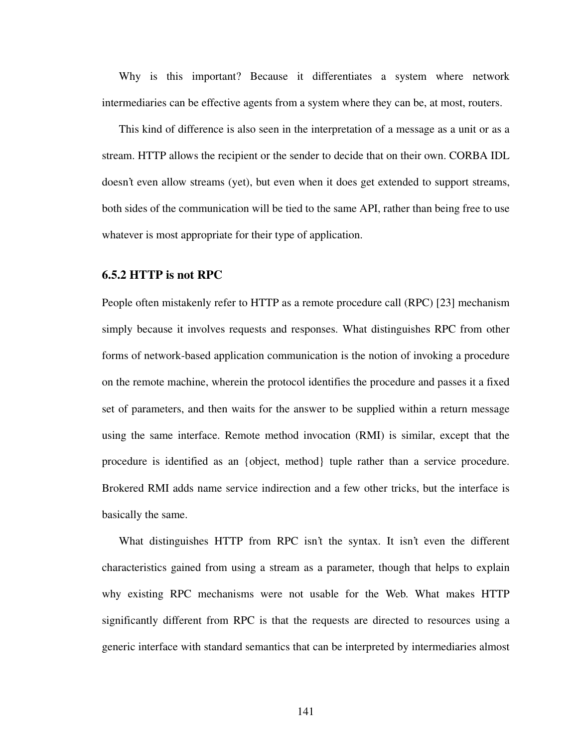Why is this important? Because it differentiates a system where network intermediaries can be effective agents from a system where they can be, at most, routers.

This kind of difference is also seen in the interpretation of a message as a unit or as a stream. HTTP allows the recipient or the sender to decide that on their own. CORBA IDL doesn't even allow streams (yet), but even when it does get extended to support streams, both sides of the communication will be tied to the same API, rather than being free to use whatever is most appropriate for their type of application.

### 6.5.2 HTTP is not RPC

People often mistakenly refer to HTTP as a remote procedure call (RPC) [23] mechanism simply because it involves requests and responses. What distinguishes RPC from other forms of network-based application communication is the notion of invoking a procedure on the remote machine, wherein the protocol identifies the procedure and passes it a fixed set of parameters, and then waits for the answer to be supplied within a return message using the same interface. Remote method invocation (RMI) is similar, except that the procedure is identified as an {object, method} tuple rather than a service procedure. Brokered RMI adds name service indirection and a few other tricks, but the interface is basically the same.

What distinguishes HTTP from RPC isn't the syntax. It isn't even the different characteristics gained from using a stream as a parameter, though that helps to explain why existing RPC mechanisms were not usable for the Web. What makes HTTP significantly different from RPC is that the requests are directed to resources using a generic interface with standard semantics that can be interpreted by intermediaries almost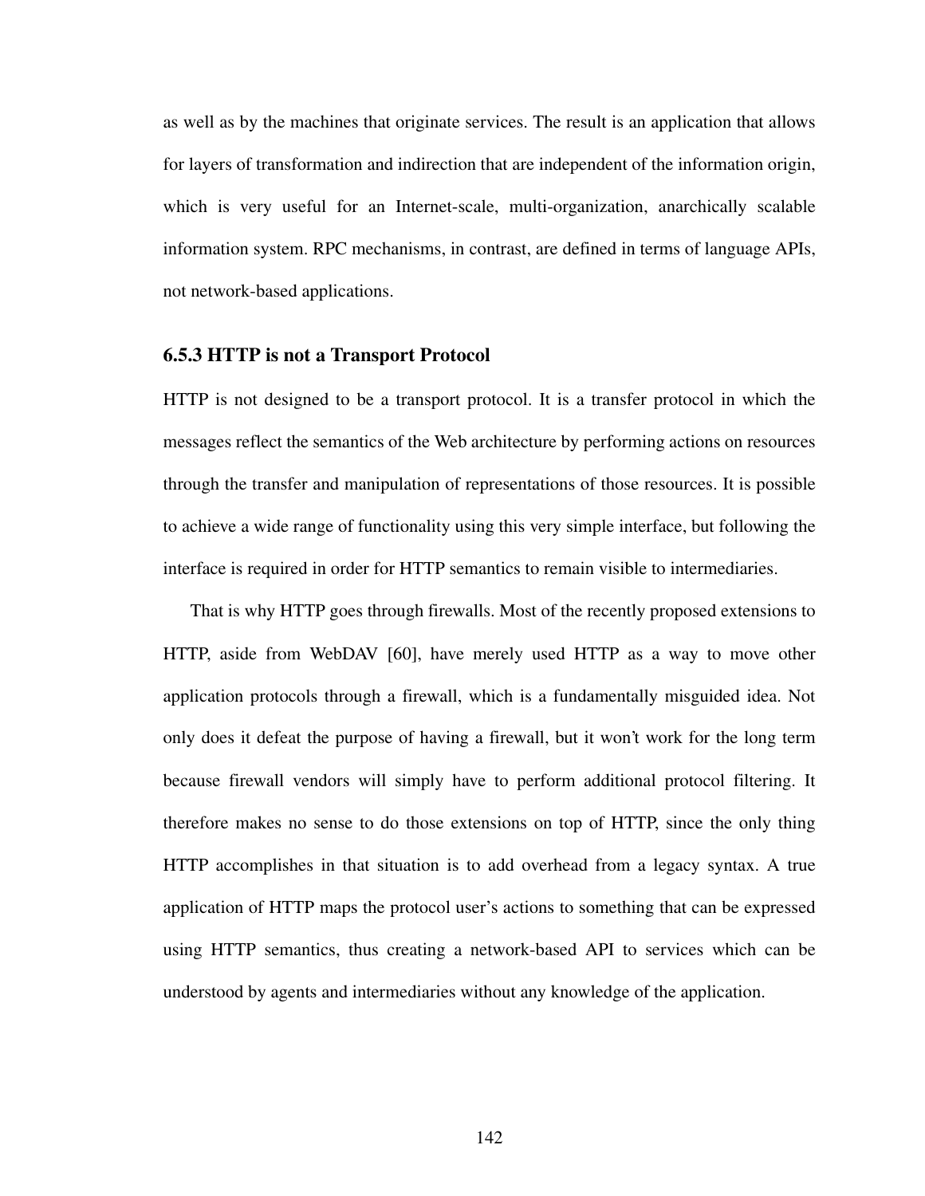as well as by the machines that originate services. The result is an application that allows for layers of transformation and indirection that are independent of the information origin, which is very useful for an Internet-scale, multi-organization, anarchically scalable information system. RPC mechanisms, in contrast, are defined in terms of language APIs, not network-based applications.

### 6.5.3 HTTP is not a Transport Protocol

HTTP is not designed to be a transport protocol. It is a transfer protocol in which the messages reflect the semantics of the Web architecture by performing actions on resources through the transfer and manipulation of representations of those resources. It is possible to achieve a wide range of functionality using this very simple interface, but following the interface is required in order for HTTP semantics to remain visible to intermediaries.

That is why HTTP goes through firewalls. Most of the recently proposed extensions to HTTP, aside from WebDAV [60], have merely used HTTP as a way to move other application protocols through a firewall, which is a fundamentally misguided idea. Not only does it defeat the purpose of having a firewall, but it won't work for the long term because firewall vendors will simply have to perform additional protocol filtering. It therefore makes no sense to do those extensions on top of HTTP, since the only thing HTTP accomplishes in that situation is to add overhead from a legacy syntax. A true application of HTTP maps the protocol user's actions to something that can be expressed using HTTP semantics, thus creating a network-based API to services which can be understood by agents and intermediaries without any knowledge of the application.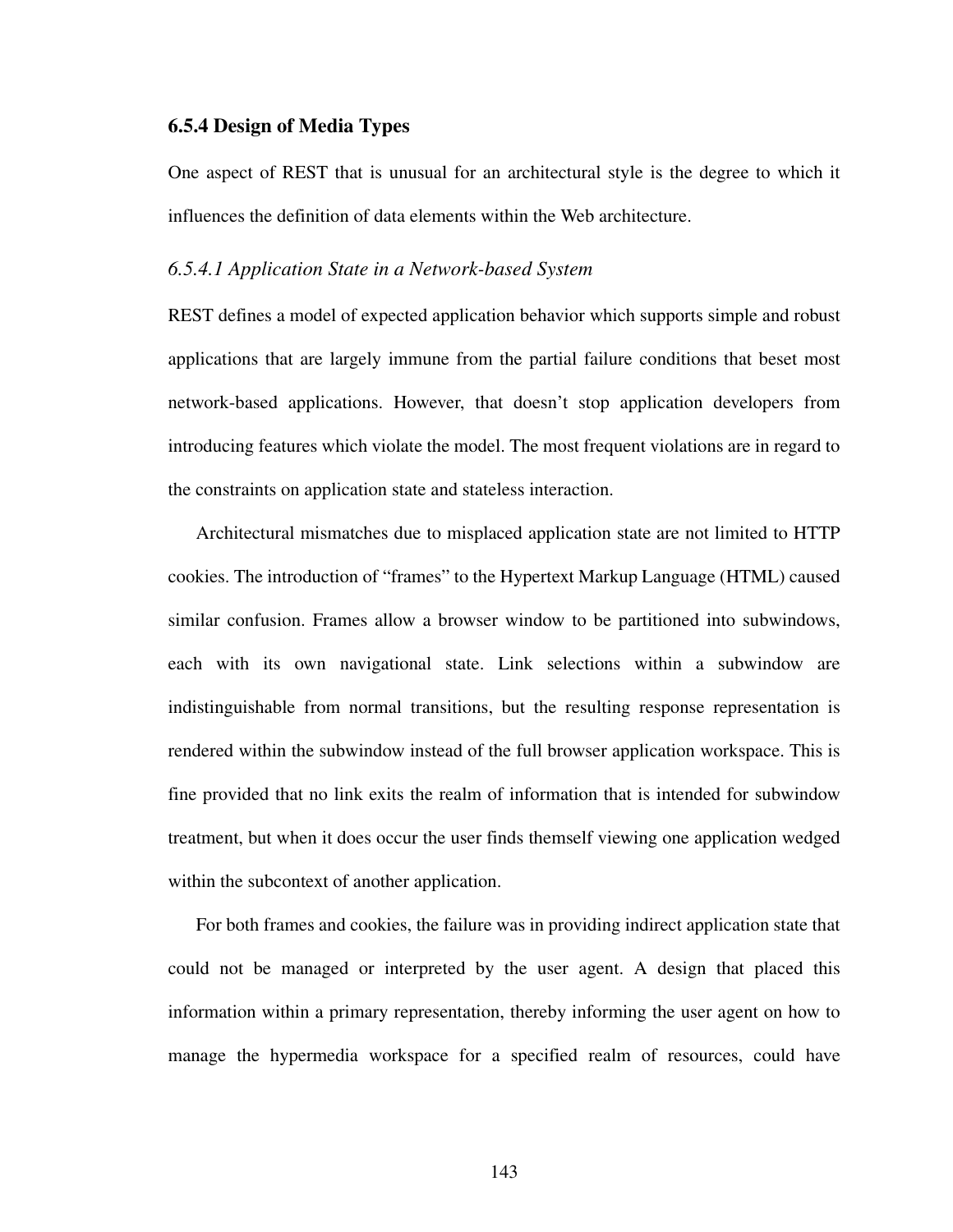### 6.5.4 Design of Media Types

One aspect of REST that is unusual for an architectural style is the degree to which it influences the definition of data elements within the Web architecture.

#### *6.5.4.1 Application State in a Network-based System*

REST defines a model of expected application behavior which supports simple and robust applications that are largely immune from the partial failure conditions that beset most network-based applications. However, that doesn't stop application developers from introducing features which violate the model. The most frequent violations are in regard to the constraints on application state and stateless interaction.

Architectural mismatches due to misplaced application state are not limited to HTTP cookies. The introduction of "frames" to the Hypertext Markup Language (HTML) caused similar confusion. Frames allow a browser window to be partitioned into subwindows, each with its own navigational state. Link selections within a subwindow are indistinguishable from normal transitions, but the resulting response representation is rendered within the subwindow instead of the full browser application workspace. This is fine provided that no link exits the realm of information that is intended for subwindow treatment, but when it does occur the user finds themself viewing one application wedged within the subcontext of another application.

For both frames and cookies, the failure was in providing indirect application state that could not be managed or interpreted by the user agent. A design that placed this information within a primary representation, thereby informing the user agent on how to manage the hypermedia workspace for a specified realm of resources, could have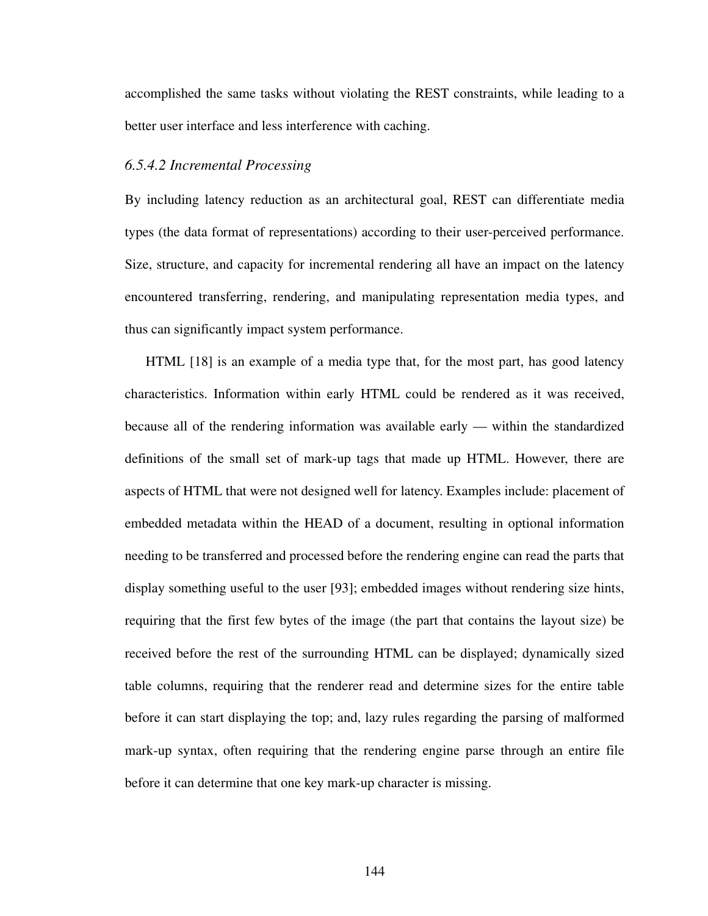accomplished the same tasks without violating the REST constraints, while leading to a better user interface and less interference with caching.

#### *6.5.4.2 Incremental Processing*

By including latency reduction as an architectural goal, REST can differentiate media types (the data format of representations) according to their user-perceived performance. Size, structure, and capacity for incremental rendering all have an impact on the latency encountered transferring, rendering, and manipulating representation media types, and thus can significantly impact system performance.

HTML [18] is an example of a media type that, for the most part, has good latency characteristics. Information within early HTML could be rendered as it was received, because all of the rendering information was available early — within the standardized definitions of the small set of mark-up tags that made up HTML. However, there are aspects of HTML that were not designed well for latency. Examples include: placement of embedded metadata within the HEAD of a document, resulting in optional information needing to be transferred and processed before the rendering engine can read the parts that display something useful to the user [93]; embedded images without rendering size hints, requiring that the first few bytes of the image (the part that contains the layout size) be received before the rest of the surrounding HTML can be displayed; dynamically sized table columns, requiring that the renderer read and determine sizes for the entire table before it can start displaying the top; and, lazy rules regarding the parsing of malformed mark-up syntax, often requiring that the rendering engine parse through an entire file before it can determine that one key mark-up character is missing.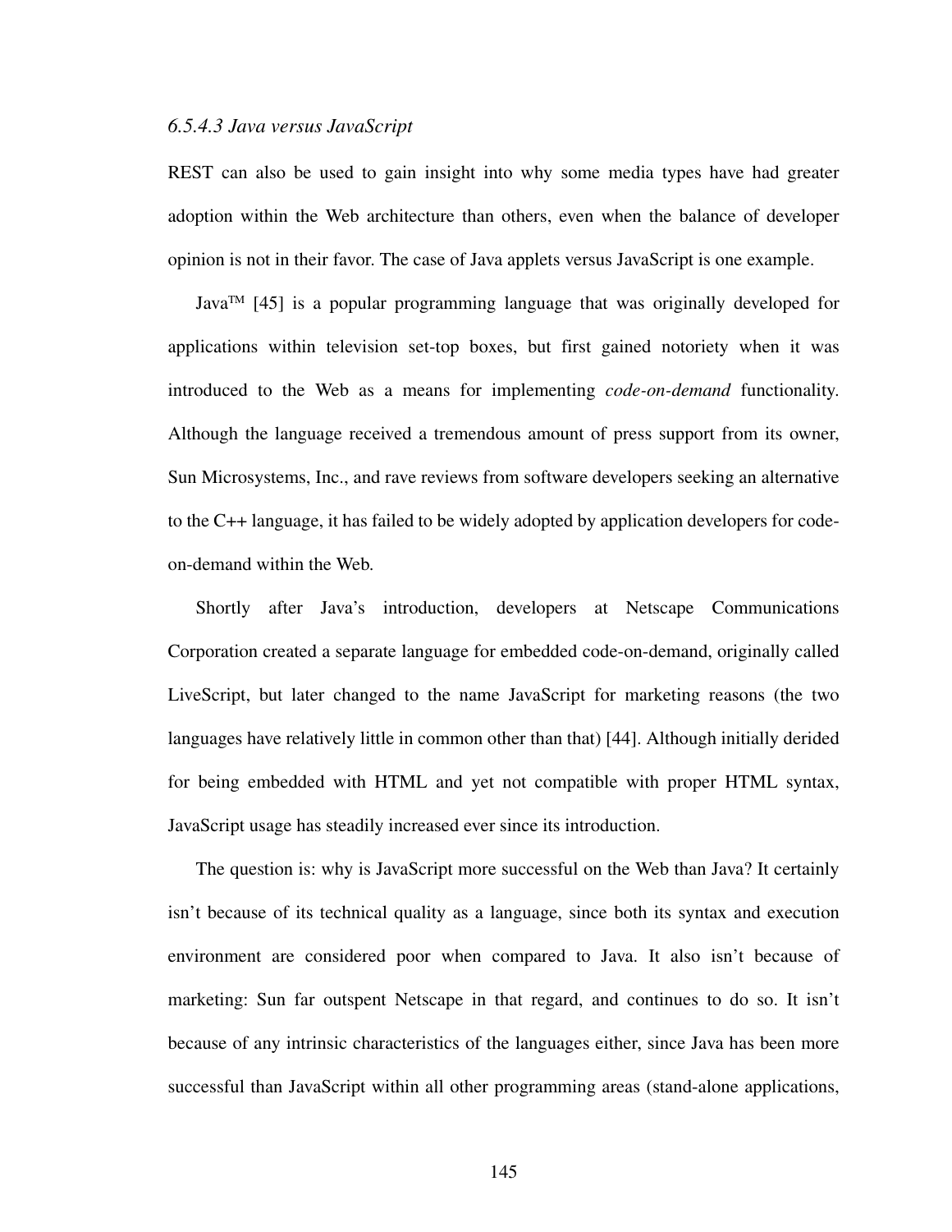#### *6.5.4.3 Java versus JavaScript*

REST can also be used to gain insight into why some media types have had greater adoption within the Web architecture than others, even when the balance of developer opinion is not in their favor. The case of Java applets versus JavaScript is one example.

Java™ [45] is a popular programming language that was originally developed for applications within television set-top boxes, but first gained notoriety when it was introduced to the Web as a means for implementing *code-on-demand* functionality. Although the language received a tremendous amount of press support from its owner, Sun Microsystems, Inc., and rave reviews from software developers seeking an alternative to the C++ language, it has failed to be widely adopted by application developers for code-on-demand within the Web.

Shortly after Java's introduction, developers at Netscape Communications Corporation created a separate language for embedded code-on-demand, originally called LiveScript, but later changed to the name JavaScript for marketing reasons (the two languages have relatively little in common other than that) [44]. Although initially derided for being embedded with HTML and yet not compatible with proper HTML syntax, JavaScript usage has steadily increased ever since its introduction.

The question is: why is JavaScript more successful on the Web than Java? It certainly isn't because of its technical quality as a language, since both its syntax and execution environment are considered poor when compared to Java. It also isn't because of marketing: Sun far outspent Netscape in that regard, and continues to do so. It isn't because of any intrinsic characteristics of the languages either, since Java has been more successful than JavaScript within all other programming areas (stand-alone applications,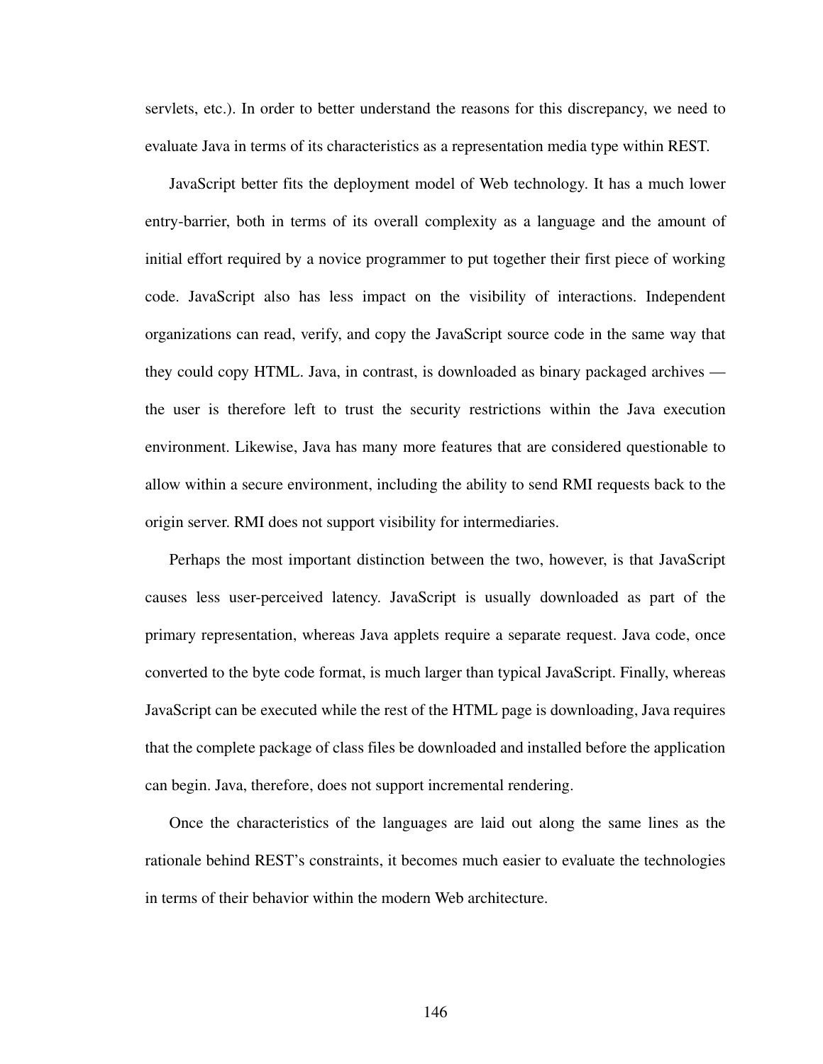servlets, etc.). In order to better understand the reasons for this discrepancy, we need to evaluate Java in terms of its characteristics as a representation media type within REST.

JavaScript better fits the deployment model of Web technology. It has a much lower entry-barrier, both in terms of its overall complexity as a language and the amount of initial effort required by a novice programmer to put together their first piece of working code. JavaScript also has less impact on the visibility of interactions. Independent organizations can read, verify, and copy the JavaScript source code in the same way that they could copy HTML. Java, in contrast, is downloaded as binary packaged archives — the user is therefore left to trust the security restrictions within the Java execution environment. Likewise, Java has many more features that are considered questionable to allow within a secure environment, including the ability to send RMI requests back to the origin server. RMI does not support visibility for intermediaries.

Perhaps the most important distinction between the two, however, is that JavaScript causes less user-perceived latency. JavaScript is usually downloaded as part of the primary representation, whereas Java applets require a separate request. Java code, once converted to the byte code format, is much larger than typical JavaScript. Finally, whereas JavaScript can be executed while the rest of the HTML page is downloading, Java requires that the complete package of class files be downloaded and installed before the application can begin. Java, therefore, does not support incremental rendering.

Once the characteristics of the languages are laid out along the same lines as the rationale behind REST's constraints, it becomes much easier to evaluate the technologies in terms of their behavior within the modern Web architecture.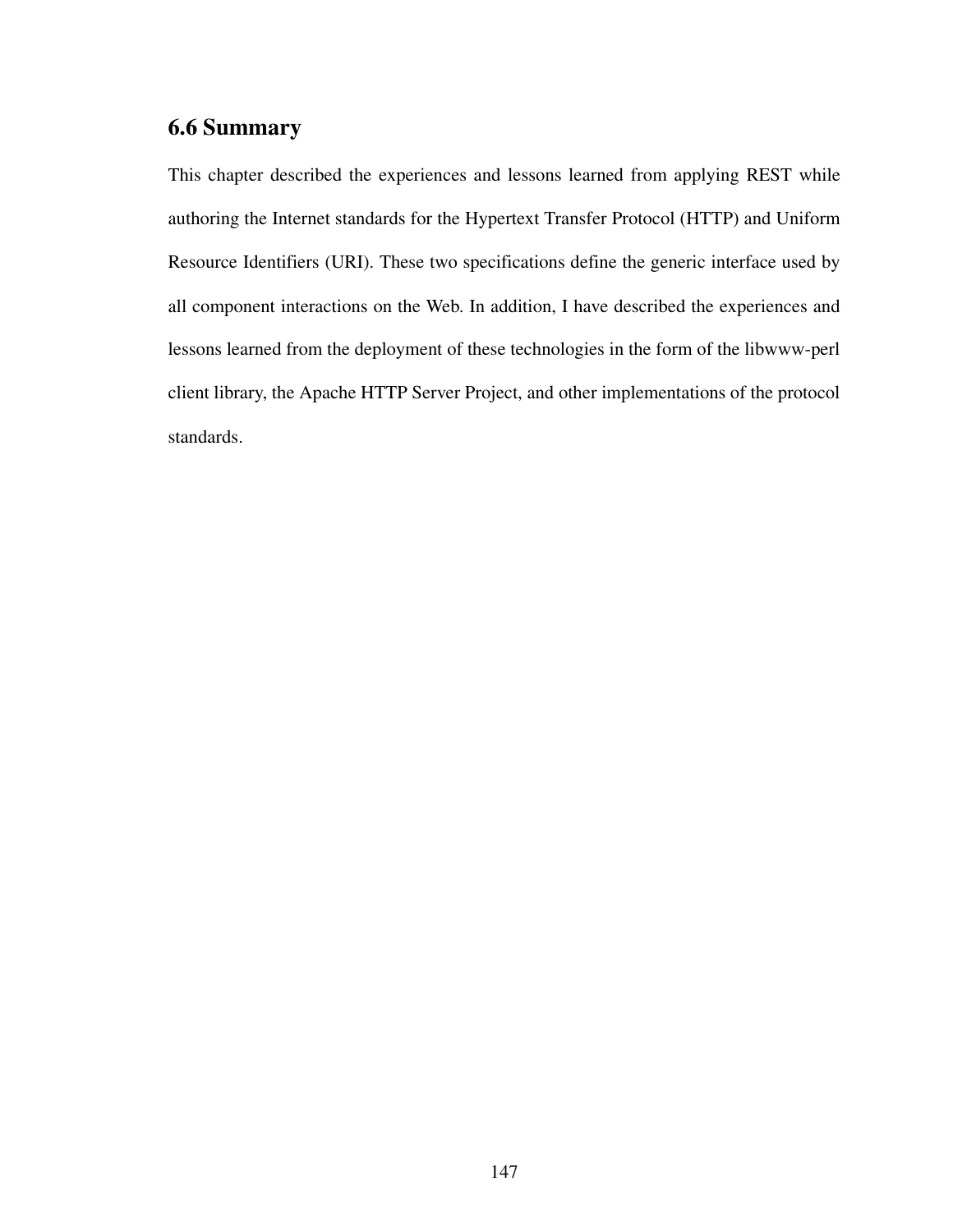## 6.6 Summary

This chapter described the experiences and lessons learned from applying REST while authoring the Internet standards for the Hypertext Transfer Protocol (HTTP) and Uniform Resource Identifiers (URI). These two specifications define the generic interface used by all component interactions on the Web. In addition, I have described the experiences and lessons learned from the deployment of these technologies in the form of the libwww-perl client library, the Apache HTTP Server Project, and other implementations of the protocol standards.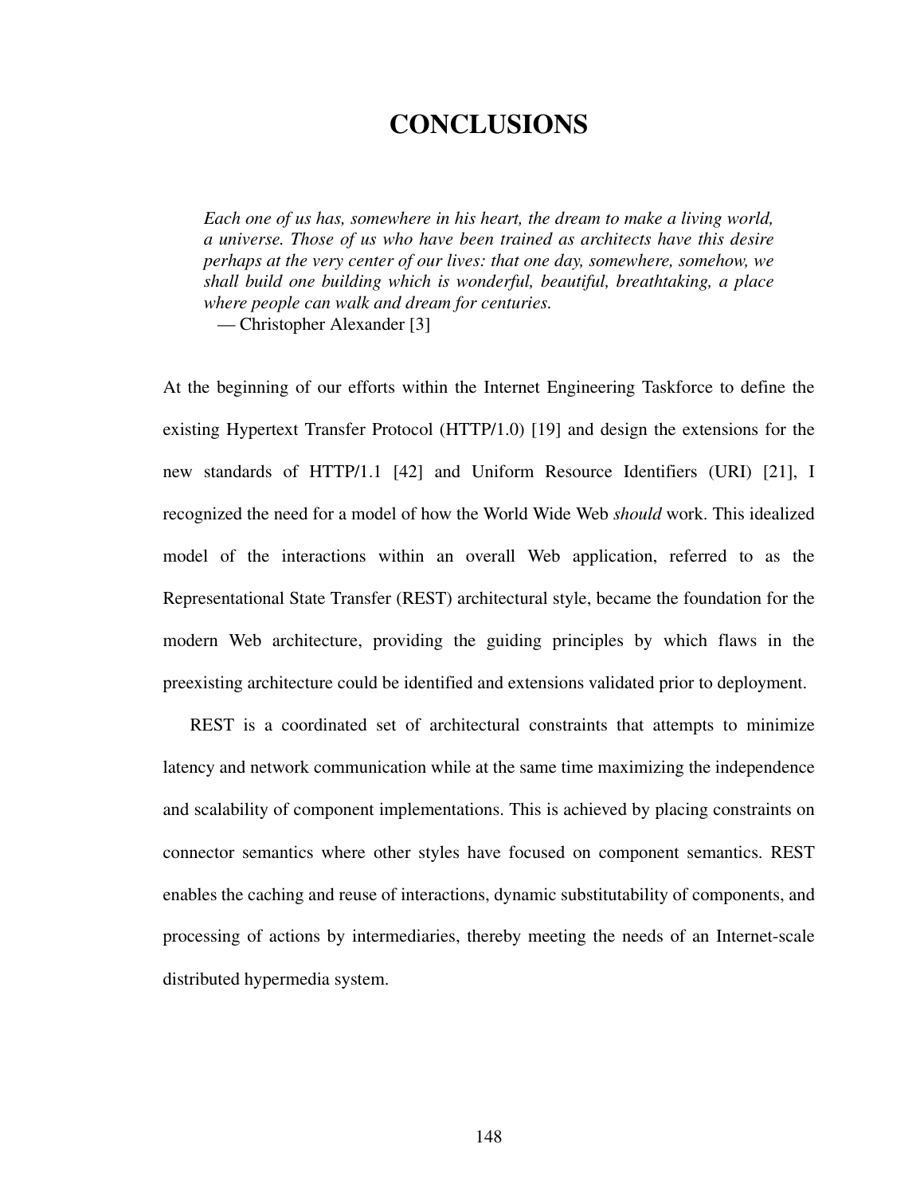# CONCLUSIONS

> *Each one of us has, somewhere in his heart, the dream to make a living world, a universe. Those of us who have been trained as architects have this desire perhaps at the very center of our lives: that one day, somewhere, somehow, we shall build one building which is wonderful, beautiful, breathtaking, a place where people can walk and dream for centuries.*
> — Christopher Alexander [3]

At the beginning of our efforts within the Internet Engineering Taskforce to define the existing Hypertext Transfer Protocol (HTTP/1.0) [19] and design the extensions for the new standards of HTTP/1.1 [42] and Uniform Resource Identifiers (URI) [21], I recognized the need for a model of how the World Wide Web *should* work. This idealized model of the interactions within an overall Web application, referred to as the Representational State Transfer (REST) architectural style, became the foundation for the modern Web architecture, providing the guiding principles by which flaws in the preexisting architecture could be identified and extensions validated prior to deployment.

REST is a coordinated set of architectural constraints that attempts to minimize latency and network communication while at the same time maximizing the independence and scalability of component implementations. This is achieved by placing constraints on connector semantics where other styles have focused on component semantics. REST enables the caching and reuse of interactions, dynamic substitutability of components, and processing of actions by intermediaries, thereby meeting the needs of an Internet-scale distributed hypermedia system.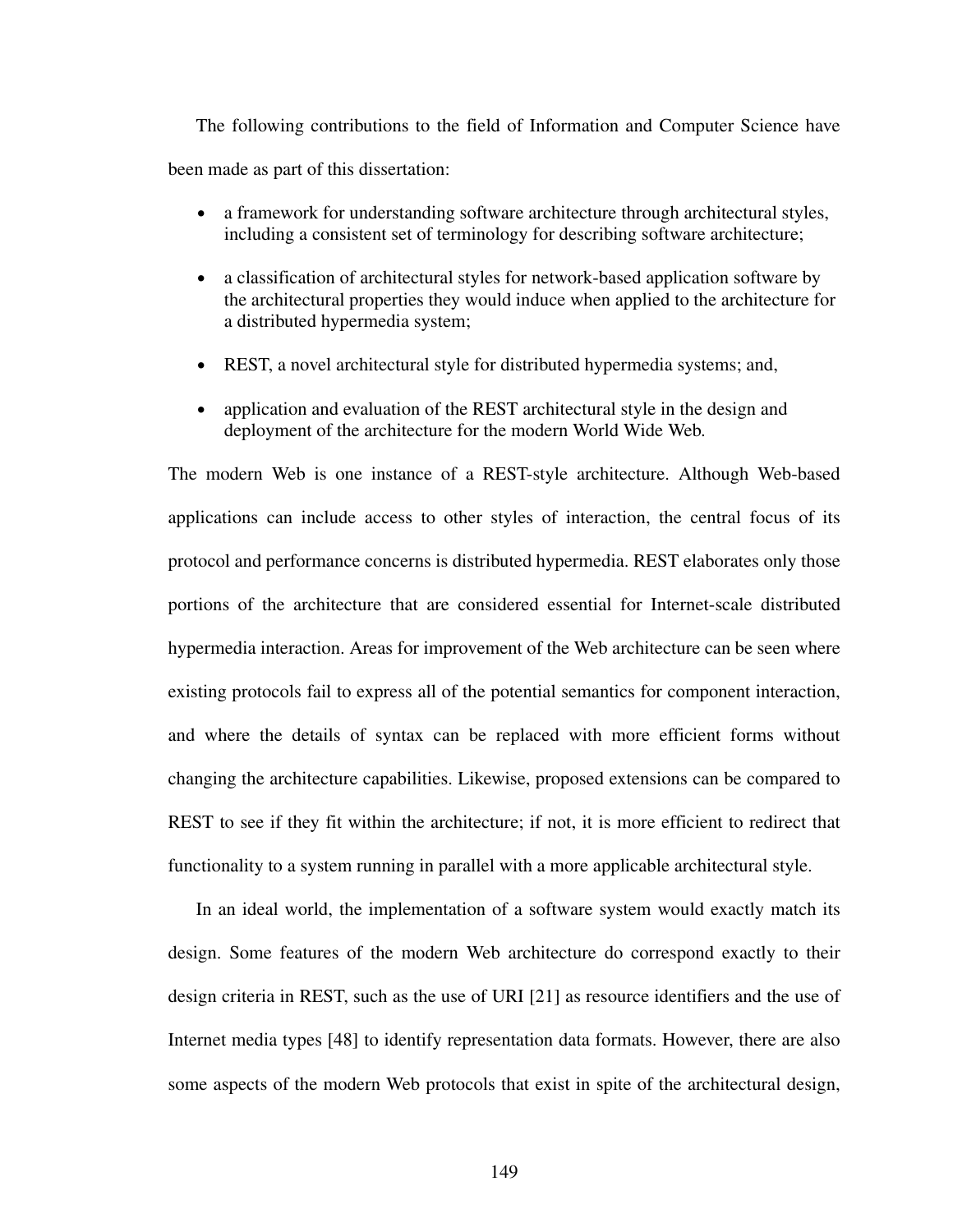The following contributions to the field of Information and Computer Science have been made as part of this dissertation:

- a framework for understanding software architecture through architectural styles, including a consistent set of terminology for describing software architecture;
- a classification of architectural styles for network-based application software by the architectural properties they would induce when applied to the architecture for a distributed hypermedia system;
- REST, a novel architectural style for distributed hypermedia systems; and,
- application and evaluation of the REST architectural style in the design and deployment of the architecture for the modern World Wide Web.

The modern Web is one instance of a REST-style architecture. Although Web-based applications can include access to other styles of interaction, the central focus of its protocol and performance concerns is distributed hypermedia. REST elaborates only those portions of the architecture that are considered essential for Internet-scale distributed hypermedia interaction. Areas for improvement of the Web architecture can be seen where existing protocols fail to express all of the potential semantics for component interaction, and where the details of syntax can be replaced with more efficient forms without changing the architecture capabilities. Likewise, proposed extensions can be compared to REST to see if they fit within the architecture; if not, it is more efficient to redirect that functionality to a system running in parallel with a more applicable architectural style.

In an ideal world, the implementation of a software system would exactly match its design. Some features of the modern Web architecture do correspond exactly to their design criteria in REST, such as the use of URI [21] as resource identifiers and the use of Internet media types [48] to identify representation data formats. However, there are also some aspects of the modern Web protocols that exist in spite of the architectural design,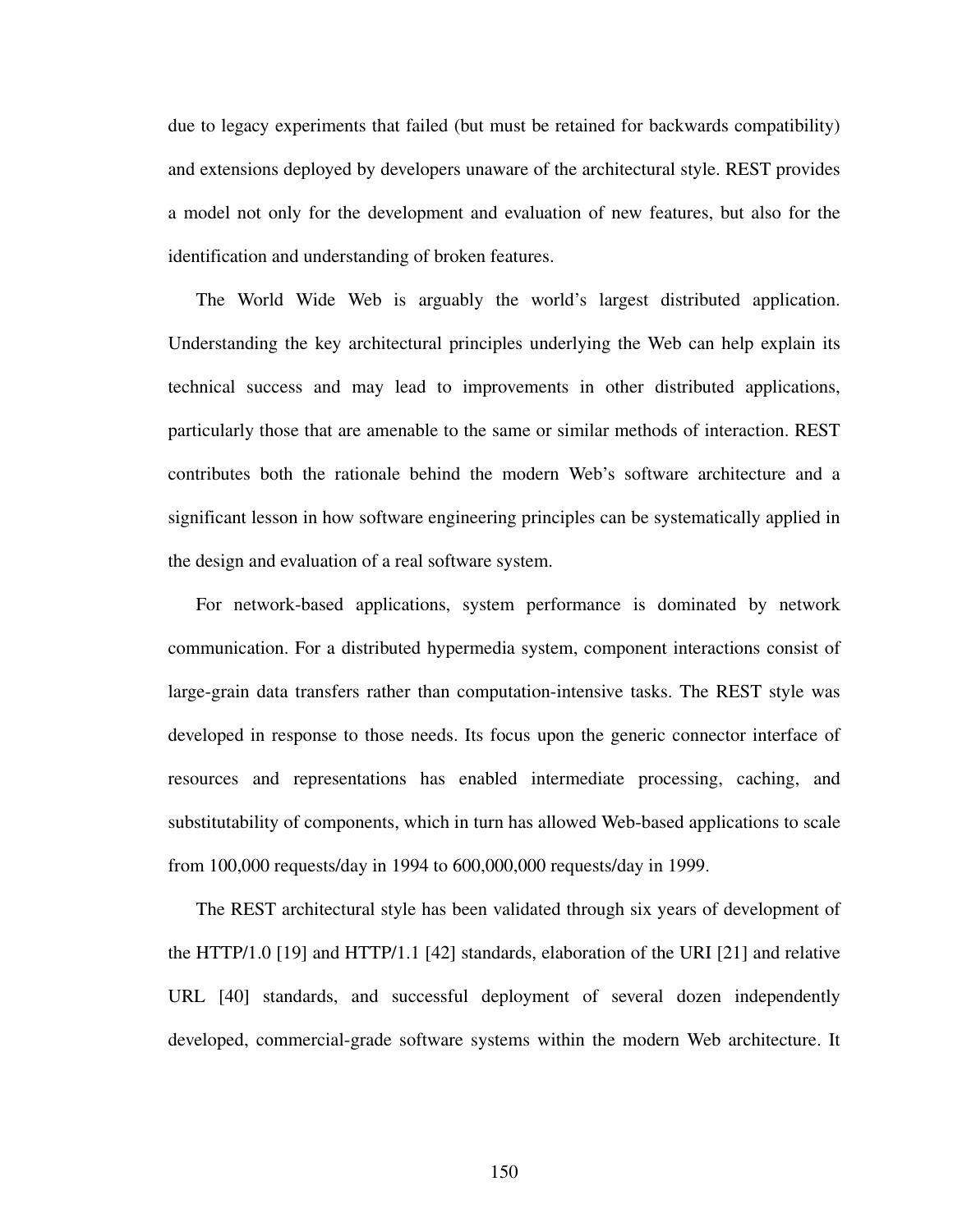due to legacy experiments that failed (but must be retained for backwards compatibility) and extensions deployed by developers unaware of the architectural style. REST provides a model not only for the development and evaluation of new features, but also for the identification and understanding of broken features.

The World Wide Web is arguably the world's largest distributed application. Understanding the key architectural principles underlying the Web can help explain its technical success and may lead to improvements in other distributed applications, particularly those that are amenable to the same or similar methods of interaction. REST contributes both the rationale behind the modern Web's software architecture and a significant lesson in how software engineering principles can be systematically applied in the design and evaluation of a real software system.

For network-based applications, system performance is dominated by network communication. For a distributed hypermedia system, component interactions consist of large-grain data transfers rather than computation-intensive tasks. The REST style was developed in response to those needs. Its focus upon the generic connector interface of resources and representations has enabled intermediate processing, caching, and substitutability of components, which in turn has allowed Web-based applications to scale from 100,000 requests/day in 1994 to 600,000,000 requests/day in 1999.

The REST architectural style has been validated through six years of development of the HTTP/1.0 [19] and HTTP/1.1 [42] standards, elaboration of the URI [21] and relative URL [40] standards, and successful deployment of several dozen independently developed, commercial-grade software systems within the modern Web architecture. It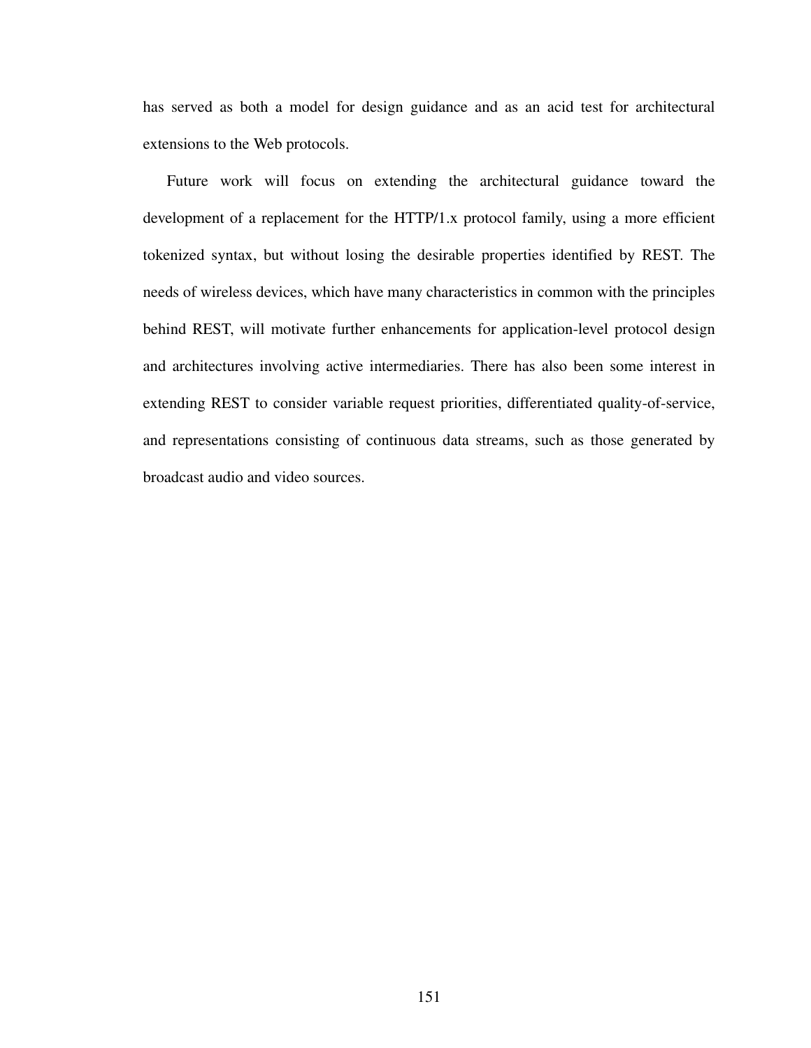has served as both a model for design guidance and as an acid test for architectural extensions to the Web protocols.

Future work will focus on extending the architectural guidance toward the development of a replacement for the HTTP/1.x protocol family, using a more efficient tokenized syntax, but without losing the desirable properties identified by REST. The needs of wireless devices, which have many characteristics in common with the principles behind REST, will motivate further enhancements for application-level protocol design and architectures involving active intermediaries. There has also been some interest in extending REST to consider variable request priorities, differentiated quality-of-service, and representations consisting of continuous data streams, such as those generated by broadcast audio and video sources.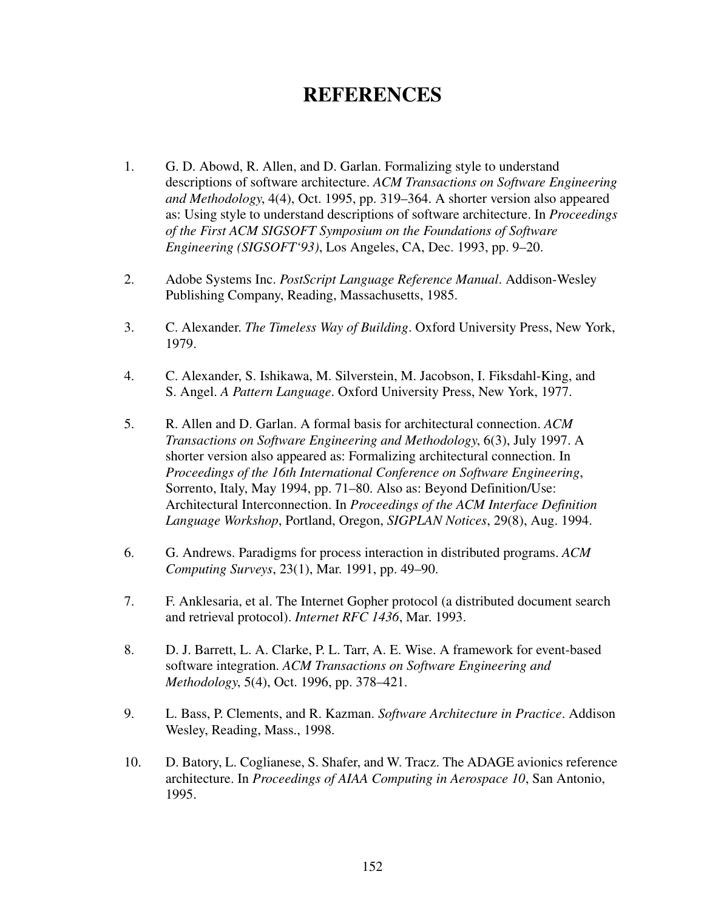# REFERENCES

1. G. D. Abowd, R. Allen, and D. Garlan. Formalizing style to understand descriptions of software architecture. *ACM Transactions on Software Engineering and Methodology*, 4(4), Oct. 1995, pp. 319–364. A shorter version also appeared as: Using style to understand descriptions of software architecture. In *Proceedings of the First ACM SIGSOFT Symposium on the Foundations of Software Engineering (SIGSOFT'93)*, Los Angeles, CA, Dec. 1993, pp. 9–20.

2. Adobe Systems Inc. *PostScript Language Reference Manual*. Addison-Wesley Publishing Company, Reading, Massachusetts, 1985.

3. C. Alexander. *The Timeless Way of Building*. Oxford University Press, New York, 1979.

4. C. Alexander, S. Ishikawa, M. Silverstein, M. Jacobson, I. Fiksdahl-King, and S. Angel. *A Pattern Language*. Oxford University Press, New York, 1977.

5. R. Allen and D. Garlan. A formal basis for architectural connection. *ACM Transactions on Software Engineering and Methodology*, 6(3), July 1997. A shorter version also appeared as: Formalizing architectural connection. In *Proceedings of the 16th International Conference on Software Engineering*, Sorrento, Italy, May 1994, pp. 71–80. Also as: Beyond Definition/Use: Architectural Interconnection. In *Proceedings of the ACM Interface Definition Language Workshop*, Portland, Oregon, *SIGPLAN Notices*, 29(8), Aug. 1994.

6. G. Andrews. Paradigms for process interaction in distributed programs. *ACM Computing Surveys*, 23(1), Mar. 1991, pp. 49–90.

7. F. Anklesaria, et al. The Internet Gopher protocol (a distributed document search and retrieval protocol). *Internet RFC 1436*, Mar. 1993.

8. D. J. Barrett, L. A. Clarke, P. L. Tarr, A. E. Wise. A framework for event-based software integration. *ACM Transactions on Software Engineering and Methodology*, 5(4), Oct. 1996, pp. 378–421.

9. L. Bass, P. Clements, and R. Kazman. *Software Architecture in Practice*. Addison Wesley, Reading, Mass., 1998.

10. D. Batory, L. Coglianese, S. Shafer, and W. Tracz. The ADAGE avionics reference architecture. In *Proceedings of AIAA Computing in Aerospace 10*, San Antonio, 1995.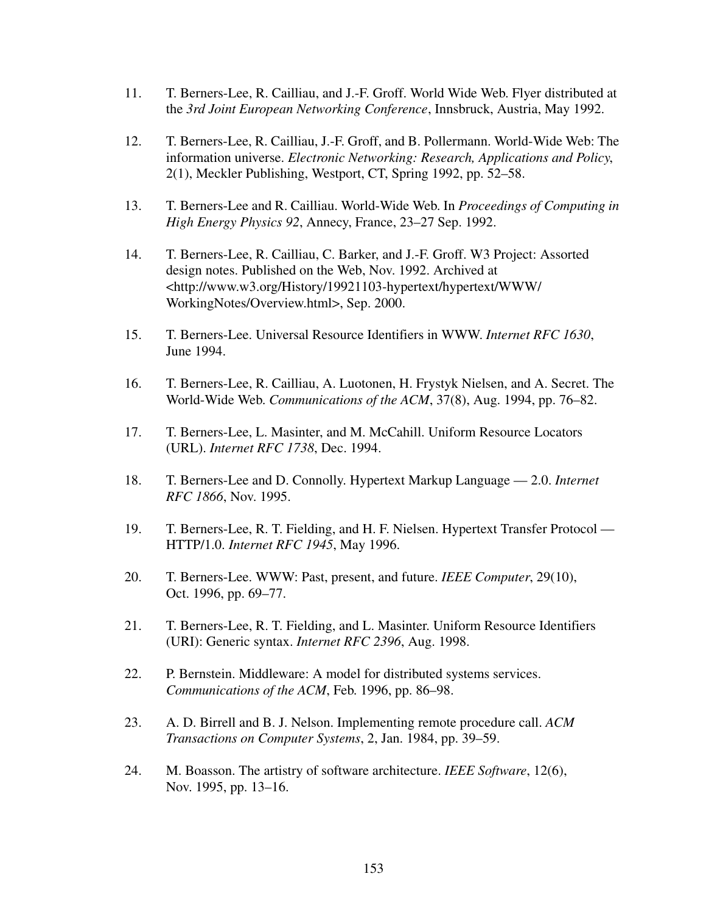11. T. Berners-Lee, R. Cailliau, and J.-F. Groff. World Wide Web. Flyer distributed at the *3rd Joint European Networking Conference*, Innsbruck, Austria, May 1992.

12. T. Berners-Lee, R. Cailliau, J.-F. Groff, and B. Pollermann. World-Wide Web: The information universe. *Electronic Networking: Research, Applications and Policy*, 2(1), Meckler Publishing, Westport, CT, Spring 1992, pp. 52–58.

13. T. Berners-Lee and R. Cailliau. World-Wide Web. In *Proceedings of Computing in High Energy Physics 92*, Annecy, France, 23–27 Sep. 1992.

14. T. Berners-Lee, R. Cailliau, C. Barker, and J.-F. Groff. W3 Project: Assorted design notes. Published on the Web, Nov. 1992. Archived at <http://www.w3.org/History/19921103-hypertext/hypertext/WWW/WorkingNotes/Overview.html>, Sep. 2000.

15. T. Berners-Lee. Universal Resource Identifiers in WWW. *Internet RFC 1630*, June 1994.

16. T. Berners-Lee, R. Cailliau, A. Luotonen, H. Frystyk Nielsen, and A. Secret. The World-Wide Web. *Communications of the ACM*, 37(8), Aug. 1994, pp. 76–82.

17. T. Berners-Lee, L. Masinter, and M. McCahill. Uniform Resource Locators (URL). *Internet RFC 1738*, Dec. 1994.

18. T. Berners-Lee and D. Connolly. Hypertext Markup Language — 2.0. *Internet RFC 1866*, Nov. 1995.

19. T. Berners-Lee, R. T. Fielding, and H. F. Nielsen. Hypertext Transfer Protocol — HTTP/1.0. *Internet RFC 1945*, May 1996.

20. T. Berners-Lee. WWW: Past, present, and future. *IEEE Computer*, 29(10), Oct. 1996, pp. 69–77.

21. T. Berners-Lee, R. T. Fielding, and L. Masinter. Uniform Resource Identifiers (URI): Generic syntax. *Internet RFC 2396*, Aug. 1998.

22. P. Bernstein. Middleware: A model for distributed systems services. *Communications of the ACM*, Feb. 1996, pp. 86–98.

23. A. D. Birrell and B. J. Nelson. Implementing remote procedure call. *ACM Transactions on Computer Systems*, 2, Jan. 1984, pp. 39–59.

24. M. Boasson. The artistry of software architecture. *IEEE Software*, 12(6), Nov. 1995, pp. 13–16.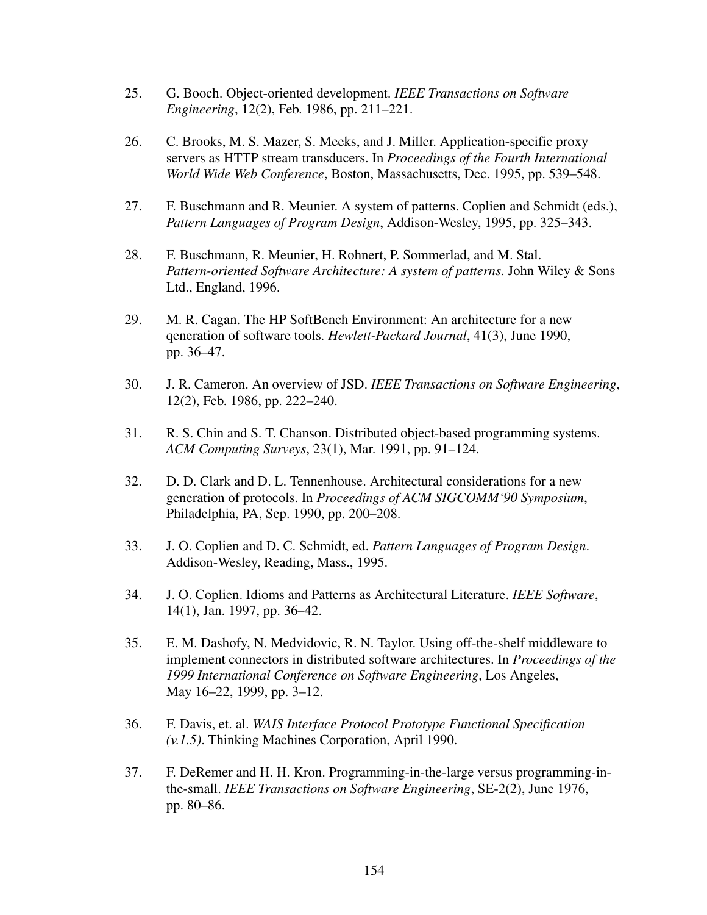25. G. Booch. Object-oriented development. *IEEE Transactions on Software Engineering*, 12(2), Feb. 1986, pp. 211–221.

26. C. Brooks, M. S. Mazer, S. Meeks, and J. Miller. Application-specific proxy servers as HTTP stream transducers. In *Proceedings of the Fourth International World Wide Web Conference*, Boston, Massachusetts, Dec. 1995, pp. 539–548.

27. F. Buschmann and R. Meunier. A system of patterns. Coplien and Schmidt (eds.), *Pattern Languages of Program Design*, Addison-Wesley, 1995, pp. 325–343.

28. F. Buschmann, R. Meunier, H. Rohnert, P. Sommerlad, and M. Stal. *Pattern-oriented Software Architecture: A system of patterns*. John Wiley & Sons Ltd., England, 1996.

29. M. R. Cagan. The HP SoftBench Environment: An architecture for a new qeneration of software tools. *Hewlett-Packard Journal*, 41(3), June 1990, pp. 36–47.

30. J. R. Cameron. An overview of JSD. *IEEE Transactions on Software Engineering*, 12(2), Feb. 1986, pp. 222–240.

31. R. S. Chin and S. T. Chanson. Distributed object-based programming systems. *ACM Computing Surveys*, 23(1), Mar. 1991, pp. 91–124.

32. D. D. Clark and D. L. Tennenhouse. Architectural considerations for a new generation of protocols. In *Proceedings of ACM SIGCOMM'90 Symposium*, Philadelphia, PA, Sep. 1990, pp. 200–208.

33. J. O. Coplien and D. C. Schmidt, ed. *Pattern Languages of Program Design*. Addison-Wesley, Reading, Mass., 1995.

34. J. O. Coplien. Idioms and Patterns as Architectural Literature. *IEEE Software*, 14(1), Jan. 1997, pp. 36–42.

35. E. M. Dashofy, N. Medvidovic, R. N. Taylor. Using off-the-shelf middleware to implement connectors in distributed software architectures. In *Proceedings of the 1999 International Conference on Software Engineering*, Los Angeles, May 16–22, 1999, pp. 3–12.

36. F. Davis, et. al. *WAIS Interface Protocol Prototype Functional Specification (v.1.5)*. Thinking Machines Corporation, April 1990.

37. F. DeRemer and H. H. Kron. Programming-in-the-large versus programming-in-the-small. *IEEE Transactions on Software Engineering*, SE-2(2), June 1976, pp. 80–86.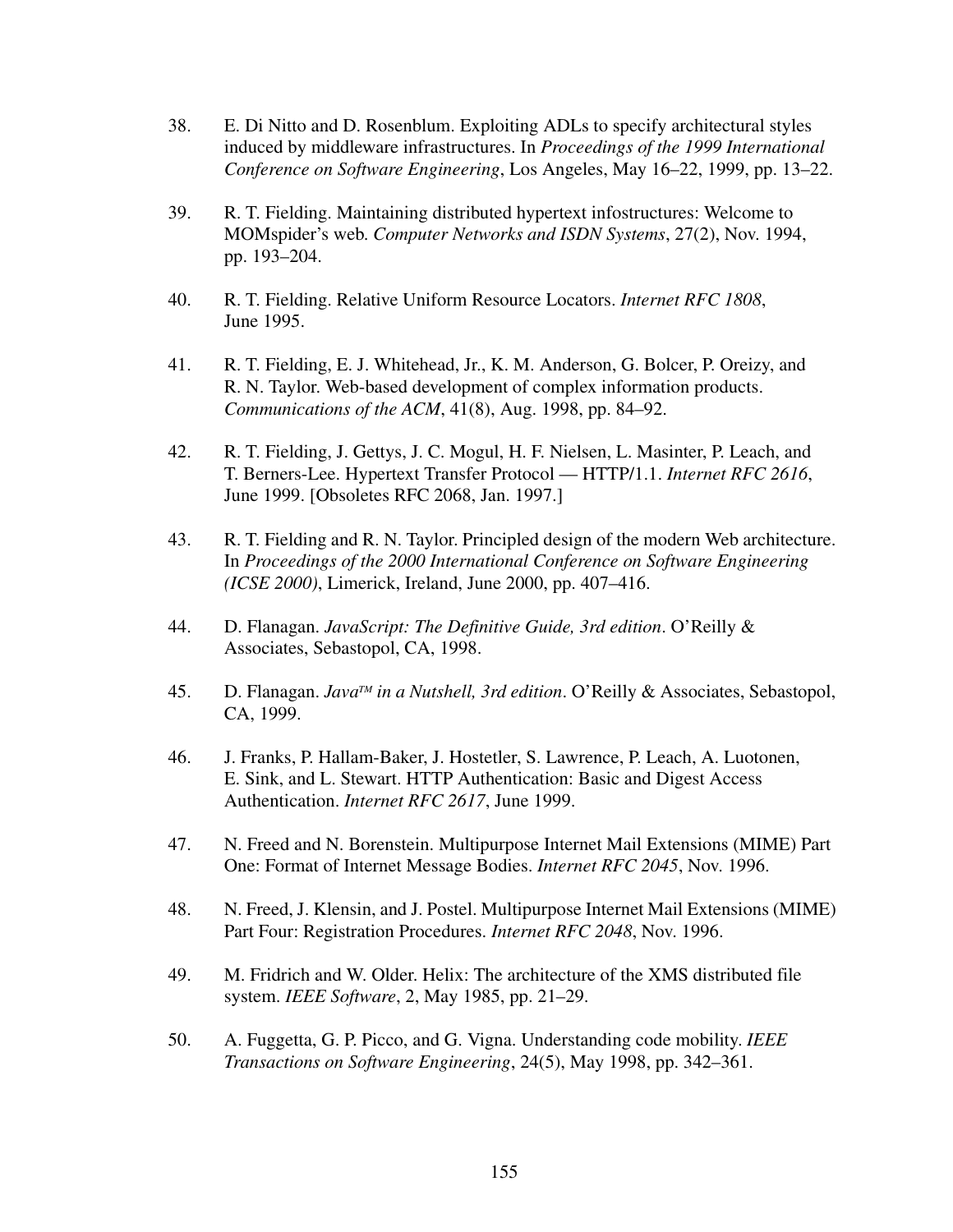38. E. Di Nitto and D. Rosenblum. Exploiting ADLs to specify architectural styles induced by middleware infrastructures. In *Proceedings of the 1999 International Conference on Software Engineering*, Los Angeles, May 16–22, 1999, pp. 13–22.

39. R. T. Fielding. Maintaining distributed hypertext infostructures: Welcome to MOMspider's web. *Computer Networks and ISDN Systems*, 27(2), Nov. 1994, pp. 193–204.

40. R. T. Fielding. Relative Uniform Resource Locators. *Internet RFC 1808*, June 1995.

41. R. T. Fielding, E. J. Whitehead, Jr., K. M. Anderson, G. Bolcer, P. Oreizy, and R. N. Taylor. Web-based development of complex information products. *Communications of the ACM*, 41(8), Aug. 1998, pp. 84–92.

42. R. T. Fielding, J. Gettys, J. C. Mogul, H. F. Nielsen, L. Masinter, P. Leach, and T. Berners-Lee. Hypertext Transfer Protocol — HTTP/1.1. *Internet RFC 2616*, June 1999. [Obsoletes RFC 2068, Jan. 1997.]

43. R. T. Fielding and R. N. Taylor. Principled design of the modern Web architecture. In *Proceedings of the 2000 International Conference on Software Engineering (ICSE 2000)*, Limerick, Ireland, June 2000, pp. 407–416.

44. D. Flanagan. *JavaScript: The Definitive Guide, 3rd edition*. O'Reilly & Associates, Sebastopol, CA, 1998.

45. D. Flanagan. *Java™ in a Nutshell, 3rd edition*. O'Reilly & Associates, Sebastopol, CA, 1999.

46. J. Franks, P. Hallam-Baker, J. Hostetler, S. Lawrence, P. Leach, A. Luotonen, E. Sink, and L. Stewart. HTTP Authentication: Basic and Digest Access Authentication. *Internet RFC 2617*, June 1999.

47. N. Freed and N. Borenstein. Multipurpose Internet Mail Extensions (MIME) Part One: Format of Internet Message Bodies. *Internet RFC 2045*, Nov. 1996.

48. N. Freed, J. Klensin, and J. Postel. Multipurpose Internet Mail Extensions (MIME) Part Four: Registration Procedures. *Internet RFC 2048*, Nov. 1996.

49. M. Fridrich and W. Older. Helix: The architecture of the XMS distributed file system. *IEEE Software*, 2, May 1985, pp. 21–29.

50. A. Fuggetta, G. P. Picco, and G. Vigna. Understanding code mobility. *IEEE Transactions on Software Engineering*, 24(5), May 1998, pp. 342–361.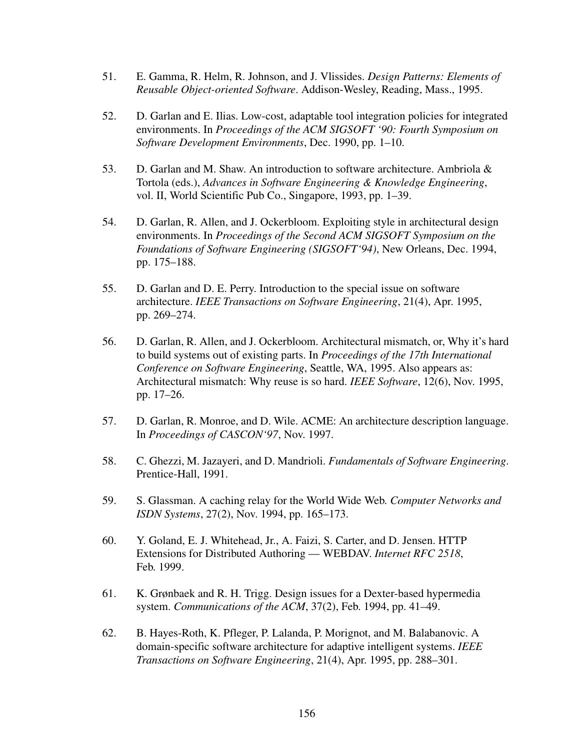51. E. Gamma, R. Helm, R. Johnson, and J. Vlissides. *Design Patterns: Elements of Reusable Object-oriented Software*. Addison-Wesley, Reading, Mass., 1995.

52. D. Garlan and E. Ilias. Low-cost, adaptable tool integration policies for integrated environments. In *Proceedings of the ACM SIGSOFT '90: Fourth Symposium on Software Development Environments*, Dec. 1990, pp. 1–10.

53. D. Garlan and M. Shaw. An introduction to software architecture. Ambriola & Tortola (eds.), *Advances in Software Engineering & Knowledge Engineering*, vol. II, World Scientific Pub Co., Singapore, 1993, pp. 1–39.

54. D. Garlan, R. Allen, and J. Ockerbloom. Exploiting style in architectural design environments. In *Proceedings of the Second ACM SIGSOFT Symposium on the Foundations of Software Engineering (SIGSOFT'94)*, New Orleans, Dec. 1994, pp. 175–188.

55. D. Garlan and D. E. Perry. Introduction to the special issue on software architecture. *IEEE Transactions on Software Engineering*, 21(4), Apr. 1995, pp. 269–274.

56. D. Garlan, R. Allen, and J. Ockerbloom. Architectural mismatch, or, Why it's hard to build systems out of existing parts. In *Proceedings of the 17th International Conference on Software Engineering*, Seattle, WA, 1995. Also appears as: Architectural mismatch: Why reuse is so hard. *IEEE Software*, 12(6), Nov. 1995, pp. 17–26.

57. D. Garlan, R. Monroe, and D. Wile. ACME: An architecture description language. In *Proceedings of CASCON'97*, Nov. 1997.

58. C. Ghezzi, M. Jazayeri, and D. Mandrioli. *Fundamentals of Software Engineering*. Prentice-Hall, 1991.

59. S. Glassman. A caching relay for the World Wide Web. *Computer Networks and ISDN Systems*, 27(2), Nov. 1994, pp. 165–173.

60. Y. Goland, E. J. Whitehead, Jr., A. Faizi, S. Carter, and D. Jensen. HTTP Extensions for Distributed Authoring — WEBDAV. *Internet RFC 2518*, Feb. 1999.

61. K. Grønbaek and R. H. Trigg. Design issues for a Dexter-based hypermedia system. *Communications of the ACM*, 37(2), Feb. 1994, pp. 41–49.

62. B. Hayes-Roth, K. Pfleger, P. Lalanda, P. Morignot, and M. Balabanovic. A domain-specific software architecture for adaptive intelligent systems. *IEEE Transactions on Software Engineering*, 21(4), Apr. 1995, pp. 288–301.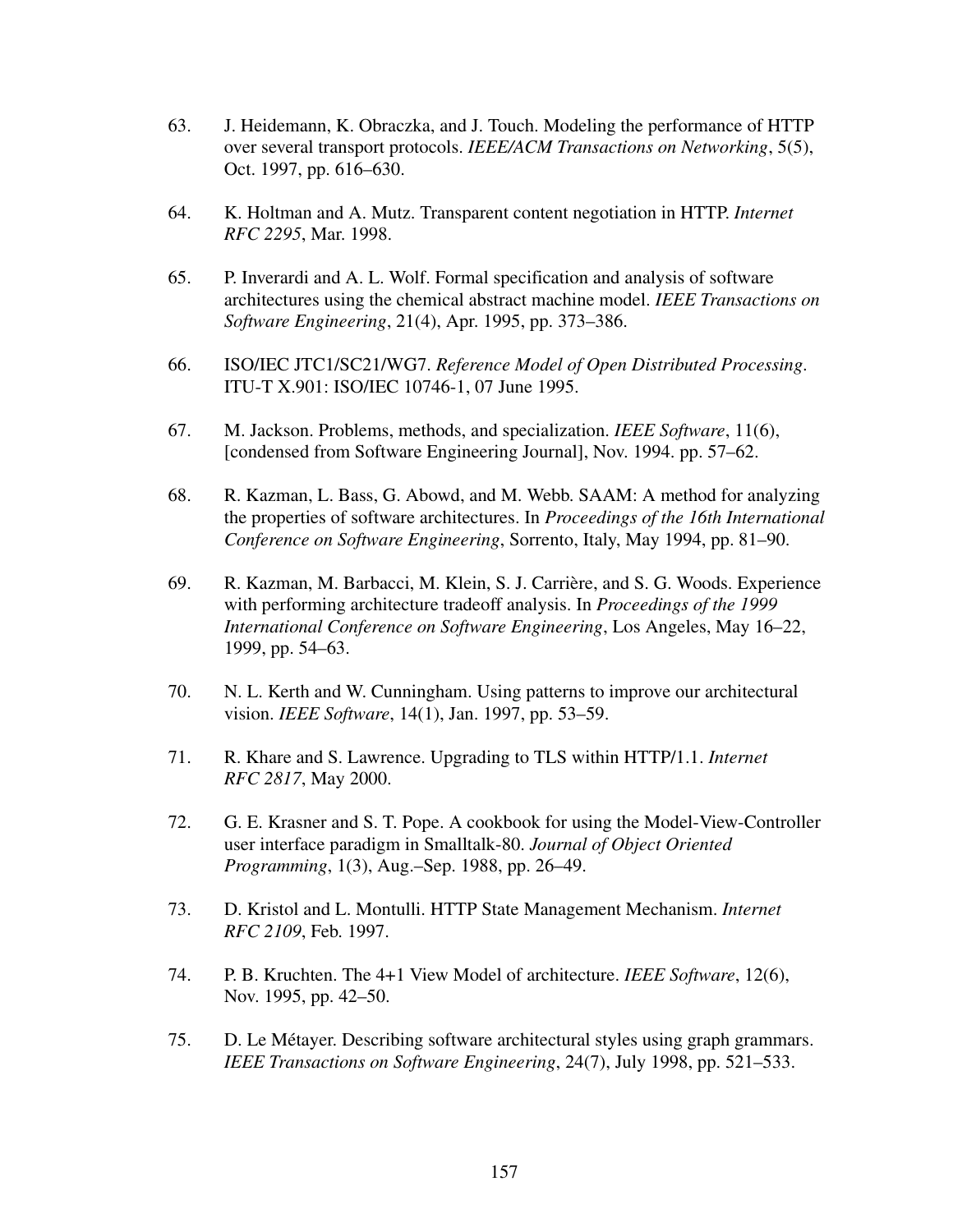63. J. Heidemann, K. Obraczka, and J. Touch. Modeling the performance of HTTP over several transport protocols. *IEEE/ACM Transactions on Networking*, 5(5), Oct. 1997, pp. 616–630.

64. K. Holtman and A. Mutz. Transparent content negotiation in HTTP. *Internet RFC 2295*, Mar. 1998.

65. P. Inverardi and A. L. Wolf. Formal specification and analysis of software architectures using the chemical abstract machine model. *IEEE Transactions on Software Engineering*, 21(4), Apr. 1995, pp. 373–386.

66. ISO/IEC JTC1/SC21/WG7. *Reference Model of Open Distributed Processing*. ITU-T X.901: ISO/IEC 10746-1, 07 June 1995.

67. M. Jackson. Problems, methods, and specialization. *IEEE Software*, 11(6), [condensed from Software Engineering Journal], Nov. 1994. pp. 57–62.

68. R. Kazman, L. Bass, G. Abowd, and M. Webb. SAAM: A method for analyzing the properties of software architectures. In *Proceedings of the 16th International Conference on Software Engineering*, Sorrento, Italy, May 1994, pp. 81–90.

69. R. Kazman, M. Barbacci, M. Klein, S. J. Carrière, and S. G. Woods. Experience with performing architecture tradeoff analysis. In *Proceedings of the 1999 International Conference on Software Engineering*, Los Angeles, May 16–22, 1999, pp. 54–63.

70. N. L. Kerth and W. Cunningham. Using patterns to improve our architectural vision. *IEEE Software*, 14(1), Jan. 1997, pp. 53–59.

71. R. Khare and S. Lawrence. Upgrading to TLS within HTTP/1.1. *Internet RFC 2817*, May 2000.

72. G. E. Krasner and S. T. Pope. A cookbook for using the Model-View-Controller user interface paradigm in Smalltalk-80. *Journal of Object Oriented Programming*, 1(3), Aug.–Sep. 1988, pp. 26–49.

73. D. Kristol and L. Montulli. HTTP State Management Mechanism. *Internet RFC 2109*, Feb. 1997.

74. P. B. Kruchten. The 4+1 View Model of architecture. *IEEE Software*, 12(6), Nov. 1995, pp. 42–50.

75. D. Le Métayer. Describing software architectural styles using graph grammars. *IEEE Transactions on Software Engineering*, 24(7), July 1998, pp. 521–533.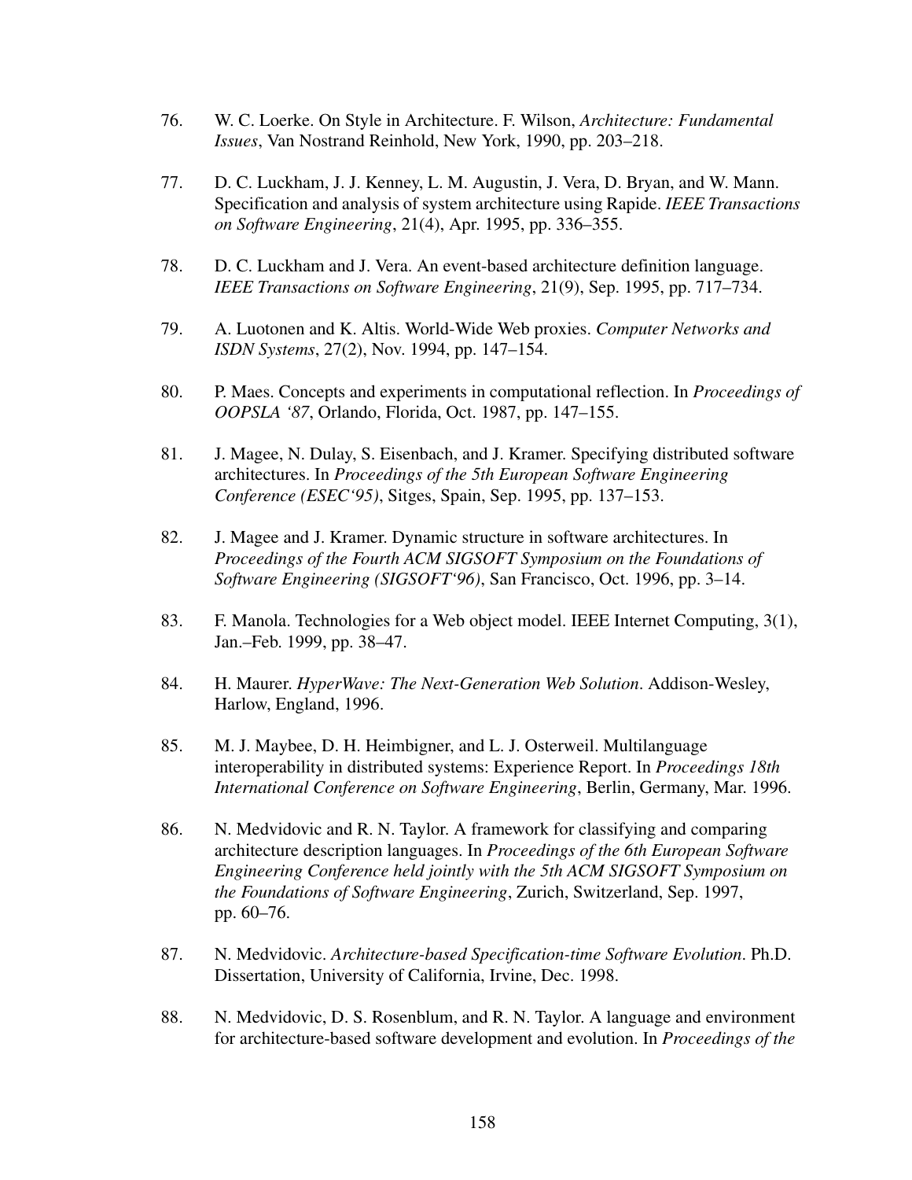76. W. C. Loerke. On Style in Architecture. F. Wilson, *Architecture: Fundamental Issues*, Van Nostrand Reinhold, New York, 1990, pp. 203–218.

77. D. C. Luckham, J. J. Kenney, L. M. Augustin, J. Vera, D. Bryan, and W. Mann. Specification and analysis of system architecture using Rapide. *IEEE Transactions on Software Engineering*, 21(4), Apr. 1995, pp. 336–355.

78. D. C. Luckham and J. Vera. An event-based architecture definition language. *IEEE Transactions on Software Engineering*, 21(9), Sep. 1995, pp. 717–734.

79. A. Luotonen and K. Altis. World-Wide Web proxies. *Computer Networks and ISDN Systems*, 27(2), Nov. 1994, pp. 147–154.

80. P. Maes. Concepts and experiments in computational reflection. In *Proceedings of OOPSLA '87*, Orlando, Florida, Oct. 1987, pp. 147–155.

81. J. Magee, N. Dulay, S. Eisenbach, and J. Kramer. Specifying distributed software architectures. In *Proceedings of the 5th European Software Engineering Conference (ESEC'95)*, Sitges, Spain, Sep. 1995, pp. 137–153.

82. J. Magee and J. Kramer. Dynamic structure in software architectures. In *Proceedings of the Fourth ACM SIGSOFT Symposium on the Foundations of Software Engineering (SIGSOFT'96)*, San Francisco, Oct. 1996, pp. 3–14.

83. F. Manola. Technologies for a Web object model. IEEE Internet Computing, 3(1), Jan.–Feb. 1999, pp. 38–47.

84. H. Maurer. *HyperWave: The Next-Generation Web Solution*. Addison-Wesley, Harlow, England, 1996.

85. M. J. Maybee, D. H. Heimbigner, and L. J. Osterweil. Multilanguage interoperability in distributed systems: Experience Report. In *Proceedings 18th International Conference on Software Engineering*, Berlin, Germany, Mar. 1996.

86. N. Medvidovic and R. N. Taylor. A framework for classifying and comparing architecture description languages. In *Proceedings of the 6th European Software Engineering Conference held jointly with the 5th ACM SIGSOFT Symposium on the Foundations of Software Engineering*, Zurich, Switzerland, Sep. 1997, pp. 60–76.

87. N. Medvidovic. *Architecture-based Specification-time Software Evolution*. Ph.D. Dissertation, University of California, Irvine, Dec. 1998.

88. N. Medvidovic, D. S. Rosenblum, and R. N. Taylor. A language and environment for architecture-based software development and evolution. In *Proceedings of the*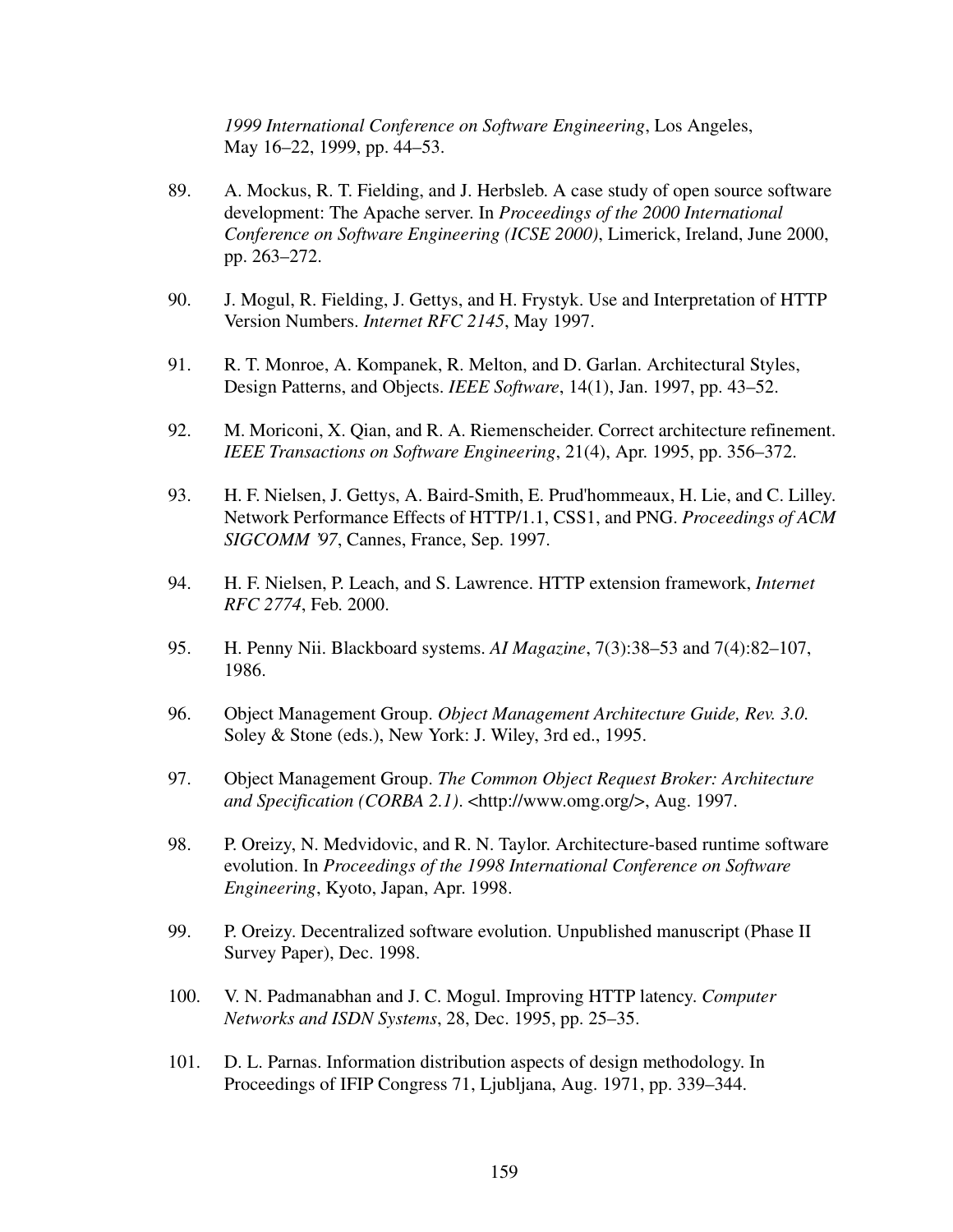*1999 International Conference on Software Engineering*, Los Angeles, May 16–22, 1999, pp. 44–53.

89. A. Mockus, R. T. Fielding, and J. Herbsleb. A case study of open source software development: The Apache server. In *Proceedings of the 2000 International Conference on Software Engineering (ICSE 2000)*, Limerick, Ireland, June 2000, pp. 263–272.

90. J. Mogul, R. Fielding, J. Gettys, and H. Frystyk. Use and Interpretation of HTTP Version Numbers. *Internet RFC 2145*, May 1997.

91. R. T. Monroe, A. Kompanek, R. Melton, and D. Garlan. Architectural Styles, Design Patterns, and Objects. *IEEE Software*, 14(1), Jan. 1997, pp. 43–52.

92. M. Moriconi, X. Qian, and R. A. Riemenscheider. Correct architecture refinement. *IEEE Transactions on Software Engineering*, 21(4), Apr. 1995, pp. 356–372.

93. H. F. Nielsen, J. Gettys, A. Baird-Smith, E. Prud'hommeaux, H. Lie, and C. Lilley. Network Performance Effects of HTTP/1.1, CSS1, and PNG. *Proceedings of ACM SIGCOMM '97*, Cannes, France, Sep. 1997.

94. H. F. Nielsen, P. Leach, and S. Lawrence. HTTP extension framework, *Internet RFC 2774*, Feb. 2000.

95. H. Penny Nii. Blackboard systems. *AI Magazine*, 7(3):38–53 and 7(4):82–107, 1986.

96. Object Management Group. *Object Management Architecture Guide, Rev. 3.0.* Soley & Stone (eds.), New York: J. Wiley, 3rd ed., 1995.

97. Object Management Group. *The Common Object Request Broker: Architecture and Specification (CORBA 2.1)*. <http://www.omg.org/>, Aug. 1997.

98. P. Oreizy, N. Medvidovic, and R. N. Taylor. Architecture-based runtime software evolution. In *Proceedings of the 1998 International Conference on Software Engineering*, Kyoto, Japan, Apr. 1998.

99. P. Oreizy. Decentralized software evolution. Unpublished manuscript (Phase II Survey Paper), Dec. 1998.

100. V. N. Padmanabhan and J. C. Mogul. Improving HTTP latency. *Computer Networks and ISDN Systems*, 28, Dec. 1995, pp. 25–35.

101. D. L. Parnas. Information distribution aspects of design methodology. In Proceedings of IFIP Congress 71, Ljubljana, Aug. 1971, pp. 339–344.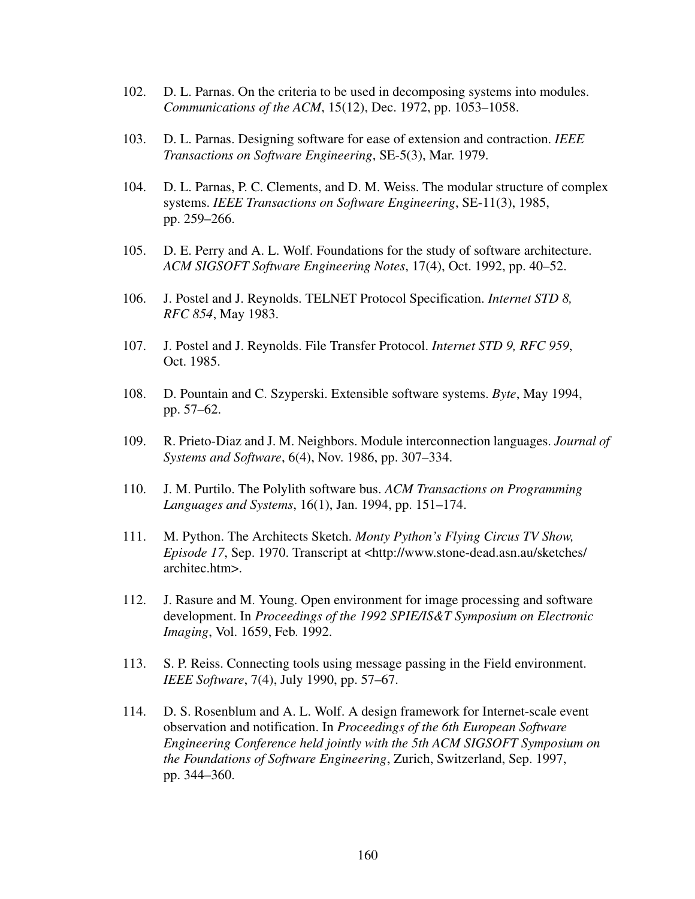102. D. L. Parnas. On the criteria to be used in decomposing systems into modules. *Communications of the ACM*, 15(12), Dec. 1972, pp. 1053–1058.

103. D. L. Parnas. Designing software for ease of extension and contraction. *IEEE Transactions on Software Engineering*, SE-5(3), Mar. 1979.

104. D. L. Parnas, P. C. Clements, and D. M. Weiss. The modular structure of complex systems. *IEEE Transactions on Software Engineering*, SE-11(3), 1985, pp. 259–266.

105. D. E. Perry and A. L. Wolf. Foundations for the study of software architecture. *ACM SIGSOFT Software Engineering Notes*, 17(4), Oct. 1992, pp. 40–52.

106. J. Postel and J. Reynolds. TELNET Protocol Specification. *Internet STD 8, RFC 854*, May 1983.

107. J. Postel and J. Reynolds. File Transfer Protocol. *Internet STD 9, RFC 959*, Oct. 1985.

108. D. Pountain and C. Szyperski. Extensible software systems. *Byte*, May 1994, pp. 57–62.

109. R. Prieto-Diaz and J. M. Neighbors. Module interconnection languages. *Journal of Systems and Software*, 6(4), Nov. 1986, pp. 307–334.

110. J. M. Purtilo. The Polylith software bus. *ACM Transactions on Programming Languages and Systems*, 16(1), Jan. 1994, pp. 151–174.

111. M. Python. The Architects Sketch. *Monty Python's Flying Circus TV Show, Episode 17*, Sep. 1970. Transcript at <http://www.stone-dead.asn.au/sketches/architec.htm>.

112. J. Rasure and M. Young. Open environment for image processing and software development. In *Proceedings of the 1992 SPIE/IS&T Symposium on Electronic Imaging*, Vol. 1659, Feb. 1992.

113. S. P. Reiss. Connecting tools using message passing in the Field environment. *IEEE Software*, 7(4), July 1990, pp. 57–67.

114. D. S. Rosenblum and A. L. Wolf. A design framework for Internet-scale event observation and notification. In *Proceedings of the 6th European Software Engineering Conference held jointly with the 5th ACM SIGSOFT Symposium on the Foundations of Software Engineering*, Zurich, Switzerland, Sep. 1997, pp. 344–360.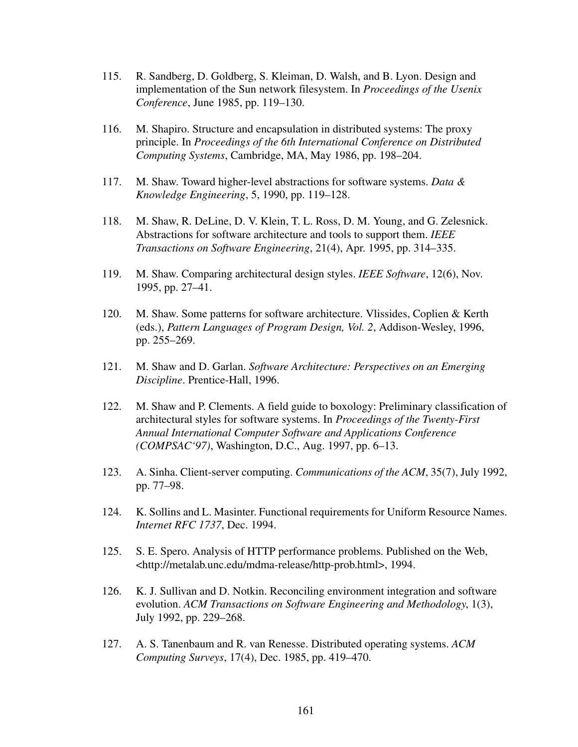115. R. Sandberg, D. Goldberg, S. Kleiman, D. Walsh, and B. Lyon. Design and implementation of the Sun network filesystem. In *Proceedings of the Usenix Conference*, June 1985, pp. 119–130.

116. M. Shapiro. Structure and encapsulation in distributed systems: The proxy principle. In *Proceedings of the 6th International Conference on Distributed Computing Systems*, Cambridge, MA, May 1986, pp. 198–204.

117. M. Shaw. Toward higher-level abstractions for software systems. *Data & Knowledge Engineering*, 5, 1990, pp. 119–128.

118. M. Shaw, R. DeLine, D. V. Klein, T. L. Ross, D. M. Young, and G. Zelesnick. Abstractions for software architecture and tools to support them. *IEEE Transactions on Software Engineering*, 21(4), Apr. 1995, pp. 314–335.

119. M. Shaw. Comparing architectural design styles. *IEEE Software*, 12(6), Nov. 1995, pp. 27–41.

120. M. Shaw. Some patterns for software architecture. Vlissides, Coplien & Kerth (eds.), *Pattern Languages of Program Design, Vol. 2*, Addison-Wesley, 1996, pp. 255–269.

121. M. Shaw and D. Garlan. *Software Architecture: Perspectives on an Emerging Discipline*. Prentice-Hall, 1996.

122. M. Shaw and P. Clements. A field guide to boxology: Preliminary classification of architectural styles for software systems. In *Proceedings of the Twenty-First Annual International Computer Software and Applications Conference (COMPSAC'97)*, Washington, D.C., Aug. 1997, pp. 6–13.

123. A. Sinha. Client-server computing. *Communications of the ACM*, 35(7), July 1992, pp. 77–98.

124. K. Sollins and L. Masinter. Functional requirements for Uniform Resource Names. *Internet RFC 1737*, Dec. 1994.

125. S. E. Spero. Analysis of HTTP performance problems. Published on the Web, <http://metalab.unc.edu/mdma-release/http-prob.html>, 1994.

126. K. J. Sullivan and D. Notkin. Reconciling environment integration and software evolution. *ACM Transactions on Software Engineering and Methodology*, 1(3), July 1992, pp. 229–268.

127. A. S. Tanenbaum and R. van Renesse. Distributed operating systems. *ACM Computing Surveys*, 17(4), Dec. 1985, pp. 419–470.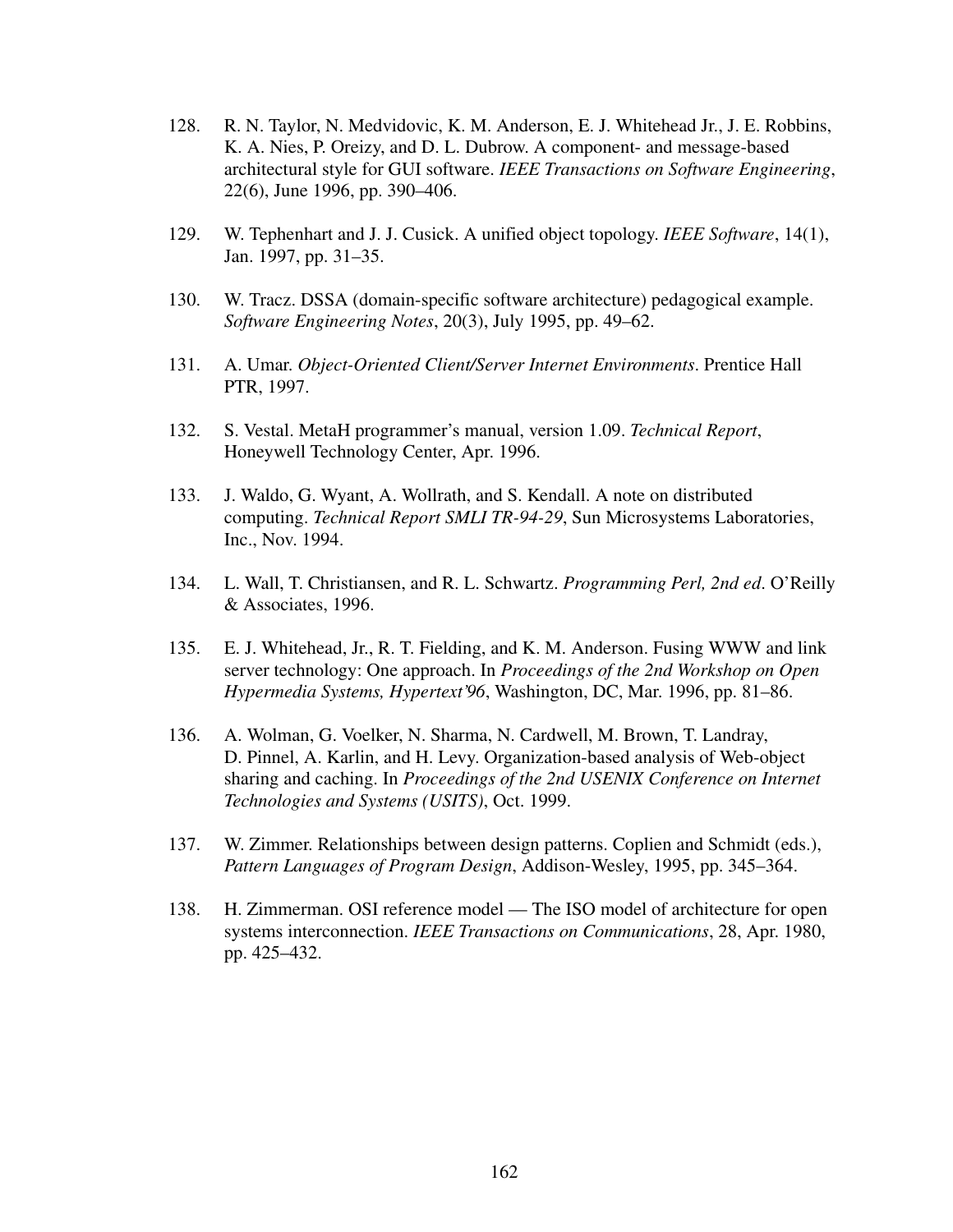128. R. N. Taylor, N. Medvidovic, K. M. Anderson, E. J. Whitehead Jr., J. E. Robbins, K. A. Nies, P. Oreizy, and D. L. Dubrow. A component- and message-based architectural style for GUI software. *IEEE Transactions on Software Engineering*, 22(6), June 1996, pp. 390–406.

129. W. Tephenhart and J. J. Cusick. A unified object topology. *IEEE Software*, 14(1), Jan. 1997, pp. 31–35.

130. W. Tracz. DSSA (domain-specific software architecture) pedagogical example. *Software Engineering Notes*, 20(3), July 1995, pp. 49–62.

131. A. Umar. *Object-Oriented Client/Server Internet Environments*. Prentice Hall PTR, 1997.

132. S. Vestal. MetaH programmer's manual, version 1.09. *Technical Report*, Honeywell Technology Center, Apr. 1996.

133. J. Waldo, G. Wyant, A. Wollrath, and S. Kendall. A note on distributed computing. *Technical Report SMLI TR-94-29*, Sun Microsystems Laboratories, Inc., Nov. 1994.

134. L. Wall, T. Christiansen, and R. L. Schwartz. *Programming Perl, 2nd ed*. O'Reilly & Associates, 1996.

135. E. J. Whitehead, Jr., R. T. Fielding, and K. M. Anderson. Fusing WWW and link server technology: One approach. In *Proceedings of the 2nd Workshop on Open Hypermedia Systems, Hypertext'96*, Washington, DC, Mar. 1996, pp. 81–86.

136. A. Wolman, G. Voelker, N. Sharma, N. Cardwell, M. Brown, T. Landray, D. Pinnel, A. Karlin, and H. Levy. Organization-based analysis of Web-object sharing and caching. In *Proceedings of the 2nd USENIX Conference on Internet Technologies and Systems (USITS)*, Oct. 1999.

137. W. Zimmer. Relationships between design patterns. Coplien and Schmidt (eds.), *Pattern Languages of Program Design*, Addison-Wesley, 1995, pp. 345–364.

138. H. Zimmerman. OSI reference model — The ISO model of architecture for open systems interconnection. *IEEE Transactions on Communications*, 28, Apr. 1980, pp. 425–432.